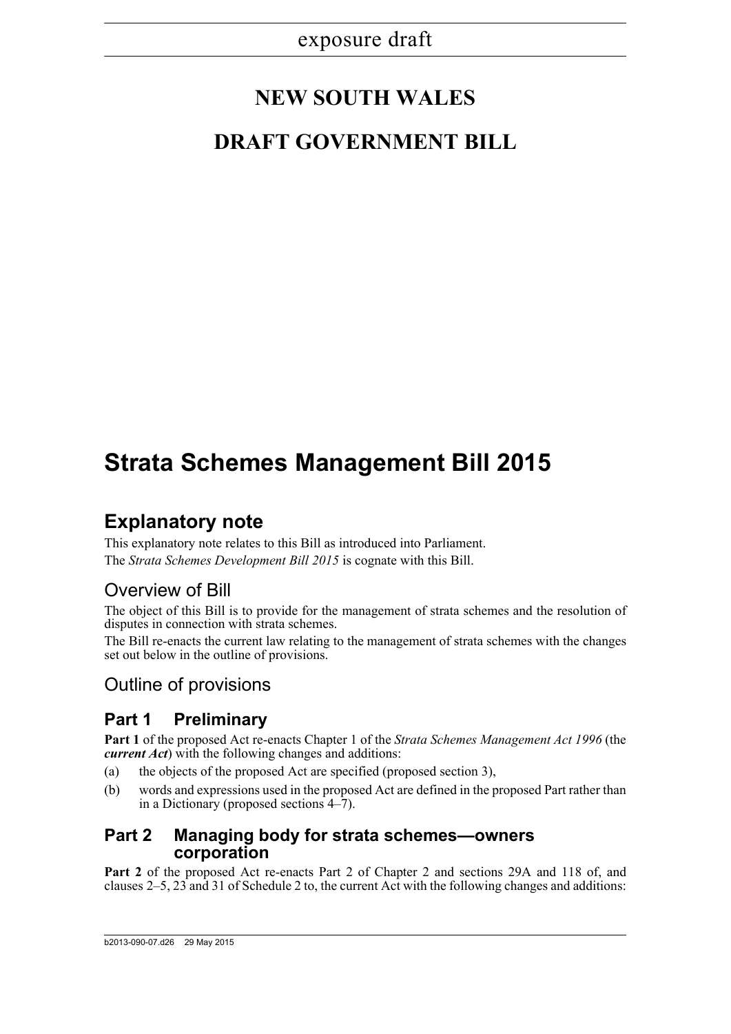exposure draft

# NEW SOUTH WALES

# DRAFT GOVERNMENT BILL

# Strata Schemes Management Bill 2015

## Explanatory note

This explanatory note relates to this Bill as introduced into Parliament.

The *Strata Schemes Development Bill 2015* is cognate with this Bill.

### Overview of Bill

The object of this Bill is to provide for the management of strata schemes and the resolution of disputes in connection with strata schemes.

The Bill re-enacts the current law relating to the management of strata schemes with the changes set out below in the outline of provisions.

### Outline of provisions

#### Part 1 Preliminary

**Part 1** of the proposed Act re-enacts Chapter 1 of the *Strata Schemes Management Act 1996* (the ***current Act***) with the following changes and additions:

(a) the objects of the proposed Act are specified (proposed section 3),

(b) words and expressions used in the proposed Act are defined in the proposed Part rather than in a Dictionary (proposed sections 4–7).

#### Part 2 Managing body for strata schemes—owners corporation

**Part 2** of the proposed Act re-enacts Part 2 of Chapter 2 and sections 29A and 118 of, and clauses 2–5, 23 and 31 of Schedule 2 to, the current Act with the following changes and additions: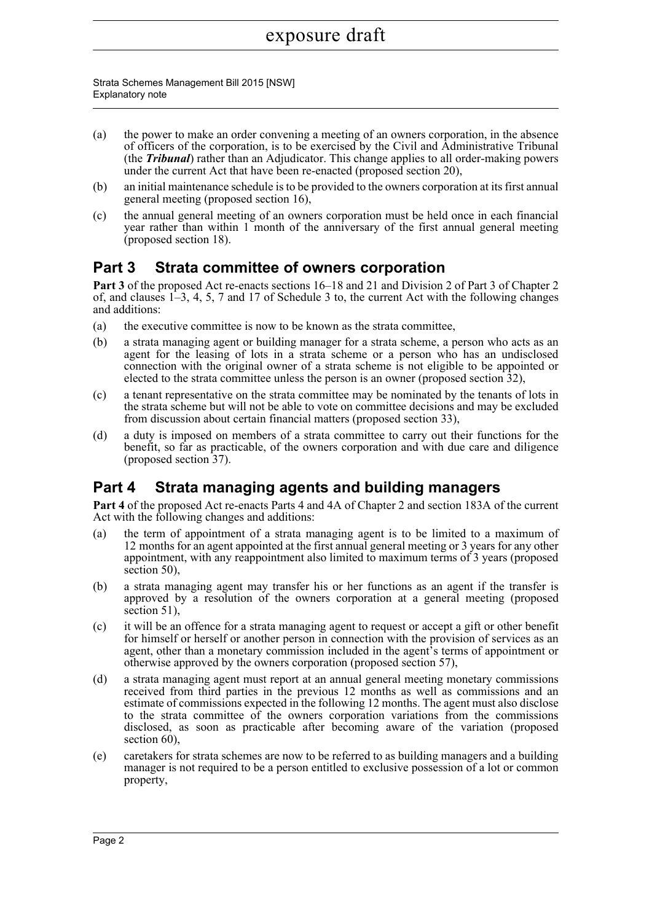- (a) the power to make an order convening a meeting of an owners corporation, in the absence of officers of the corporation, is to be exercised by the Civil and Administrative Tribunal (the ***Tribunal***) rather than an Adjudicator. This change applies to all order-making powers under the current Act that have been re-enacted (proposed section 20),
- (b) an initial maintenance schedule is to be provided to the owners corporation at its first annual general meeting (proposed section 16),
- (c) the annual general meeting of an owners corporation must be held once in each financial year rather than within 1 month of the anniversary of the first annual general meeting (proposed section 18).

## Part 3 Strata committee of owners corporation

**Part 3** of the proposed Act re-enacts sections 16–18 and 21 and Division 2 of Part 3 of Chapter 2 of, and clauses 1–3, 4, 5, 7 and 17 of Schedule 3 to, the current Act with the following changes and additions:

- (a) the executive committee is now to be known as the strata committee,
- (b) a strata managing agent or building manager for a strata scheme, a person who acts as an agent for the leasing of lots in a strata scheme or a person who has an undisclosed connection with the original owner of a strata scheme is not eligible to be appointed or elected to the strata committee unless the person is an owner (proposed section 32),
- (c) a tenant representative on the strata committee may be nominated by the tenants of lots in the strata scheme but will not be able to vote on committee decisions and may be excluded from discussion about certain financial matters (proposed section 33),
- (d) a duty is imposed on members of a strata committee to carry out their functions for the benefit, so far as practicable, of the owners corporation and with due care and diligence (proposed section 37).

## Part 4 Strata managing agents and building managers

**Part 4** of the proposed Act re-enacts Parts 4 and 4A of Chapter 2 and section 183A of the current Act with the following changes and additions:

- (a) the term of appointment of a strata managing agent is to be limited to a maximum of 12 months for an agent appointed at the first annual general meeting or 3 years for any other appointment, with any reappointment also limited to maximum terms of 3 years (proposed section 50),
- (b) a strata managing agent may transfer his or her functions as an agent if the transfer is approved by a resolution of the owners corporation at a general meeting (proposed section 51),
- (c) it will be an offence for a strata managing agent to request or accept a gift or other benefit for himself or herself or another person in connection with the provision of services as an agent, other than a monetary commission included in the agent's terms of appointment or otherwise approved by the owners corporation (proposed section 57),
- (d) a strata managing agent must report at an annual general meeting monetary commissions received from third parties in the previous 12 months as well as commissions and an estimate of commissions expected in the following 12 months. The agent must also disclose to the strata committee of the owners corporation variations from the commissions disclosed, as soon as practicable after becoming aware of the variation (proposed section 60),
- (e) caretakers for strata schemes are now to be referred to as building managers and a building manager is not required to be a person entitled to exclusive possession of a lot or common property,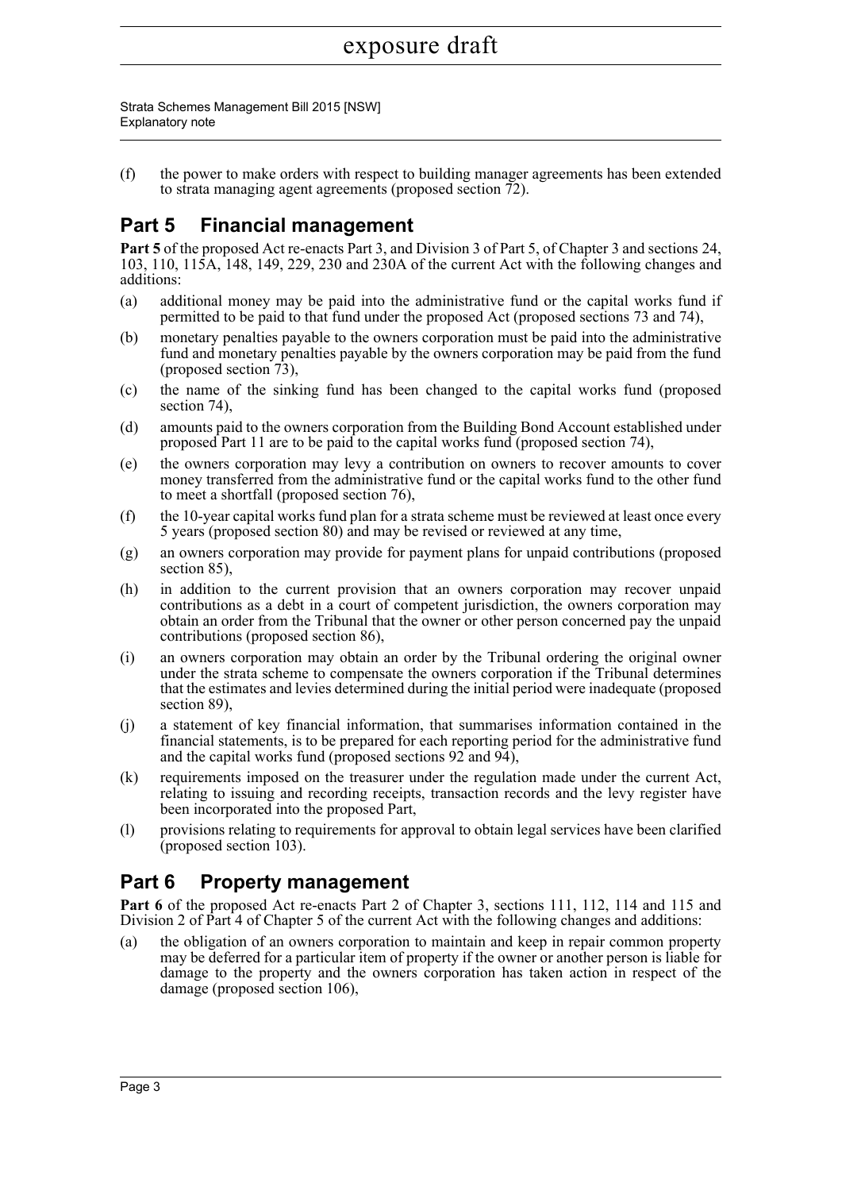(f) the power to make orders with respect to building manager agreements has been extended to strata managing agent agreements (proposed section 72).

## Part 5 Financial management

**Part 5** of the proposed Act re-enacts Part 3, and Division 3 of Part 5, of Chapter 3 and sections 24, 103, 110, 115A, 148, 149, 229, 230 and 230A of the current Act with the following changes and additions:

(a) additional money may be paid into the administrative fund or the capital works fund if permitted to be paid to that fund under the proposed Act (proposed sections 73 and 74),

(b) monetary penalties payable to the owners corporation must be paid into the administrative fund and monetary penalties payable by the owners corporation may be paid from the fund (proposed section 73),

(c) the name of the sinking fund has been changed to the capital works fund (proposed section 74),

(d) amounts paid to the owners corporation from the Building Bond Account established under proposed Part 11 are to be paid to the capital works fund (proposed section 74),

(e) the owners corporation may levy a contribution on owners to recover amounts to cover money transferred from the administrative fund or the capital works fund to the other fund to meet a shortfall (proposed section 76),

(f) the 10-year capital works fund plan for a strata scheme must be reviewed at least once every 5 years (proposed section 80) and may be revised or reviewed at any time,

(g) an owners corporation may provide for payment plans for unpaid contributions (proposed section 85),

(h) in addition to the current provision that an owners corporation may recover unpaid contributions as a debt in a court of competent jurisdiction, the owners corporation may obtain an order from the Tribunal that the owner or other person concerned pay the unpaid contributions (proposed section 86),

(i) an owners corporation may obtain an order by the Tribunal ordering the original owner under the strata scheme to compensate the owners corporation if the Tribunal determines that the estimates and levies determined during the initial period were inadequate (proposed section 89),

(j) a statement of key financial information, that summarises information contained in the financial statements, is to be prepared for each reporting period for the administrative fund and the capital works fund (proposed sections 92 and 94),

(k) requirements imposed on the treasurer under the regulation made under the current Act, relating to issuing and recording receipts, transaction records and the levy register have been incorporated into the proposed Part,

(l) provisions relating to requirements for approval to obtain legal services have been clarified (proposed section 103).

## Part 6 Property management

**Part 6** of the proposed Act re-enacts Part 2 of Chapter 3, sections 111, 112, 114 and 115 and Division 2 of Part 4 of Chapter 5 of the current Act with the following changes and additions:

(a) the obligation of an owners corporation to maintain and keep in repair common property may be deferred for a particular item of property if the owner or another person is liable for damage to the property and the owners corporation has taken action in respect of the damage (proposed section 106),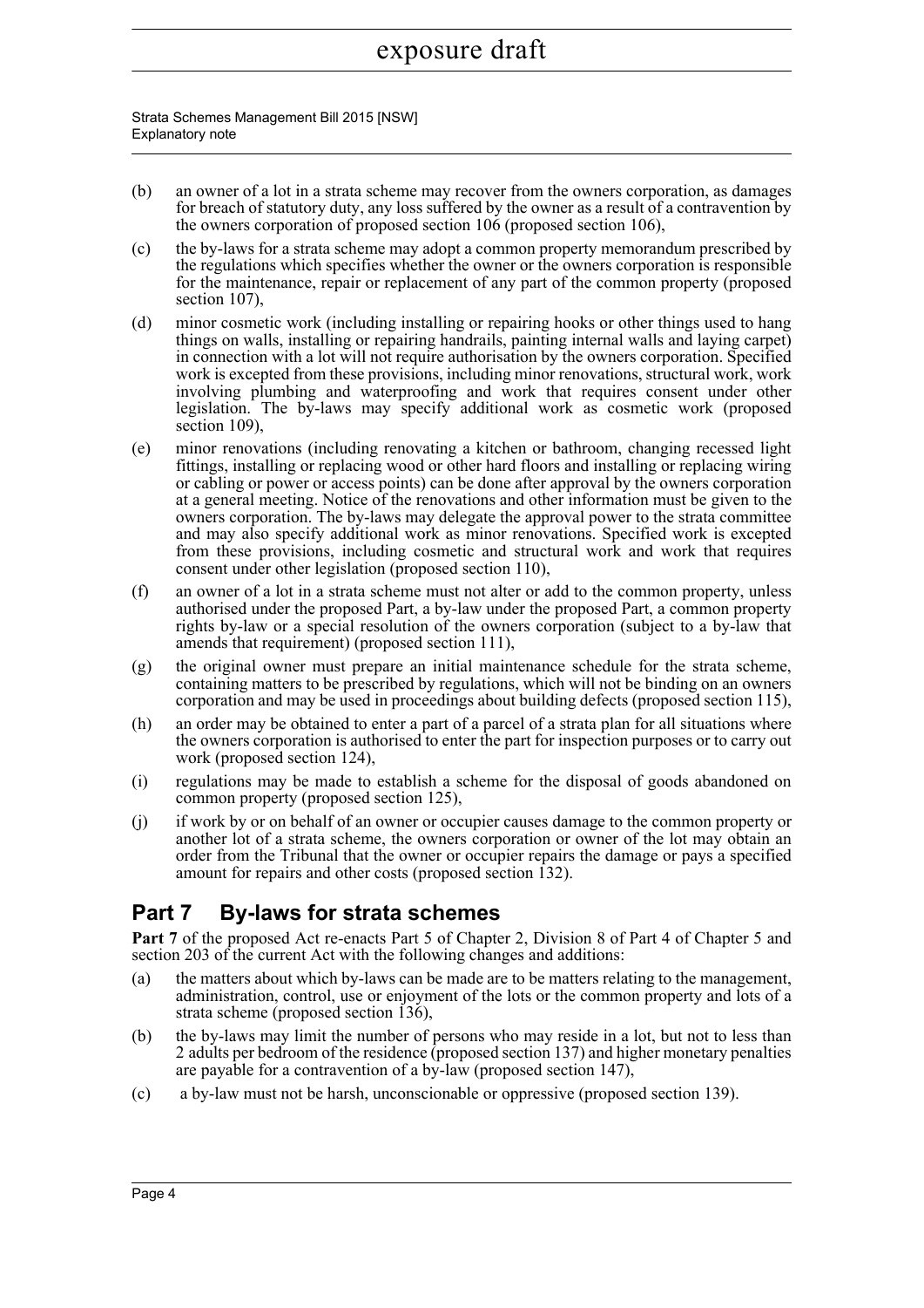(b) an owner of a lot in a strata scheme may recover from the owners corporation, as damages for breach of statutory duty, any loss suffered by the owner as a result of a contravention by the owners corporation of proposed section 106 (proposed section 106),

(c) the by-laws for a strata scheme may adopt a common property memorandum prescribed by the regulations which specifies whether the owner or the owners corporation is responsible for the maintenance, repair or replacement of any part of the common property (proposed section 107),

(d) minor cosmetic work (including installing or repairing hooks or other things used to hang things on walls, installing or repairing handrails, painting internal walls and laying carpet) in connection with a lot will not require authorisation by the owners corporation. Specified work is excepted from these provisions, including minor renovations, structural work, work involving plumbing and waterproofing and work that requires consent under other legislation. The by-laws may specify additional work as cosmetic work (proposed section 109),

(e) minor renovations (including renovating a kitchen or bathroom, changing recessed light fittings, installing or replacing wood or other hard floors and installing or replacing wiring or cabling or power or access points) can be done after approval by the owners corporation at a general meeting. Notice of the renovations and other information must be given to the owners corporation. The by-laws may delegate the approval power to the strata committee and may also specify additional work as minor renovations. Specified work is excepted from these provisions, including cosmetic and structural work and work that requires consent under other legislation (proposed section 110),

(f) an owner of a lot in a strata scheme must not alter or add to the common property, unless authorised under the proposed Part, a by-law under the proposed Part, a common property rights by-law or a special resolution of the owners corporation (subject to a by-law that amends that requirement) (proposed section 111),

(g) the original owner must prepare an initial maintenance schedule for the strata scheme, containing matters to be prescribed by regulations, which will not be binding on an owners corporation and may be used in proceedings about building defects (proposed section 115),

(h) an order may be obtained to enter a part of a parcel of a strata plan for all situations where the owners corporation is authorised to enter the part for inspection purposes or to carry out work (proposed section 124),

(i) regulations may be made to establish a scheme for the disposal of goods abandoned on common property (proposed section 125),

(j) if work by or on behalf of an owner or occupier causes damage to the common property or another lot of a strata scheme, the owners corporation or owner of the lot may obtain an order from the Tribunal that the owner or occupier repairs the damage or pays a specified amount for repairs and other costs (proposed section 132).

## Part 7 By-laws for strata schemes

**Part 7** of the proposed Act re-enacts Part 5 of Chapter 2, Division 8 of Part 4 of Chapter 5 and section 203 of the current Act with the following changes and additions:

(a) the matters about which by-laws can be made are to be matters relating to the management, administration, control, use or enjoyment of the lots or the common property and lots of a strata scheme (proposed section 136),

(b) the by-laws may limit the number of persons who may reside in a lot, but not to less than 2 adults per bedroom of the residence (proposed section 137) and higher monetary penalties are payable for a contravention of a by-law (proposed section 147),

(c) a by-law must not be harsh, unconscionable or oppressive (proposed section 139).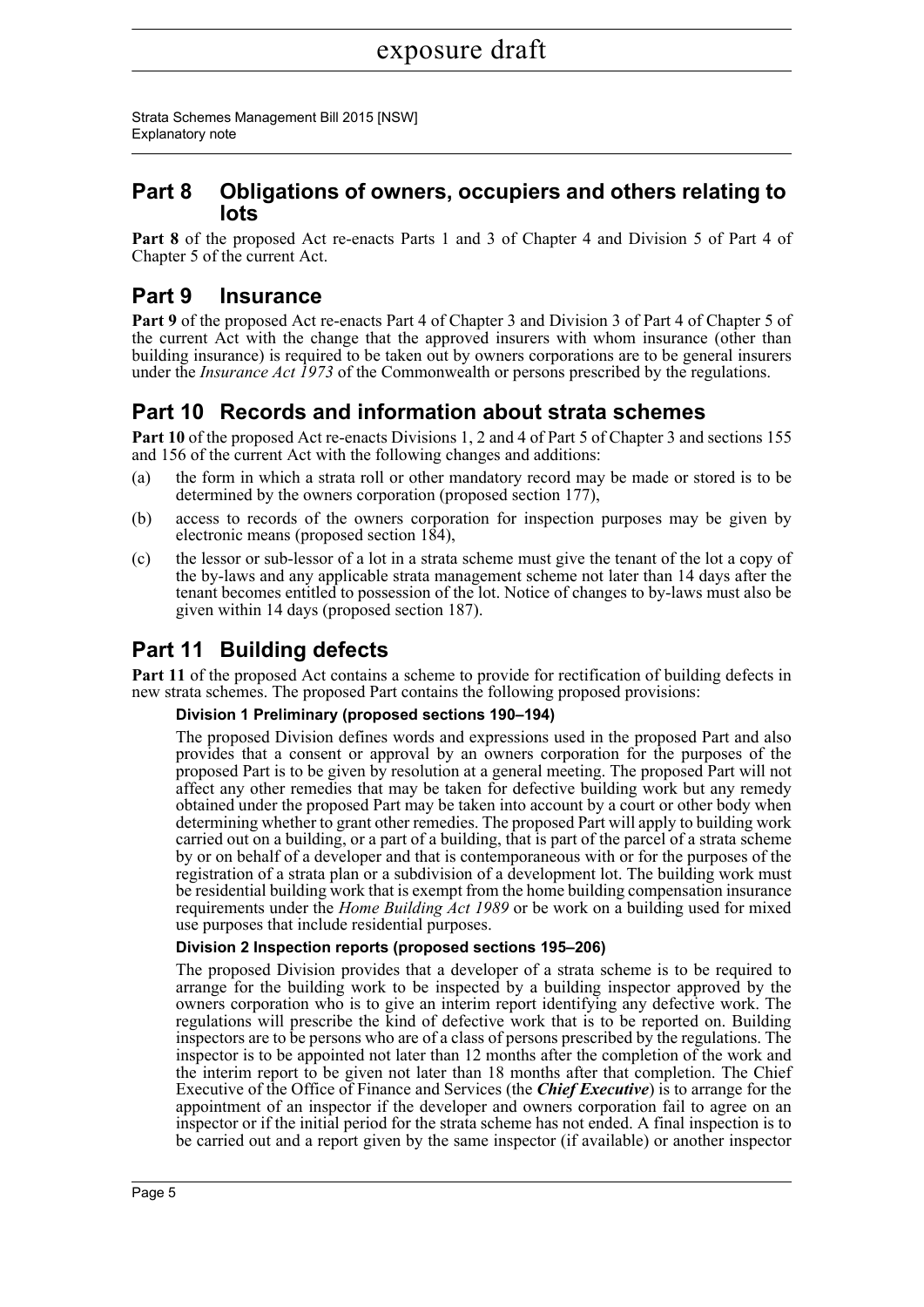## Part 8 Obligations of owners, occupiers and others relating to lots

**Part 8** of the proposed Act re-enacts Parts 1 and 3 of Chapter 4 and Division 5 of Part 4 of Chapter 5 of the current Act.

## Part 9 Insurance

**Part 9** of the proposed Act re-enacts Part 4 of Chapter 3 and Division 3 of Part 4 of Chapter 5 of the current Act with the change that the approved insurers with whom insurance (other than building insurance) is required to be taken out by owners corporations are to be general insurers under the *Insurance Act 1973* of the Commonwealth or persons prescribed by the regulations.

## Part 10 Records and information about strata schemes

**Part 10** of the proposed Act re-enacts Divisions 1, 2 and 4 of Part 5 of Chapter 3 and sections 155 and 156 of the current Act with the following changes and additions:

(a) the form in which a strata roll or other mandatory record may be made or stored is to be determined by the owners corporation (proposed section 177),

(b) access to records of the owners corporation for inspection purposes may be given by electronic means (proposed section 184),

(c) the lessor or sub-lessor of a lot in a strata scheme must give the tenant of the lot a copy of the by-laws and any applicable strata management scheme not later than 14 days after the tenant becomes entitled to possession of the lot. Notice of changes to by-laws must also be given within 14 days (proposed section 187).

## Part 11 Building defects

**Part 11** of the proposed Act contains a scheme to provide for rectification of building defects in new strata schemes. The proposed Part contains the following proposed provisions:

#### Division 1 Preliminary (proposed sections 190–194)

The proposed Division defines words and expressions used in the proposed Part and also provides that a consent or approval by an owners corporation for the purposes of the proposed Part is to be given by resolution at a general meeting. The proposed Part will not affect any other remedies that may be taken for defective building work but any remedy obtained under the proposed Part may be taken into account by a court or other body when determining whether to grant other remedies. The proposed Part will apply to building work carried out on a building, or a part of a building, that is part of the parcel of a strata scheme by or on behalf of a developer and that is contemporaneous with or for the purposes of the registration of a strata plan or a subdivision of a development lot. The building work must be residential building work that is exempt from the home building compensation insurance requirements under the *Home Building Act 1989* or be work on a building used for mixed use purposes that include residential purposes.

#### Division 2 Inspection reports (proposed sections 195–206)

The proposed Division provides that a developer of a strata scheme is to be required to arrange for the building work to be inspected by a building inspector approved by the owners corporation who is to give an interim report identifying any defective work. The regulations will prescribe the kind of defective work that is to be reported on. Building inspectors are to be persons who are of a class of persons prescribed by the regulations. The inspector is to be appointed not later than 12 months after the completion of the work and the interim report to be given not later than 18 months after that completion. The Chief Executive of the Office of Finance and Services (the ***Chief Executive***) is to arrange for the appointment of an inspector if the developer and owners corporation fail to agree on an inspector or if the initial period for the strata scheme has not ended. A final inspection is to be carried out and a report given by the same inspector (if available) or another inspector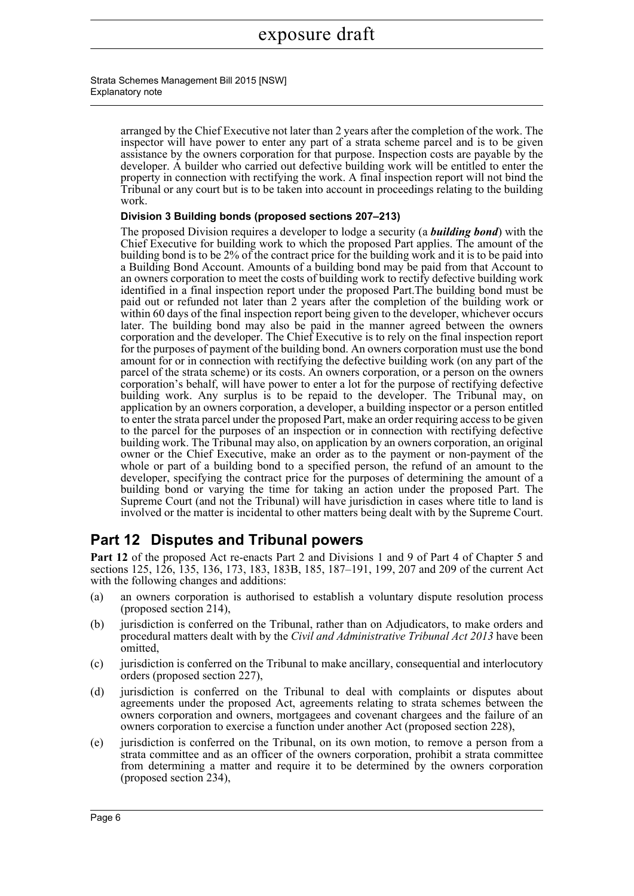arranged by the Chief Executive not later than 2 years after the completion of the work. The inspector will have power to enter any part of a strata scheme parcel and is to be given assistance by the owners corporation for that purpose. Inspection costs are payable by the developer. A builder who carried out defective building work will be entitled to enter the property in connection with rectifying the work. A final inspection report will not bind the Tribunal or any court but is to be taken into account in proceedings relating to the building work.

**Division 3 Building bonds (proposed sections 207–213)**

The proposed Division requires a developer to lodge a security (a ***building bond***) with the Chief Executive for building work to which the proposed Part applies. The amount of the building bond is to be 2% of the contract price for the building work and it is to be paid into a Building Bond Account. Amounts of a building bond may be paid from that Account to an owners corporation to meet the costs of building work to rectify defective building work identified in a final inspection report under the proposed Part.The building bond must be paid out or refunded not later than 2 years after the completion of the building work or within 60 days of the final inspection report being given to the developer, whichever occurs later. The building bond may also be paid in the manner agreed between the owners corporation and the developer. The Chief Executive is to rely on the final inspection report for the purposes of payment of the building bond. An owners corporation must use the bond amount for or in connection with rectifying the defective building work (on any part of the parcel of the strata scheme) or its costs. An owners corporation, or a person on the owners corporation's behalf, will have power to enter a lot for the purpose of rectifying defective building work. Any surplus is to be repaid to the developer. The Tribunal may, on application by an owners corporation, a developer, a building inspector or a person entitled to enter the strata parcel under the proposed Part, make an order requiring access to be given to the parcel for the purposes of an inspection or in connection with rectifying defective building work. The Tribunal may also, on application by an owners corporation, an original owner or the Chief Executive, make an order as to the payment or non-payment of the whole or part of a building bond to a specified person, the refund of an amount to the developer, specifying the contract price for the purposes of determining the amount of a building bond or varying the time for taking an action under the proposed Part. The Supreme Court (and not the Tribunal) will have jurisdiction in cases where title to land is involved or the matter is incidental to other matters being dealt with by the Supreme Court.

## Part 12 Disputes and Tribunal powers

**Part 12** of the proposed Act re-enacts Part 2 and Divisions 1 and 9 of Part 4 of Chapter 5 and sections 125, 126, 135, 136, 173, 183, 183B, 185, 187–191, 199, 207 and 209 of the current Act with the following changes and additions:

(a) an owners corporation is authorised to establish a voluntary dispute resolution process (proposed section 214),

(b) jurisdiction is conferred on the Tribunal, rather than on Adjudicators, to make orders and procedural matters dealt with by the *Civil and Administrative Tribunal Act 2013* have been omitted,

(c) jurisdiction is conferred on the Tribunal to make ancillary, consequential and interlocutory orders (proposed section 227),

(d) jurisdiction is conferred on the Tribunal to deal with complaints or disputes about agreements under the proposed Act, agreements relating to strata schemes between the owners corporation and owners, mortgagees and covenant chargees and the failure of an owners corporation to exercise a function under another Act (proposed section 228),

(e) jurisdiction is conferred on the Tribunal, on its own motion, to remove a person from a strata committee and as an officer of the owners corporation, prohibit a strata committee from determining a matter and require it to be determined by the owners corporation (proposed section 234),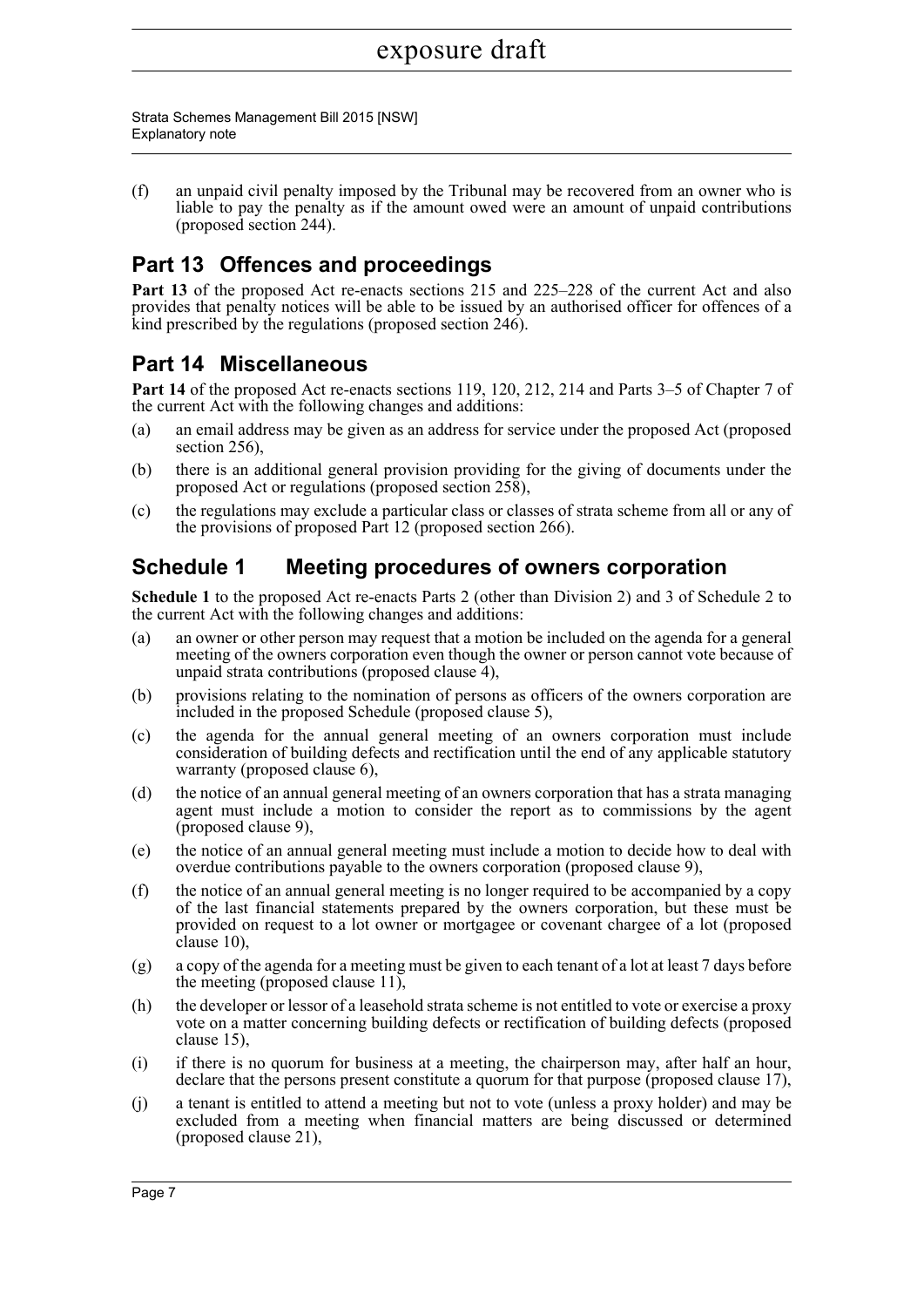(f) an unpaid civil penalty imposed by the Tribunal may be recovered from an owner who is liable to pay the penalty as if the amount owed were an amount of unpaid contributions (proposed section 244).

## Part 13 Offences and proceedings

**Part 13** of the proposed Act re-enacts sections 215 and 225–228 of the current Act and also provides that penalty notices will be able to be issued by an authorised officer for offences of a kind prescribed by the regulations (proposed section 246).

## Part 14 Miscellaneous

**Part 14** of the proposed Act re-enacts sections 119, 120, 212, 214 and Parts 3–5 of Chapter 7 of the current Act with the following changes and additions:

(a) an email address may be given as an address for service under the proposed Act (proposed section 256),

(b) there is an additional general provision providing for the giving of documents under the proposed Act or regulations (proposed section 258),

(c) the regulations may exclude a particular class or classes of strata scheme from all or any of the provisions of proposed Part 12 (proposed section 266).

## Schedule 1 Meeting procedures of owners corporation

**Schedule 1** to the proposed Act re-enacts Parts 2 (other than Division 2) and 3 of Schedule 2 to the current Act with the following changes and additions:

(a) an owner or other person may request that a motion be included on the agenda for a general meeting of the owners corporation even though the owner or person cannot vote because of unpaid strata contributions (proposed clause 4),

(b) provisions relating to the nomination of persons as officers of the owners corporation are included in the proposed Schedule (proposed clause 5),

(c) the agenda for the annual general meeting of an owners corporation must include consideration of building defects and rectification until the end of any applicable statutory warranty (proposed clause 6),

(d) the notice of an annual general meeting of an owners corporation that has a strata managing agent must include a motion to consider the report as to commissions by the agent (proposed clause 9),

(e) the notice of an annual general meeting must include a motion to decide how to deal with overdue contributions payable to the owners corporation (proposed clause 9),

(f) the notice of an annual general meeting is no longer required to be accompanied by a copy of the last financial statements prepared by the owners corporation, but these must be provided on request to a lot owner or mortgagee or covenant chargee of a lot (proposed clause 10),

(g) a copy of the agenda for a meeting must be given to each tenant of a lot at least 7 days before the meeting (proposed clause 11),

(h) the developer or lessor of a leasehold strata scheme is not entitled to vote or exercise a proxy vote on a matter concerning building defects or rectification of building defects (proposed clause 15),

(i) if there is no quorum for business at a meeting, the chairperson may, after half an hour, declare that the persons present constitute a quorum for that purpose (proposed clause 17),

(j) a tenant is entitled to attend a meeting but not to vote (unless a proxy holder) and may be excluded from a meeting when financial matters are being discussed or determined (proposed clause 21),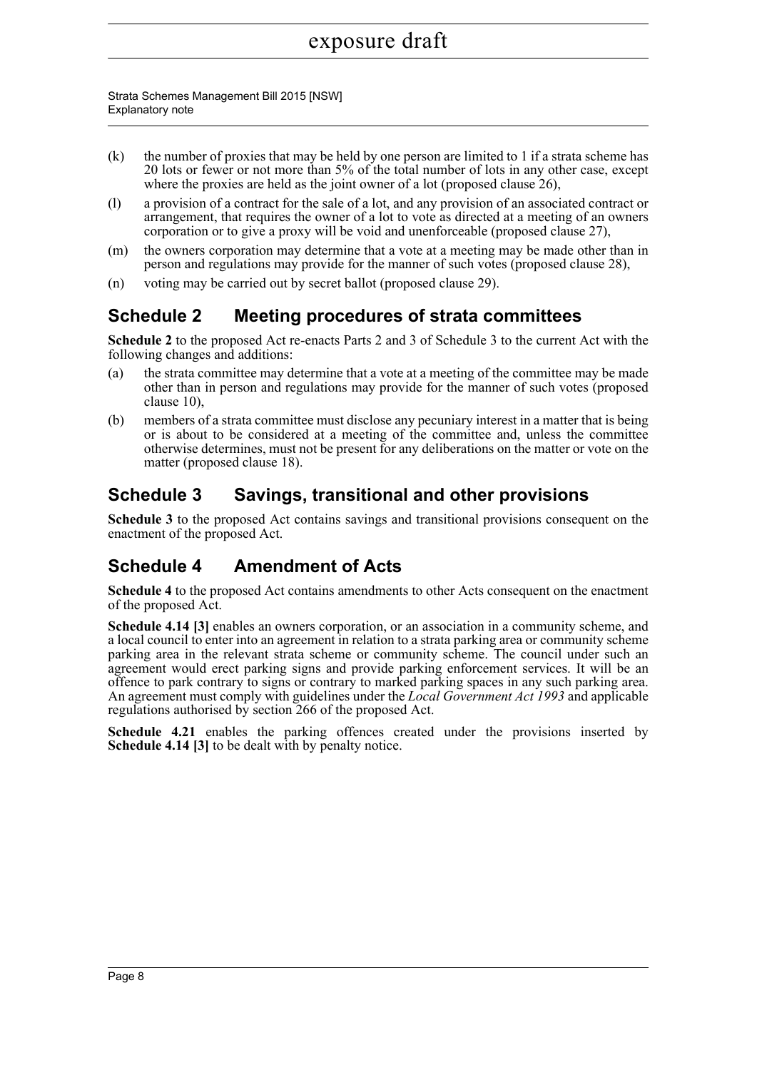(k) the number of proxies that may be held by one person are limited to 1 if a strata scheme has 20 lots or fewer or not more than 5% of the total number of lots in any other case, except where the proxies are held as the joint owner of a lot (proposed clause 26),

(l) a provision of a contract for the sale of a lot, and any provision of an associated contract or arrangement, that requires the owner of a lot to vote as directed at a meeting of an owners corporation or to give a proxy will be void and unenforceable (proposed clause 27),

(m) the owners corporation may determine that a vote at a meeting may be made other than in person and regulations may provide for the manner of such votes (proposed clause 28),

(n) voting may be carried out by secret ballot (proposed clause 29).

## Schedule 2 Meeting procedures of strata committees

**Schedule 2** to the proposed Act re-enacts Parts 2 and 3 of Schedule 3 to the current Act with the following changes and additions:

(a) the strata committee may determine that a vote at a meeting of the committee may be made other than in person and regulations may provide for the manner of such votes (proposed clause 10),

(b) members of a strata committee must disclose any pecuniary interest in a matter that is being or is about to be considered at a meeting of the committee and, unless the committee otherwise determines, must not be present for any deliberations on the matter or vote on the matter (proposed clause 18).

## Schedule 3 Savings, transitional and other provisions

**Schedule 3** to the proposed Act contains savings and transitional provisions consequent on the enactment of the proposed Act.

## Schedule 4 Amendment of Acts

**Schedule 4** to the proposed Act contains amendments to other Acts consequent on the enactment of the proposed Act.

**Schedule 4.14 [3]** enables an owners corporation, or an association in a community scheme, and a local council to enter into an agreement in relation to a strata parking area or community scheme parking area in the relevant strata scheme or community scheme. The council under such an agreement would erect parking signs and provide parking enforcement services. It will be an offence to park contrary to signs or contrary to marked parking spaces in any such parking area. An agreement must comply with guidelines under the *Local Government Act 1993* and applicable regulations authorised by section 266 of the proposed Act.

**Schedule 4.21** enables the parking offences created under the provisions inserted by **Schedule 4.14 [3]** to be dealt with by penalty notice.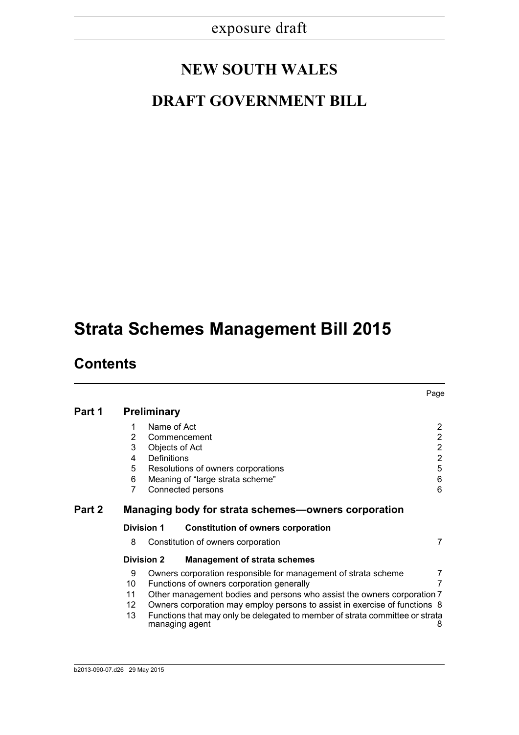exposure draft

# NEW SOUTH WALES

# DRAFT GOVERNMENT BILL

# Strata Schemes Management Bill 2015

## Contents

| | | | Page |
|---|---|---|---|
| **Part 1** | **Preliminary** | | |
| | 1 | Name of Act | 2 |
| | 2 | Commencement | 2 |
| | 3 | Objects of Act | 2 |
| | 4 | Definitions | 2 |
| | 5 | Resolutions of owners corporations | 5 |
| | 6 | Meaning of "large strata scheme" | 6 |
| | 7 | Connected persons | 6 |
| **Part 2** | **Managing body for strata schemes—owners corporation** | | |
| | **Division 1** | **Constitution of owners corporation** | |
| | 8 | Constitution of owners corporation | 7 |
| | **Division 2** | **Management of strata schemes** | |
| | 9 | Owners corporation responsible for management of strata scheme | 7 |
| | 10 | Functions of owners corporation generally | 7 |
| | 11 | Other management bodies and persons who assist the owners corporation | 7 |
| | 12 | Owners corporation may employ persons to assist in exercise of functions | 8 |
| | 13 | Functions that may only be delegated to member of strata committee or strata managing agent | 8 |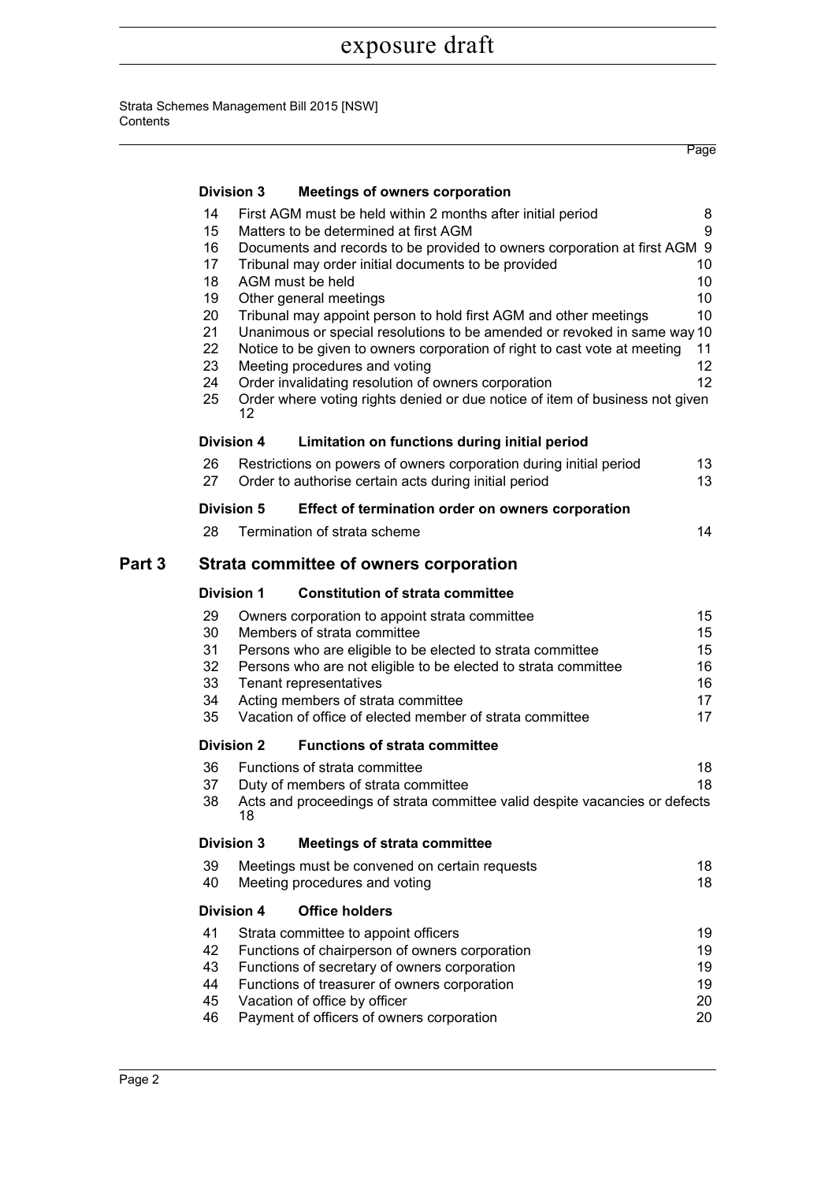| | | | Page |
|---|---|---|---|
| **Division 3** | | **Meetings of owners corporation** | |
| | 14 | First AGM must be held within 2 months after initial period | 8 |
| | 15 | Matters to be determined at first AGM | 9 |
| | 16 | Documents and records to be provided to owners corporation at first AGM | 9 |
| | 17 | Tribunal may order initial documents to be provided | 10 |
| | 18 | AGM must be held | 10 |
| | 19 | Other general meetings | 10 |
| | 20 | Tribunal may appoint person to hold first AGM and other meetings | 10 |
| | 21 | Unanimous or special resolutions to be amended or revoked in same way | 10 |
| | 22 | Notice to be given to owners corporation of right to cast vote at meeting | 11 |
| | 23 | Meeting procedures and voting | 12 |
| | 24 | Order invalidating resolution of owners corporation | 12 |
| | 25 | Order where voting rights denied or due notice of item of business not given | 12 |
| **Division 4** | | **Limitation on functions during initial period** | |
| | 26 | Restrictions on powers of owners corporation during initial period | 13 |
| | 27 | Order to authorise certain acts during initial period | 13 |
| **Division 5** | | **Effect of termination order on owners corporation** | |
| | 28 | Termination of strata scheme | 14 |
| **Part 3** | | **Strata committee of owners corporation** | |
| **Division 1** | | **Constitution of strata committee** | |
| | 29 | Owners corporation to appoint strata committee | 15 |
| | 30 | Members of strata committee | 15 |
| | 31 | Persons who are eligible to be elected to strata committee | 15 |
| | 32 | Persons who are not eligible to be elected to strata committee | 16 |
| | 33 | Tenant representatives | 16 |
| | 34 | Acting members of strata committee | 17 |
| | 35 | Vacation of office of elected member of strata committee | 17 |
| **Division 2** | | **Functions of strata committee** | |
| | 36 | Functions of strata committee | 18 |
| | 37 | Duty of members of strata committee | 18 |
| | 38 | Acts and proceedings of strata committee valid despite vacancies or defects | 18 |
| **Division 3** | | **Meetings of strata committee** | |
| | 39 | Meetings must be convened on certain requests | 18 |
| | 40 | Meeting procedures and voting | 18 |
| **Division 4** | | **Office holders** | |
| | 41 | Strata committee to appoint officers | 19 |
| | 42 | Functions of chairperson of owners corporation | 19 |
| | 43 | Functions of secretary of owners corporation | 19 |
| | 44 | Functions of treasurer of owners corporation | 19 |
| | 45 | Vacation of office by officer | 20 |
| | 46 | Payment of officers of owners corporation | 20 |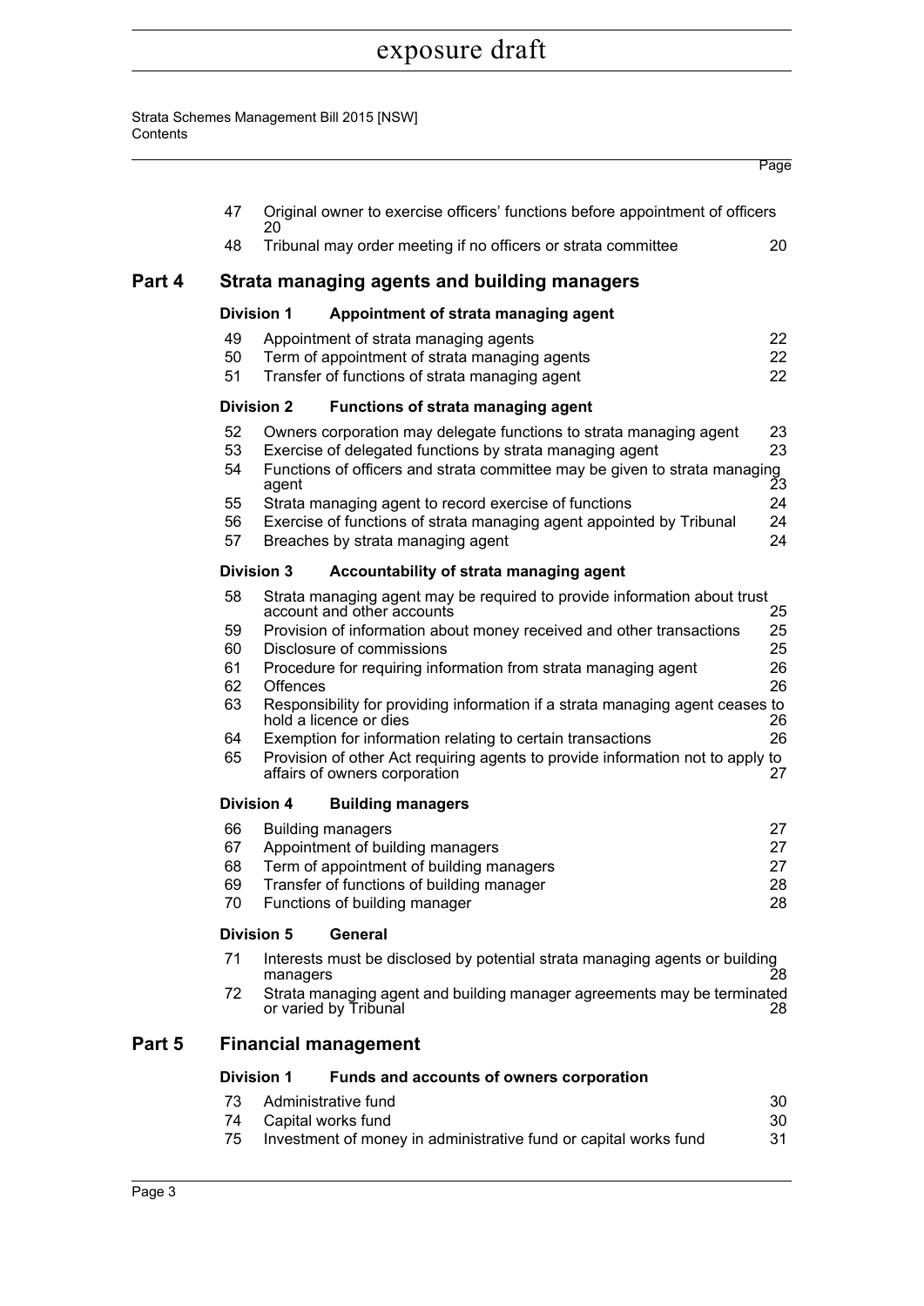| | | | Page |
|---|---|---|---|
| | 47 | Original owner to exercise officers' functions before appointment of officers | 20 |
| | 48 | Tribunal may order meeting if no officers or strata committee | 20 |
| **Part 4** | | **Strata managing agents and building managers** | |
| | **Division 1** | **Appointment of strata managing agent** | |
| | 49 | Appointment of strata managing agents | 22 |
| | 50 | Term of appointment of strata managing agents | 22 |
| | 51 | Transfer of functions of strata managing agent | 22 |
| | **Division 2** | **Functions of strata managing agent** | |
| | 52 | Owners corporation may delegate functions to strata managing agent | 23 |
| | 53 | Exercise of delegated functions by strata managing agent | 23 |
| | 54 | Functions of officers and strata committee may be given to strata managing agent | 23 |
| | 55 | Strata managing agent to record exercise of functions | 24 |
| | 56 | Exercise of functions of strata managing agent appointed by Tribunal | 24 |
| | 57 | Breaches by strata managing agent | 24 |
| | **Division 3** | **Accountability of strata managing agent** | |
| | 58 | Strata managing agent may be required to provide information about trust account and other accounts | 25 |
| | 59 | Provision of information about money received and other transactions | 25 |
| | 60 | Disclosure of commissions | 25 |
| | 61 | Procedure for requiring information from strata managing agent | 26 |
| | 62 | Offences | 26 |
| | 63 | Responsibility for providing information if a strata managing agent ceases to hold a licence or dies | 26 |
| | 64 | Exemption for information relating to certain transactions | 26 |
| | 65 | Provision of other Act requiring agents to provide information not to apply to affairs of owners corporation | 27 |
| | **Division 4** | **Building managers** | |
| | 66 | Building managers | 27 |
| | 67 | Appointment of building managers | 27 |
| | 68 | Term of appointment of building managers | 27 |
| | 69 | Transfer of functions of building manager | 28 |
| | 70 | Functions of building manager | 28 |
| | **Division 5** | **General** | |
| | 71 | Interests must be disclosed by potential strata managing agents or building managers | 28 |
| | 72 | Strata managing agent and building manager agreements may be terminated or varied by Tribunal | 28 |
| **Part 5** | | **Financial management** | |
| | **Division 1** | **Funds and accounts of owners corporation** | |
| | 73 | Administrative fund | 30 |
| | 74 | Capital works fund | 30 |
| | 75 | Investment of money in administrative fund or capital works fund | 31 |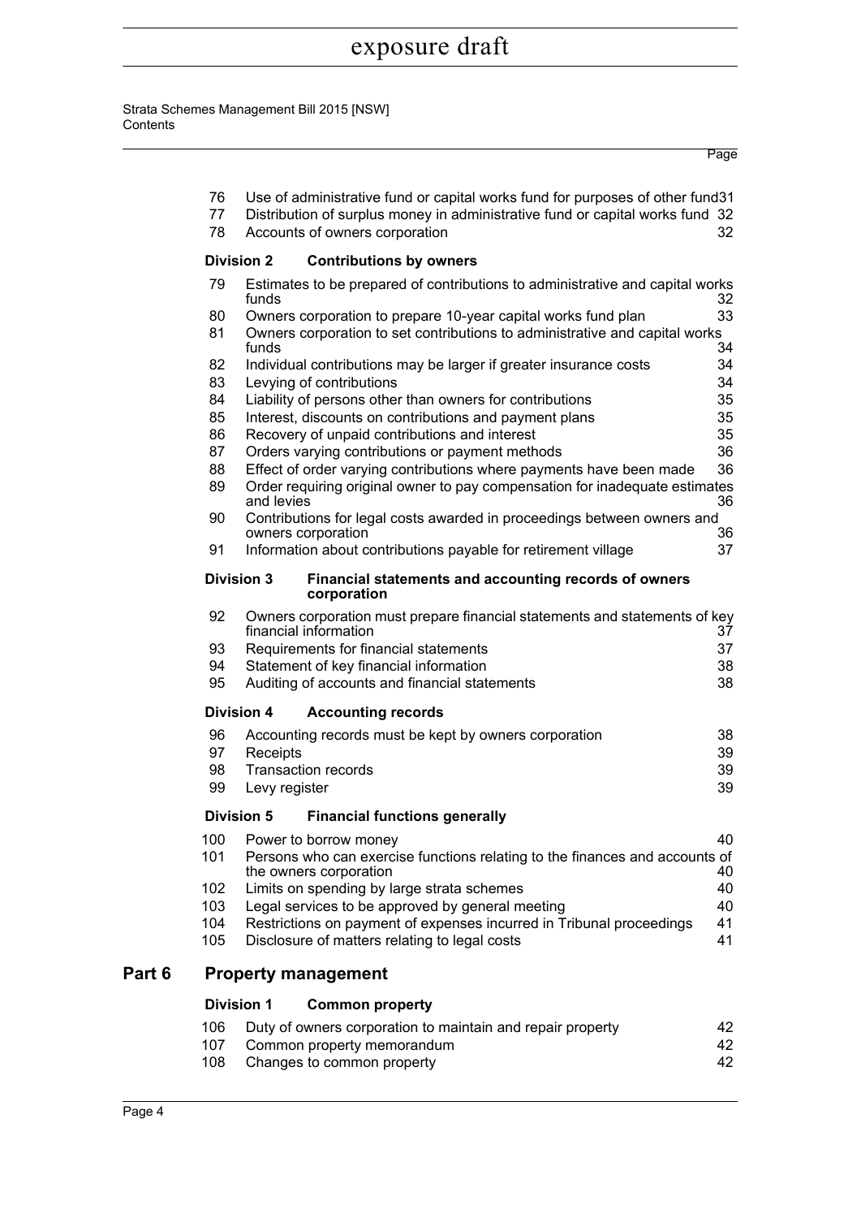| | | Page |
|---|---|---|
| 76 | Use of administrative fund or capital works fund for purposes of other fund | 31 |
| 77 | Distribution of surplus money in administrative fund or capital works fund | 32 |
| 78 | Accounts of owners corporation | 32 |
| **Division 2** | **Contributions by owners** | |
| 79 | Estimates to be prepared of contributions to administrative and capital works funds | 32 |
| 80 | Owners corporation to prepare 10-year capital works fund plan | 33 |
| 81 | Owners corporation to set contributions to administrative and capital works funds | 34 |
| 82 | Individual contributions may be larger if greater insurance costs | 34 |
| 83 | Levying of contributions | 34 |
| 84 | Liability of persons other than owners for contributions | 35 |
| 85 | Interest, discounts on contributions and payment plans | 35 |
| 86 | Recovery of unpaid contributions and interest | 35 |
| 87 | Orders varying contributions or payment methods | 36 |
| 88 | Effect of order varying contributions where payments have been made | 36 |
| 89 | Order requiring original owner to pay compensation for inadequate estimates and levies | 36 |
| 90 | Contributions for legal costs awarded in proceedings between owners and owners corporation | 36 |
| 91 | Information about contributions payable for retirement village | 37 |
| **Division 3** | **Financial statements and accounting records of owners corporation** | |
| 92 | Owners corporation must prepare financial statements and statements of key financial information | 37 |
| 93 | Requirements for financial statements | 37 |
| 94 | Statement of key financial information | 38 |
| 95 | Auditing of accounts and financial statements | 38 |
| **Division 4** | **Accounting records** | |
| 96 | Accounting records must be kept by owners corporation | 38 |
| 97 | Receipts | 39 |
| 98 | Transaction records | 39 |
| 99 | Levy register | 39 |
| **Division 5** | **Financial functions generally** | |
| 100 | Power to borrow money | 40 |
| 101 | Persons who can exercise functions relating to the finances and accounts of the owners corporation | 40 |
| 102 | Limits on spending by large strata schemes | 40 |
| 103 | Legal services to be approved by general meeting | 40 |
| 104 | Restrictions on payment of expenses incurred in Tribunal proceedings | 41 |
| 105 | Disclosure of matters relating to legal costs | 41 |

## Part 6 Property management

| | | |
|---|---|---|
| **Division 1** | **Common property** | |
| 106 | Duty of owners corporation to maintain and repair property | 42 |
| 107 | Common property memorandum | 42 |
| 108 | Changes to common property | 42 |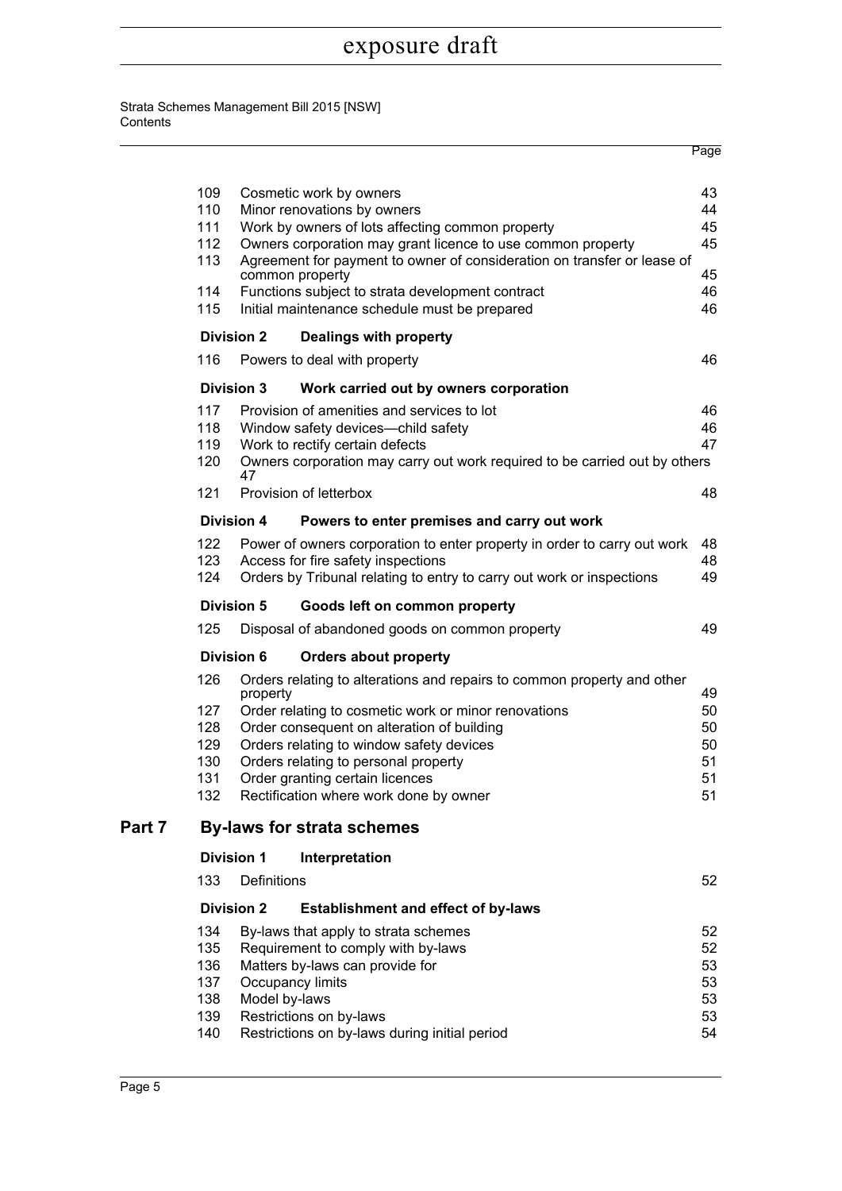| | | Page |
|---|---|---|
| 109 | Cosmetic work by owners | 43 |
| 110 | Minor renovations by owners | 44 |
| 111 | Work by owners of lots affecting common property | 45 |
| 112 | Owners corporation may grant licence to use common property | 45 |
| 113 | Agreement for payment to owner of consideration on transfer or lease of common property | 45 |
| 114 | Functions subject to strata development contract | 46 |
| 115 | Initial maintenance schedule must be prepared | 46 |
| **Division 2** | **Dealings with property** | |
| 116 | Powers to deal with property | 46 |
| **Division 3** | **Work carried out by owners corporation** | |
| 117 | Provision of amenities and services to lot | 46 |
| 118 | Window safety devices—child safety | 46 |
| 119 | Work to rectify certain defects | 47 |
| 120 | Owners corporation may carry out work required to be carried out by others | 47 |
| 121 | Provision of letterbox | 48 |
| **Division 4** | **Powers to enter premises and carry out work** | |
| 122 | Power of owners corporation to enter property in order to carry out work | 48 |
| 123 | Access for fire safety inspections | 48 |
| 124 | Orders by Tribunal relating to entry to carry out work or inspections | 49 |
| **Division 5** | **Goods left on common property** | |
| 125 | Disposal of abandoned goods on common property | 49 |
| **Division 6** | **Orders about property** | |
| 126 | Orders relating to alterations and repairs to common property and other property | 49 |
| 127 | Order relating to cosmetic work or minor renovations | 50 |
| 128 | Order consequent on alteration of building | 50 |
| 129 | Orders relating to window safety devices | 50 |
| 130 | Orders relating to personal property | 51 |
| 131 | Order granting certain licences | 51 |
| 132 | Rectification where work done by owner | 51 |

## Part 7 By-laws for strata schemes

| | | |
|---|---|---|
| **Division 1** | **Interpretation** | |
| 133 | Definitions | 52 |
| **Division 2** | **Establishment and effect of by-laws** | |
| 134 | By-laws that apply to strata schemes | 52 |
| 135 | Requirement to comply with by-laws | 52 |
| 136 | Matters by-laws can provide for | 53 |
| 137 | Occupancy limits | 53 |
| 138 | Model by-laws | 53 |
| 139 | Restrictions on by-laws | 53 |
| 140 | Restrictions on by-laws during initial period | 54 |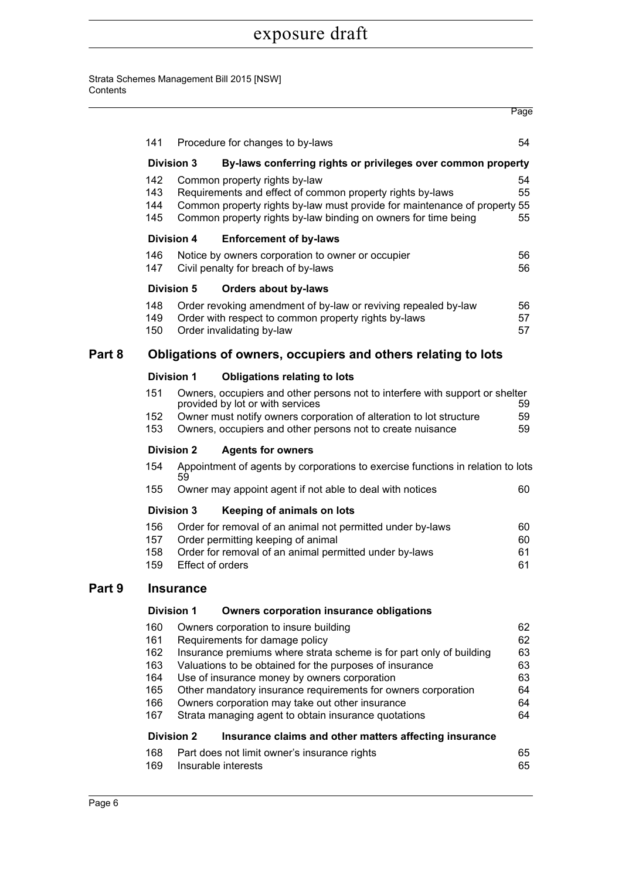| | | | Page |
|---|---|---|---|
| | 141 | Procedure for changes to by-laws | 54 |
| | **Division 3** | **By-laws conferring rights or privileges over common property** | |
| | 142 | Common property rights by-law | 54 |
| | 143 | Requirements and effect of common property rights by-laws | 55 |
| | 144 | Common property rights by-law must provide for maintenance of property | 55 |
| | 145 | Common property rights by-law binding on owners for time being | 55 |
| | **Division 4** | **Enforcement of by-laws** | |
| | 146 | Notice by owners corporation to owner or occupier | 56 |
| | 147 | Civil penalty for breach of by-laws | 56 |
| | **Division 5** | **Orders about by-laws** | |
| | 148 | Order revoking amendment of by-law or reviving repealed by-law | 56 |
| | 149 | Order with respect to common property rights by-laws | 57 |
| | 150 | Order invalidating by-law | 57 |
| **Part 8** | | **Obligations of owners, occupiers and others relating to lots** | |
| | **Division 1** | **Obligations relating to lots** | |
| | 151 | Owners, occupiers and other persons not to interfere with support or shelter provided by lot or with services | 59 |
| | 152 | Owner must notify owners corporation of alteration to lot structure | 59 |
| | 153 | Owners, occupiers and other persons not to create nuisance | 59 |
| | **Division 2** | **Agents for owners** | |
| | 154 | Appointment of agents by corporations to exercise functions in relation to lots | 59 |
| | 155 | Owner may appoint agent if not able to deal with notices | 60 |
| | **Division 3** | **Keeping of animals on lots** | |
| | 156 | Order for removal of an animal not permitted under by-laws | 60 |
| | 157 | Order permitting keeping of animal | 60 |
| | 158 | Order for removal of an animal permitted under by-laws | 61 |
| | 159 | Effect of orders | 61 |
| **Part 9** | | **Insurance** | |
| | **Division 1** | **Owners corporation insurance obligations** | |
| | 160 | Owners corporation to insure building | 62 |
| | 161 | Requirements for damage policy | 62 |
| | 162 | Insurance premiums where strata scheme is for part only of building | 63 |
| | 163 | Valuations to be obtained for the purposes of insurance | 63 |
| | 164 | Use of insurance money by owners corporation | 63 |
| | 165 | Other mandatory insurance requirements for owners corporation | 64 |
| | 166 | Owners corporation may take out other insurance | 64 |
| | 167 | Strata managing agent to obtain insurance quotations | 64 |
| | **Division 2** | **Insurance claims and other matters affecting insurance** | |
| | 168 | Part does not limit owner's insurance rights | 65 |
| | 169 | Insurable interests | 65 |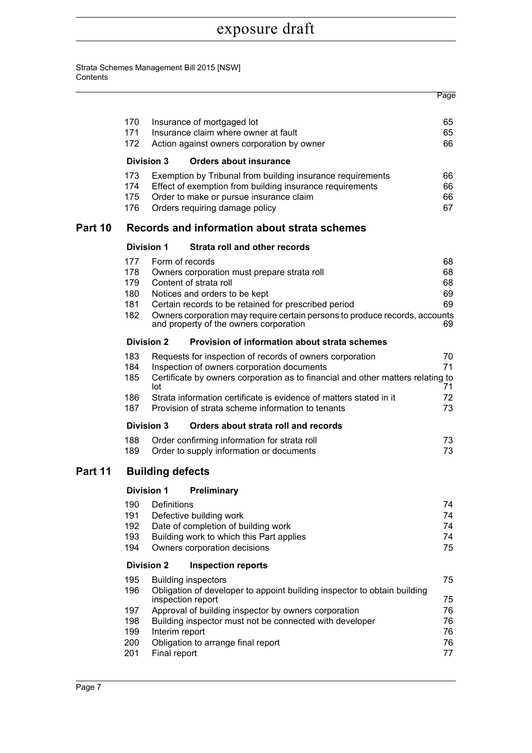| | | Page |
|---|---|---|
| 170 | Insurance of mortgaged lot | 65 |
| 171 | Insurance claim where owner at fault | 65 |
| 172 | Action against owners corporation by owner | 66 |

**Division 3 Orders about insurance**

| | | |
|---|---|---|
| 173 | Exemption by Tribunal from building insurance requirements | 66 |
| 174 | Effect of exemption from building insurance requirements | 66 |
| 175 | Order to make or pursue insurance claim | 66 |
| 176 | Orders requiring damage policy | 67 |

## Part 10 Records and information about strata schemes

**Division 1 Strata roll and other records**

| | | |
|---|---|---|
| 177 | Form of records | 68 |
| 178 | Owners corporation must prepare strata roll | 68 |
| 179 | Content of strata roll | 68 |
| 180 | Notices and orders to be kept | 69 |
| 181 | Certain records to be retained for prescribed period | 69 |
| 182 | Owners corporation may require certain persons to produce records, accounts and property of the owners corporation | 69 |

**Division 2 Provision of information about strata schemes**

| | | |
|---|---|---|
| 183 | Requests for inspection of records of owners corporation | 70 |
| 184 | Inspection of owners corporation documents | 71 |
| 185 | Certificate by owners corporation as to financial and other matters relating to lot | 71 |
| 186 | Strata information certificate is evidence of matters stated in it | 72 |
| 187 | Provision of strata scheme information to tenants | 73 |

**Division 3 Orders about strata roll and records**

| | | |
|---|---|---|
| 188 | Order confirming information for strata roll | 73 |
| 189 | Order to supply information or documents | 73 |

## Part 11 Building defects

**Division 1 Preliminary**

| | | |
|---|---|---|
| 190 | Definitions | 74 |
| 191 | Defective building work | 74 |
| 192 | Date of completion of building work | 74 |
| 193 | Building work to which this Part applies | 74 |
| 194 | Owners corporation decisions | 75 |

**Division 2 Inspection reports**

| | | |
|---|---|---|
| 195 | Building inspectors | 75 |
| 196 | Obligation of developer to appoint building inspector to obtain building inspection report | 75 |
| 197 | Approval of building inspector by owners corporation | 76 |
| 198 | Building inspector must not be connected with developer | 76 |
| 199 | Interim report | 76 |
| 200 | Obligation to arrange final report | 76 |
| 201 | Final report | 77 |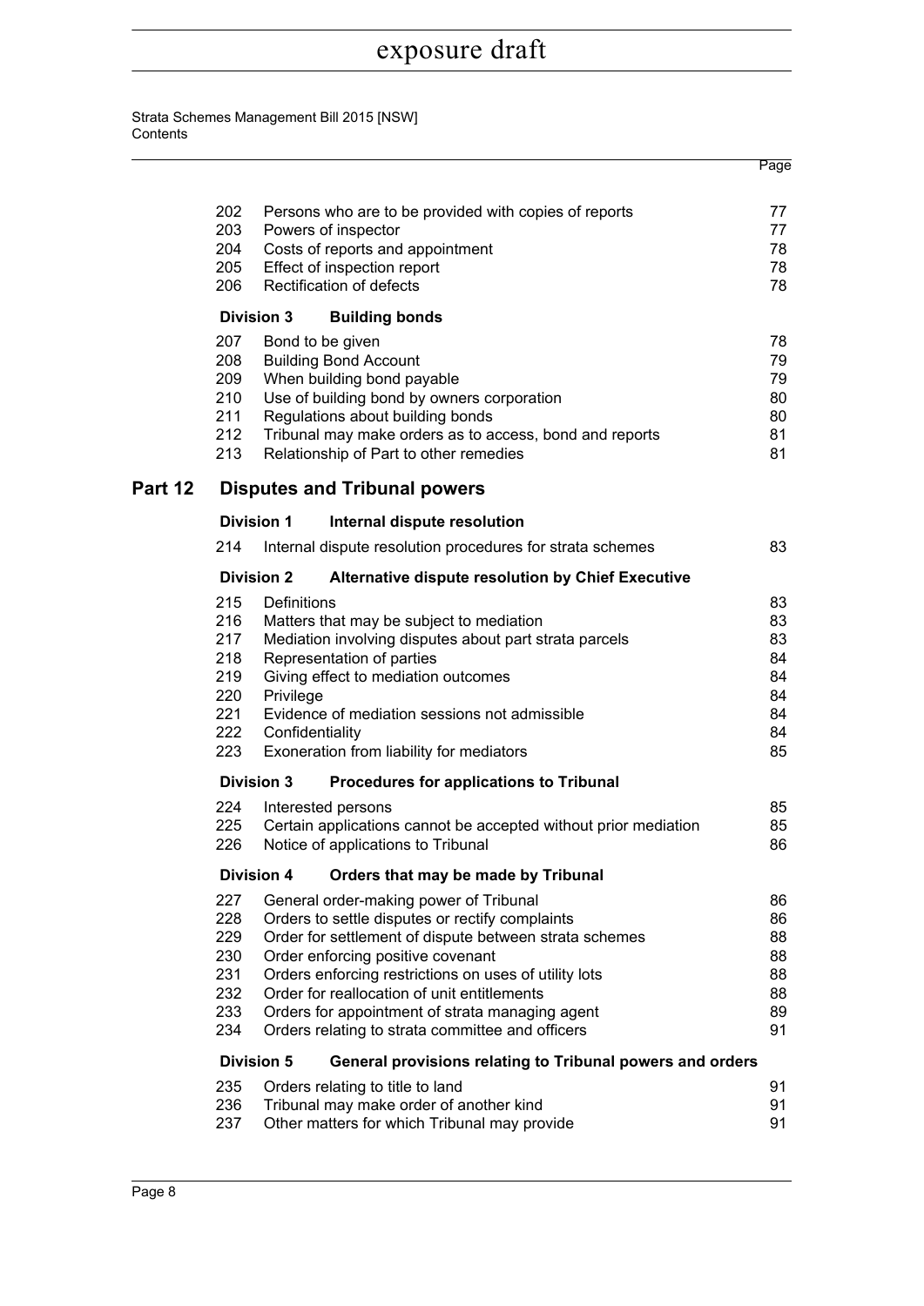| | | Page |
|---|---|---|
| 202 | Persons who are to be provided with copies of reports | 77 |
| 203 | Powers of inspector | 77 |
| 204 | Costs of reports and appointment | 78 |
| 205 | Effect of inspection report | 78 |
| 206 | Rectification of defects | 78 |
| **Division 3** | **Building bonds** | |
| 207 | Bond to be given | 78 |
| 208 | Building Bond Account | 79 |
| 209 | When building bond payable | 79 |
| 210 | Use of building bond by owners corporation | 80 |
| 211 | Regulations about building bonds | 80 |
| 212 | Tribunal may make orders as to access, bond and reports | 81 |
| 213 | Relationship of Part to other remedies | 81 |

## Part 12 Disputes and Tribunal powers

| | | |
|---|---|---|
| **Division 1** | **Internal dispute resolution** | |
| 214 | Internal dispute resolution procedures for strata schemes | 83 |
| **Division 2** | **Alternative dispute resolution by Chief Executive** | |
| 215 | Definitions | 83 |
| 216 | Matters that may be subject to mediation | 83 |
| 217 | Mediation involving disputes about part strata parcels | 83 |
| 218 | Representation of parties | 84 |
| 219 | Giving effect to mediation outcomes | 84 |
| 220 | Privilege | 84 |
| 221 | Evidence of mediation sessions not admissible | 84 |
| 222 | Confidentiality | 84 |
| 223 | Exoneration from liability for mediators | 85 |
| **Division 3** | **Procedures for applications to Tribunal** | |
| 224 | Interested persons | 85 |
| 225 | Certain applications cannot be accepted without prior mediation | 85 |
| 226 | Notice of applications to Tribunal | 86 |
| **Division 4** | **Orders that may be made by Tribunal** | |
| 227 | General order-making power of Tribunal | 86 |
| 228 | Orders to settle disputes or rectify complaints | 86 |
| 229 | Order for settlement of dispute between strata schemes | 88 |
| 230 | Order enforcing positive covenant | 88 |
| 231 | Orders enforcing restrictions on uses of utility lots | 88 |
| 232 | Order for reallocation of unit entitlements | 88 |
| 233 | Orders for appointment of strata managing agent | 89 |
| 234 | Orders relating to strata committee and officers | 91 |
| **Division 5** | **General provisions relating to Tribunal powers and orders** | |
| 235 | Orders relating to title to land | 91 |
| 236 | Tribunal may make order of another kind | 91 |
| 237 | Other matters for which Tribunal may provide | 91 |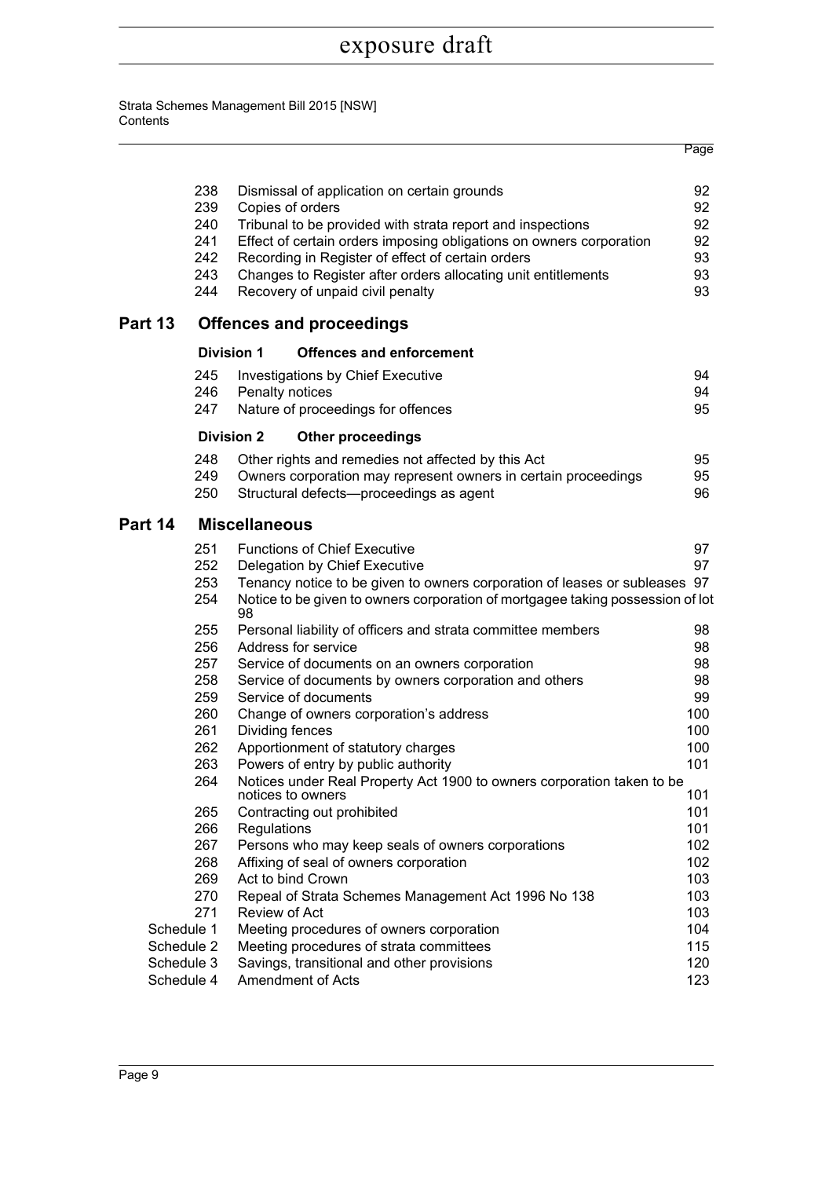| | | | Page |
|---|---|---|---|
| | 238 | Dismissal of application on certain grounds | 92 |
| | 239 | Copies of orders | 92 |
| | 240 | Tribunal to be provided with strata report and inspections | 92 |
| | 241 | Effect of certain orders imposing obligations on owners corporation | 92 |
| | 242 | Recording in Register of effect of certain orders | 93 |
| | 243 | Changes to Register after orders allocating unit entitlements | 93 |
| | 244 | Recovery of unpaid civil penalty | 93 |
| **Part 13** | | **Offences and proceedings** | |
| | **Division 1** | **Offences and enforcement** | |
| | 245 | Investigations by Chief Executive | 94 |
| | 246 | Penalty notices | 94 |
| | 247 | Nature of proceedings for offences | 95 |
| | **Division 2** | **Other proceedings** | |
| | 248 | Other rights and remedies not affected by this Act | 95 |
| | 249 | Owners corporation may represent owners in certain proceedings | 95 |
| | 250 | Structural defects—proceedings as agent | 96 |
| **Part 14** | | **Miscellaneous** | |
| | 251 | Functions of Chief Executive | 97 |
| | 252 | Delegation by Chief Executive | 97 |
| | 253 | Tenancy notice to be given to owners corporation of leases or subleases | 97 |
| | 254 | Notice to be given to owners corporation of mortgagee taking possession of lot | 98 |
| | 255 | Personal liability of officers and strata committee members | 98 |
| | 256 | Address for service | 98 |
| | 257 | Service of documents on an owners corporation | 98 |
| | 258 | Service of documents by owners corporation and others | 98 |
| | 259 | Service of documents | 99 |
| | 260 | Change of owners corporation's address | 100 |
| | 261 | Dividing fences | 100 |
| | 262 | Apportionment of statutory charges | 100 |
| | 263 | Powers of entry by public authority | 101 |
| | 264 | Notices under Real Property Act 1900 to owners corporation taken to be notices to owners | 101 |
| | 265 | Contracting out prohibited | 101 |
| | 266 | Regulations | 101 |
| | 267 | Persons who may keep seals of owners corporations | 102 |
| | 268 | Affixing of seal of owners corporation | 102 |
| | 269 | Act to bind Crown | 103 |
| | 270 | Repeal of Strata Schemes Management Act 1996 No 138 | 103 |
| | 271 | Review of Act | 103 |
| Schedule 1 | | Meeting procedures of owners corporation | 104 |
| Schedule 2 | | Meeting procedures of strata committees | 115 |
| Schedule 3 | | Savings, transitional and other provisions | 120 |
| Schedule 4 | | Amendment of Acts | 123 |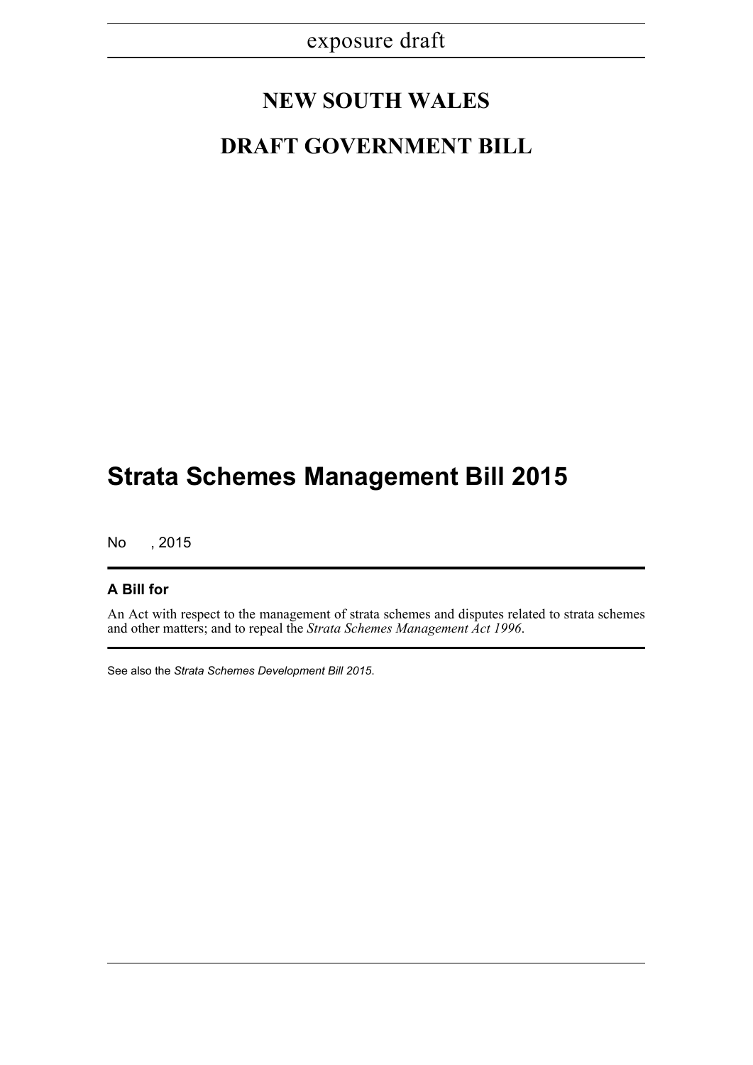exposure draft

# NEW SOUTH WALES

# DRAFT GOVERNMENT BILL

# Strata Schemes Management Bill 2015

No , 2015

---

**A Bill for**

An Act with respect to the management of strata schemes and disputes related to strata schemes and other matters; and to repeal the *Strata Schemes Management Act 1996*.

---

See also the *Strata Schemes Development Bill 2015*.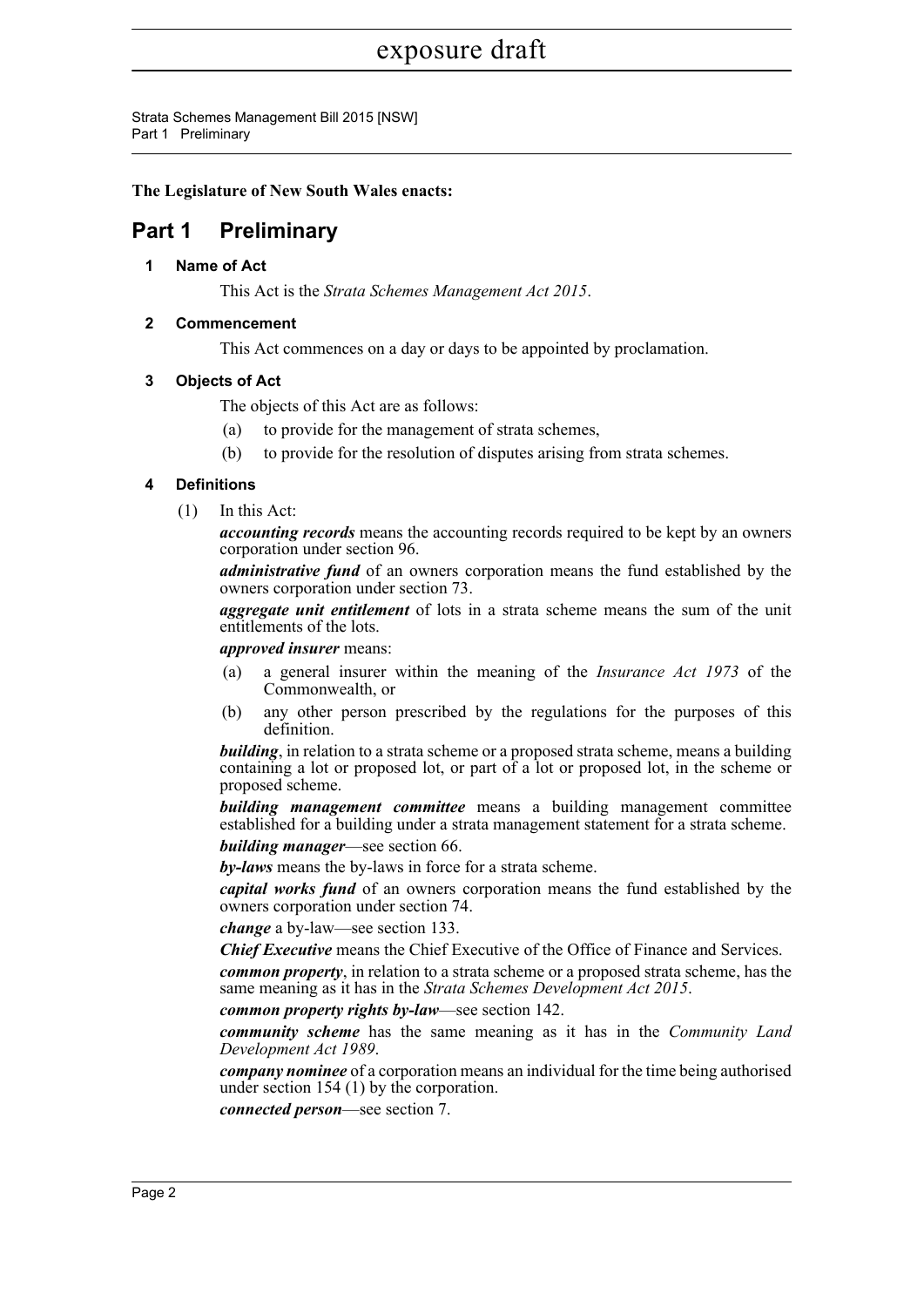**The Legislature of New South Wales enacts:**

# Part 1 Preliminary

### 1 Name of Act

This Act is the *Strata Schemes Management Act 2015*.

### 2 Commencement

This Act commences on a day or days to be appointed by proclamation.

### 3 Objects of Act

The objects of this Act are as follows:

(a) to provide for the management of strata schemes,

(b) to provide for the resolution of disputes arising from strata schemes.

### 4 Definitions

(1) In this Act:

***accounting records*** means the accounting records required to be kept by an owners corporation under section 96.

***administrative fund*** of an owners corporation means the fund established by the owners corporation under section 73.

***aggregate unit entitlement*** of lots in a strata scheme means the sum of the unit entitlements of the lots.

***approved insurer*** means:

(a) a general insurer within the meaning of the *Insurance Act 1973* of the Commonwealth, or

(b) any other person prescribed by the regulations for the purposes of this definition.

***building***, in relation to a strata scheme or a proposed strata scheme, means a building containing a lot or proposed lot, or part of a lot or proposed lot, in the scheme or proposed scheme.

***building management committee*** means a building management committee established for a building under a strata management statement for a strata scheme.

***building manager***—see section 66.

***by-laws*** means the by-laws in force for a strata scheme.

***capital works fund*** of an owners corporation means the fund established by the owners corporation under section 74.

***change*** a by-law—see section 133.

***Chief Executive*** means the Chief Executive of the Office of Finance and Services.

***common property***, in relation to a strata scheme or a proposed strata scheme, has the same meaning as it has in the *Strata Schemes Development Act 2015*.

***common property rights by-law***—see section 142.

***community scheme*** has the same meaning as it has in the *Community Land Development Act 1989*.

***company nominee*** of a corporation means an individual for the time being authorised under section 154 (1) by the corporation.

***connected person***—see section 7.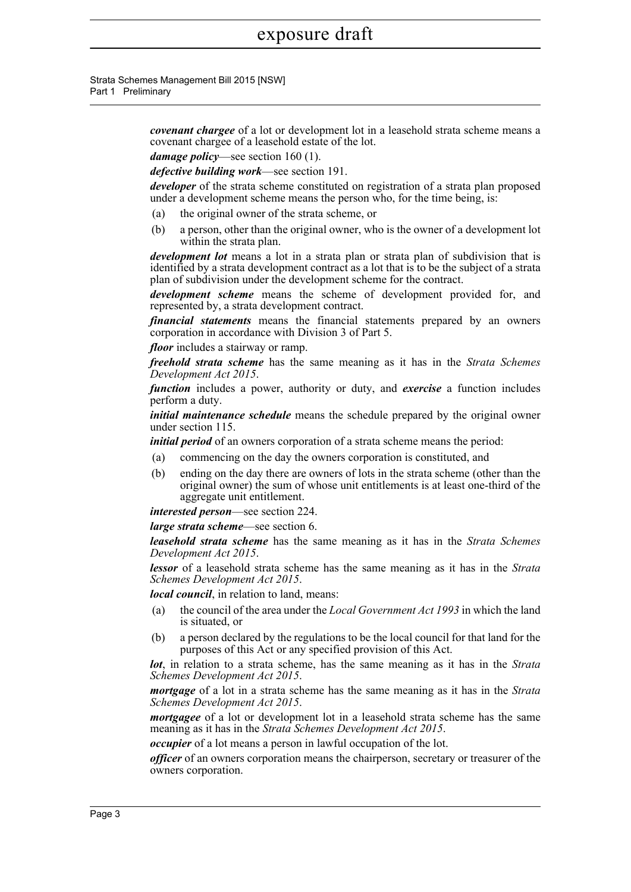***covenant chargee*** of a lot or development lot in a leasehold strata scheme means a covenant chargee of a leasehold estate of the lot.

***damage policy***—see section 160 (1).

***defective building work***—see section 191.

***developer*** of the strata scheme constituted on registration of a strata plan proposed under a development scheme means the person who, for the time being, is:

(a) the original owner of the strata scheme, or

(b) a person, other than the original owner, who is the owner of a development lot within the strata plan.

***development lot*** means a lot in a strata plan or strata plan of subdivision that is identified by a strata development contract as a lot that is to be the subject of a strata plan of subdivision under the development scheme for the contract.

***development scheme*** means the scheme of development provided for, and represented by, a strata development contract.

***financial statements*** means the financial statements prepared by an owners corporation in accordance with Division 3 of Part 5.

***floor*** includes a stairway or ramp.

***freehold strata scheme*** has the same meaning as it has in the *Strata Schemes Development Act 2015*.

***function*** includes a power, authority or duty, and ***exercise*** a function includes perform a duty.

***initial maintenance schedule*** means the schedule prepared by the original owner under section 115.

***initial period*** of an owners corporation of a strata scheme means the period:

(a) commencing on the day the owners corporation is constituted, and

(b) ending on the day there are owners of lots in the strata scheme (other than the original owner) the sum of whose unit entitlements is at least one-third of the aggregate unit entitlement.

***interested person***—see section 224.

***large strata scheme***—see section 6.

***leasehold strata scheme*** has the same meaning as it has in the *Strata Schemes Development Act 2015*.

***lessor*** of a leasehold strata scheme has the same meaning as it has in the *Strata Schemes Development Act 2015*.

***local council***, in relation to land, means:

(a) the council of the area under the *Local Government Act 1993* in which the land is situated, or

(b) a person declared by the regulations to be the local council for that land for the purposes of this Act or any specified provision of this Act.

***lot***, in relation to a strata scheme, has the same meaning as it has in the *Strata Schemes Development Act 2015*.

***mortgage*** of a lot in a strata scheme has the same meaning as it has in the *Strata Schemes Development Act 2015*.

***mortgagee*** of a lot or development lot in a leasehold strata scheme has the same meaning as it has in the *Strata Schemes Development Act 2015*.

***occupier*** of a lot means a person in lawful occupation of the lot.

***officer*** of an owners corporation means the chairperson, secretary or treasurer of the owners corporation.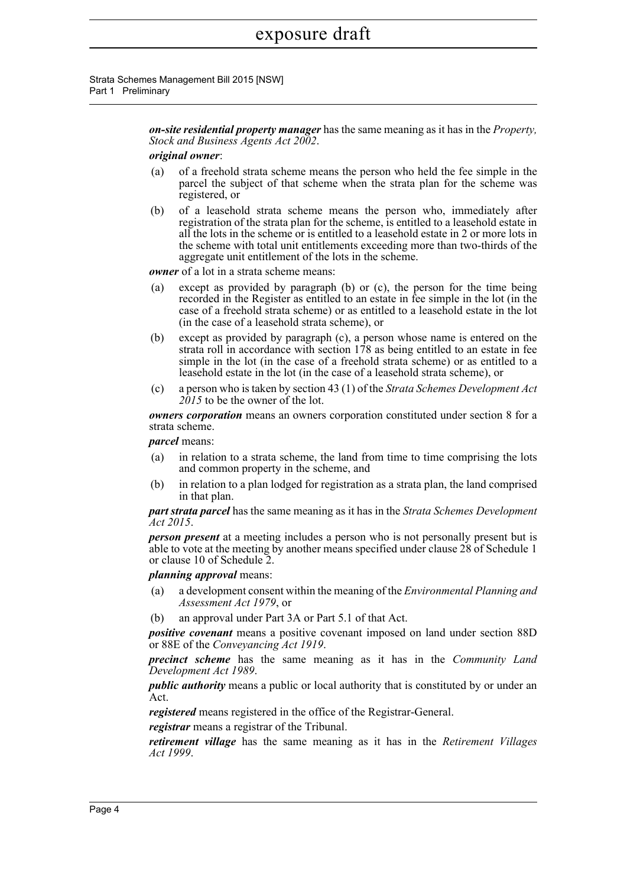***on-site residential property manager*** has the same meaning as it has in the *Property, Stock and Business Agents Act 2002*.

***original owner***:

(a) of a freehold strata scheme means the person who held the fee simple in the parcel the subject of that scheme when the strata plan for the scheme was registered, or

(b) of a leasehold strata scheme means the person who, immediately after registration of the strata plan for the scheme, is entitled to a leasehold estate in all the lots in the scheme or is entitled to a leasehold estate in 2 or more lots in the scheme with total unit entitlements exceeding more than two-thirds of the aggregate unit entitlement of the lots in the scheme.

***owner*** of a lot in a strata scheme means:

(a) except as provided by paragraph (b) or (c), the person for the time being recorded in the Register as entitled to an estate in fee simple in the lot (in the case of a freehold strata scheme) or as entitled to a leasehold estate in the lot (in the case of a leasehold strata scheme), or

(b) except as provided by paragraph (c), a person whose name is entered on the strata roll in accordance with section 178 as being entitled to an estate in fee simple in the lot (in the case of a freehold strata scheme) or as entitled to a leasehold estate in the lot (in the case of a leasehold strata scheme), or

(c) a person who is taken by section 43 (1) of the *Strata Schemes Development Act 2015* to be the owner of the lot.

***owners corporation*** means an owners corporation constituted under section 8 for a strata scheme.

***parcel*** means:

(a) in relation to a strata scheme, the land from time to time comprising the lots and common property in the scheme, and

(b) in relation to a plan lodged for registration as a strata plan, the land comprised in that plan.

***part strata parcel*** has the same meaning as it has in the *Strata Schemes Development Act 2015*.

***person present*** at a meeting includes a person who is not personally present but is able to vote at the meeting by another means specified under clause 28 of Schedule 1 or clause 10 of Schedule 2.

***planning approval*** means:

(a) a development consent within the meaning of the *Environmental Planning and Assessment Act 1979*, or

(b) an approval under Part 3A or Part 5.1 of that Act.

***positive covenant*** means a positive covenant imposed on land under section 88D or 88E of the *Conveyancing Act 1919*.

***precinct scheme*** has the same meaning as it has in the *Community Land Development Act 1989*.

***public authority*** means a public or local authority that is constituted by or under an Act.

***registered*** means registered in the office of the Registrar-General.

***registrar*** means a registrar of the Tribunal.

***retirement village*** has the same meaning as it has in the *Retirement Villages Act 1999*.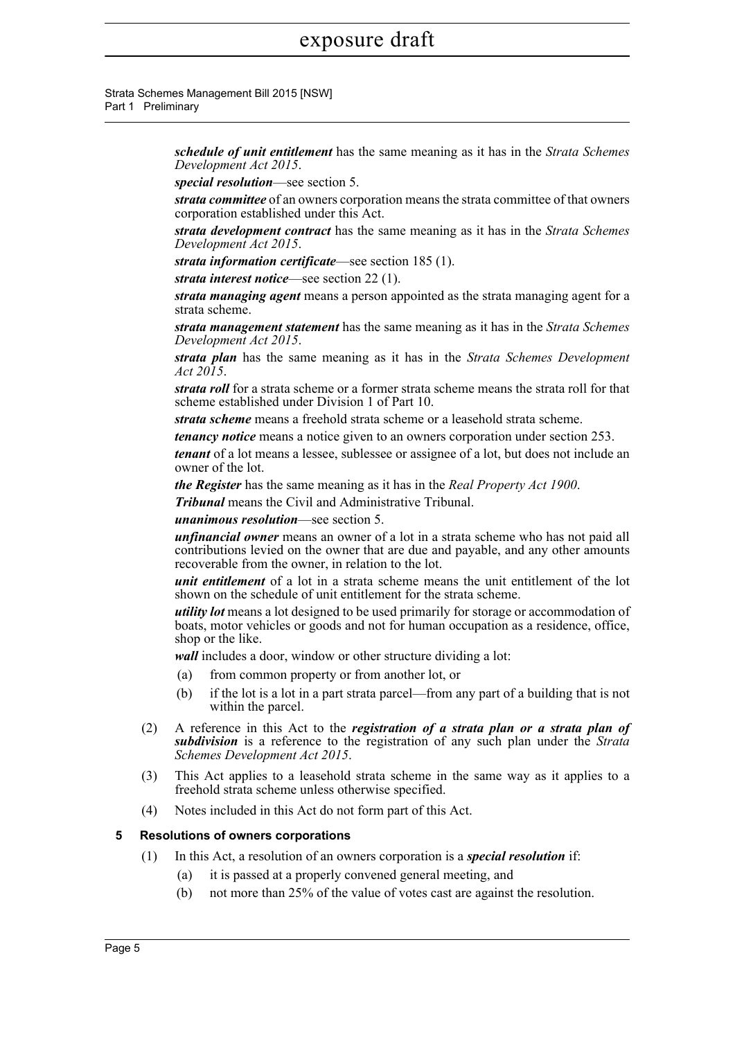***schedule of unit entitlement*** has the same meaning as it has in the *Strata Schemes Development Act 2015*.

***special resolution***—see section 5.

***strata committee*** of an owners corporation means the strata committee of that owners corporation established under this Act.

***strata development contract*** has the same meaning as it has in the *Strata Schemes Development Act 2015*.

***strata information certificate***—see section 185 (1).

***strata interest notice***—see section 22 (1).

***strata managing agent*** means a person appointed as the strata managing agent for a strata scheme.

***strata management statement*** has the same meaning as it has in the *Strata Schemes Development Act 2015*.

***strata plan*** has the same meaning as it has in the *Strata Schemes Development Act 2015*.

***strata roll*** for a strata scheme or a former strata scheme means the strata roll for that scheme established under Division 1 of Part 10.

***strata scheme*** means a freehold strata scheme or a leasehold strata scheme.

***tenancy notice*** means a notice given to an owners corporation under section 253.

***tenant*** of a lot means a lessee, sublessee or assignee of a lot, but does not include an owner of the lot.

***the Register*** has the same meaning as it has in the *Real Property Act 1900*.

***Tribunal*** means the Civil and Administrative Tribunal.

***unanimous resolution***—see section 5.

***unfinancial owner*** means an owner of a lot in a strata scheme who has not paid all contributions levied on the owner that are due and payable, and any other amounts recoverable from the owner, in relation to the lot.

***unit entitlement*** of a lot in a strata scheme means the unit entitlement of the lot shown on the schedule of unit entitlement for the strata scheme.

***utility lot*** means a lot designed to be used primarily for storage or accommodation of boats, motor vehicles or goods and not for human occupation as a residence, office, shop or the like.

***wall*** includes a door, window or other structure dividing a lot:

(a) from common property or from another lot, or

(b) if the lot is a lot in a part strata parcel—from any part of a building that is not within the parcel.

(2) A reference in this Act to the ***registration of a strata plan or a strata plan of subdivision*** is a reference to the registration of any such plan under the *Strata Schemes Development Act 2015*.

(3) This Act applies to a leasehold strata scheme in the same way as it applies to a freehold strata scheme unless otherwise specified.

(4) Notes included in this Act do not form part of this Act.

### 5 Resolutions of owners corporations

(1) In this Act, a resolution of an owners corporation is a ***special resolution*** if:

(a) it is passed at a properly convened general meeting, and

(b) not more than 25% of the value of votes cast are against the resolution.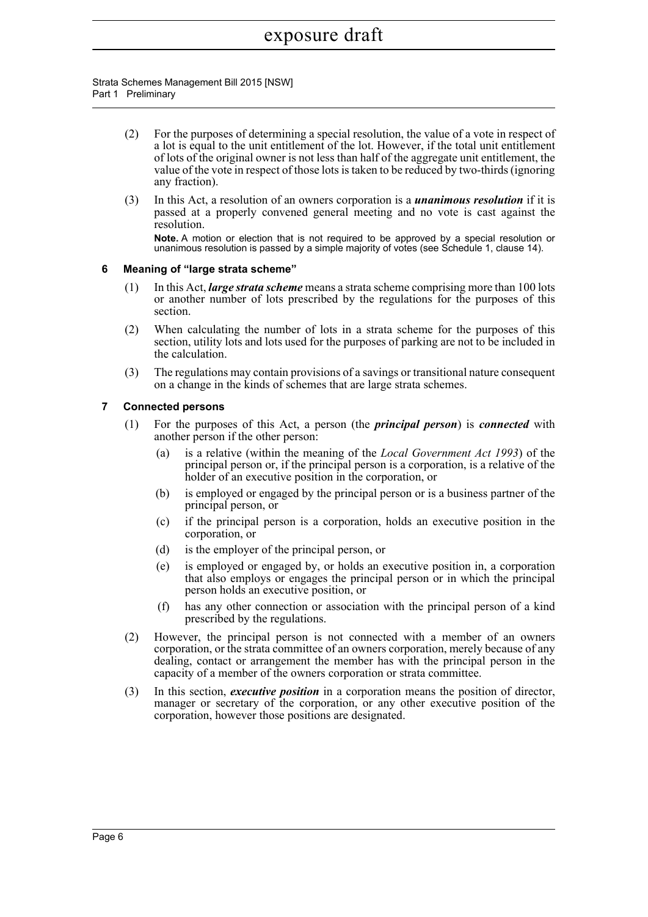(2) For the purposes of determining a special resolution, the value of a vote in respect of a lot is equal to the unit entitlement of the lot. However, if the total unit entitlement of lots of the original owner is not less than half of the aggregate unit entitlement, the value of the vote in respect of those lots is taken to be reduced by two-thirds (ignoring any fraction).

(3) In this Act, a resolution of an owners corporation is a ***unanimous resolution*** if it is passed at a properly convened general meeting and no vote is cast against the resolution.

**Note.** A motion or election that is not required to be approved by a special resolution or unanimous resolution is passed by a simple majority of votes (see Schedule 1, clause 14).

### 6 Meaning of "large strata scheme"

(1) In this Act, ***large strata scheme*** means a strata scheme comprising more than 100 lots or another number of lots prescribed by the regulations for the purposes of this section.

(2) When calculating the number of lots in a strata scheme for the purposes of this section, utility lots and lots used for the purposes of parking are not to be included in the calculation.

(3) The regulations may contain provisions of a savings or transitional nature consequent on a change in the kinds of schemes that are large strata schemes.

### 7 Connected persons

(1) For the purposes of this Act, a person (the ***principal person***) is ***connected*** with another person if the other person:

- (a) is a relative (within the meaning of the *Local Government Act 1993*) of the principal person or, if the principal person is a corporation, is a relative of the holder of an executive position in the corporation, or
- (b) is employed or engaged by the principal person or is a business partner of the principal person, or
- (c) if the principal person is a corporation, holds an executive position in the corporation, or
- (d) is the employer of the principal person, or
- (e) is employed or engaged by, or holds an executive position in, a corporation that also employs or engages the principal person or in which the principal person holds an executive position, or
- (f) has any other connection or association with the principal person of a kind prescribed by the regulations.

(2) However, the principal person is not connected with a member of an owners corporation, or the strata committee of an owners corporation, merely because of any dealing, contact or arrangement the member has with the principal person in the capacity of a member of the owners corporation or strata committee.

(3) In this section, ***executive position*** in a corporation means the position of director, manager or secretary of the corporation, or any other executive position of the corporation, however those positions are designated.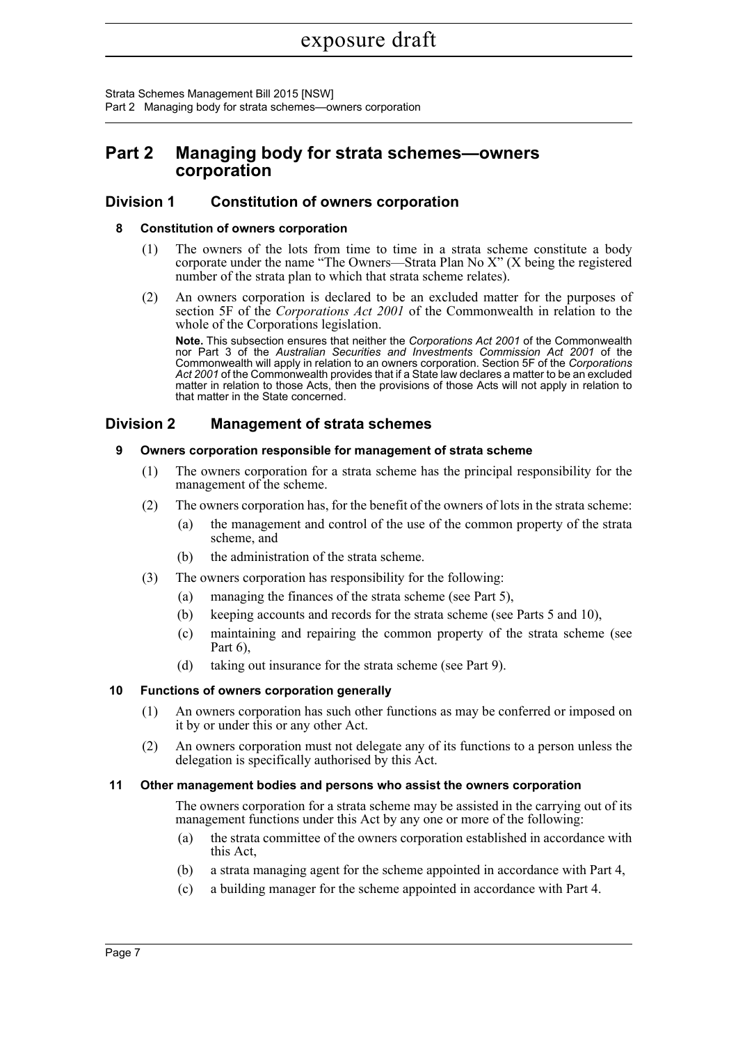# Part 2 Managing body for strata schemes—owners corporation

## Division 1 Constitution of owners corporation

### 8 Constitution of owners corporation

(1) The owners of the lots from time to time in a strata scheme constitute a body corporate under the name "The Owners—Strata Plan No X" (X being the registered number of the strata plan to which that strata scheme relates).

(2) An owners corporation is declared to be an excluded matter for the purposes of section 5F of the *Corporations Act 2001* of the Commonwealth in relation to the whole of the Corporations legislation.

**Note.** This subsection ensures that neither the *Corporations Act 2001* of the Commonwealth nor Part 3 of the *Australian Securities and Investments Commission Act 2001* of the Commonwealth will apply in relation to an owners corporation. Section 5F of the *Corporations Act 2001* of the Commonwealth provides that if a State law declares a matter to be an excluded matter in relation to those Acts, then the provisions of those Acts will not apply in relation to that matter in the State concerned.

## Division 2 Management of strata schemes

### 9 Owners corporation responsible for management of strata scheme

(1) The owners corporation for a strata scheme has the principal responsibility for the management of the scheme.

(2) The owners corporation has, for the benefit of the owners of lots in the strata scheme:

(a) the management and control of the use of the common property of the strata scheme, and

(b) the administration of the strata scheme.

(3) The owners corporation has responsibility for the following:

(a) managing the finances of the strata scheme (see Part 5),

(b) keeping accounts and records for the strata scheme (see Parts 5 and 10),

(c) maintaining and repairing the common property of the strata scheme (see Part 6),

(d) taking out insurance for the strata scheme (see Part 9).

### 10 Functions of owners corporation generally

(1) An owners corporation has such other functions as may be conferred or imposed on it by or under this or any other Act.

(2) An owners corporation must not delegate any of its functions to a person unless the delegation is specifically authorised by this Act.

### 11 Other management bodies and persons who assist the owners corporation

The owners corporation for a strata scheme may be assisted in the carrying out of its management functions under this Act by any one or more of the following:

(a) the strata committee of the owners corporation established in accordance with this Act,

(b) a strata managing agent for the scheme appointed in accordance with Part 4,

(c) a building manager for the scheme appointed in accordance with Part 4.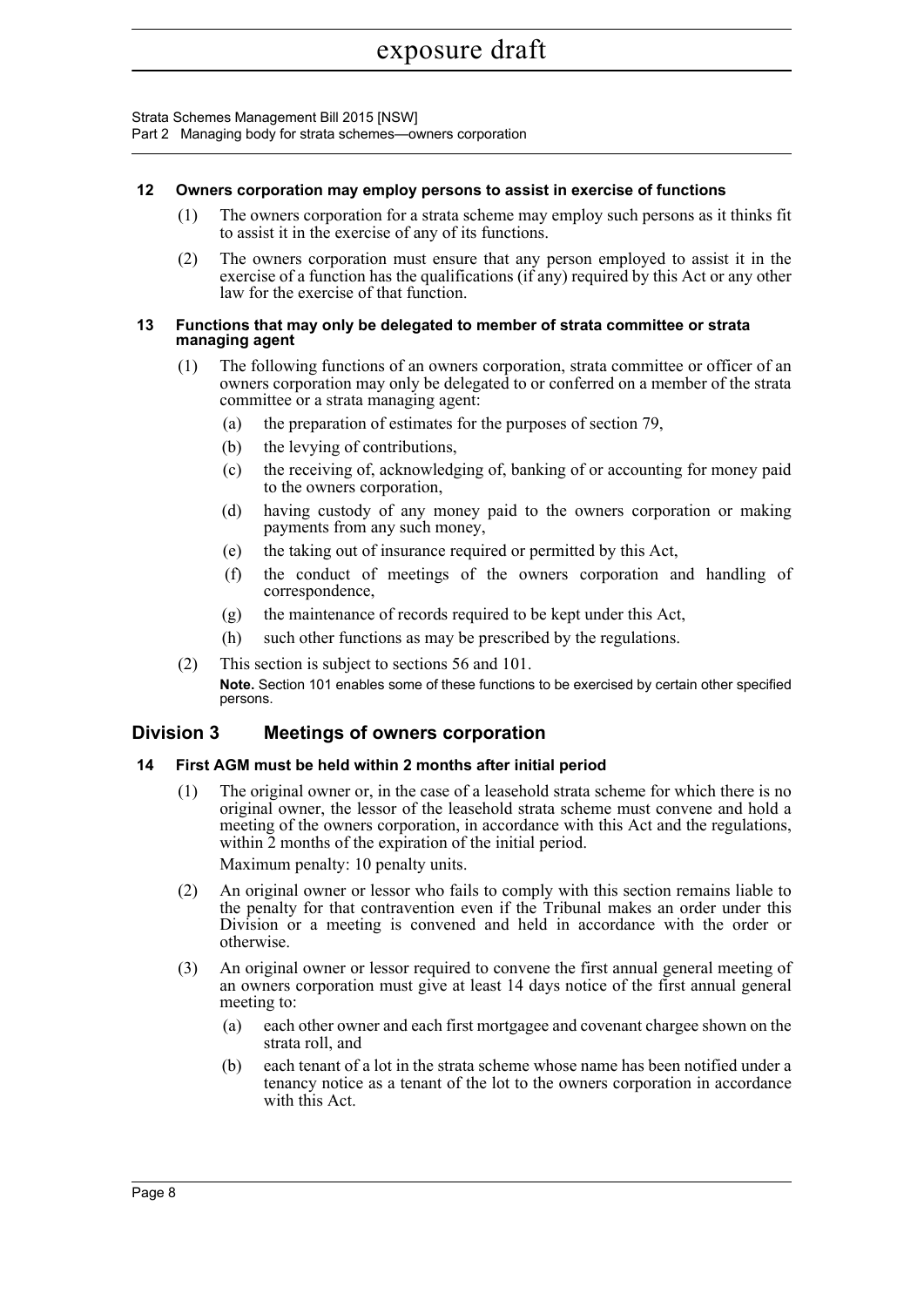### 12 Owners corporation may employ persons to assist in exercise of functions

(1) The owners corporation for a strata scheme may employ such persons as it thinks fit to assist it in the exercise of any of its functions.

(2) The owners corporation must ensure that any person employed to assist it in the exercise of a function has the qualifications (if any) required by this Act or any other law for the exercise of that function.

### 13 Functions that may only be delegated to member of strata committee or strata managing agent

(1) The following functions of an owners corporation, strata committee or officer of an owners corporation may only be delegated to or conferred on a member of the strata committee or a strata managing agent:

- (a) the preparation of estimates for the purposes of section 79,
- (b) the levying of contributions,
- (c) the receiving of, acknowledging of, banking of or accounting for money paid to the owners corporation,
- (d) having custody of any money paid to the owners corporation or making payments from any such money,
- (e) the taking out of insurance required or permitted by this Act,
- (f) the conduct of meetings of the owners corporation and handling of correspondence,
- (g) the maintenance of records required to be kept under this Act,
- (h) such other functions as may be prescribed by the regulations.

(2) This section is subject to sections 56 and 101.

**Note.** Section 101 enables some of these functions to be exercised by certain other specified persons.

## Division 3 Meetings of owners corporation

### 14 First AGM must be held within 2 months after initial period

(1) The original owner or, in the case of a leasehold strata scheme for which there is no original owner, the lessor of the leasehold strata scheme must convene and hold a meeting of the owners corporation, in accordance with this Act and the regulations, within 2 months of the expiration of the initial period.

Maximum penalty: 10 penalty units.

(2) An original owner or lessor who fails to comply with this section remains liable to the penalty for that contravention even if the Tribunal makes an order under this Division or a meeting is convened and held in accordance with the order or otherwise.

(3) An original owner or lessor required to convene the first annual general meeting of an owners corporation must give at least 14 days notice of the first annual general meeting to:

- (a) each other owner and each first mortgagee and covenant chargee shown on the strata roll, and
- (b) each tenant of a lot in the strata scheme whose name has been notified under a tenancy notice as a tenant of the lot to the owners corporation in accordance with this Act.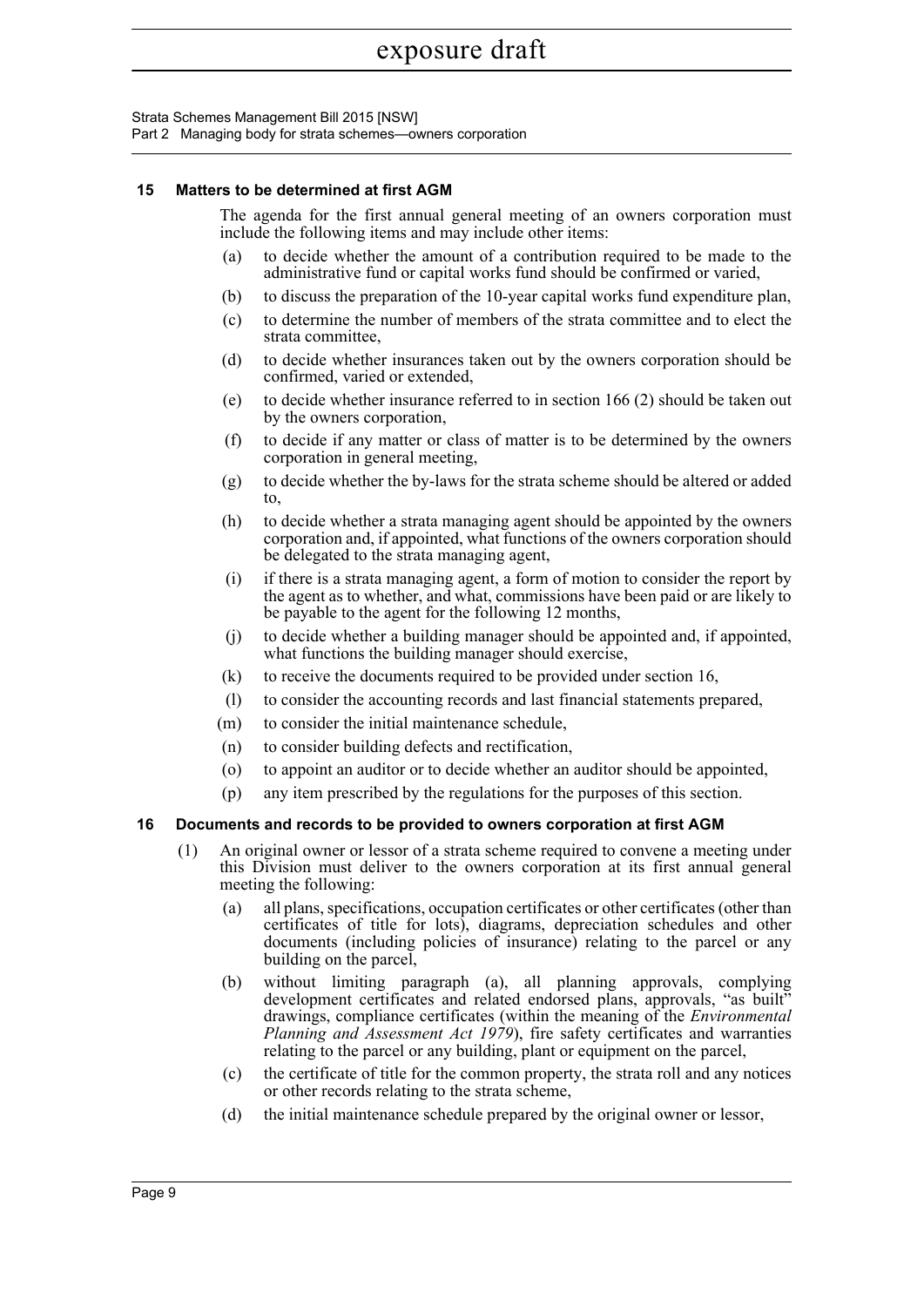### 15 Matters to be determined at first AGM

The agenda for the first annual general meeting of an owners corporation must include the following items and may include other items:

(a) to decide whether the amount of a contribution required to be made to the administrative fund or capital works fund should be confirmed or varied,

(b) to discuss the preparation of the 10-year capital works fund expenditure plan,

(c) to determine the number of members of the strata committee and to elect the strata committee,

(d) to decide whether insurances taken out by the owners corporation should be confirmed, varied or extended,

(e) to decide whether insurance referred to in section 166 (2) should be taken out by the owners corporation,

(f) to decide if any matter or class of matter is to be determined by the owners corporation in general meeting,

(g) to decide whether the by-laws for the strata scheme should be altered or added to,

(h) to decide whether a strata managing agent should be appointed by the owners corporation and, if appointed, what functions of the owners corporation should be delegated to the strata managing agent,

(i) if there is a strata managing agent, a form of motion to consider the report by the agent as to whether, and what, commissions have been paid or are likely to be payable to the agent for the following 12 months,

(j) to decide whether a building manager should be appointed and, if appointed, what functions the building manager should exercise,

(k) to receive the documents required to be provided under section 16,

(l) to consider the accounting records and last financial statements prepared,

(m) to consider the initial maintenance schedule,

(n) to consider building defects and rectification,

(o) to appoint an auditor or to decide whether an auditor should be appointed,

(p) any item prescribed by the regulations for the purposes of this section.

### 16 Documents and records to be provided to owners corporation at first AGM

(1) An original owner or lessor of a strata scheme required to convene a meeting under this Division must deliver to the owners corporation at its first annual general meeting the following:

(a) all plans, specifications, occupation certificates or other certificates (other than certificates of title for lots), diagrams, depreciation schedules and other documents (including policies of insurance) relating to the parcel or any building on the parcel,

(b) without limiting paragraph (a), all planning approvals, complying development certificates and related endorsed plans, approvals, "as built" drawings, compliance certificates (within the meaning of the *Environmental Planning and Assessment Act 1979*), fire safety certificates and warranties relating to the parcel or any building, plant or equipment on the parcel,

(c) the certificate of title for the common property, the strata roll and any notices or other records relating to the strata scheme,

(d) the initial maintenance schedule prepared by the original owner or lessor,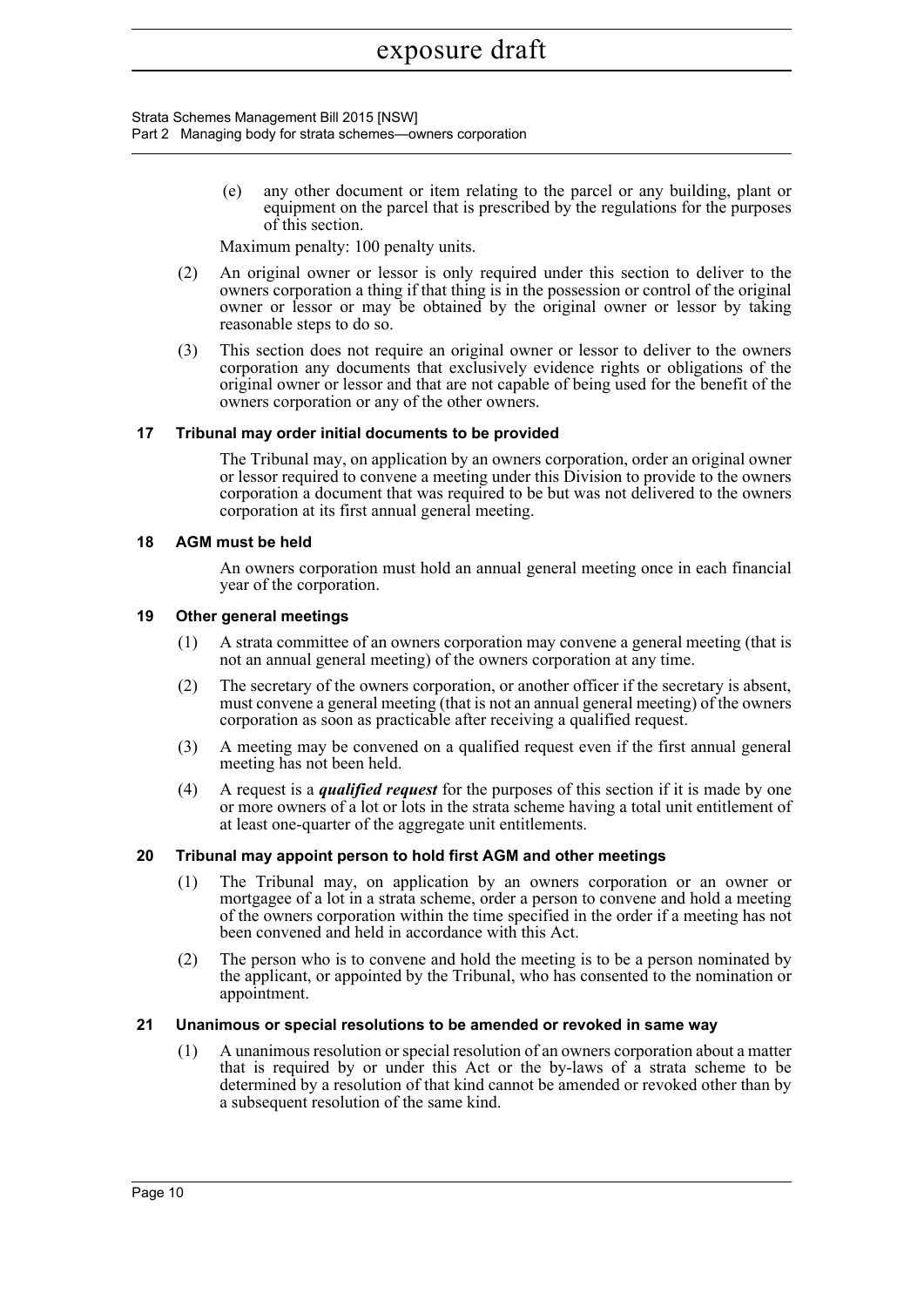(e) any other document or item relating to the parcel or any building, plant or equipment on the parcel that is prescribed by the regulations for the purposes of this section.

Maximum penalty: 100 penalty units.

(2) An original owner or lessor is only required under this section to deliver to the owners corporation a thing if that thing is in the possession or control of the original owner or lessor or may be obtained by the original owner or lessor by taking reasonable steps to do so.

(3) This section does not require an original owner or lessor to deliver to the owners corporation any documents that exclusively evidence rights or obligations of the original owner or lessor and that are not capable of being used for the benefit of the owners corporation or any of the other owners.

### 17 Tribunal may order initial documents to be provided

The Tribunal may, on application by an owners corporation, order an original owner or lessor required to convene a meeting under this Division to provide to the owners corporation a document that was required to be but was not delivered to the owners corporation at its first annual general meeting.

### 18 AGM must be held

An owners corporation must hold an annual general meeting once in each financial year of the corporation.

### 19 Other general meetings

(1) A strata committee of an owners corporation may convene a general meeting (that is not an annual general meeting) of the owners corporation at any time.

(2) The secretary of the owners corporation, or another officer if the secretary is absent, must convene a general meeting (that is not an annual general meeting) of the owners corporation as soon as practicable after receiving a qualified request.

(3) A meeting may be convened on a qualified request even if the first annual general meeting has not been held.

(4) A request is a ***qualified request*** for the purposes of this section if it is made by one or more owners of a lot or lots in the strata scheme having a total unit entitlement of at least one-quarter of the aggregate unit entitlements.

### 20 Tribunal may appoint person to hold first AGM and other meetings

(1) The Tribunal may, on application by an owners corporation or an owner or mortgagee of a lot in a strata scheme, order a person to convene and hold a meeting of the owners corporation within the time specified in the order if a meeting has not been convened and held in accordance with this Act.

(2) The person who is to convene and hold the meeting is to be a person nominated by the applicant, or appointed by the Tribunal, who has consented to the nomination or appointment.

### 21 Unanimous or special resolutions to be amended or revoked in same way

(1) A unanimous resolution or special resolution of an owners corporation about a matter that is required by or under this Act or the by-laws of a strata scheme to be determined by a resolution of that kind cannot be amended or revoked other than by a subsequent resolution of the same kind.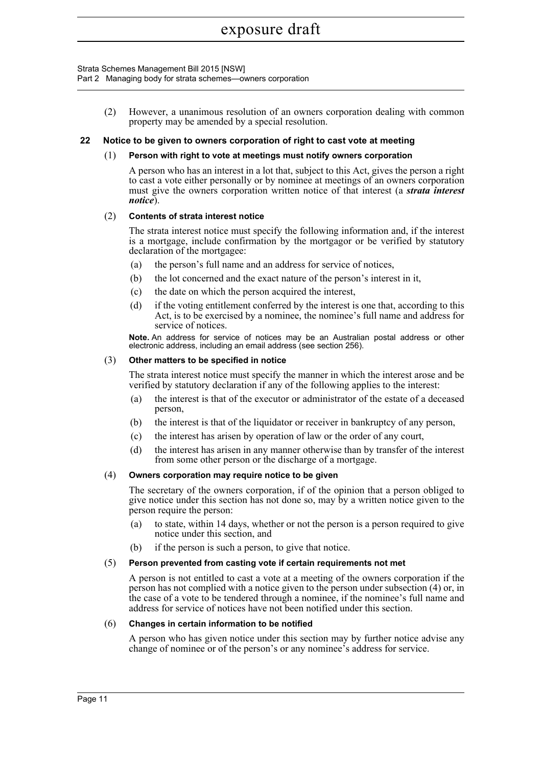(2) However, a unanimous resolution of an owners corporation dealing with common property may be amended by a special resolution.

### 22 Notice to be given to owners corporation of right to cast vote at meeting

(1) **Person with right to vote at meetings must notify owners corporation**

A person who has an interest in a lot that, subject to this Act, gives the person a right to cast a vote either personally or by nominee at meetings of an owners corporation must give the owners corporation written notice of that interest (a ***strata interest notice***).

(2) **Contents of strata interest notice**

The strata interest notice must specify the following information and, if the interest is a mortgage, include confirmation by the mortgagor or be verified by statutory declaration of the mortgagee:

- (a) the person's full name and an address for service of notices,
- (b) the lot concerned and the exact nature of the person's interest in it,
- (c) the date on which the person acquired the interest,
- (d) if the voting entitlement conferred by the interest is one that, according to this Act, is to be exercised by a nominee, the nominee's full name and address for service of notices.

**Note.** An address for service of notices may be an Australian postal address or other electronic address, including an email address (see section 256).

(3) **Other matters to be specified in notice**

The strata interest notice must specify the manner in which the interest arose and be verified by statutory declaration if any of the following applies to the interest:

- (a) the interest is that of the executor or administrator of the estate of a deceased person,
- (b) the interest is that of the liquidator or receiver in bankruptcy of any person,
- (c) the interest has arisen by operation of law or the order of any court,
- (d) the interest has arisen in any manner otherwise than by transfer of the interest from some other person or the discharge of a mortgage.

(4) **Owners corporation may require notice to be given**

The secretary of the owners corporation, if of the opinion that a person obliged to give notice under this section has not done so, may by a written notice given to the person require the person:

- (a) to state, within 14 days, whether or not the person is a person required to give notice under this section, and
- (b) if the person is such a person, to give that notice.

(5) **Person prevented from casting vote if certain requirements not met**

A person is not entitled to cast a vote at a meeting of the owners corporation if the person has not complied with a notice given to the person under subsection (4) or, in the case of a vote to be tendered through a nominee, if the nominee's full name and address for service of notices have not been notified under this section.

(6) **Changes in certain information to be notified**

A person who has given notice under this section may by further notice advise any change of nominee or of the person's or any nominee's address for service.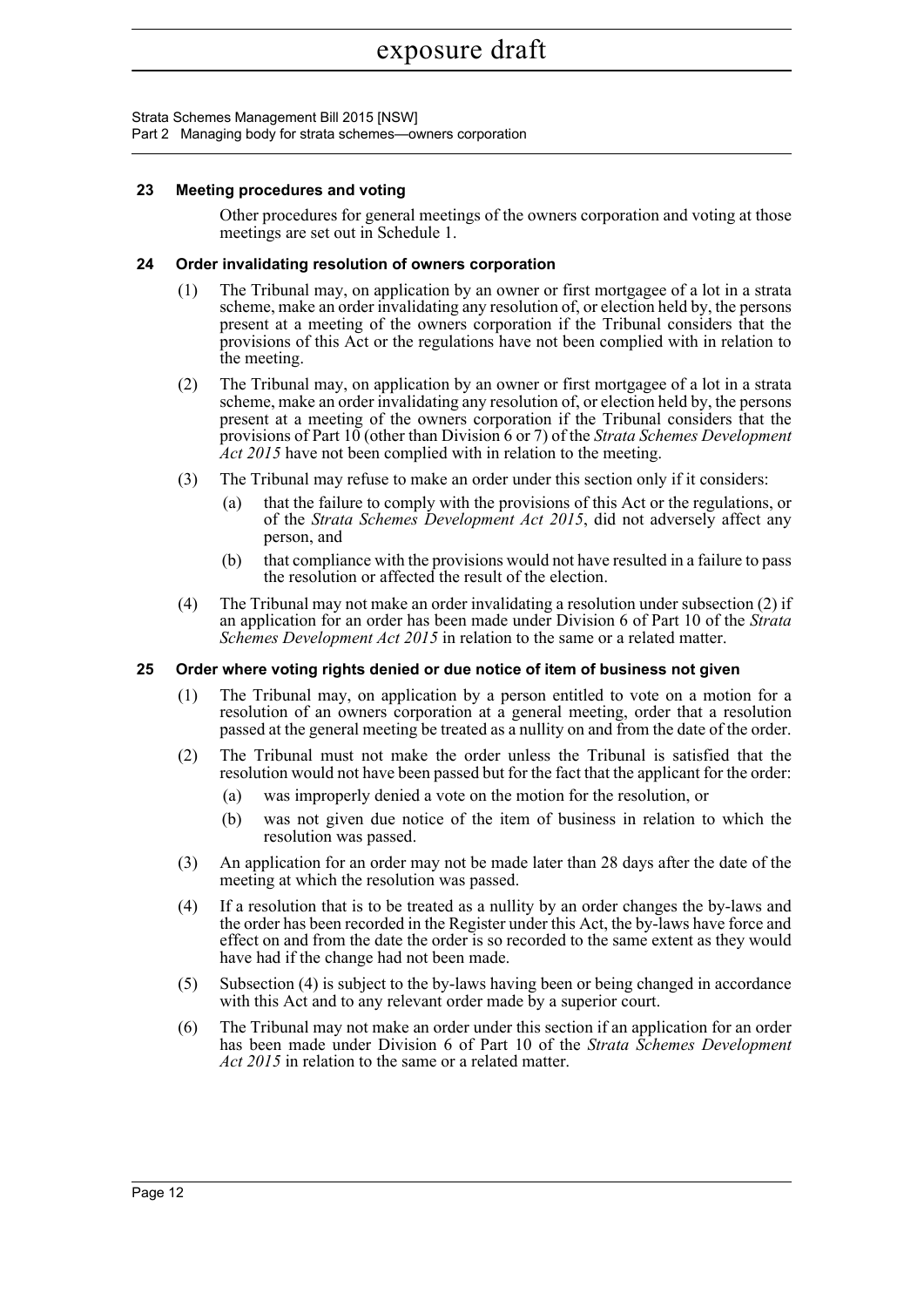## 23 Meeting procedures and voting

Other procedures for general meetings of the owners corporation and voting at those meetings are set out in Schedule 1.

## 24 Order invalidating resolution of owners corporation

(1) The Tribunal may, on application by an owner or first mortgagee of a lot in a strata scheme, make an order invalidating any resolution of, or election held by, the persons present at a meeting of the owners corporation if the Tribunal considers that the provisions of this Act or the regulations have not been complied with in relation to the meeting.

(2) The Tribunal may, on application by an owner or first mortgagee of a lot in a strata scheme, make an order invalidating any resolution of, or election held by, the persons present at a meeting of the owners corporation if the Tribunal considers that the provisions of Part 10 (other than Division 6 or 7) of the *Strata Schemes Development Act 2015* have not been complied with in relation to the meeting.

(3) The Tribunal may refuse to make an order under this section only if it considers:

- (a) that the failure to comply with the provisions of this Act or the regulations, or of the *Strata Schemes Development Act 2015*, did not adversely affect any person, and
- (b) that compliance with the provisions would not have resulted in a failure to pass the resolution or affected the result of the election.

(4) The Tribunal may not make an order invalidating a resolution under subsection (2) if an application for an order has been made under Division 6 of Part 10 of the *Strata Schemes Development Act 2015* in relation to the same or a related matter.

## 25 Order where voting rights denied or due notice of item of business not given

(1) The Tribunal may, on application by a person entitled to vote on a motion for a resolution of an owners corporation at a general meeting, order that a resolution passed at the general meeting be treated as a nullity on and from the date of the order.

(2) The Tribunal must not make the order unless the Tribunal is satisfied that the resolution would not have been passed but for the fact that the applicant for the order:

- (a) was improperly denied a vote on the motion for the resolution, or
- (b) was not given due notice of the item of business in relation to which the resolution was passed.

(3) An application for an order may not be made later than 28 days after the date of the meeting at which the resolution was passed.

(4) If a resolution that is to be treated as a nullity by an order changes the by-laws and the order has been recorded in the Register under this Act, the by-laws have force and effect on and from the date the order is so recorded to the same extent as they would have had if the change had not been made.

(5) Subsection (4) is subject to the by-laws having been or being changed in accordance with this Act and to any relevant order made by a superior court.

(6) The Tribunal may not make an order under this section if an application for an order has been made under Division 6 of Part 10 of the *Strata Schemes Development Act 2015* in relation to the same or a related matter.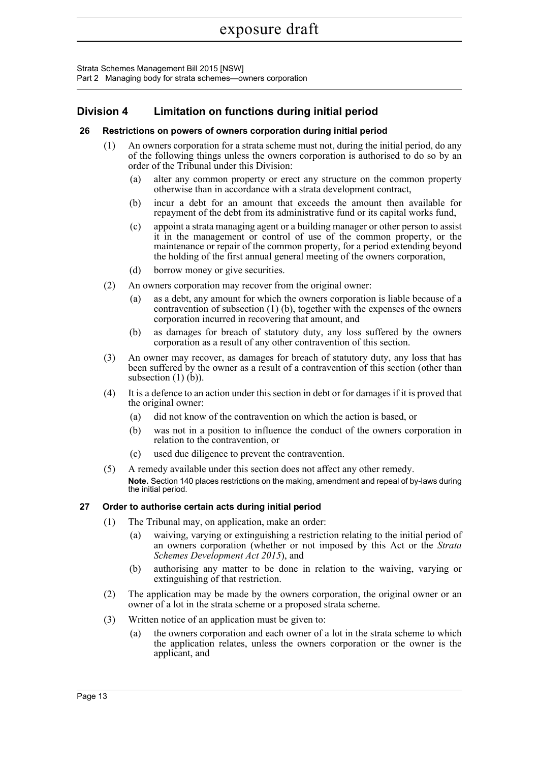## Division 4 Limitation on functions during initial period

### 26 Restrictions on powers of owners corporation during initial period

(1) An owners corporation for a strata scheme must not, during the initial period, do any of the following things unless the owners corporation is authorised to do so by an order of the Tribunal under this Division:

(a) alter any common property or erect any structure on the common property otherwise than in accordance with a strata development contract,

(b) incur a debt for an amount that exceeds the amount then available for repayment of the debt from its administrative fund or its capital works fund,

(c) appoint a strata managing agent or a building manager or other person to assist it in the management or control of use of the common property, or the maintenance or repair of the common property, for a period extending beyond the holding of the first annual general meeting of the owners corporation,

(d) borrow money or give securities.

(2) An owners corporation may recover from the original owner:

(a) as a debt, any amount for which the owners corporation is liable because of a contravention of subsection (1) (b), together with the expenses of the owners corporation incurred in recovering that amount, and

(b) as damages for breach of statutory duty, any loss suffered by the owners corporation as a result of any other contravention of this section.

(3) An owner may recover, as damages for breach of statutory duty, any loss that has been suffered by the owner as a result of a contravention of this section (other than subsection (1) (b)).

(4) It is a defence to an action under this section in debt or for damages if it is proved that the original owner:

(a) did not know of the contravention on which the action is based, or

(b) was not in a position to influence the conduct of the owners corporation in relation to the contravention, or

(c) used due diligence to prevent the contravention.

(5) A remedy available under this section does not affect any other remedy.

**Note.** Section 140 places restrictions on the making, amendment and repeal of by-laws during the initial period.

### 27 Order to authorise certain acts during initial period

(1) The Tribunal may, on application, make an order:

(a) waiving, varying or extinguishing a restriction relating to the initial period of an owners corporation (whether or not imposed by this Act or the *Strata Schemes Development Act 2015*), and

(b) authorising any matter to be done in relation to the waiving, varying or extinguishing of that restriction.

(2) The application may be made by the owners corporation, the original owner or an owner of a lot in the strata scheme or a proposed strata scheme.

(3) Written notice of an application must be given to:

(a) the owners corporation and each owner of a lot in the strata scheme to which the application relates, unless the owners corporation or the owner is the applicant, and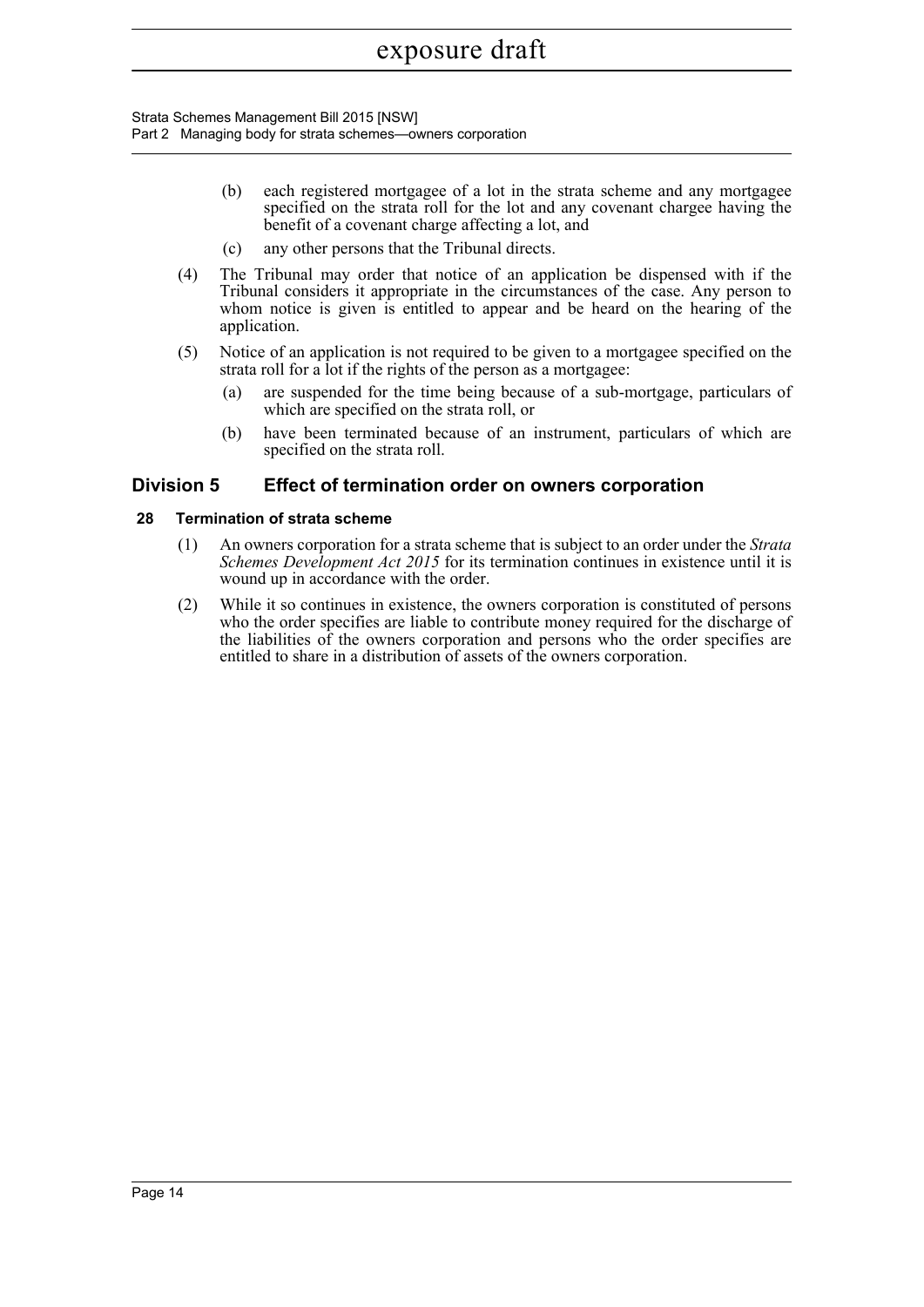(b) each registered mortgagee of a lot in the strata scheme and any mortgagee specified on the strata roll for the lot and any covenant chargee having the benefit of a covenant charge affecting a lot, and

(c) any other persons that the Tribunal directs.

(4) The Tribunal may order that notice of an application be dispensed with if the Tribunal considers it appropriate in the circumstances of the case. Any person to whom notice is given is entitled to appear and be heard on the hearing of the application.

(5) Notice of an application is not required to be given to a mortgagee specified on the strata roll for a lot if the rights of the person as a mortgagee:

(a) are suspended for the time being because of a sub-mortgage, particulars of which are specified on the strata roll, or

(b) have been terminated because of an instrument, particulars of which are specified on the strata roll.

## Division 5 Effect of termination order on owners corporation

### 28 Termination of strata scheme

(1) An owners corporation for a strata scheme that is subject to an order under the *Strata Schemes Development Act 2015* for its termination continues in existence until it is wound up in accordance with the order.

(2) While it so continues in existence, the owners corporation is constituted of persons who the order specifies are liable to contribute money required for the discharge of the liabilities of the owners corporation and persons who the order specifies are entitled to share in a distribution of assets of the owners corporation.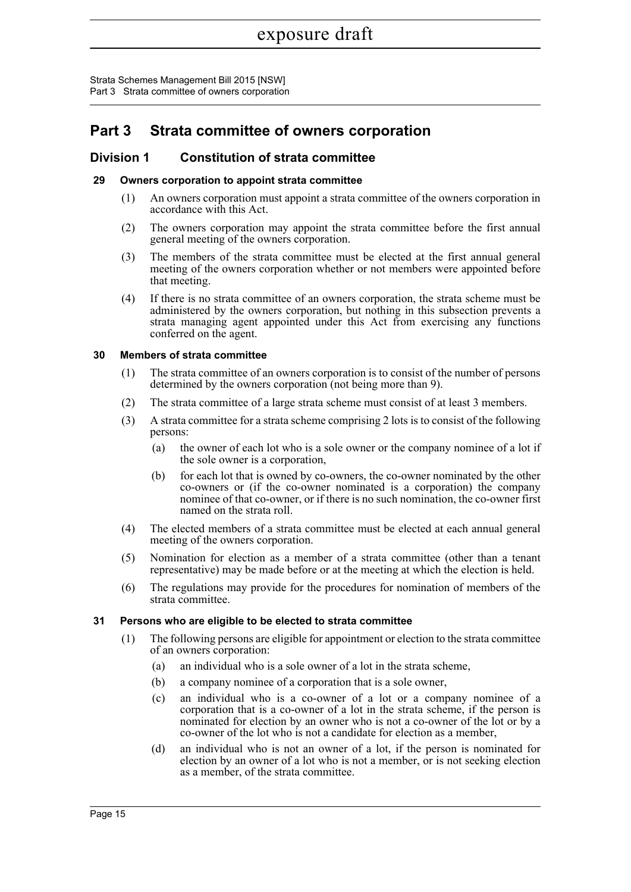# Part 3 Strata committee of owners corporation

## Division 1 Constitution of strata committee

### 29 Owners corporation to appoint strata committee

(1) An owners corporation must appoint a strata committee of the owners corporation in accordance with this Act.

(2) The owners corporation may appoint the strata committee before the first annual general meeting of the owners corporation.

(3) The members of the strata committee must be elected at the first annual general meeting of the owners corporation whether or not members were appointed before that meeting.

(4) If there is no strata committee of an owners corporation, the strata scheme must be administered by the owners corporation, but nothing in this subsection prevents a strata managing agent appointed under this Act from exercising any functions conferred on the agent.

### 30 Members of strata committee

(1) The strata committee of an owners corporation is to consist of the number of persons determined by the owners corporation (not being more than 9).

(2) The strata committee of a large strata scheme must consist of at least 3 members.

(3) A strata committee for a strata scheme comprising 2 lots is to consist of the following persons:

- (a) the owner of each lot who is a sole owner or the company nominee of a lot if the sole owner is a corporation,
- (b) for each lot that is owned by co-owners, the co-owner nominated by the other co-owners or (if the co-owner nominated is a corporation) the company nominee of that co-owner, or if there is no such nomination, the co-owner first named on the strata roll.

(4) The elected members of a strata committee must be elected at each annual general meeting of the owners corporation.

(5) Nomination for election as a member of a strata committee (other than a tenant representative) may be made before or at the meeting at which the election is held.

(6) The regulations may provide for the procedures for nomination of members of the strata committee.

### 31 Persons who are eligible to be elected to strata committee

(1) The following persons are eligible for appointment or election to the strata committee of an owners corporation:

- (a) an individual who is a sole owner of a lot in the strata scheme,
- (b) a company nominee of a corporation that is a sole owner,
- (c) an individual who is a co-owner of a lot or a company nominee of a corporation that is a co-owner of a lot in the strata scheme, if the person is nominated for election by an owner who is not a co-owner of the lot or by a co-owner of the lot who is not a candidate for election as a member,
- (d) an individual who is not an owner of a lot, if the person is nominated for election by an owner of a lot who is not a member, or is not seeking election as a member, of the strata committee.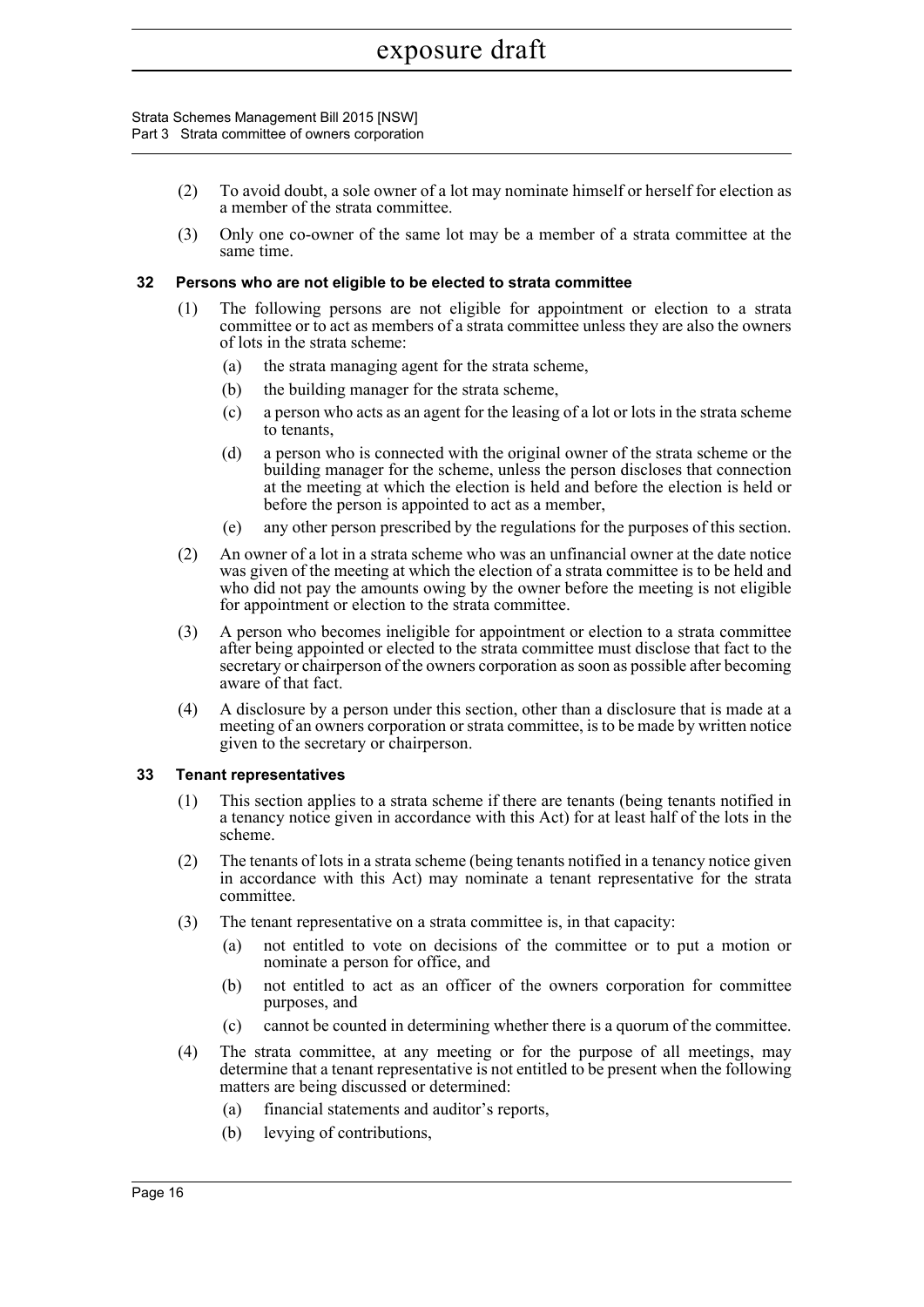(2) To avoid doubt, a sole owner of a lot may nominate himself or herself for election as a member of the strata committee.

(3) Only one co-owner of the same lot may be a member of a strata committee at the same time.

**32 Persons who are not eligible to be elected to strata committee**

(1) The following persons are not eligible for appointment or election to a strata committee or to act as members of a strata committee unless they are also the owners of lots in the strata scheme:

(a) the strata managing agent for the strata scheme,

(b) the building manager for the strata scheme,

(c) a person who acts as an agent for the leasing of a lot or lots in the strata scheme to tenants,

(d) a person who is connected with the original owner of the strata scheme or the building manager for the scheme, unless the person discloses that connection at the meeting at which the election is held and before the election is held or before the person is appointed to act as a member,

(e) any other person prescribed by the regulations for the purposes of this section.

(2) An owner of a lot in a strata scheme who was an unfinancial owner at the date notice was given of the meeting at which the election of a strata committee is to be held and who did not pay the amounts owing by the owner before the meeting is not eligible for appointment or election to the strata committee.

(3) A person who becomes ineligible for appointment or election to a strata committee after being appointed or elected to the strata committee must disclose that fact to the secretary or chairperson of the owners corporation as soon as possible after becoming aware of that fact.

(4) A disclosure by a person under this section, other than a disclosure that is made at a meeting of an owners corporation or strata committee, is to be made by written notice given to the secretary or chairperson.

**33 Tenant representatives**

(1) This section applies to a strata scheme if there are tenants (being tenants notified in a tenancy notice given in accordance with this Act) for at least half of the lots in the scheme.

(2) The tenants of lots in a strata scheme (being tenants notified in a tenancy notice given in accordance with this Act) may nominate a tenant representative for the strata committee.

(3) The tenant representative on a strata committee is, in that capacity:

(a) not entitled to vote on decisions of the committee or to put a motion or nominate a person for office, and

(b) not entitled to act as an officer of the owners corporation for committee purposes, and

(c) cannot be counted in determining whether there is a quorum of the committee.

(4) The strata committee, at any meeting or for the purpose of all meetings, may determine that a tenant representative is not entitled to be present when the following matters are being discussed or determined:

(a) financial statements and auditor's reports,

(b) levying of contributions,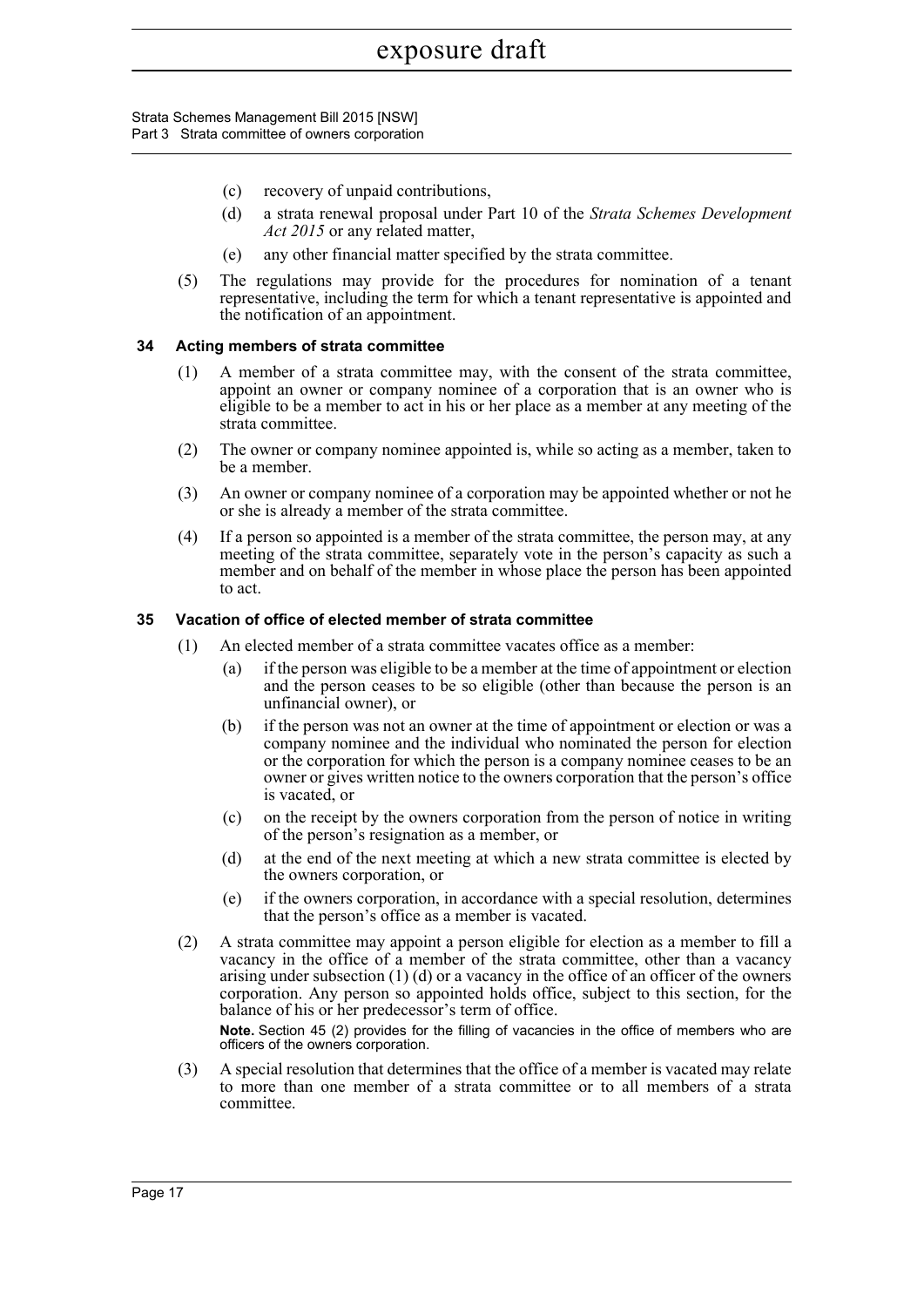- (c) recovery of unpaid contributions,
- (d) a strata renewal proposal under Part 10 of the *Strata Schemes Development Act 2015* or any related matter,
- (e) any other financial matter specified by the strata committee.

(5) The regulations may provide for the procedures for nomination of a tenant representative, including the term for which a tenant representative is appointed and the notification of an appointment.

### 34 Acting members of strata committee

(1) A member of a strata committee may, with the consent of the strata committee, appoint an owner or company nominee of a corporation that is an owner who is eligible to be a member to act in his or her place as a member at any meeting of the strata committee.

(2) The owner or company nominee appointed is, while so acting as a member, taken to be a member.

(3) An owner or company nominee of a corporation may be appointed whether or not he or she is already a member of the strata committee.

(4) If a person so appointed is a member of the strata committee, the person may, at any meeting of the strata committee, separately vote in the person's capacity as such a member and on behalf of the member in whose place the person has been appointed to act.

### 35 Vacation of office of elected member of strata committee

(1) An elected member of a strata committee vacates office as a member:

- (a) if the person was eligible to be a member at the time of appointment or election and the person ceases to be so eligible (other than because the person is an unfinancial owner), or
- (b) if the person was not an owner at the time of appointment or election or was a company nominee and the individual who nominated the person for election or the corporation for which the person is a company nominee ceases to be an owner or gives written notice to the owners corporation that the person's office is vacated, or
- (c) on the receipt by the owners corporation from the person of notice in writing of the person's resignation as a member, or
- (d) at the end of the next meeting at which a new strata committee is elected by the owners corporation, or
- (e) if the owners corporation, in accordance with a special resolution, determines that the person's office as a member is vacated.

(2) A strata committee may appoint a person eligible for election as a member to fill a vacancy in the office of a member of the strata committee, other than a vacancy arising under subsection (1) (d) or a vacancy in the office of an officer of the owners corporation. Any person so appointed holds office, subject to this section, for the balance of his or her predecessor's term of office.

**Note.** Section 45 (2) provides for the filling of vacancies in the office of members who are officers of the owners corporation.

(3) A special resolution that determines that the office of a member is vacated may relate to more than one member of a strata committee or to all members of a strata committee.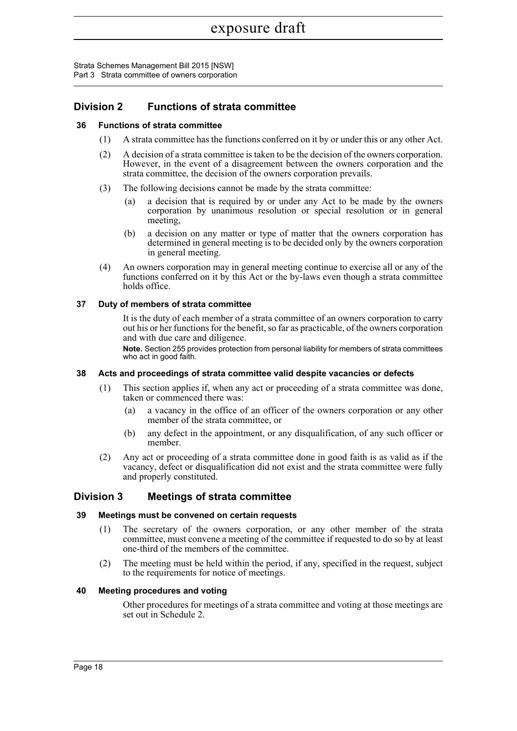## Division 2 Functions of strata committee

### 36 Functions of strata committee

(1) A strata committee has the functions conferred on it by or under this or any other Act.

(2) A decision of a strata committee is taken to be the decision of the owners corporation. However, in the event of a disagreement between the owners corporation and the strata committee, the decision of the owners corporation prevails.

(3) The following decisions cannot be made by the strata committee:

(a) a decision that is required by or under any Act to be made by the owners corporation by unanimous resolution or special resolution or in general meeting,

(b) a decision on any matter or type of matter that the owners corporation has determined in general meeting is to be decided only by the owners corporation in general meeting.

(4) An owners corporation may in general meeting continue to exercise all or any of the functions conferred on it by this Act or the by-laws even though a strata committee holds office.

### 37 Duty of members of strata committee

It is the duty of each member of a strata committee of an owners corporation to carry out his or her functions for the benefit, so far as practicable, of the owners corporation and with due care and diligence.

**Note.** Section 255 provides protection from personal liability for members of strata committees who act in good faith.

### 38 Acts and proceedings of strata committee valid despite vacancies or defects

(1) This section applies if, when any act or proceeding of a strata committee was done, taken or commenced there was:

(a) a vacancy in the office of an officer of the owners corporation or any other member of the strata committee, or

(b) any defect in the appointment, or any disqualification, of any such officer or member.

(2) Any act or proceeding of a strata committee done in good faith is as valid as if the vacancy, defect or disqualification did not exist and the strata committee were fully and properly constituted.

## Division 3 Meetings of strata committee

### 39 Meetings must be convened on certain requests

(1) The secretary of the owners corporation, or any other member of the strata committee, must convene a meeting of the committee if requested to do so by at least one-third of the members of the committee.

(2) The meeting must be held within the period, if any, specified in the request, subject to the requirements for notice of meetings.

### 40 Meeting procedures and voting

Other procedures for meetings of a strata committee and voting at those meetings are set out in Schedule 2.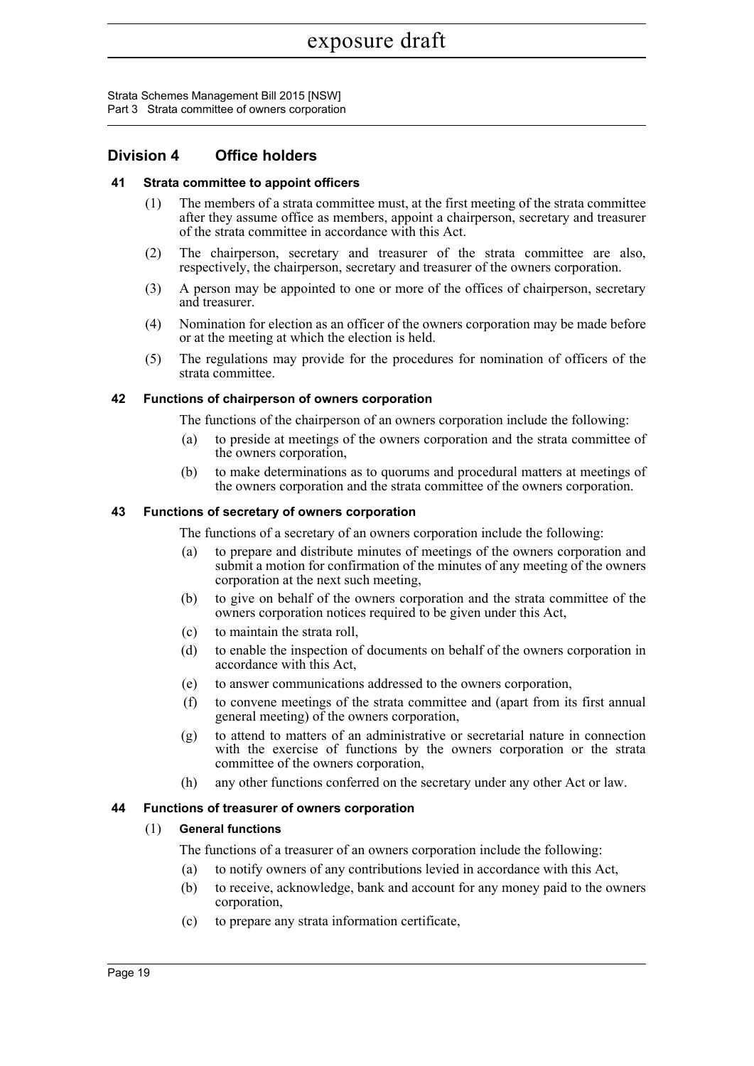## Division 4 Office holders

### 41 Strata committee to appoint officers

(1) The members of a strata committee must, at the first meeting of the strata committee after they assume office as members, appoint a chairperson, secretary and treasurer of the strata committee in accordance with this Act.

(2) The chairperson, secretary and treasurer of the strata committee are also, respectively, the chairperson, secretary and treasurer of the owners corporation.

(3) A person may be appointed to one or more of the offices of chairperson, secretary and treasurer.

(4) Nomination for election as an officer of the owners corporation may be made before or at the meeting at which the election is held.

(5) The regulations may provide for the procedures for nomination of officers of the strata committee.

### 42 Functions of chairperson of owners corporation

The functions of the chairperson of an owners corporation include the following:

(a) to preside at meetings of the owners corporation and the strata committee of the owners corporation,

(b) to make determinations as to quorums and procedural matters at meetings of the owners corporation and the strata committee of the owners corporation.

### 43 Functions of secretary of owners corporation

The functions of a secretary of an owners corporation include the following:

(a) to prepare and distribute minutes of meetings of the owners corporation and submit a motion for confirmation of the minutes of any meeting of the owners corporation at the next such meeting,

(b) to give on behalf of the owners corporation and the strata committee of the owners corporation notices required to be given under this Act,

(c) to maintain the strata roll,

(d) to enable the inspection of documents on behalf of the owners corporation in accordance with this Act,

(e) to answer communications addressed to the owners corporation,

(f) to convene meetings of the strata committee and (apart from its first annual general meeting) of the owners corporation,

(g) to attend to matters of an administrative or secretarial nature in connection with the exercise of functions by the owners corporation or the strata committee of the owners corporation,

(h) any other functions conferred on the secretary under any other Act or law.

### 44 Functions of treasurer of owners corporation

(1) **General functions**

The functions of a treasurer of an owners corporation include the following:

(a) to notify owners of any contributions levied in accordance with this Act,

(b) to receive, acknowledge, bank and account for any money paid to the owners corporation,

(c) to prepare any strata information certificate,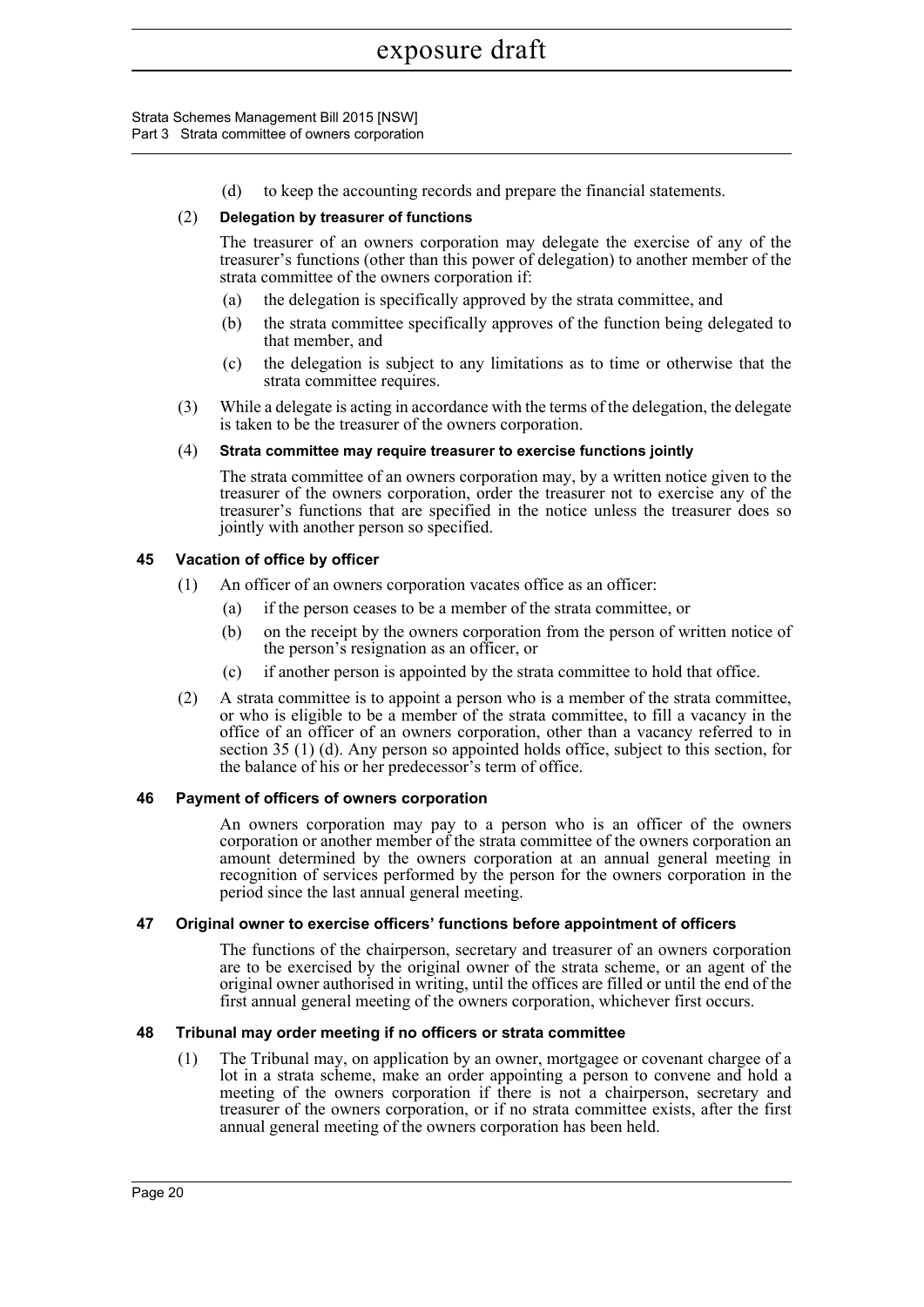(d) to keep the accounting records and prepare the financial statements.

(2) **Delegation by treasurer of functions**

The treasurer of an owners corporation may delegate the exercise of any of the treasurer's functions (other than this power of delegation) to another member of the strata committee of the owners corporation if:

(a) the delegation is specifically approved by the strata committee, and

(b) the strata committee specifically approves of the function being delegated to that member, and

(c) the delegation is subject to any limitations as to time or otherwise that the strata committee requires.

(3) While a delegate is acting in accordance with the terms of the delegation, the delegate is taken to be the treasurer of the owners corporation.

(4) **Strata committee may require treasurer to exercise functions jointly**

The strata committee of an owners corporation may, by a written notice given to the treasurer of the owners corporation, order the treasurer not to exercise any of the treasurer's functions that are specified in the notice unless the treasurer does so jointly with another person so specified.

### 45 Vacation of office by officer

(1) An officer of an owners corporation vacates office as an officer:

(a) if the person ceases to be a member of the strata committee, or

(b) on the receipt by the owners corporation from the person of written notice of the person's resignation as an officer, or

(c) if another person is appointed by the strata committee to hold that office.

(2) A strata committee is to appoint a person who is a member of the strata committee, or who is eligible to be a member of the strata committee, to fill a vacancy in the office of an officer of an owners corporation, other than a vacancy referred to in section 35 (1) (d). Any person so appointed holds office, subject to this section, for the balance of his or her predecessor's term of office.

### 46 Payment of officers of owners corporation

An owners corporation may pay to a person who is an officer of the owners corporation or another member of the strata committee of the owners corporation an amount determined by the owners corporation at an annual general meeting in recognition of services performed by the person for the owners corporation in the period since the last annual general meeting.

### 47 Original owner to exercise officers' functions before appointment of officers

The functions of the chairperson, secretary and treasurer of an owners corporation are to be exercised by the original owner of the strata scheme, or an agent of the original owner authorised in writing, until the offices are filled or until the end of the first annual general meeting of the owners corporation, whichever first occurs.

### 48 Tribunal may order meeting if no officers or strata committee

(1) The Tribunal may, on application by an owner, mortgagee or covenant chargee of a lot in a strata scheme, make an order appointing a person to convene and hold a meeting of the owners corporation if there is not a chairperson, secretary and treasurer of the owners corporation, or if no strata committee exists, after the first annual general meeting of the owners corporation has been held.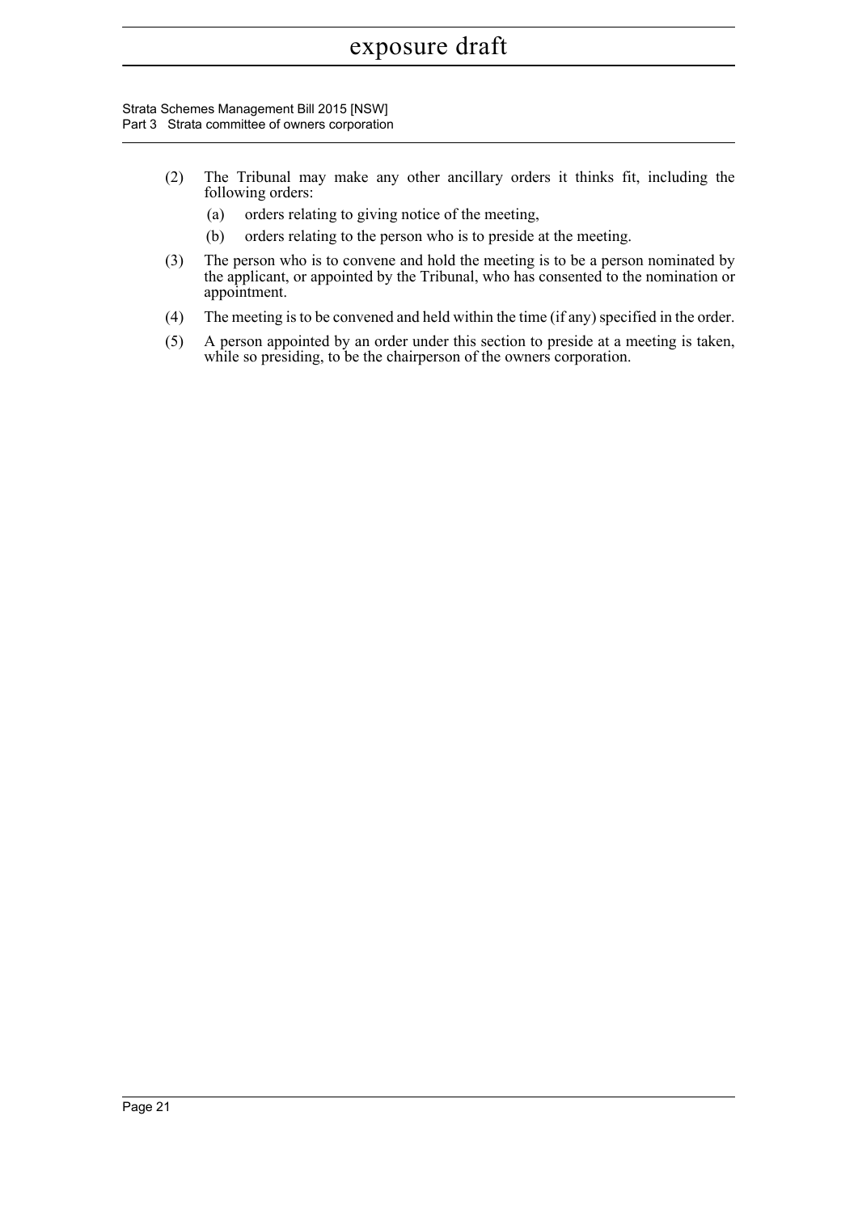(2) The Tribunal may make any other ancillary orders it thinks fit, including the following orders:

(a) orders relating to giving notice of the meeting,

(b) orders relating to the person who is to preside at the meeting.

(3) The person who is to convene and hold the meeting is to be a person nominated by the applicant, or appointed by the Tribunal, who has consented to the nomination or appointment.

(4) The meeting is to be convened and held within the time (if any) specified in the order.

(5) A person appointed by an order under this section to preside at a meeting is taken, while so presiding, to be the chairperson of the owners corporation.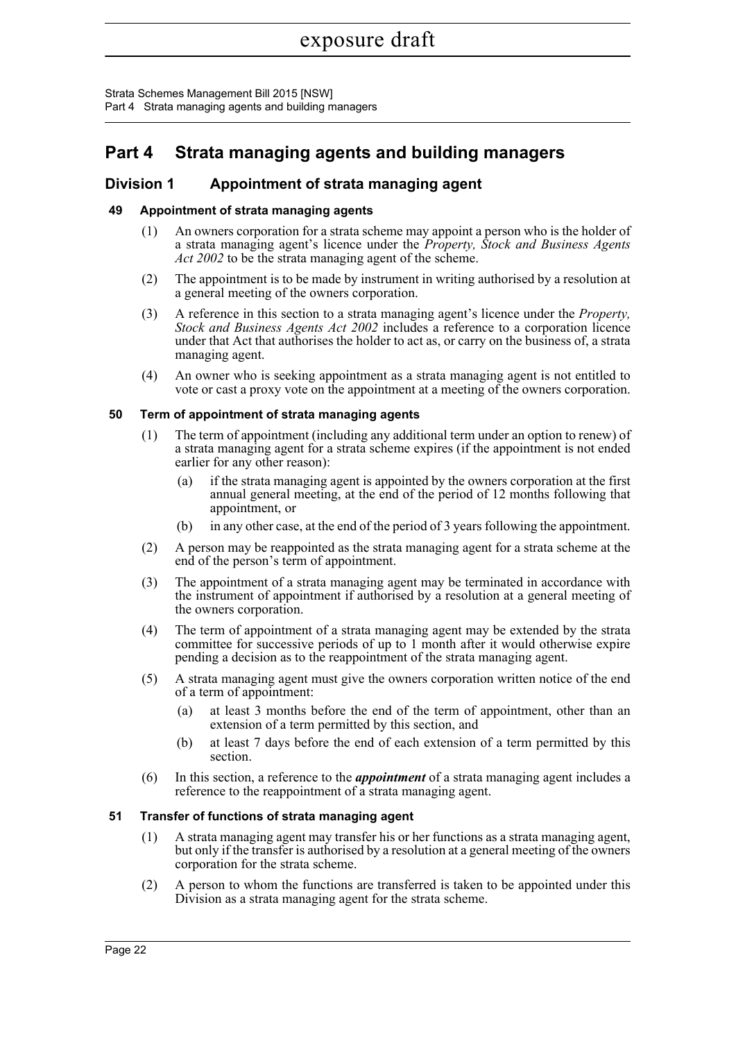# Part 4 Strata managing agents and building managers

## Division 1 Appointment of strata managing agent

### 49 Appointment of strata managing agents

(1) An owners corporation for a strata scheme may appoint a person who is the holder of a strata managing agent's licence under the *Property, Stock and Business Agents Act 2002* to be the strata managing agent of the scheme.

(2) The appointment is to be made by instrument in writing authorised by a resolution at a general meeting of the owners corporation.

(3) A reference in this section to a strata managing agent's licence under the *Property, Stock and Business Agents Act 2002* includes a reference to a corporation licence under that Act that authorises the holder to act as, or carry on the business of, a strata managing agent.

(4) An owner who is seeking appointment as a strata managing agent is not entitled to vote or cast a proxy vote on the appointment at a meeting of the owners corporation.

### 50 Term of appointment of strata managing agents

(1) The term of appointment (including any additional term under an option to renew) of a strata managing agent for a strata scheme expires (if the appointment is not ended earlier for any other reason):

- (a) if the strata managing agent is appointed by the owners corporation at the first annual general meeting, at the end of the period of 12 months following that appointment, or
- (b) in any other case, at the end of the period of 3 years following the appointment.

(2) A person may be reappointed as the strata managing agent for a strata scheme at the end of the person's term of appointment.

(3) The appointment of a strata managing agent may be terminated in accordance with the instrument of appointment if authorised by a resolution at a general meeting of the owners corporation.

(4) The term of appointment of a strata managing agent may be extended by the strata committee for successive periods of up to 1 month after it would otherwise expire pending a decision as to the reappointment of the strata managing agent.

(5) A strata managing agent must give the owners corporation written notice of the end of a term of appointment:

- (a) at least 3 months before the end of the term of appointment, other than an extension of a term permitted by this section, and
- (b) at least 7 days before the end of each extension of a term permitted by this section.

(6) In this section, a reference to the ***appointment*** of a strata managing agent includes a reference to the reappointment of a strata managing agent.

### 51 Transfer of functions of strata managing agent

(1) A strata managing agent may transfer his or her functions as a strata managing agent, but only if the transfer is authorised by a resolution at a general meeting of the owners corporation for the strata scheme.

(2) A person to whom the functions are transferred is taken to be appointed under this Division as a strata managing agent for the strata scheme.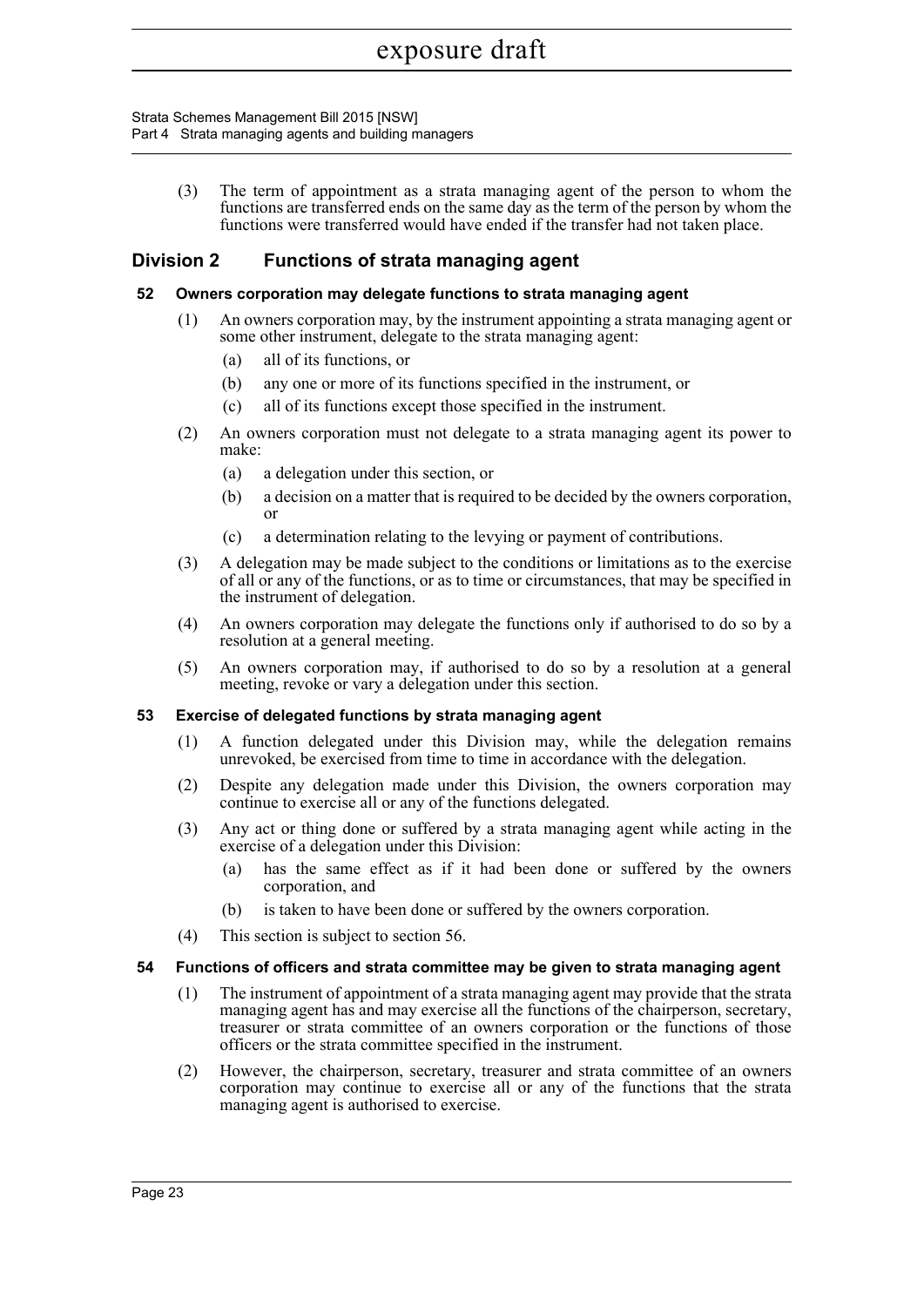(3) The term of appointment as a strata managing agent of the person to whom the functions are transferred ends on the same day as the term of the person by whom the functions were transferred would have ended if the transfer had not taken place.

## Division 2 Functions of strata managing agent

### 52 Owners corporation may delegate functions to strata managing agent

(1) An owners corporation may, by the instrument appointing a strata managing agent or some other instrument, delegate to the strata managing agent:

- (a) all of its functions, or
- (b) any one or more of its functions specified in the instrument, or
- (c) all of its functions except those specified in the instrument.

(2) An owners corporation must not delegate to a strata managing agent its power to make:

- (a) a delegation under this section, or
- (b) a decision on a matter that is required to be decided by the owners corporation, or
- (c) a determination relating to the levying or payment of contributions.

(3) A delegation may be made subject to the conditions or limitations as to the exercise of all or any of the functions, or as to time or circumstances, that may be specified in the instrument of delegation.

(4) An owners corporation may delegate the functions only if authorised to do so by a resolution at a general meeting.

(5) An owners corporation may, if authorised to do so by a resolution at a general meeting, revoke or vary a delegation under this section.

### 53 Exercise of delegated functions by strata managing agent

(1) A function delegated under this Division may, while the delegation remains unrevoked, be exercised from time to time in accordance with the delegation.

(2) Despite any delegation made under this Division, the owners corporation may continue to exercise all or any of the functions delegated.

(3) Any act or thing done or suffered by a strata managing agent while acting in the exercise of a delegation under this Division:

- (a) has the same effect as if it had been done or suffered by the owners corporation, and
- (b) is taken to have been done or suffered by the owners corporation.

(4) This section is subject to section 56.

### 54 Functions of officers and strata committee may be given to strata managing agent

(1) The instrument of appointment of a strata managing agent may provide that the strata managing agent has and may exercise all the functions of the chairperson, secretary, treasurer or strata committee of an owners corporation or the functions of those officers or the strata committee specified in the instrument.

(2) However, the chairperson, secretary, treasurer and strata committee of an owners corporation may continue to exercise all or any of the functions that the strata managing agent is authorised to exercise.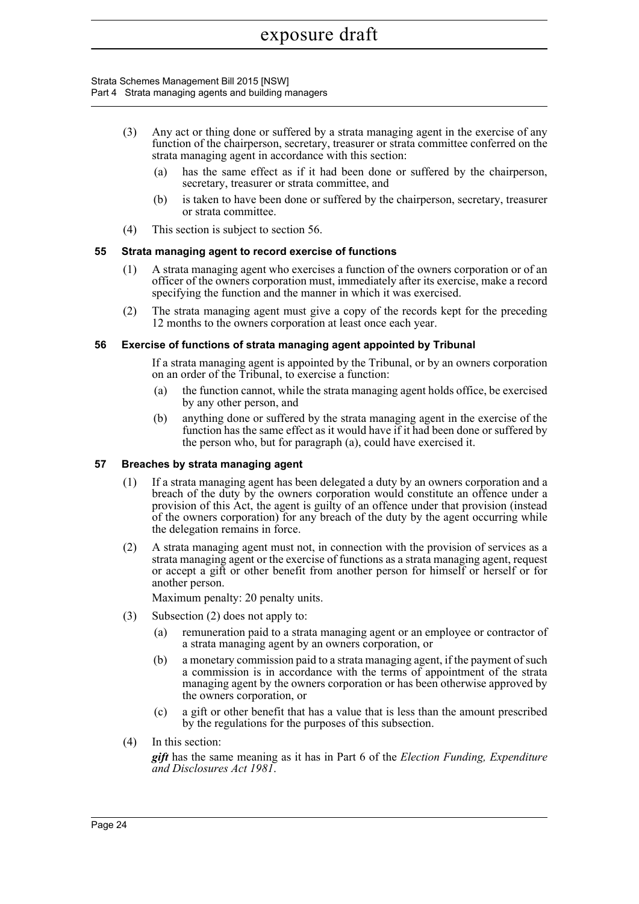(3) Any act or thing done or suffered by a strata managing agent in the exercise of any function of the chairperson, secretary, treasurer or strata committee conferred on the strata managing agent in accordance with this section:

   (a) has the same effect as if it had been done or suffered by the chairperson, secretary, treasurer or strata committee, and

   (b) is taken to have been done or suffered by the chairperson, secretary, treasurer or strata committee.

(4) This section is subject to section 56.

### 55 Strata managing agent to record exercise of functions

(1) A strata managing agent who exercises a function of the owners corporation or of an officer of the owners corporation must, immediately after its exercise, make a record specifying the function and the manner in which it was exercised.

(2) The strata managing agent must give a copy of the records kept for the preceding 12 months to the owners corporation at least once each year.

### 56 Exercise of functions of strata managing agent appointed by Tribunal

If a strata managing agent is appointed by the Tribunal, or by an owners corporation on an order of the Tribunal, to exercise a function:

(a) the function cannot, while the strata managing agent holds office, be exercised by any other person, and

(b) anything done or suffered by the strata managing agent in the exercise of the function has the same effect as it would have if it had been done or suffered by the person who, but for paragraph (a), could have exercised it.

### 57 Breaches by strata managing agent

(1) If a strata managing agent has been delegated a duty by an owners corporation and a breach of the duty by the owners corporation would constitute an offence under a provision of this Act, the agent is guilty of an offence under that provision (instead of the owners corporation) for any breach of the duty by the agent occurring while the delegation remains in force.

(2) A strata managing agent must not, in connection with the provision of services as a strata managing agent or the exercise of functions as a strata managing agent, request or accept a gift or other benefit from another person for himself or herself or for another person.

   Maximum penalty: 20 penalty units.

(3) Subsection (2) does not apply to:

   (a) remuneration paid to a strata managing agent or an employee or contractor of a strata managing agent by an owners corporation, or

   (b) a monetary commission paid to a strata managing agent, if the payment of such a commission is in accordance with the terms of appointment of the strata managing agent by the owners corporation or has been otherwise approved by the owners corporation, or

   (c) a gift or other benefit that has a value that is less than the amount prescribed by the regulations for the purposes of this subsection.

(4) In this section:

   ***gift*** has the same meaning as it has in Part 6 of the *Election Funding, Expenditure and Disclosures Act 1981*.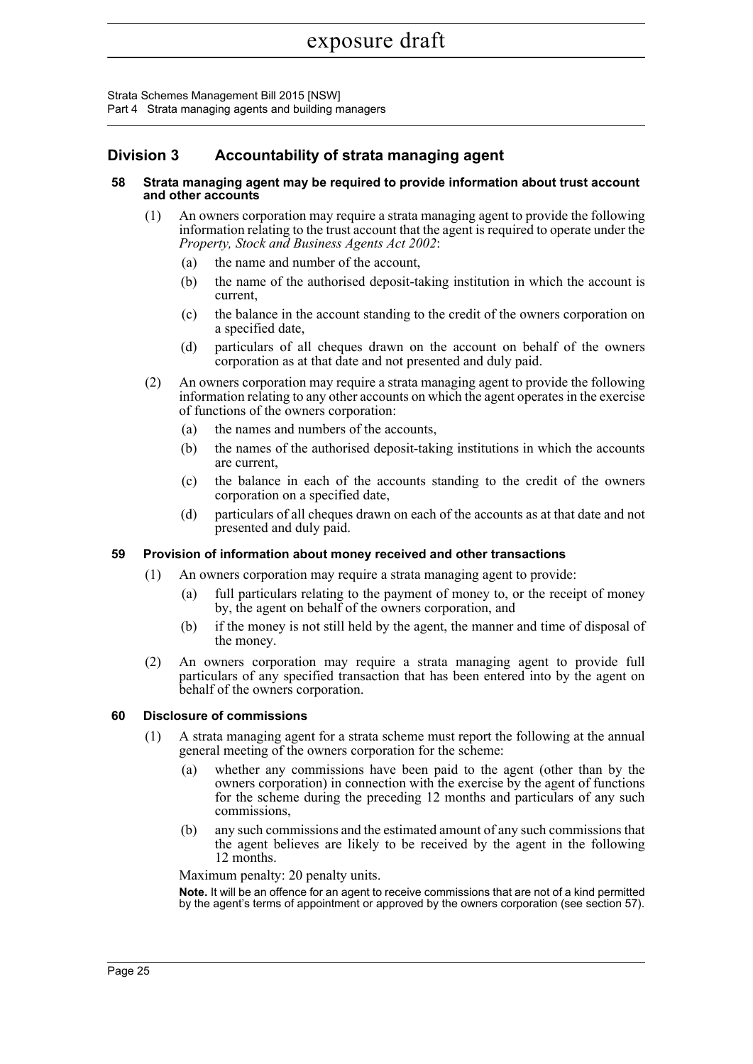## Division 3 Accountability of strata managing agent

### 58 Strata managing agent may be required to provide information about trust account and other accounts

(1) An owners corporation may require a strata managing agent to provide the following information relating to the trust account that the agent is required to operate under the *Property, Stock and Business Agents Act 2002*:

(a) the name and number of the account,

(b) the name of the authorised deposit-taking institution in which the account is current,

(c) the balance in the account standing to the credit of the owners corporation on a specified date,

(d) particulars of all cheques drawn on the account on behalf of the owners corporation as at that date and not presented and duly paid.

(2) An owners corporation may require a strata managing agent to provide the following information relating to any other accounts on which the agent operates in the exercise of functions of the owners corporation:

(a) the names and numbers of the accounts,

(b) the names of the authorised deposit-taking institutions in which the accounts are current,

(c) the balance in each of the accounts standing to the credit of the owners corporation on a specified date,

(d) particulars of all cheques drawn on each of the accounts as at that date and not presented and duly paid.

### 59 Provision of information about money received and other transactions

(1) An owners corporation may require a strata managing agent to provide:

(a) full particulars relating to the payment of money to, or the receipt of money by, the agent on behalf of the owners corporation, and

(b) if the money is not still held by the agent, the manner and time of disposal of the money.

(2) An owners corporation may require a strata managing agent to provide full particulars of any specified transaction that has been entered into by the agent on behalf of the owners corporation.

### 60 Disclosure of commissions

(1) A strata managing agent for a strata scheme must report the following at the annual general meeting of the owners corporation for the scheme:

(a) whether any commissions have been paid to the agent (other than by the owners corporation) in connection with the exercise by the agent of functions for the scheme during the preceding 12 months and particulars of any such commissions,

(b) any such commissions and the estimated amount of any such commissions that the agent believes are likely to be received by the agent in the following 12 months.

Maximum penalty: 20 penalty units.

**Note.** It will be an offence for an agent to receive commissions that are not of a kind permitted by the agent's terms of appointment or approved by the owners corporation (see section 57).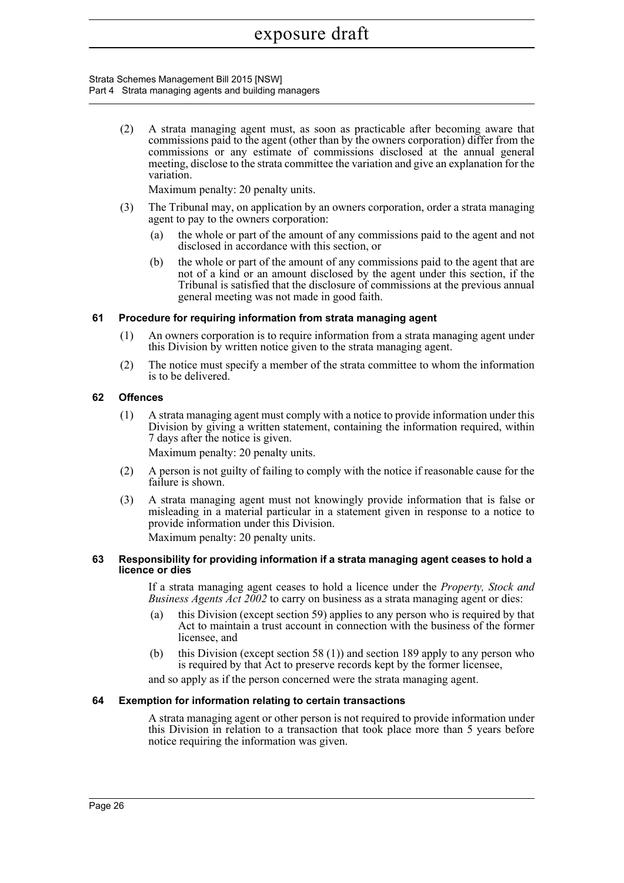(2) A strata managing agent must, as soon as practicable after becoming aware that commissions paid to the agent (other than by the owners corporation) differ from the commissions or any estimate of commissions disclosed at the annual general meeting, disclose to the strata committee the variation and give an explanation for the variation.

Maximum penalty: 20 penalty units.

(3) The Tribunal may, on application by an owners corporation, order a strata managing agent to pay to the owners corporation:

(a) the whole or part of the amount of any commissions paid to the agent and not disclosed in accordance with this section, or

(b) the whole or part of the amount of any commissions paid to the agent that are not of a kind or an amount disclosed by the agent under this section, if the Tribunal is satisfied that the disclosure of commissions at the previous annual general meeting was not made in good faith.

#### 61 Procedure for requiring information from strata managing agent

(1) An owners corporation is to require information from a strata managing agent under this Division by written notice given to the strata managing agent.

(2) The notice must specify a member of the strata committee to whom the information is to be delivered.

#### 62 Offences

(1) A strata managing agent must comply with a notice to provide information under this Division by giving a written statement, containing the information required, within 7 days after the notice is given.

Maximum penalty: 20 penalty units.

(2) A person is not guilty of failing to comply with the notice if reasonable cause for the failure is shown.

(3) A strata managing agent must not knowingly provide information that is false or misleading in a material particular in a statement given in response to a notice to provide information under this Division.

Maximum penalty: 20 penalty units.

#### 63 Responsibility for providing information if a strata managing agent ceases to hold a licence or dies

If a strata managing agent ceases to hold a licence under the *Property, Stock and Business Agents Act 2002* to carry on business as a strata managing agent or dies:

(a) this Division (except section 59) applies to any person who is required by that Act to maintain a trust account in connection with the business of the former licensee, and

(b) this Division (except section 58 (1)) and section 189 apply to any person who is required by that Act to preserve records kept by the former licensee,

and so apply as if the person concerned were the strata managing agent.

#### 64 Exemption for information relating to certain transactions

A strata managing agent or other person is not required to provide information under this Division in relation to a transaction that took place more than 5 years before notice requiring the information was given.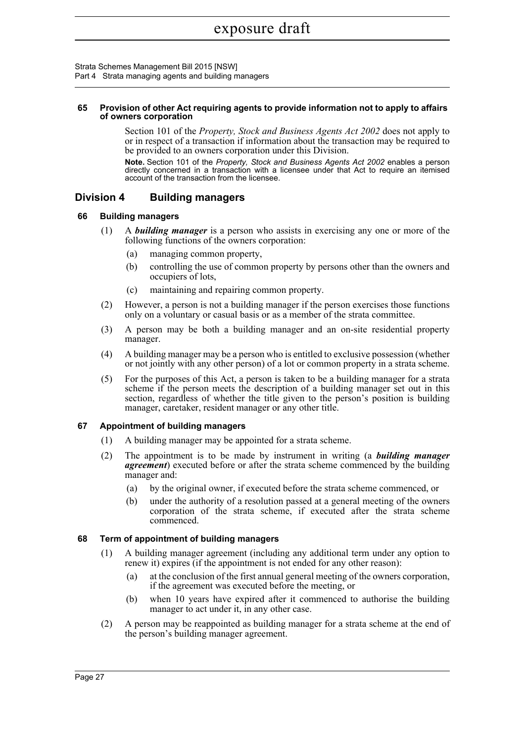#### 65 Provision of other Act requiring agents to provide information not to apply to affairs of owners corporation

Section 101 of the *Property, Stock and Business Agents Act 2002* does not apply to or in respect of a transaction if information about the transaction may be required to be provided to an owners corporation under this Division.

**Note.** Section 101 of the *Property, Stock and Business Agents Act 2002* enables a person directly concerned in a transaction with a licensee under that Act to require an itemised account of the transaction from the licensee.

## Division 4 Building managers

#### 66 Building managers

(1) A ***building manager*** is a person who assists in exercising any one or more of the following functions of the owners corporation:

- (a) managing common property,
- (b) controlling the use of common property by persons other than the owners and occupiers of lots,
- (c) maintaining and repairing common property.

(2) However, a person is not a building manager if the person exercises those functions only on a voluntary or casual basis or as a member of the strata committee.

(3) A person may be both a building manager and an on-site residential property manager.

(4) A building manager may be a person who is entitled to exclusive possession (whether or not jointly with any other person) of a lot or common property in a strata scheme.

(5) For the purposes of this Act, a person is taken to be a building manager for a strata scheme if the person meets the description of a building manager set out in this section, regardless of whether the title given to the person's position is building manager, caretaker, resident manager or any other title.

#### 67 Appointment of building managers

(1) A building manager may be appointed for a strata scheme.

(2) The appointment is to be made by instrument in writing (a ***building manager agreement***) executed before or after the strata scheme commenced by the building manager and:

- (a) by the original owner, if executed before the strata scheme commenced, or
- (b) under the authority of a resolution passed at a general meeting of the owners corporation of the strata scheme, if executed after the strata scheme commenced.

#### 68 Term of appointment of building managers

(1) A building manager agreement (including any additional term under any option to renew it) expires (if the appointment is not ended for any other reason):

- (a) at the conclusion of the first annual general meeting of the owners corporation, if the agreement was executed before the meeting, or
- (b) when 10 years have expired after it commenced to authorise the building manager to act under it, in any other case.

(2) A person may be reappointed as building manager for a strata scheme at the end of the person's building manager agreement.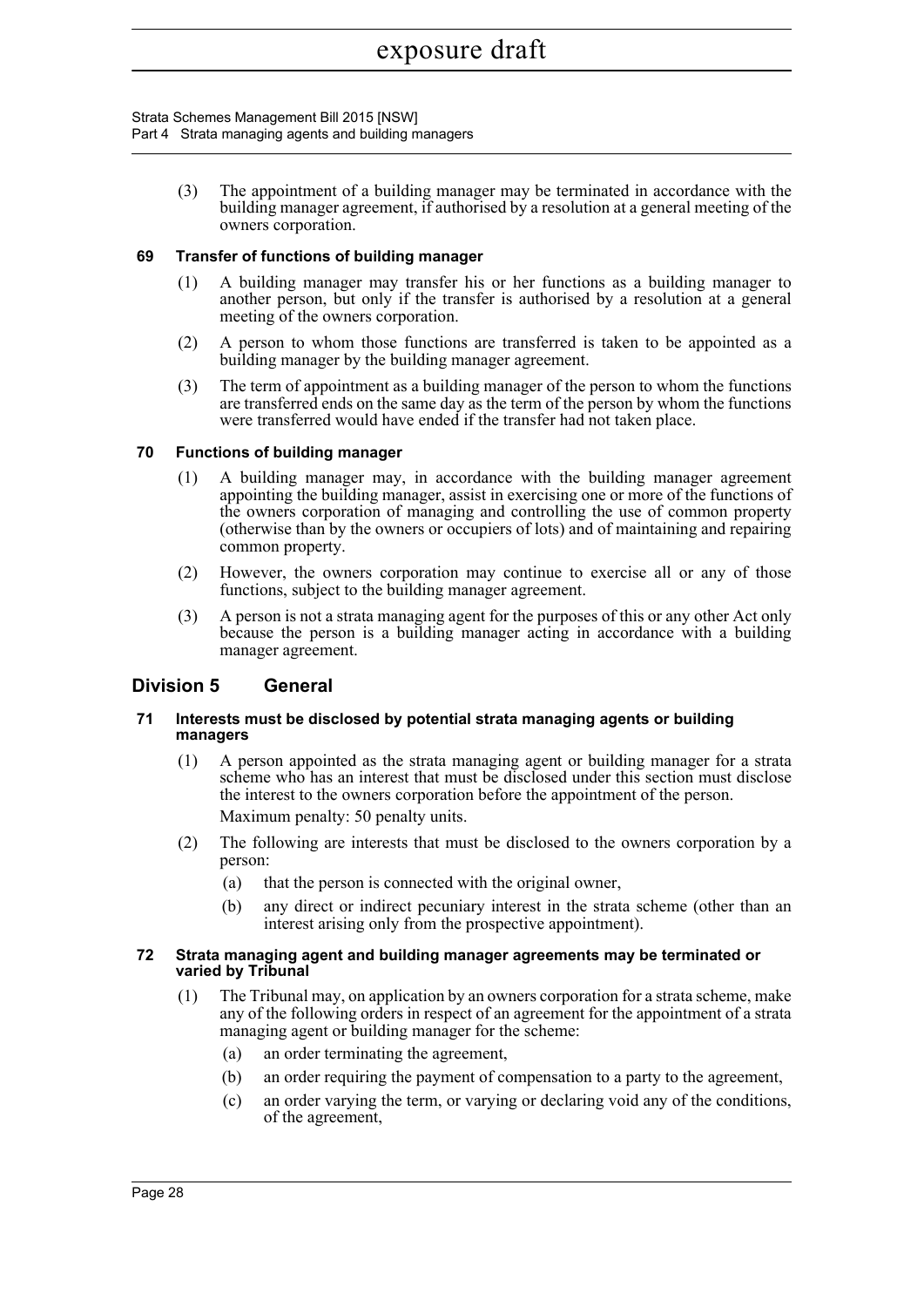(3) The appointment of a building manager may be terminated in accordance with the building manager agreement, if authorised by a resolution at a general meeting of the owners corporation.

### 69 Transfer of functions of building manager

(1) A building manager may transfer his or her functions as a building manager to another person, but only if the transfer is authorised by a resolution at a general meeting of the owners corporation.

(2) A person to whom those functions are transferred is taken to be appointed as a building manager by the building manager agreement.

(3) The term of appointment as a building manager of the person to whom the functions are transferred ends on the same day as the term of the person by whom the functions were transferred would have ended if the transfer had not taken place.

### 70 Functions of building manager

(1) A building manager may, in accordance with the building manager agreement appointing the building manager, assist in exercising one or more of the functions of the owners corporation of managing and controlling the use of common property (otherwise than by the owners or occupiers of lots) and of maintaining and repairing common property.

(2) However, the owners corporation may continue to exercise all or any of those functions, subject to the building manager agreement.

(3) A person is not a strata managing agent for the purposes of this or any other Act only because the person is a building manager acting in accordance with a building manager agreement.

## Division 5 General

### 71 Interests must be disclosed by potential strata managing agents or building managers

(1) A person appointed as the strata managing agent or building manager for a strata scheme who has an interest that must be disclosed under this section must disclose the interest to the owners corporation before the appointment of the person.

Maximum penalty: 50 penalty units.

(2) The following are interests that must be disclosed to the owners corporation by a person:

(a) that the person is connected with the original owner,

(b) any direct or indirect pecuniary interest in the strata scheme (other than an interest arising only from the prospective appointment).

### 72 Strata managing agent and building manager agreements may be terminated or varied by Tribunal

(1) The Tribunal may, on application by an owners corporation for a strata scheme, make any of the following orders in respect of an agreement for the appointment of a strata managing agent or building manager for the scheme:

(a) an order terminating the agreement,

(b) an order requiring the payment of compensation to a party to the agreement,

(c) an order varying the term, or varying or declaring void any of the conditions, of the agreement,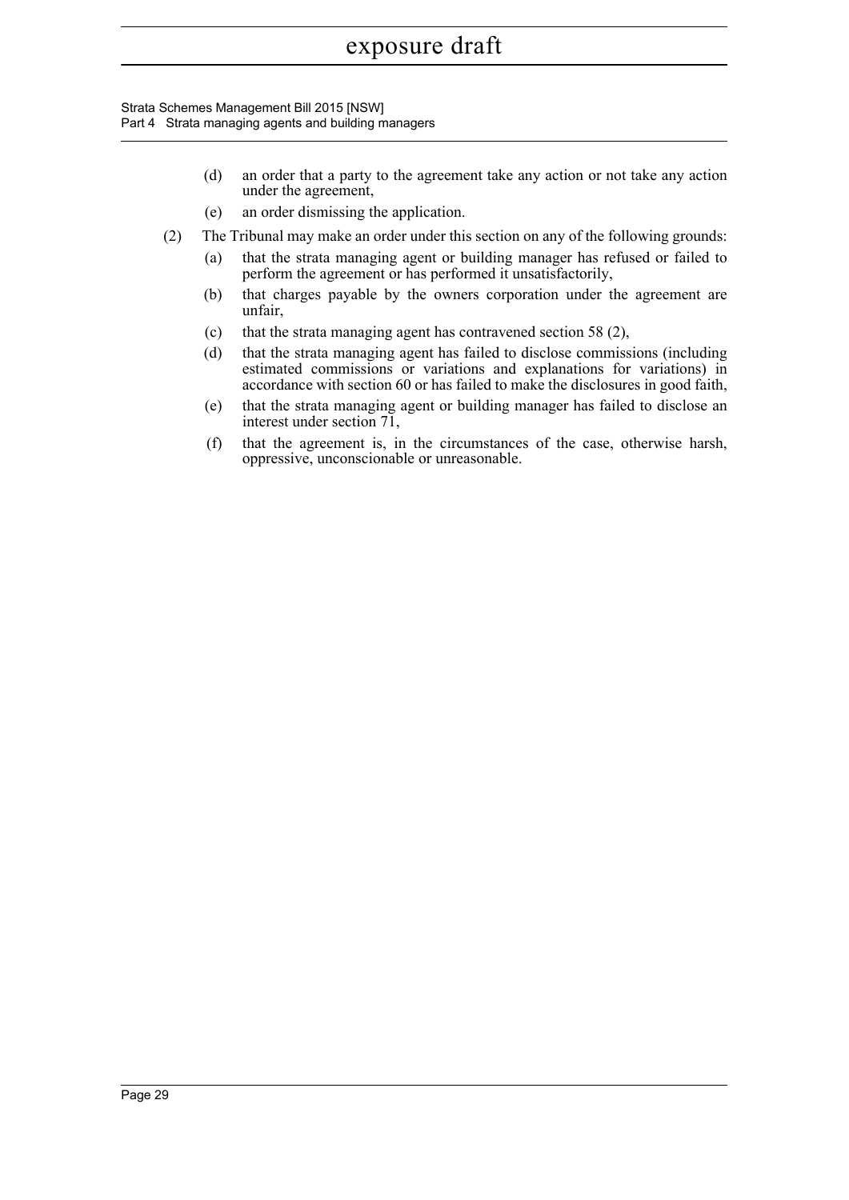(d) an order that a party to the agreement take any action or not take any action under the agreement,

(e) an order dismissing the application.

(2) The Tribunal may make an order under this section on any of the following grounds:

(a) that the strata managing agent or building manager has refused or failed to perform the agreement or has performed it unsatisfactorily,

(b) that charges payable by the owners corporation under the agreement are unfair,

(c) that the strata managing agent has contravened section 58 (2),

(d) that the strata managing agent has failed to disclose commissions (including estimated commissions or variations and explanations for variations) in accordance with section 60 or has failed to make the disclosures in good faith,

(e) that the strata managing agent or building manager has failed to disclose an interest under section 71,

(f) that the agreement is, in the circumstances of the case, otherwise harsh, oppressive, unconscionable or unreasonable.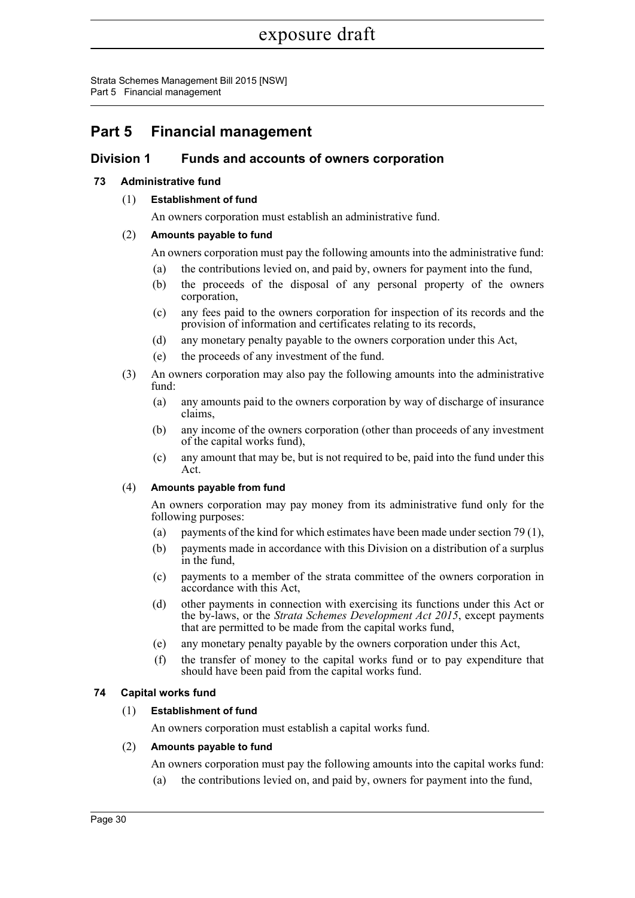# Part 5 Financial management

## Division 1 Funds and accounts of owners corporation

### 73 Administrative fund

(1) **Establishment of fund**

An owners corporation must establish an administrative fund.

(2) **Amounts payable to fund**

An owners corporation must pay the following amounts into the administrative fund:

- (a) the contributions levied on, and paid by, owners for payment into the fund,
- (b) the proceeds of the disposal of any personal property of the owners corporation,
- (c) any fees paid to the owners corporation for inspection of its records and the provision of information and certificates relating to its records,
- (d) any monetary penalty payable to the owners corporation under this Act,
- (e) the proceeds of any investment of the fund.

(3) An owners corporation may also pay the following amounts into the administrative fund:

- (a) any amounts paid to the owners corporation by way of discharge of insurance claims,
- (b) any income of the owners corporation (other than proceeds of any investment of the capital works fund),
- (c) any amount that may be, but is not required to be, paid into the fund under this Act.

(4) **Amounts payable from fund**

An owners corporation may pay money from its administrative fund only for the following purposes:

- (a) payments of the kind for which estimates have been made under section 79 (1),
- (b) payments made in accordance with this Division on a distribution of a surplus in the fund,
- (c) payments to a member of the strata committee of the owners corporation in accordance with this Act,
- (d) other payments in connection with exercising its functions under this Act or the by-laws, or the *Strata Schemes Development Act 2015*, except payments that are permitted to be made from the capital works fund,
- (e) any monetary penalty payable by the owners corporation under this Act,
- (f) the transfer of money to the capital works fund or to pay expenditure that should have been paid from the capital works fund.

### 74 Capital works fund

(1) **Establishment of fund**

An owners corporation must establish a capital works fund.

(2) **Amounts payable to fund**

An owners corporation must pay the following amounts into the capital works fund:

- (a) the contributions levied on, and paid by, owners for payment into the fund,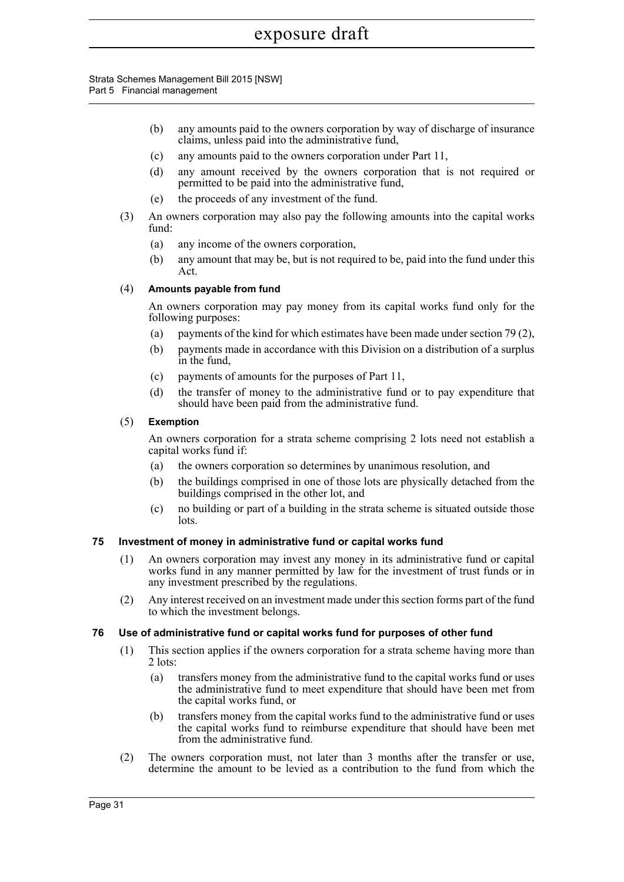- (b) any amounts paid to the owners corporation by way of discharge of insurance claims, unless paid into the administrative fund,
- (c) any amounts paid to the owners corporation under Part 11,
- (d) any amount received by the owners corporation that is not required or permitted to be paid into the administrative fund,
- (e) the proceeds of any investment of the fund.

(3) An owners corporation may also pay the following amounts into the capital works fund:

- (a) any income of the owners corporation,
- (b) any amount that may be, but is not required to be, paid into the fund under this Act.

(4) **Amounts payable from fund**

An owners corporation may pay money from its capital works fund only for the following purposes:

- (a) payments of the kind for which estimates have been made under section 79 (2),
- (b) payments made in accordance with this Division on a distribution of a surplus in the fund,
- (c) payments of amounts for the purposes of Part 11,
- (d) the transfer of money to the administrative fund or to pay expenditure that should have been paid from the administrative fund.

(5) **Exemption**

An owners corporation for a strata scheme comprising 2 lots need not establish a capital works fund if:

- (a) the owners corporation so determines by unanimous resolution, and
- (b) the buildings comprised in one of those lots are physically detached from the buildings comprised in the other lot, and
- (c) no building or part of a building in the strata scheme is situated outside those lots.

### 75 Investment of money in administrative fund or capital works fund

(1) An owners corporation may invest any money in its administrative fund or capital works fund in any manner permitted by law for the investment of trust funds or in any investment prescribed by the regulations.

(2) Any interest received on an investment made under this section forms part of the fund to which the investment belongs.

### 76 Use of administrative fund or capital works fund for purposes of other fund

(1) This section applies if the owners corporation for a strata scheme having more than 2 lots:

- (a) transfers money from the administrative fund to the capital works fund or uses the administrative fund to meet expenditure that should have been met from the capital works fund, or
- (b) transfers money from the capital works fund to the administrative fund or uses the capital works fund to reimburse expenditure that should have been met from the administrative fund.

(2) The owners corporation must, not later than 3 months after the transfer or use, determine the amount to be levied as a contribution to the fund from which the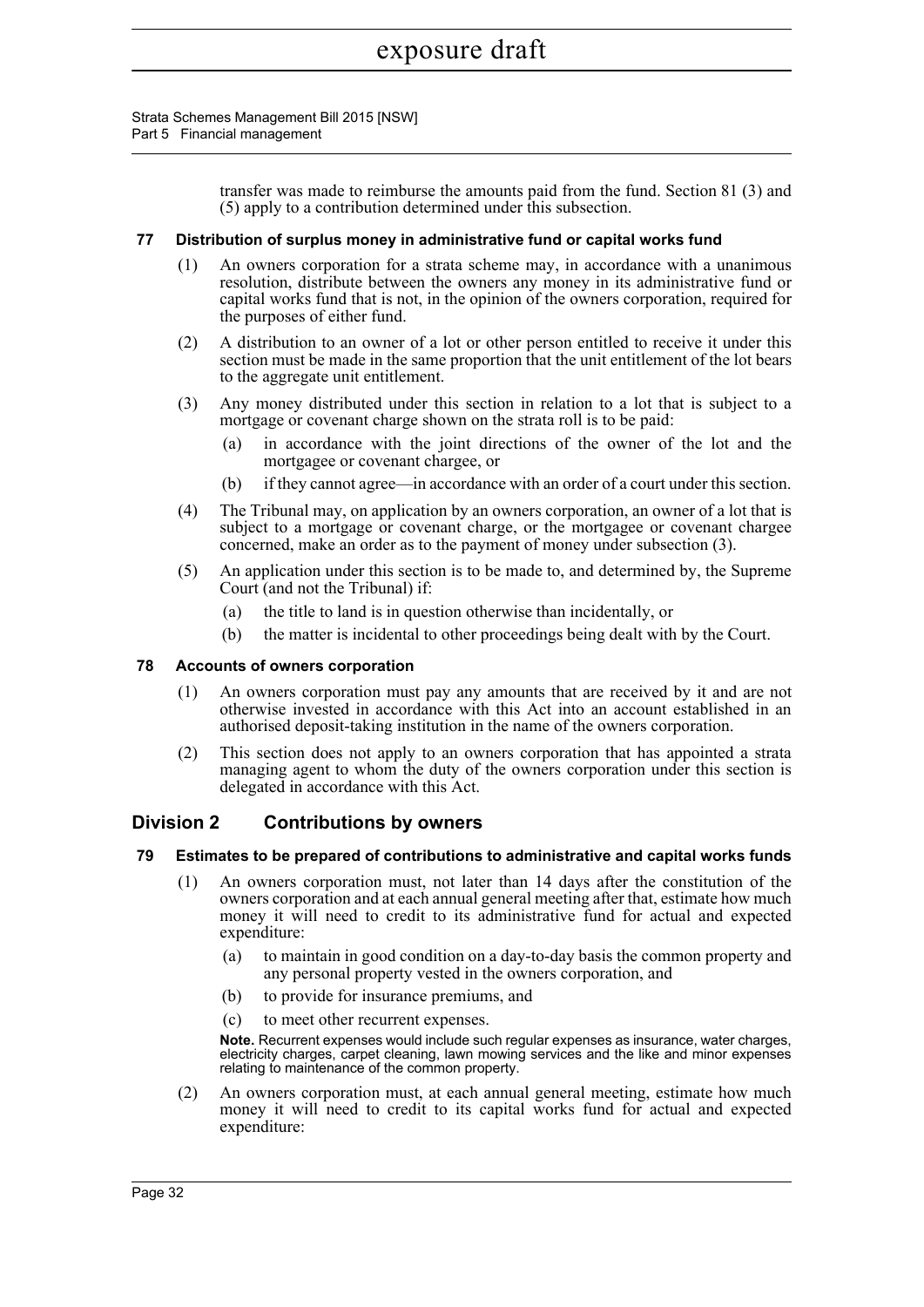transfer was made to reimburse the amounts paid from the fund. Section 81 (3) and (5) apply to a contribution determined under this subsection.

### 77 Distribution of surplus money in administrative fund or capital works fund

(1) An owners corporation for a strata scheme may, in accordance with a unanimous resolution, distribute between the owners any money in its administrative fund or capital works fund that is not, in the opinion of the owners corporation, required for the purposes of either fund.

(2) A distribution to an owner of a lot or other person entitled to receive it under this section must be made in the same proportion that the unit entitlement of the lot bears to the aggregate unit entitlement.

(3) Any money distributed under this section in relation to a lot that is subject to a mortgage or covenant charge shown on the strata roll is to be paid:

(a) in accordance with the joint directions of the owner of the lot and the mortgagee or covenant chargee, or

(b) if they cannot agree—in accordance with an order of a court under this section.

(4) The Tribunal may, on application by an owners corporation, an owner of a lot that is subject to a mortgage or covenant charge, or the mortgagee or covenant chargee concerned, make an order as to the payment of money under subsection (3).

(5) An application under this section is to be made to, and determined by, the Supreme Court (and not the Tribunal) if:

(a) the title to land is in question otherwise than incidentally, or

(b) the matter is incidental to other proceedings being dealt with by the Court.

### 78 Accounts of owners corporation

(1) An owners corporation must pay any amounts that are received by it and are not otherwise invested in accordance with this Act into an account established in an authorised deposit-taking institution in the name of the owners corporation.

(2) This section does not apply to an owners corporation that has appointed a strata managing agent to whom the duty of the owners corporation under this section is delegated in accordance with this Act.

## Division 2 Contributions by owners

### 79 Estimates to be prepared of contributions to administrative and capital works funds

(1) An owners corporation must, not later than 14 days after the constitution of the owners corporation and at each annual general meeting after that, estimate how much money it will need to credit to its administrative fund for actual and expected expenditure:

(a) to maintain in good condition on a day-to-day basis the common property and any personal property vested in the owners corporation, and

(b) to provide for insurance premiums, and

(c) to meet other recurrent expenses.

**Note.** Recurrent expenses would include such regular expenses as insurance, water charges, electricity charges, carpet cleaning, lawn mowing services and the like and minor expenses relating to maintenance of the common property.

(2) An owners corporation must, at each annual general meeting, estimate how much money it will need to credit to its capital works fund for actual and expected expenditure: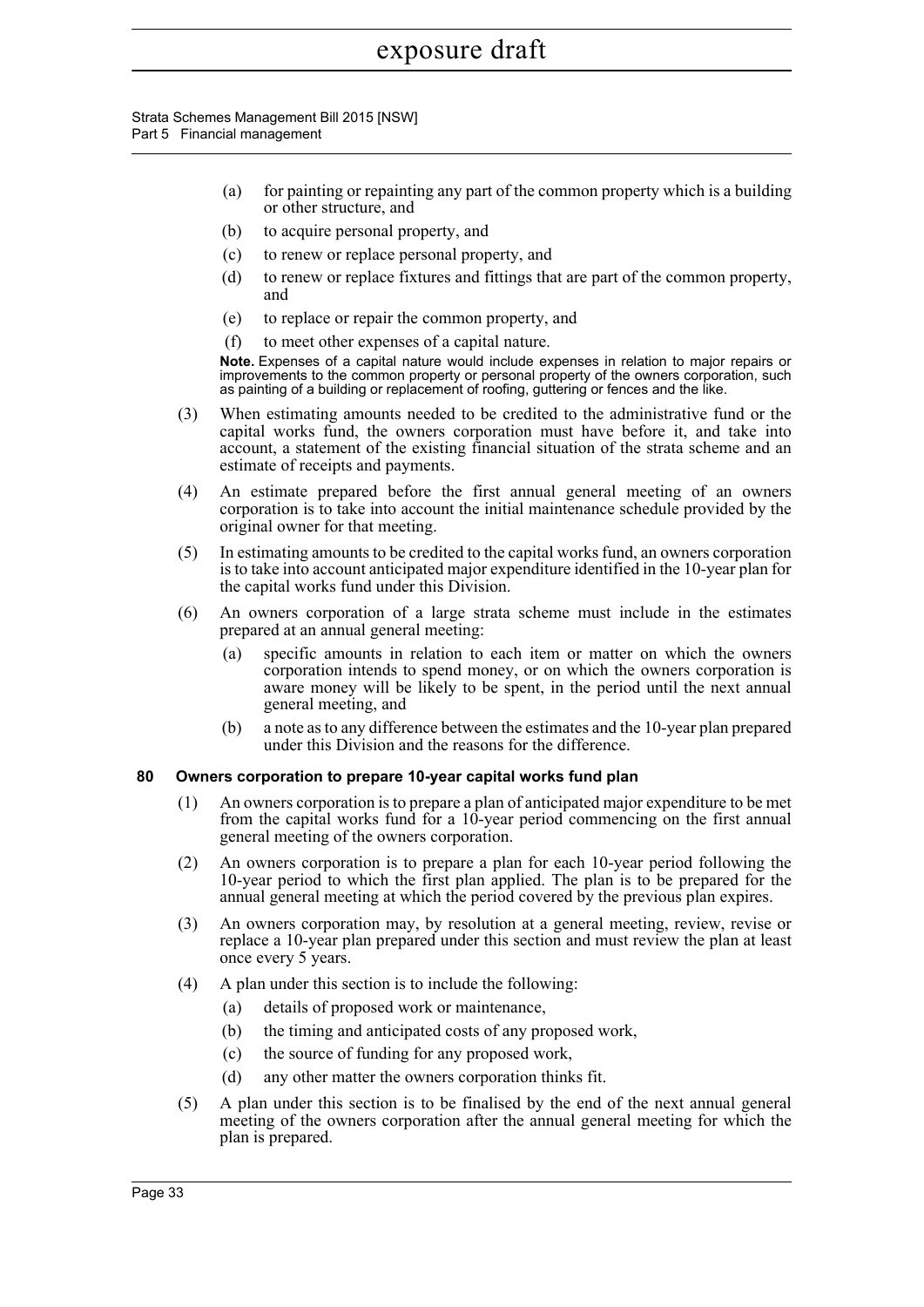- (a) for painting or repainting any part of the common property which is a building or other structure, and
- (b) to acquire personal property, and
- (c) to renew or replace personal property, and
- (d) to renew or replace fixtures and fittings that are part of the common property, and
- (e) to replace or repair the common property, and
- (f) to meet other expenses of a capital nature.

**Note.** Expenses of a capital nature would include expenses in relation to major repairs or improvements to the common property or personal property of the owners corporation, such as painting of a building or replacement of roofing, guttering or fences and the like.

(3) When estimating amounts needed to be credited to the administrative fund or the capital works fund, the owners corporation must have before it, and take into account, a statement of the existing financial situation of the strata scheme and an estimate of receipts and payments.

(4) An estimate prepared before the first annual general meeting of an owners corporation is to take into account the initial maintenance schedule provided by the original owner for that meeting.

(5) In estimating amounts to be credited to the capital works fund, an owners corporation is to take into account anticipated major expenditure identified in the 10-year plan for the capital works fund under this Division.

(6) An owners corporation of a large strata scheme must include in the estimates prepared at an annual general meeting:

- (a) specific amounts in relation to each item or matter on which the owners corporation intends to spend money, or on which the owners corporation is aware money will be likely to be spent, in the period until the next annual general meeting, and
- (b) a note as to any difference between the estimates and the 10-year plan prepared under this Division and the reasons for the difference.

### 80 Owners corporation to prepare 10-year capital works fund plan

(1) An owners corporation is to prepare a plan of anticipated major expenditure to be met from the capital works fund for a 10-year period commencing on the first annual general meeting of the owners corporation.

(2) An owners corporation is to prepare a plan for each 10-year period following the 10-year period to which the first plan applied. The plan is to be prepared for the annual general meeting at which the period covered by the previous plan expires.

(3) An owners corporation may, by resolution at a general meeting, review, revise or replace a 10-year plan prepared under this section and must review the plan at least once every 5 years.

(4) A plan under this section is to include the following:

- (a) details of proposed work or maintenance,
- (b) the timing and anticipated costs of any proposed work,
- (c) the source of funding for any proposed work,
- (d) any other matter the owners corporation thinks fit.

(5) A plan under this section is to be finalised by the end of the next annual general meeting of the owners corporation after the annual general meeting for which the plan is prepared.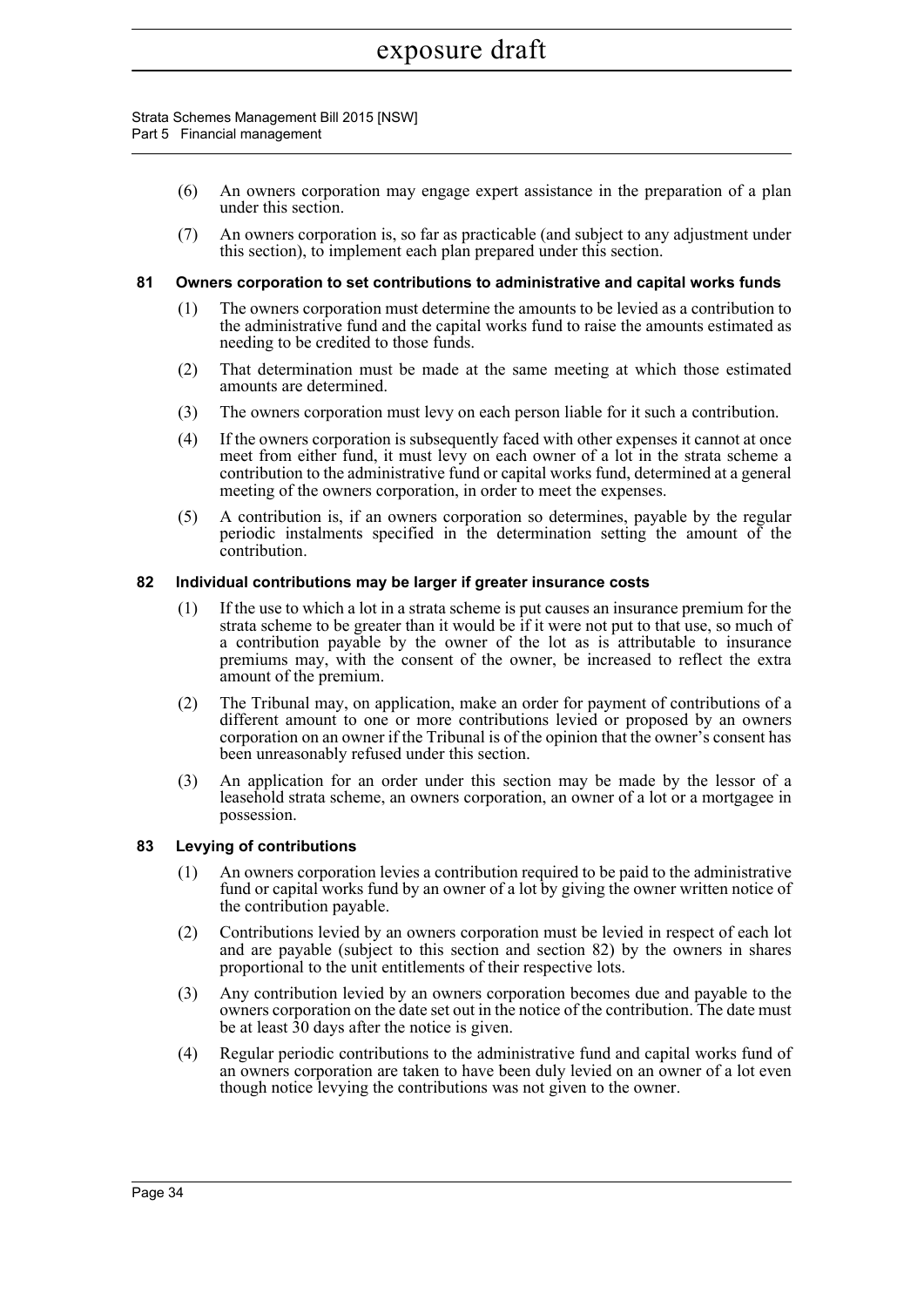(6) An owners corporation may engage expert assistance in the preparation of a plan under this section.

(7) An owners corporation is, so far as practicable (and subject to any adjustment under this section), to implement each plan prepared under this section.

### 81 Owners corporation to set contributions to administrative and capital works funds

(1) The owners corporation must determine the amounts to be levied as a contribution to the administrative fund and the capital works fund to raise the amounts estimated as needing to be credited to those funds.

(2) That determination must be made at the same meeting at which those estimated amounts are determined.

(3) The owners corporation must levy on each person liable for it such a contribution.

(4) If the owners corporation is subsequently faced with other expenses it cannot at once meet from either fund, it must levy on each owner of a lot in the strata scheme a contribution to the administrative fund or capital works fund, determined at a general meeting of the owners corporation, in order to meet the expenses.

(5) A contribution is, if an owners corporation so determines, payable by the regular periodic instalments specified in the determination setting the amount of the contribution.

### 82 Individual contributions may be larger if greater insurance costs

(1) If the use to which a lot in a strata scheme is put causes an insurance premium for the strata scheme to be greater than it would be if it were not put to that use, so much of a contribution payable by the owner of the lot as is attributable to insurance premiums may, with the consent of the owner, be increased to reflect the extra amount of the premium.

(2) The Tribunal may, on application, make an order for payment of contributions of a different amount to one or more contributions levied or proposed by an owners corporation on an owner if the Tribunal is of the opinion that the owner's consent has been unreasonably refused under this section.

(3) An application for an order under this section may be made by the lessor of a leasehold strata scheme, an owners corporation, an owner of a lot or a mortgagee in possession.

### 83 Levying of contributions

(1) An owners corporation levies a contribution required to be paid to the administrative fund or capital works fund by an owner of a lot by giving the owner written notice of the contribution payable.

(2) Contributions levied by an owners corporation must be levied in respect of each lot and are payable (subject to this section and section 82) by the owners in shares proportional to the unit entitlements of their respective lots.

(3) Any contribution levied by an owners corporation becomes due and payable to the owners corporation on the date set out in the notice of the contribution. The date must be at least 30 days after the notice is given.

(4) Regular periodic contributions to the administrative fund and capital works fund of an owners corporation are taken to have been duly levied on an owner of a lot even though notice levying the contributions was not given to the owner.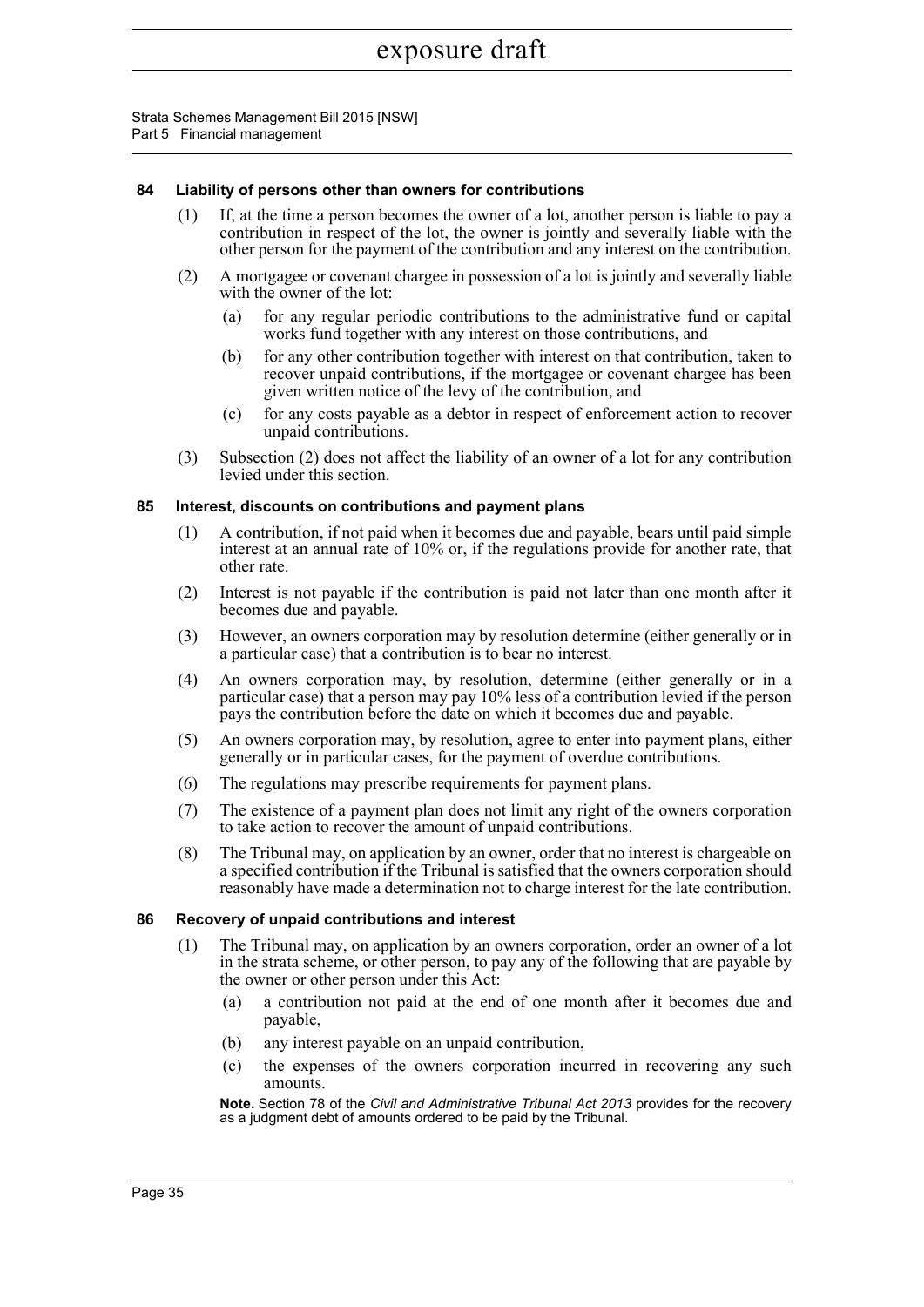### 84 Liability of persons other than owners for contributions

(1) If, at the time a person becomes the owner of a lot, another person is liable to pay a contribution in respect of the lot, the owner is jointly and severally liable with the other person for the payment of the contribution and any interest on the contribution.

(2) A mortgagee or covenant chargee in possession of a lot is jointly and severally liable with the owner of the lot:

- (a) for any regular periodic contributions to the administrative fund or capital works fund together with any interest on those contributions, and
- (b) for any other contribution together with interest on that contribution, taken to recover unpaid contributions, if the mortgagee or covenant chargee has been given written notice of the levy of the contribution, and
- (c) for any costs payable as a debtor in respect of enforcement action to recover unpaid contributions.

(3) Subsection (2) does not affect the liability of an owner of a lot for any contribution levied under this section.

### 85 Interest, discounts on contributions and payment plans

(1) A contribution, if not paid when it becomes due and payable, bears until paid simple interest at an annual rate of 10% or, if the regulations provide for another rate, that other rate.

(2) Interest is not payable if the contribution is paid not later than one month after it becomes due and payable.

(3) However, an owners corporation may by resolution determine (either generally or in a particular case) that a contribution is to bear no interest.

(4) An owners corporation may, by resolution, determine (either generally or in a particular case) that a person may pay 10% less of a contribution levied if the person pays the contribution before the date on which it becomes due and payable.

(5) An owners corporation may, by resolution, agree to enter into payment plans, either generally or in particular cases, for the payment of overdue contributions.

(6) The regulations may prescribe requirements for payment plans.

(7) The existence of a payment plan does not limit any right of the owners corporation to take action to recover the amount of unpaid contributions.

(8) The Tribunal may, on application by an owner, order that no interest is chargeable on a specified contribution if the Tribunal is satisfied that the owners corporation should reasonably have made a determination not to charge interest for the late contribution.

### 86 Recovery of unpaid contributions and interest

(1) The Tribunal may, on application by an owners corporation, order an owner of a lot in the strata scheme, or other person, to pay any of the following that are payable by the owner or other person under this Act:

- (a) a contribution not paid at the end of one month after it becomes due and payable,
- (b) any interest payable on an unpaid contribution,
- (c) the expenses of the owners corporation incurred in recovering any such amounts.

**Note.** Section 78 of the *Civil and Administrative Tribunal Act 2013* provides for the recovery as a judgment debt of amounts ordered to be paid by the Tribunal.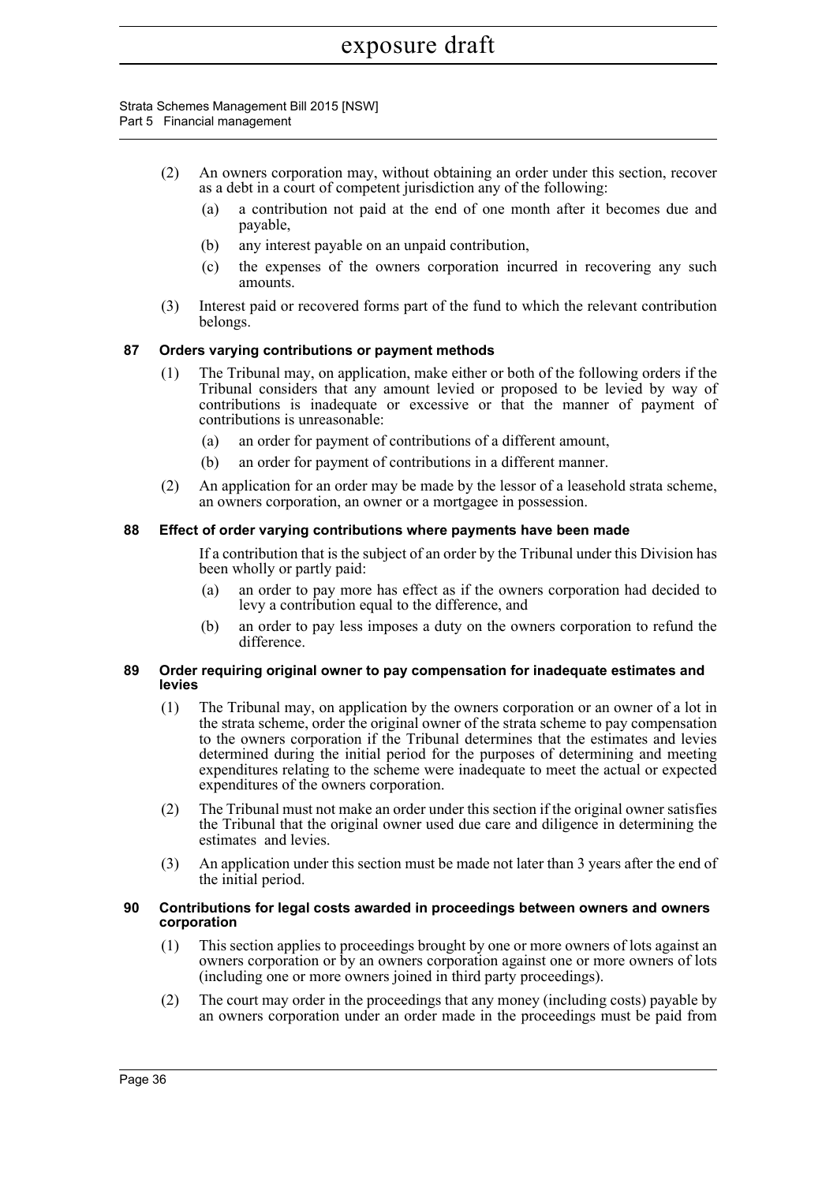(2) An owners corporation may, without obtaining an order under this section, recover as a debt in a court of competent jurisdiction any of the following:

   (a) a contribution not paid at the end of one month after it becomes due and payable,

   (b) any interest payable on an unpaid contribution,

   (c) the expenses of the owners corporation incurred in recovering any such amounts.

(3) Interest paid or recovered forms part of the fund to which the relevant contribution belongs.

### 87 Orders varying contributions or payment methods

(1) The Tribunal may, on application, make either or both of the following orders if the Tribunal considers that any amount levied or proposed to be levied by way of contributions is inadequate or excessive or that the manner of payment of contributions is unreasonable:

   (a) an order for payment of contributions of a different amount,

   (b) an order for payment of contributions in a different manner.

(2) An application for an order may be made by the lessor of a leasehold strata scheme, an owners corporation, an owner or a mortgagee in possession.

### 88 Effect of order varying contributions where payments have been made

If a contribution that is the subject of an order by the Tribunal under this Division has been wholly or partly paid:

   (a) an order to pay more has effect as if the owners corporation had decided to levy a contribution equal to the difference, and

   (b) an order to pay less imposes a duty on the owners corporation to refund the difference.

### 89 Order requiring original owner to pay compensation for inadequate estimates and levies

(1) The Tribunal may, on application by the owners corporation or an owner of a lot in the strata scheme, order the original owner of the strata scheme to pay compensation to the owners corporation if the Tribunal determines that the estimates and levies determined during the initial period for the purposes of determining and meeting expenditures relating to the scheme were inadequate to meet the actual or expected expenditures of the owners corporation.

(2) The Tribunal must not make an order under this section if the original owner satisfies the Tribunal that the original owner used due care and diligence in determining the estimates and levies.

(3) An application under this section must be made not later than 3 years after the end of the initial period.

### 90 Contributions for legal costs awarded in proceedings between owners and owners corporation

(1) This section applies to proceedings brought by one or more owners of lots against an owners corporation or by an owners corporation against one or more owners of lots (including one or more owners joined in third party proceedings).

(2) The court may order in the proceedings that any money (including costs) payable by an owners corporation under an order made in the proceedings must be paid from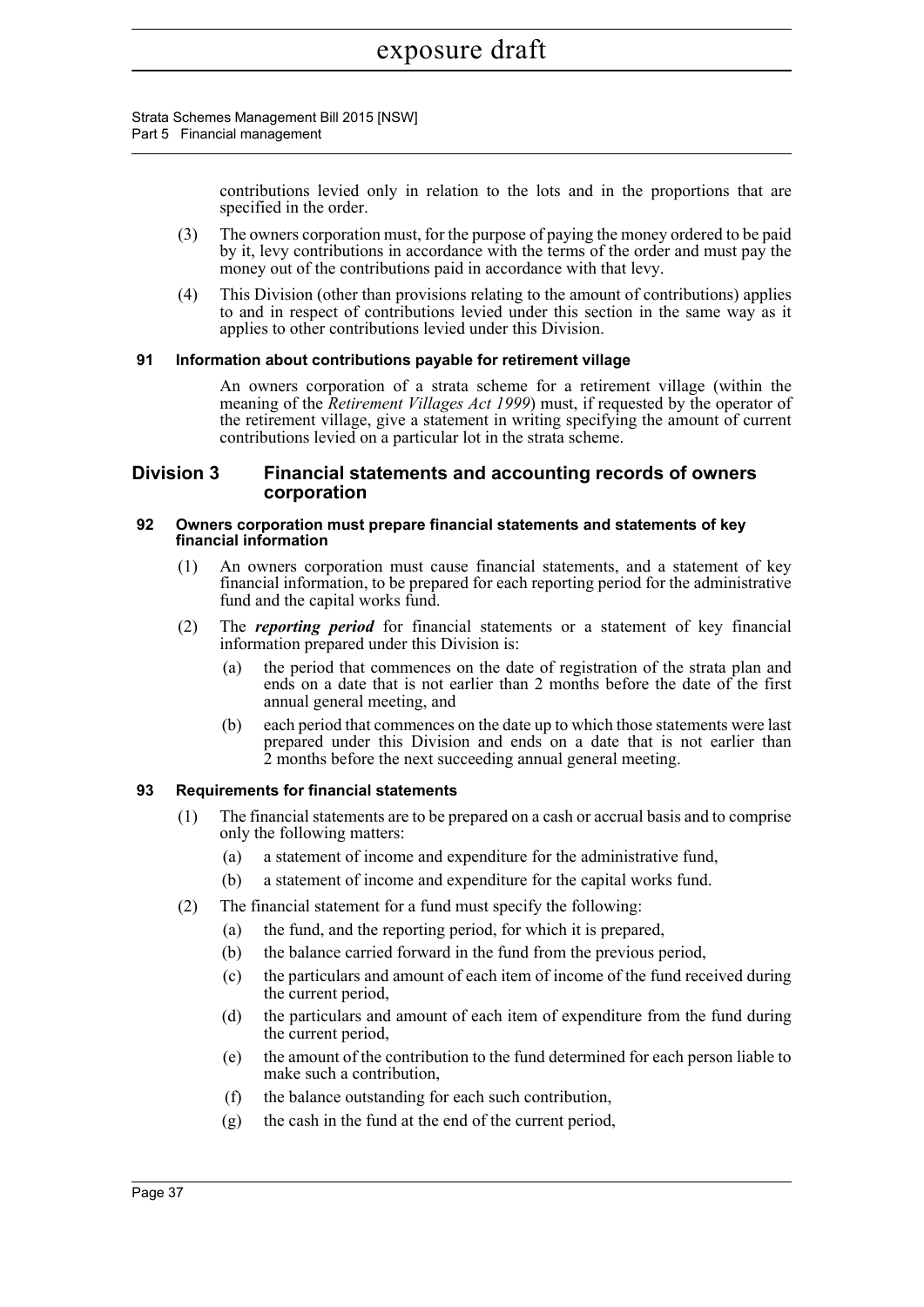contributions levied only in relation to the lots and in the proportions that are specified in the order.

(3) The owners corporation must, for the purpose of paying the money ordered to be paid by it, levy contributions in accordance with the terms of the order and must pay the money out of the contributions paid in accordance with that levy.

(4) This Division (other than provisions relating to the amount of contributions) applies to and in respect of contributions levied under this section in the same way as it applies to other contributions levied under this Division.

#### 91 Information about contributions payable for retirement village

An owners corporation of a strata scheme for a retirement village (within the meaning of the *Retirement Villages Act 1999*) must, if requested by the operator of the retirement village, give a statement in writing specifying the amount of current contributions levied on a particular lot in the strata scheme.

### Division 3 Financial statements and accounting records of owners corporation

#### 92 Owners corporation must prepare financial statements and statements of key financial information

(1) An owners corporation must cause financial statements, and a statement of key financial information, to be prepared for each reporting period for the administrative fund and the capital works fund.

(2) The ***reporting period*** for financial statements or a statement of key financial information prepared under this Division is:

- (a) the period that commences on the date of registration of the strata plan and ends on a date that is not earlier than 2 months before the date of the first annual general meeting, and
- (b) each period that commences on the date up to which those statements were last prepared under this Division and ends on a date that is not earlier than 2 months before the next succeeding annual general meeting.

#### 93 Requirements for financial statements

(1) The financial statements are to be prepared on a cash or accrual basis and to comprise only the following matters:

- (a) a statement of income and expenditure for the administrative fund,
- (b) a statement of income and expenditure for the capital works fund.

(2) The financial statement for a fund must specify the following:

- (a) the fund, and the reporting period, for which it is prepared,
- (b) the balance carried forward in the fund from the previous period,
- (c) the particulars and amount of each item of income of the fund received during the current period,
- (d) the particulars and amount of each item of expenditure from the fund during the current period,
- (e) the amount of the contribution to the fund determined for each person liable to make such a contribution,
- (f) the balance outstanding for each such contribution,
- (g) the cash in the fund at the end of the current period,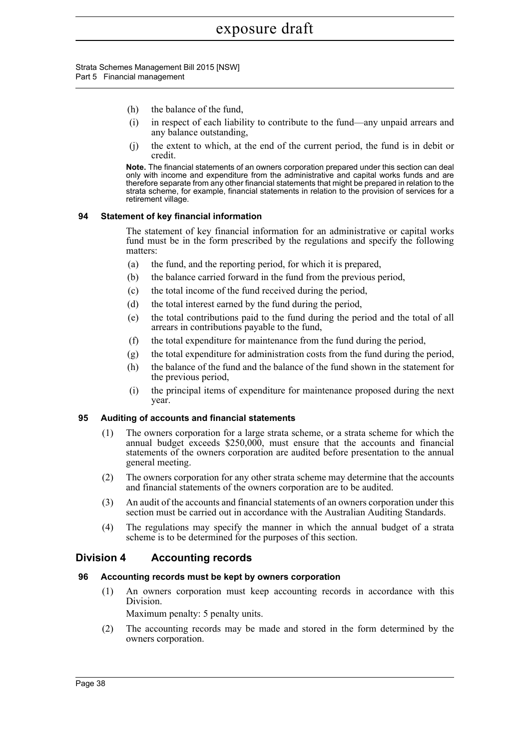(h) the balance of the fund,

(i) in respect of each liability to contribute to the fund—any unpaid arrears and any balance outstanding,

(j) the extent to which, at the end of the current period, the fund is in debit or credit.

**Note.** The financial statements of an owners corporation prepared under this section can deal only with income and expenditure from the administrative and capital works funds and are therefore separate from any other financial statements that might be prepared in relation to the strata scheme, for example, financial statements in relation to the provision of services for a retirement village.

### 94 Statement of key financial information

The statement of key financial information for an administrative or capital works fund must be in the form prescribed by the regulations and specify the following matters:

(a) the fund, and the reporting period, for which it is prepared,

(b) the balance carried forward in the fund from the previous period,

(c) the total income of the fund received during the period,

(d) the total interest earned by the fund during the period,

(e) the total contributions paid to the fund during the period and the total of all arrears in contributions payable to the fund,

(f) the total expenditure for maintenance from the fund during the period,

(g) the total expenditure for administration costs from the fund during the period,

(h) the balance of the fund and the balance of the fund shown in the statement for the previous period,

(i) the principal items of expenditure for maintenance proposed during the next year.

### 95 Auditing of accounts and financial statements

(1) The owners corporation for a large strata scheme, or a strata scheme for which the annual budget exceeds $250,000, must ensure that the accounts and financial statements of the owners corporation are audited before presentation to the annual general meeting.

(2) The owners corporation for any other strata scheme may determine that the accounts and financial statements of the owners corporation are to be audited.

(3) An audit of the accounts and financial statements of an owners corporation under this section must be carried out in accordance with the Australian Auditing Standards.

(4) The regulations may specify the manner in which the annual budget of a strata scheme is to be determined for the purposes of this section.

## Division 4 Accounting records

### 96 Accounting records must be kept by owners corporation

(1) An owners corporation must keep accounting records in accordance with this Division.

Maximum penalty: 5 penalty units.

(2) The accounting records may be made and stored in the form determined by the owners corporation.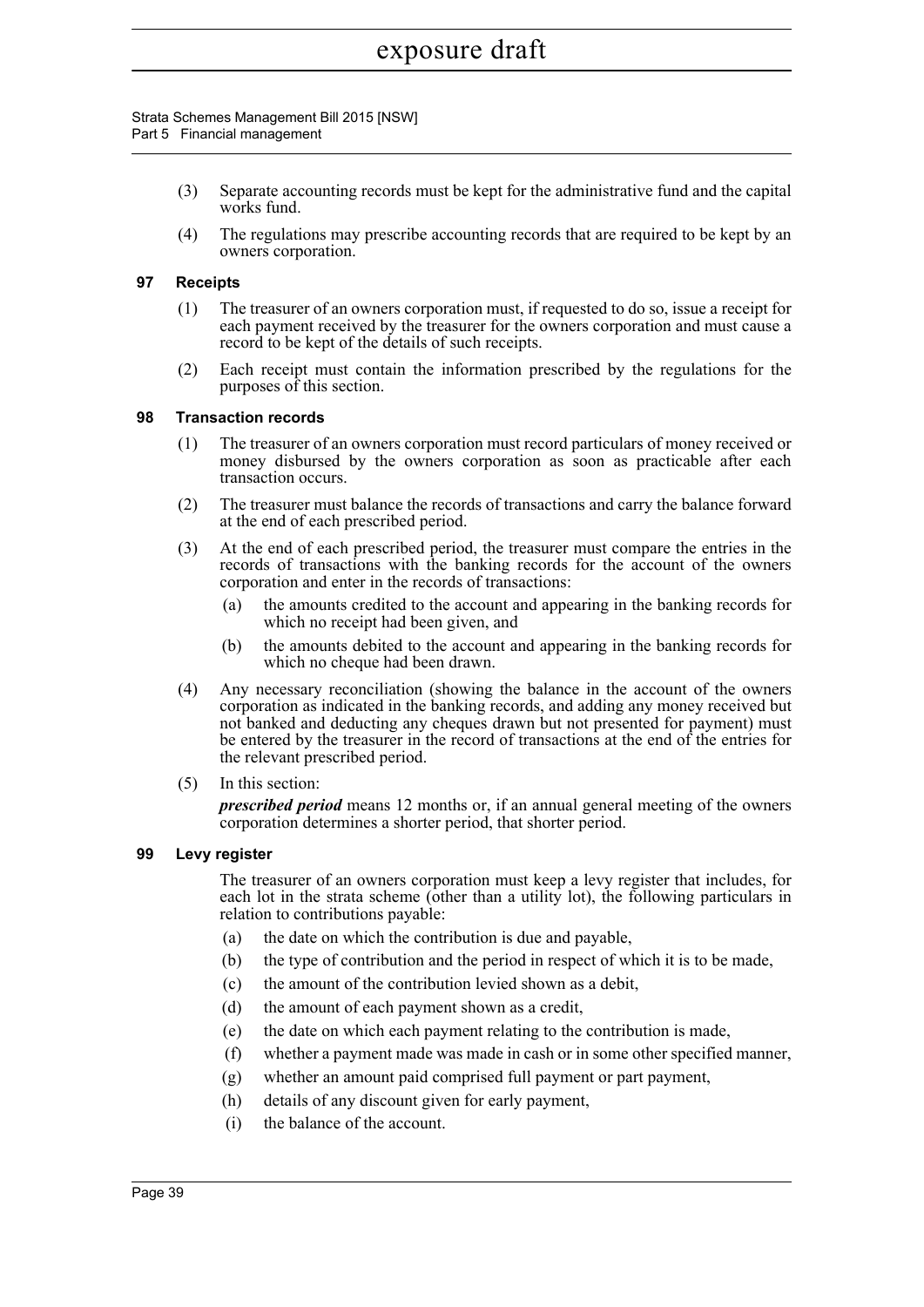(3) Separate accounting records must be kept for the administrative fund and the capital works fund.

(4) The regulations may prescribe accounting records that are required to be kept by an owners corporation.

### 97 Receipts

(1) The treasurer of an owners corporation must, if requested to do so, issue a receipt for each payment received by the treasurer for the owners corporation and must cause a record to be kept of the details of such receipts.

(2) Each receipt must contain the information prescribed by the regulations for the purposes of this section.

### 98 Transaction records

(1) The treasurer of an owners corporation must record particulars of money received or money disbursed by the owners corporation as soon as practicable after each transaction occurs.

(2) The treasurer must balance the records of transactions and carry the balance forward at the end of each prescribed period.

(3) At the end of each prescribed period, the treasurer must compare the entries in the records of transactions with the banking records for the account of the owners corporation and enter in the records of transactions:

- (a) the amounts credited to the account and appearing in the banking records for which no receipt had been given, and
- (b) the amounts debited to the account and appearing in the banking records for which no cheque had been drawn.

(4) Any necessary reconciliation (showing the balance in the account of the owners corporation as indicated in the banking records, and adding any money received but not banked and deducting any cheques drawn but not presented for payment) must be entered by the treasurer in the record of transactions at the end of the entries for the relevant prescribed period.

(5) In this section:

***prescribed period*** means 12 months or, if an annual general meeting of the owners corporation determines a shorter period, that shorter period.

### 99 Levy register

The treasurer of an owners corporation must keep a levy register that includes, for each lot in the strata scheme (other than a utility lot), the following particulars in relation to contributions payable:

- (a) the date on which the contribution is due and payable,
- (b) the type of contribution and the period in respect of which it is to be made,
- (c) the amount of the contribution levied shown as a debit,
- (d) the amount of each payment shown as a credit,
- (e) the date on which each payment relating to the contribution is made,
- (f) whether a payment made was made in cash or in some other specified manner,
- (g) whether an amount paid comprised full payment or part payment,
- (h) details of any discount given for early payment,
- (i) the balance of the account.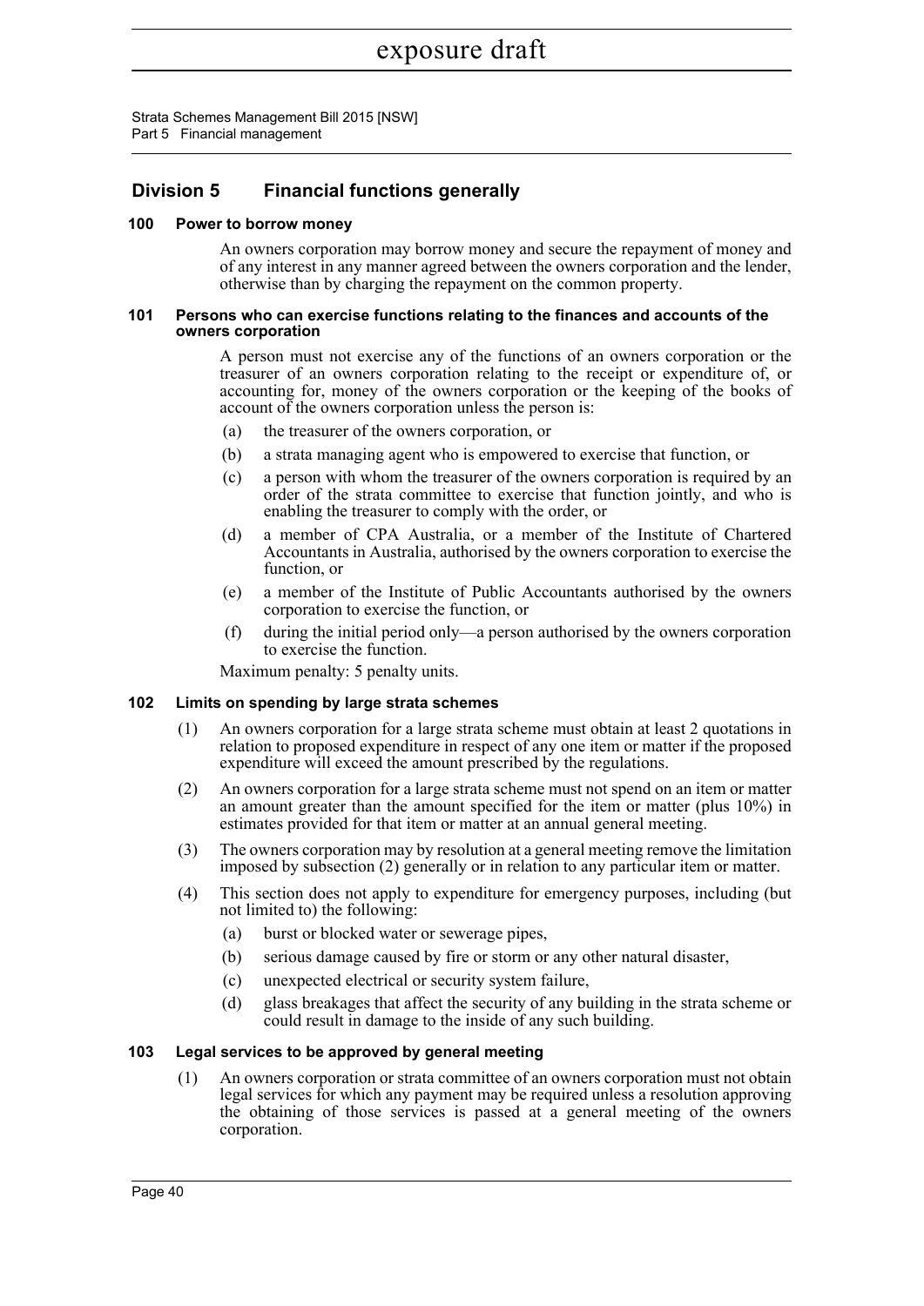## Division 5 Financial functions generally

### 100 Power to borrow money

An owners corporation may borrow money and secure the repayment of money and of any interest in any manner agreed between the owners corporation and the lender, otherwise than by charging the repayment on the common property.

### 101 Persons who can exercise functions relating to the finances and accounts of the owners corporation

A person must not exercise any of the functions of an owners corporation or the treasurer of an owners corporation relating to the receipt or expenditure of, or accounting for, money of the owners corporation or the keeping of the books of account of the owners corporation unless the person is:

- (a) the treasurer of the owners corporation, or
- (b) a strata managing agent who is empowered to exercise that function, or
- (c) a person with whom the treasurer of the owners corporation is required by an order of the strata committee to exercise that function jointly, and who is enabling the treasurer to comply with the order, or
- (d) a member of CPA Australia, or a member of the Institute of Chartered Accountants in Australia, authorised by the owners corporation to exercise the function, or
- (e) a member of the Institute of Public Accountants authorised by the owners corporation to exercise the function, or
- (f) during the initial period only—a person authorised by the owners corporation to exercise the function.

Maximum penalty: 5 penalty units.

### 102 Limits on spending by large strata schemes

(1) An owners corporation for a large strata scheme must obtain at least 2 quotations in relation to proposed expenditure in respect of any one item or matter if the proposed expenditure will exceed the amount prescribed by the regulations.

(2) An owners corporation for a large strata scheme must not spend on an item or matter an amount greater than the amount specified for the item or matter (plus 10%) in estimates provided for that item or matter at an annual general meeting.

(3) The owners corporation may by resolution at a general meeting remove the limitation imposed by subsection (2) generally or in relation to any particular item or matter.

(4) This section does not apply to expenditure for emergency purposes, including (but not limited to) the following:

- (a) burst or blocked water or sewerage pipes,
- (b) serious damage caused by fire or storm or any other natural disaster,
- (c) unexpected electrical or security system failure,
- (d) glass breakages that affect the security of any building in the strata scheme or could result in damage to the inside of any such building.

### 103 Legal services to be approved by general meeting

(1) An owners corporation or strata committee of an owners corporation must not obtain legal services for which any payment may be required unless a resolution approving the obtaining of those services is passed at a general meeting of the owners corporation.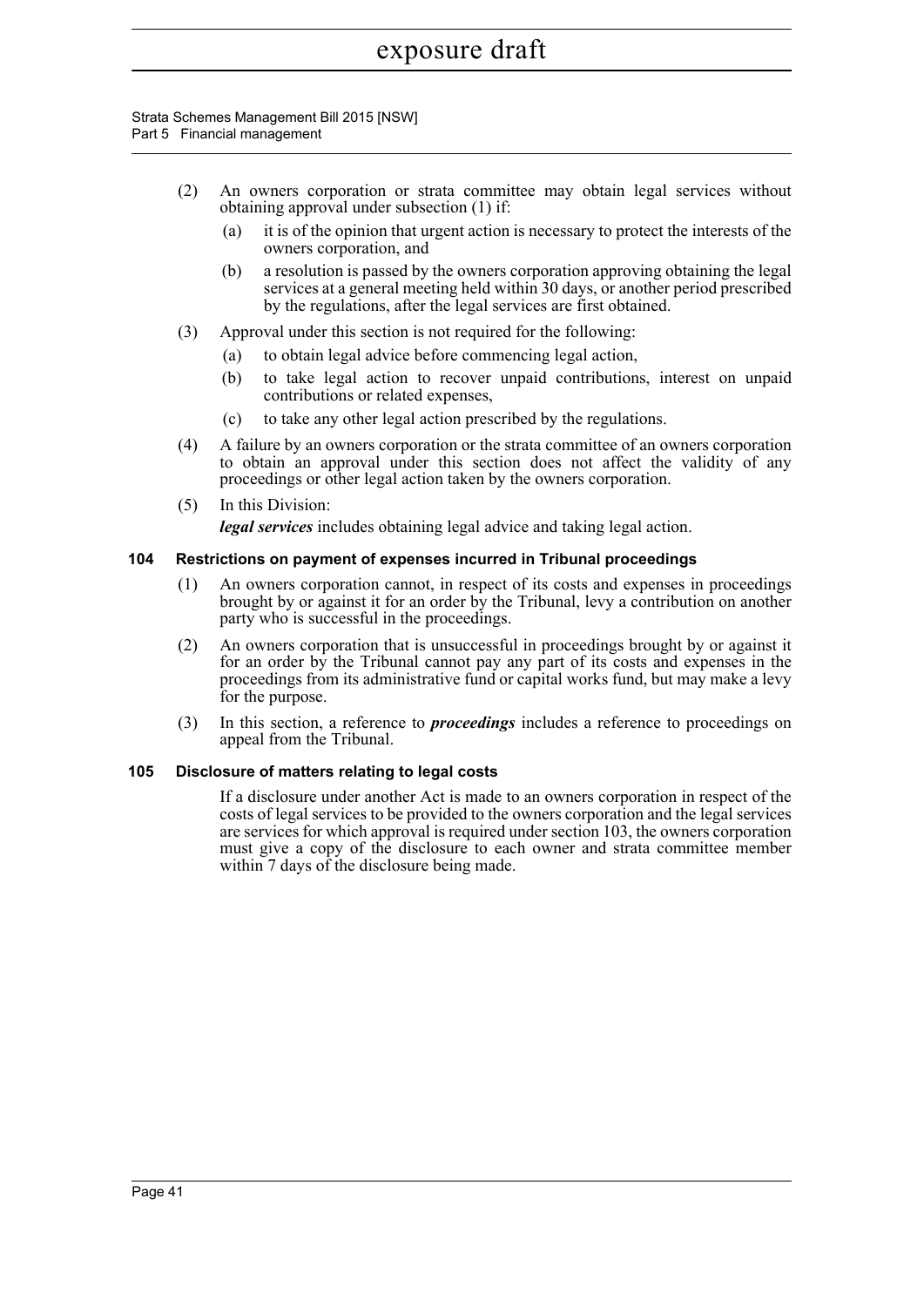(2) An owners corporation or strata committee may obtain legal services without obtaining approval under subsection (1) if:

(a) it is of the opinion that urgent action is necessary to protect the interests of the owners corporation, and

(b) a resolution is passed by the owners corporation approving obtaining the legal services at a general meeting held within 30 days, or another period prescribed by the regulations, after the legal services are first obtained.

(3) Approval under this section is not required for the following:

(a) to obtain legal advice before commencing legal action,

(b) to take legal action to recover unpaid contributions, interest on unpaid contributions or related expenses,

(c) to take any other legal action prescribed by the regulations.

(4) A failure by an owners corporation or the strata committee of an owners corporation to obtain an approval under this section does not affect the validity of any proceedings or other legal action taken by the owners corporation.

(5) In this Division:

***legal services*** includes obtaining legal advice and taking legal action.

### 104 Restrictions on payment of expenses incurred in Tribunal proceedings

(1) An owners corporation cannot, in respect of its costs and expenses in proceedings brought by or against it for an order by the Tribunal, levy a contribution on another party who is successful in the proceedings.

(2) An owners corporation that is unsuccessful in proceedings brought by or against it for an order by the Tribunal cannot pay any part of its costs and expenses in the proceedings from its administrative fund or capital works fund, but may make a levy for the purpose.

(3) In this section, a reference to ***proceedings*** includes a reference to proceedings on appeal from the Tribunal.

### 105 Disclosure of matters relating to legal costs

If a disclosure under another Act is made to an owners corporation in respect of the costs of legal services to be provided to the owners corporation and the legal services are services for which approval is required under section 103, the owners corporation must give a copy of the disclosure to each owner and strata committee member within 7 days of the disclosure being made.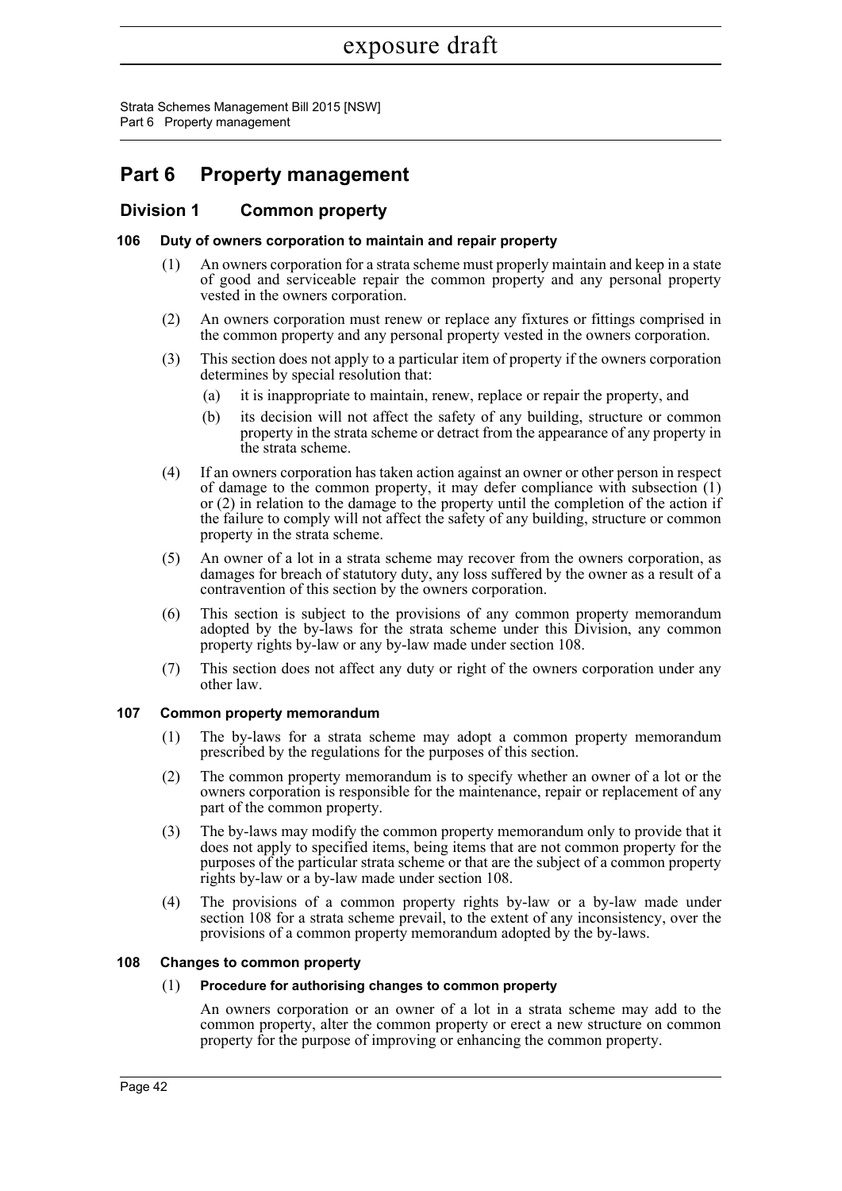# Part 6 Property management

## Division 1 Common property

### 106 Duty of owners corporation to maintain and repair property

(1) An owners corporation for a strata scheme must properly maintain and keep in a state of good and serviceable repair the common property and any personal property vested in the owners corporation.

(2) An owners corporation must renew or replace any fixtures or fittings comprised in the common property and any personal property vested in the owners corporation.

(3) This section does not apply to a particular item of property if the owners corporation determines by special resolution that:

(a) it is inappropriate to maintain, renew, replace or repair the property, and

(b) its decision will not affect the safety of any building, structure or common property in the strata scheme or detract from the appearance of any property in the strata scheme.

(4) If an owners corporation has taken action against an owner or other person in respect of damage to the common property, it may defer compliance with subsection (1) or (2) in relation to the damage to the property until the completion of the action if the failure to comply will not affect the safety of any building, structure or common property in the strata scheme.

(5) An owner of a lot in a strata scheme may recover from the owners corporation, as damages for breach of statutory duty, any loss suffered by the owner as a result of a contravention of this section by the owners corporation.

(6) This section is subject to the provisions of any common property memorandum adopted by the by-laws for the strata scheme under this Division, any common property rights by-law or any by-law made under section 108.

(7) This section does not affect any duty or right of the owners corporation under any other law.

### 107 Common property memorandum

(1) The by-laws for a strata scheme may adopt a common property memorandum prescribed by the regulations for the purposes of this section.

(2) The common property memorandum is to specify whether an owner of a lot or the owners corporation is responsible for the maintenance, repair or replacement of any part of the common property.

(3) The by-laws may modify the common property memorandum only to provide that it does not apply to specified items, being items that are not common property for the purposes of the particular strata scheme or that are the subject of a common property rights by-law or a by-law made under section 108.

(4) The provisions of a common property rights by-law or a by-law made under section 108 for a strata scheme prevail, to the extent of any inconsistency, over the provisions of a common property memorandum adopted by the by-laws.

### 108 Changes to common property

(1) **Procedure for authorising changes to common property**

An owners corporation or an owner of a lot in a strata scheme may add to the common property, alter the common property or erect a new structure on common property for the purpose of improving or enhancing the common property.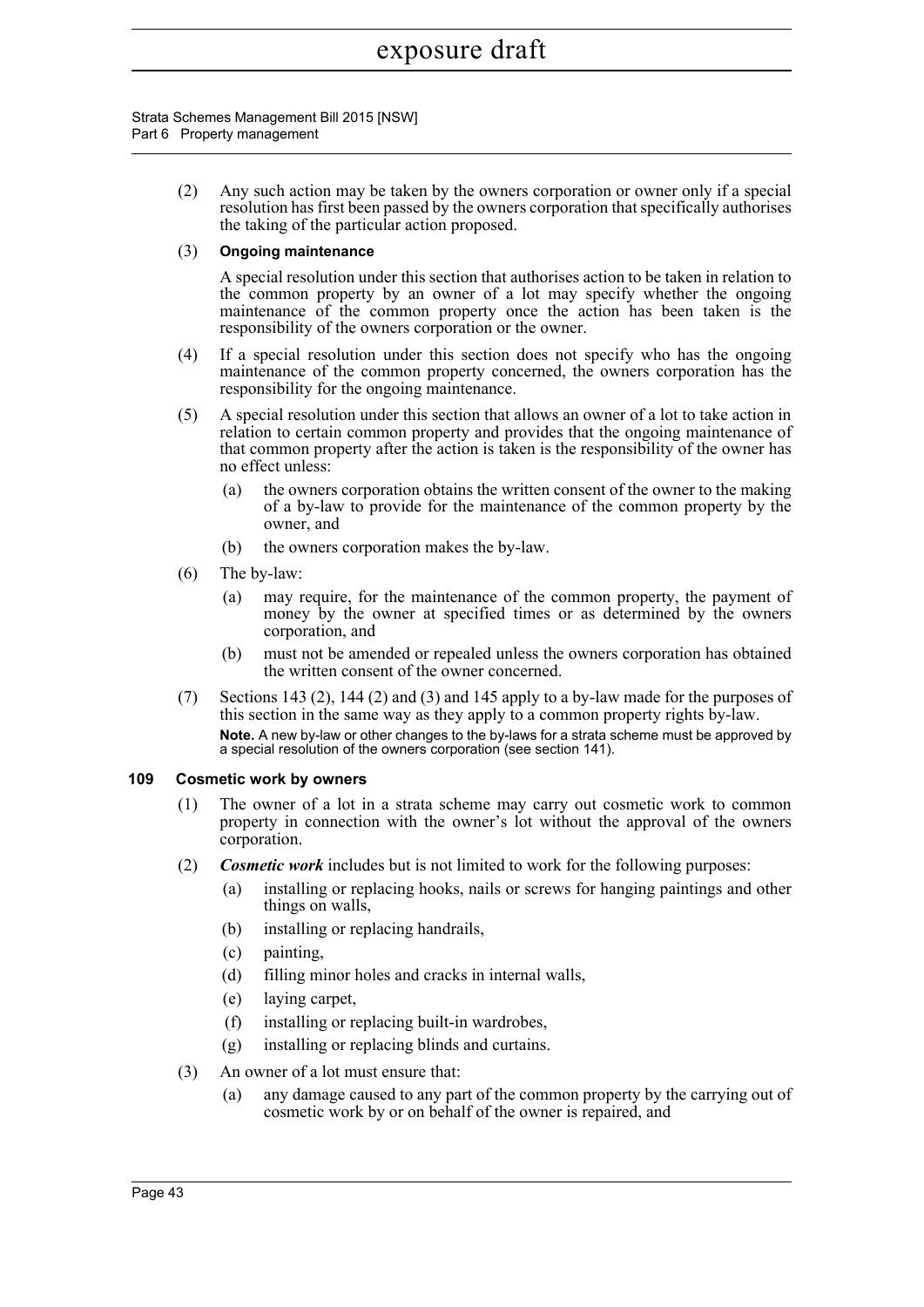(2) Any such action may be taken by the owners corporation or owner only if a special resolution has first been passed by the owners corporation that specifically authorises the taking of the particular action proposed.

(3) **Ongoing maintenance**

A special resolution under this section that authorises action to be taken in relation to the common property by an owner of a lot may specify whether the ongoing maintenance of the common property once the action has been taken is the responsibility of the owners corporation or the owner.

(4) If a special resolution under this section does not specify who has the ongoing maintenance of the common property concerned, the owners corporation has the responsibility for the ongoing maintenance.

(5) A special resolution under this section that allows an owner of a lot to take action in relation to certain common property and provides that the ongoing maintenance of that common property after the action is taken is the responsibility of the owner has no effect unless:

- (a) the owners corporation obtains the written consent of the owner to the making of a by-law to provide for the maintenance of the common property by the owner, and
- (b) the owners corporation makes the by-law.

(6) The by-law:

- (a) may require, for the maintenance of the common property, the payment of money by the owner at specified times or as determined by the owners corporation, and
- (b) must not be amended or repealed unless the owners corporation has obtained the written consent of the owner concerned.

(7) Sections 143 (2), 144 (2) and (3) and 145 apply to a by-law made for the purposes of this section in the same way as they apply to a common property rights by-law.

**Note.** A new by-law or other changes to the by-laws for a strata scheme must be approved by a special resolution of the owners corporation (see section 141).

### 109 Cosmetic work by owners

(1) The owner of a lot in a strata scheme may carry out cosmetic work to common property in connection with the owner's lot without the approval of the owners corporation.

(2) ***Cosmetic work*** includes but is not limited to work for the following purposes:

- (a) installing or replacing hooks, nails or screws for hanging paintings and other things on walls,
- (b) installing or replacing handrails,
- (c) painting,
- (d) filling minor holes and cracks in internal walls,
- (e) laying carpet,
- (f) installing or replacing built-in wardrobes,
- (g) installing or replacing blinds and curtains.

(3) An owner of a lot must ensure that:

- (a) any damage caused to any part of the common property by the carrying out of cosmetic work by or on behalf of the owner is repaired, and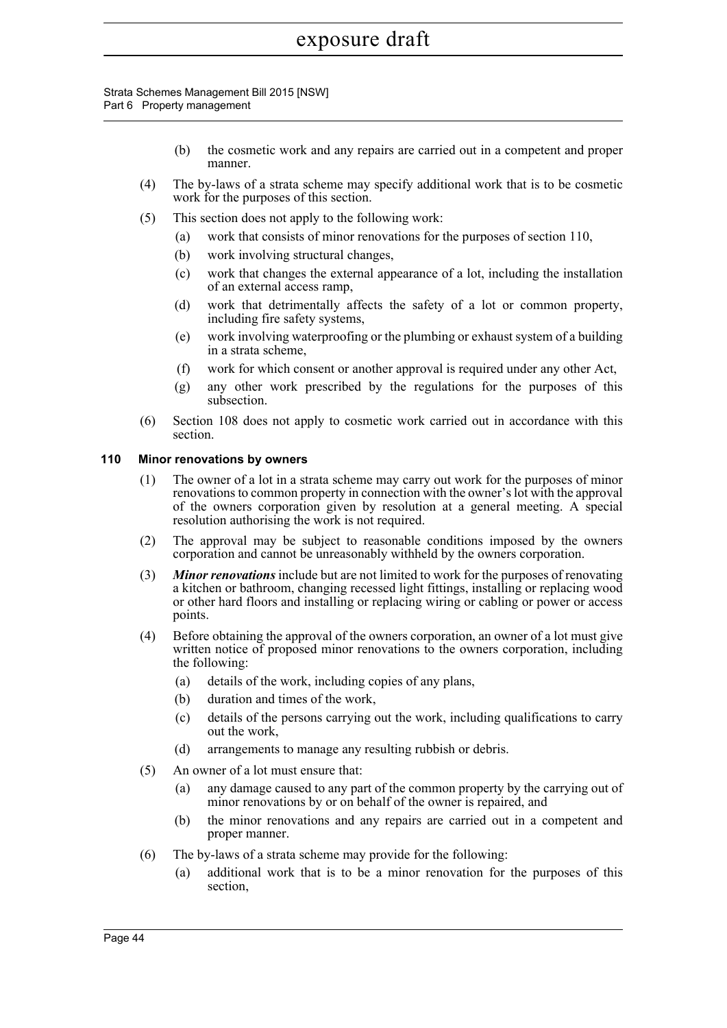(b) the cosmetic work and any repairs are carried out in a competent and proper manner.

(4) The by-laws of a strata scheme may specify additional work that is to be cosmetic work for the purposes of this section.

(5) This section does not apply to the following work:

(a) work that consists of minor renovations for the purposes of section 110,

(b) work involving structural changes,

(c) work that changes the external appearance of a lot, including the installation of an external access ramp,

(d) work that detrimentally affects the safety of a lot or common property, including fire safety systems,

(e) work involving waterproofing or the plumbing or exhaust system of a building in a strata scheme,

(f) work for which consent or another approval is required under any other Act,

(g) any other work prescribed by the regulations for the purposes of this subsection.

(6) Section 108 does not apply to cosmetic work carried out in accordance with this section.

### 110 Minor renovations by owners

(1) The owner of a lot in a strata scheme may carry out work for the purposes of minor renovations to common property in connection with the owner's lot with the approval of the owners corporation given by resolution at a general meeting. A special resolution authorising the work is not required.

(2) The approval may be subject to reasonable conditions imposed by the owners corporation and cannot be unreasonably withheld by the owners corporation.

(3) ***Minor renovations*** include but are not limited to work for the purposes of renovating a kitchen or bathroom, changing recessed light fittings, installing or replacing wood or other hard floors and installing or replacing wiring or cabling or power or access points.

(4) Before obtaining the approval of the owners corporation, an owner of a lot must give written notice of proposed minor renovations to the owners corporation, including the following:

(a) details of the work, including copies of any plans,

(b) duration and times of the work,

(c) details of the persons carrying out the work, including qualifications to carry out the work,

(d) arrangements to manage any resulting rubbish or debris.

(5) An owner of a lot must ensure that:

(a) any damage caused to any part of the common property by the carrying out of minor renovations by or on behalf of the owner is repaired, and

(b) the minor renovations and any repairs are carried out in a competent and proper manner.

(6) The by-laws of a strata scheme may provide for the following:

(a) additional work that is to be a minor renovation for the purposes of this section,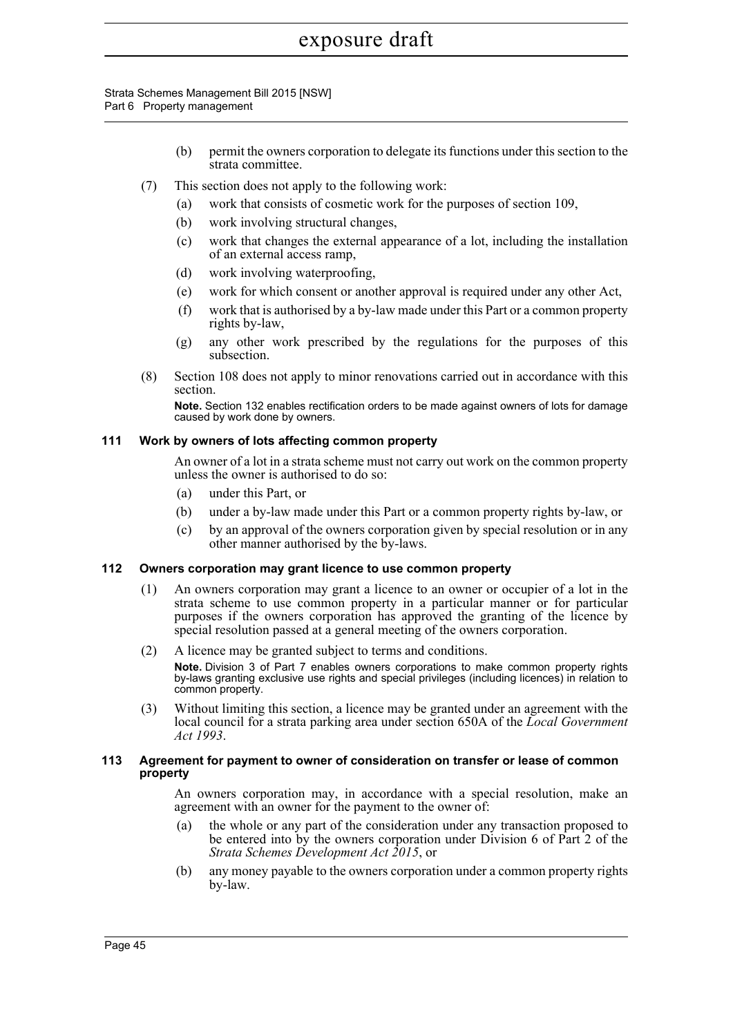(b) permit the owners corporation to delegate its functions under this section to the strata committee.

(7) This section does not apply to the following work:

(a) work that consists of cosmetic work for the purposes of section 109,

(b) work involving structural changes,

(c) work that changes the external appearance of a lot, including the installation of an external access ramp,

(d) work involving waterproofing,

(e) work for which consent or another approval is required under any other Act,

(f) work that is authorised by a by-law made under this Part or a common property rights by-law,

(g) any other work prescribed by the regulations for the purposes of this subsection.

(8) Section 108 does not apply to minor renovations carried out in accordance with this section.

**Note.** Section 132 enables rectification orders to be made against owners of lots for damage caused by work done by owners.

### 111 Work by owners of lots affecting common property

An owner of a lot in a strata scheme must not carry out work on the common property unless the owner is authorised to do so:

(a) under this Part, or

(b) under a by-law made under this Part or a common property rights by-law, or

(c) by an approval of the owners corporation given by special resolution or in any other manner authorised by the by-laws.

### 112 Owners corporation may grant licence to use common property

(1) An owners corporation may grant a licence to an owner or occupier of a lot in the strata scheme to use common property in a particular manner or for particular purposes if the owners corporation has approved the granting of the licence by special resolution passed at a general meeting of the owners corporation.

(2) A licence may be granted subject to terms and conditions.

**Note.** Division 3 of Part 7 enables owners corporations to make common property rights by-laws granting exclusive use rights and special privileges (including licences) in relation to common property.

(3) Without limiting this section, a licence may be granted under an agreement with the local council for a strata parking area under section 650A of the *Local Government Act 1993*.

### 113 Agreement for payment to owner of consideration on transfer or lease of common property

An owners corporation may, in accordance with a special resolution, make an agreement with an owner for the payment to the owner of:

(a) the whole or any part of the consideration under any transaction proposed to be entered into by the owners corporation under Division 6 of Part 2 of the *Strata Schemes Development Act 2015*, or

(b) any money payable to the owners corporation under a common property rights by-law.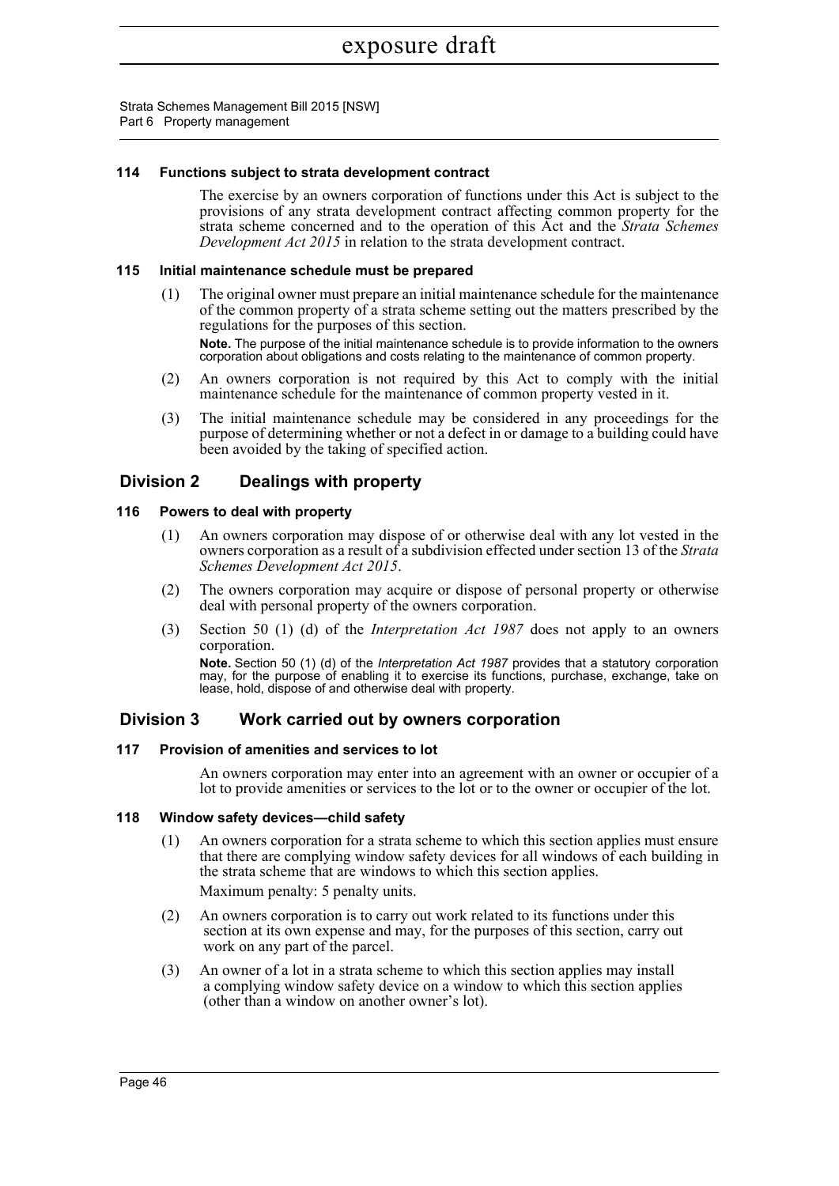#### 114 Functions subject to strata development contract

The exercise by an owners corporation of functions under this Act is subject to the provisions of any strata development contract affecting common property for the strata scheme concerned and to the operation of this Act and the *Strata Schemes Development Act 2015* in relation to the strata development contract.

#### 115 Initial maintenance schedule must be prepared

(1) The original owner must prepare an initial maintenance schedule for the maintenance of the common property of a strata scheme setting out the matters prescribed by the regulations for the purposes of this section.

**Note.** The purpose of the initial maintenance schedule is to provide information to the owners corporation about obligations and costs relating to the maintenance of common property.

(2) An owners corporation is not required by this Act to comply with the initial maintenance schedule for the maintenance of common property vested in it.

(3) The initial maintenance schedule may be considered in any proceedings for the purpose of determining whether or not a defect in or damage to a building could have been avoided by the taking of specified action.

### Division 2 Dealings with property

#### 116 Powers to deal with property

(1) An owners corporation may dispose of or otherwise deal with any lot vested in the owners corporation as a result of a subdivision effected under section 13 of the *Strata Schemes Development Act 2015*.

(2) The owners corporation may acquire or dispose of personal property or otherwise deal with personal property of the owners corporation.

(3) Section 50 (1) (d) of the *Interpretation Act 1987* does not apply to an owners corporation.

**Note.** Section 50 (1) (d) of the *Interpretation Act 1987* provides that a statutory corporation may, for the purpose of enabling it to exercise its functions, purchase, exchange, take on lease, hold, dispose of and otherwise deal with property.

### Division 3 Work carried out by owners corporation

#### 117 Provision of amenities and services to lot

An owners corporation may enter into an agreement with an owner or occupier of a lot to provide amenities or services to the lot or to the owner or occupier of the lot.

#### 118 Window safety devices—child safety

(1) An owners corporation for a strata scheme to which this section applies must ensure that there are complying window safety devices for all windows of each building in the strata scheme that are windows to which this section applies.

Maximum penalty: 5 penalty units.

(2) An owners corporation is to carry out work related to its functions under this section at its own expense and may, for the purposes of this section, carry out work on any part of the parcel.

(3) An owner of a lot in a strata scheme to which this section applies may install a complying window safety device on a window to which this section applies (other than a window on another owner's lot).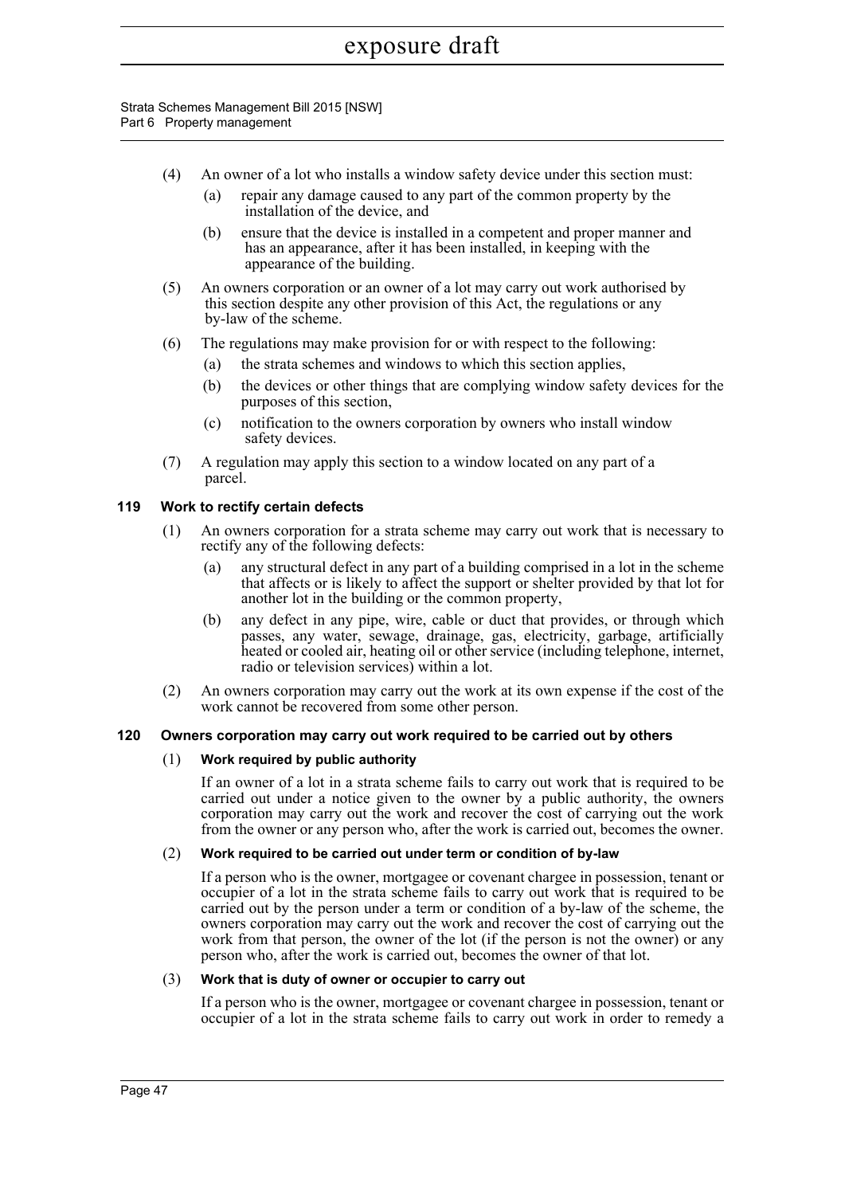(4) An owner of a lot who installs a window safety device under this section must:

(a) repair any damage caused to any part of the common property by the installation of the device, and

(b) ensure that the device is installed in a competent and proper manner and has an appearance, after it has been installed, in keeping with the appearance of the building.

(5) An owners corporation or an owner of a lot may carry out work authorised by this section despite any other provision of this Act, the regulations or any by-law of the scheme.

(6) The regulations may make provision for or with respect to the following:

(a) the strata schemes and windows to which this section applies,

(b) the devices or other things that are complying window safety devices for the purposes of this section,

(c) notification to the owners corporation by owners who install window safety devices.

(7) A regulation may apply this section to a window located on any part of a parcel.

### 119 Work to rectify certain defects

(1) An owners corporation for a strata scheme may carry out work that is necessary to rectify any of the following defects:

(a) any structural defect in any part of a building comprised in a lot in the scheme that affects or is likely to affect the support or shelter provided by that lot for another lot in the building or the common property,

(b) any defect in any pipe, wire, cable or duct that provides, or through which passes, any water, sewage, drainage, gas, electricity, garbage, artificially heated or cooled air, heating oil or other service (including telephone, internet, radio or television services) within a lot.

(2) An owners corporation may carry out the work at its own expense if the cost of the work cannot be recovered from some other person.

### 120 Owners corporation may carry out work required to be carried out by others

(1) **Work required by public authority**

If an owner of a lot in a strata scheme fails to carry out work that is required to be carried out under a notice given to the owner by a public authority, the owners corporation may carry out the work and recover the cost of carrying out the work from the owner or any person who, after the work is carried out, becomes the owner.

(2) **Work required to be carried out under term or condition of by-law**

If a person who is the owner, mortgagee or covenant chargee in possession, tenant or occupier of a lot in the strata scheme fails to carry out work that is required to be carried out by the person under a term or condition of a by-law of the scheme, the owners corporation may carry out the work and recover the cost of carrying out the work from that person, the owner of the lot (if the person is not the owner) or any person who, after the work is carried out, becomes the owner of that lot.

(3) **Work that is duty of owner or occupier to carry out**

If a person who is the owner, mortgagee or covenant chargee in possession, tenant or occupier of a lot in the strata scheme fails to carry out work in order to remedy a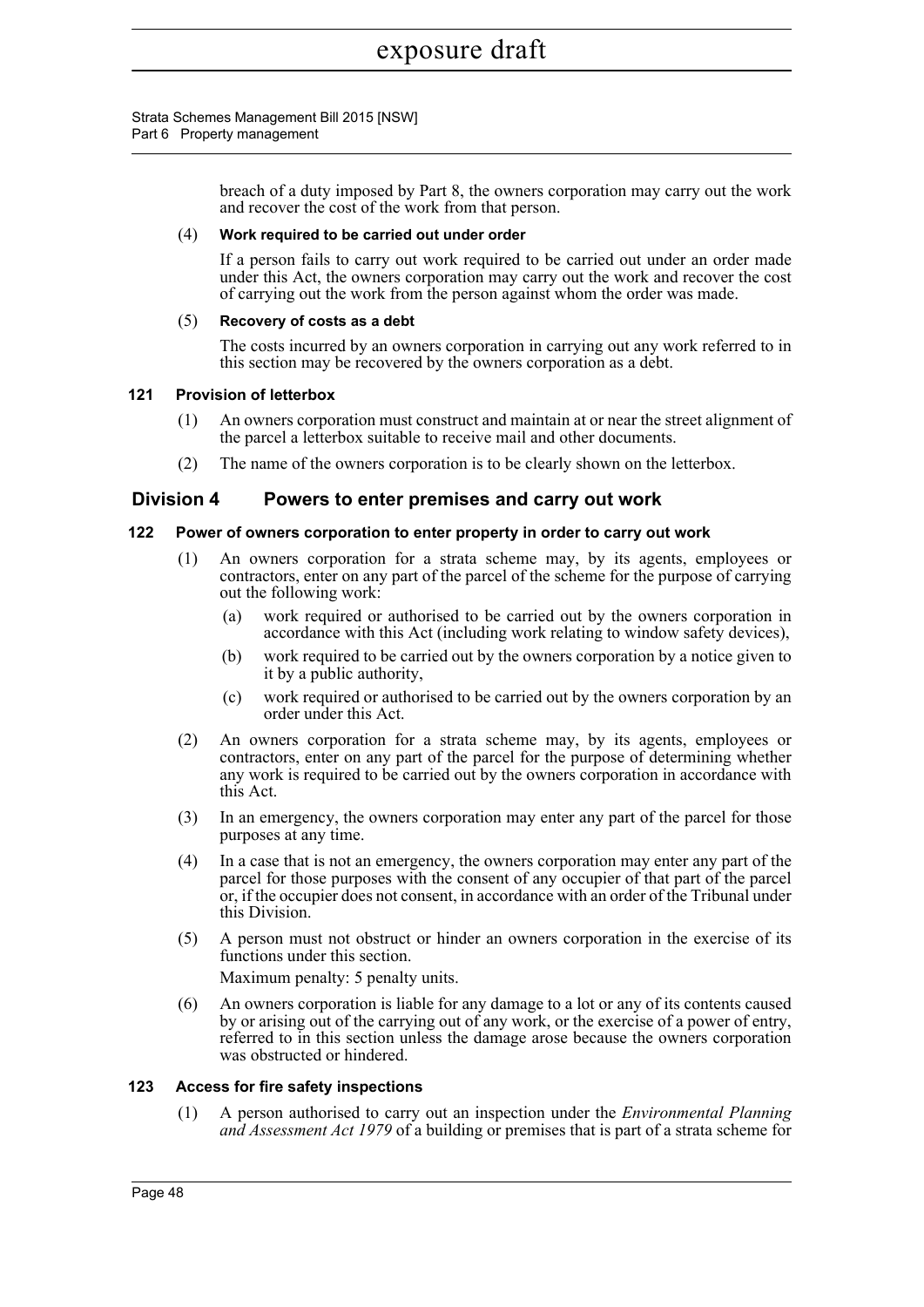breach of a duty imposed by Part 8, the owners corporation may carry out the work and recover the cost of the work from that person.

(4) **Work required to be carried out under order**

If a person fails to carry out work required to be carried out under an order made under this Act, the owners corporation may carry out the work and recover the cost of carrying out the work from the person against whom the order was made.

(5) **Recovery of costs as a debt**

The costs incurred by an owners corporation in carrying out any work referred to in this section may be recovered by the owners corporation as a debt.

### 121 Provision of letterbox

(1) An owners corporation must construct and maintain at or near the street alignment of the parcel a letterbox suitable to receive mail and other documents.

(2) The name of the owners corporation is to be clearly shown on the letterbox.

## Division 4 Powers to enter premises and carry out work

### 122 Power of owners corporation to enter property in order to carry out work

(1) An owners corporation for a strata scheme may, by its agents, employees or contractors, enter on any part of the parcel of the scheme for the purpose of carrying out the following work:

- (a) work required or authorised to be carried out by the owners corporation in accordance with this Act (including work relating to window safety devices),
- (b) work required to be carried out by the owners corporation by a notice given to it by a public authority,
- (c) work required or authorised to be carried out by the owners corporation by an order under this Act.

(2) An owners corporation for a strata scheme may, by its agents, employees or contractors, enter on any part of the parcel for the purpose of determining whether any work is required to be carried out by the owners corporation in accordance with this Act.

(3) In an emergency, the owners corporation may enter any part of the parcel for those purposes at any time.

(4) In a case that is not an emergency, the owners corporation may enter any part of the parcel for those purposes with the consent of any occupier of that part of the parcel or, if the occupier does not consent, in accordance with an order of the Tribunal under this Division.

(5) A person must not obstruct or hinder an owners corporation in the exercise of its functions under this section.

Maximum penalty: 5 penalty units.

(6) An owners corporation is liable for any damage to a lot or any of its contents caused by or arising out of the carrying out of any work, or the exercise of a power of entry, referred to in this section unless the damage arose because the owners corporation was obstructed or hindered.

### 123 Access for fire safety inspections

(1) A person authorised to carry out an inspection under the *Environmental Planning and Assessment Act 1979* of a building or premises that is part of a strata scheme for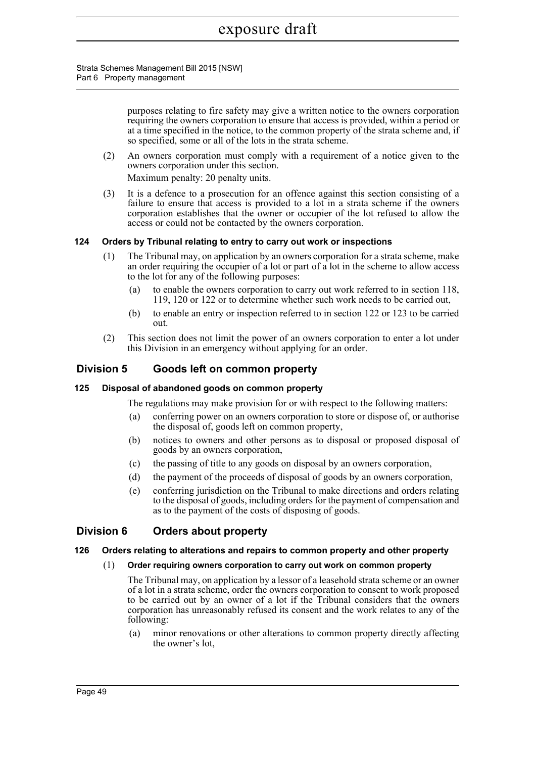purposes relating to fire safety may give a written notice to the owners corporation requiring the owners corporation to ensure that access is provided, within a period or at a time specified in the notice, to the common property of the strata scheme and, if so specified, some or all of the lots in the strata scheme.

(2) An owners corporation must comply with a requirement of a notice given to the owners corporation under this section.

Maximum penalty: 20 penalty units.

(3) It is a defence to a prosecution for an offence against this section consisting of a failure to ensure that access is provided to a lot in a strata scheme if the owners corporation establishes that the owner or occupier of the lot refused to allow the access or could not be contacted by the owners corporation.

#### 124 Orders by Tribunal relating to entry to carry out work or inspections

(1) The Tribunal may, on application by an owners corporation for a strata scheme, make an order requiring the occupier of a lot or part of a lot in the scheme to allow access to the lot for any of the following purposes:

(a) to enable the owners corporation to carry out work referred to in section 118, 119, 120 or 122 or to determine whether such work needs to be carried out,

(b) to enable an entry or inspection referred to in section 122 or 123 to be carried out.

(2) This section does not limit the power of an owners corporation to enter a lot under this Division in an emergency without applying for an order.

### Division 5 Goods left on common property

#### 125 Disposal of abandoned goods on common property

The regulations may make provision for or with respect to the following matters:

(a) conferring power on an owners corporation to store or dispose of, or authorise the disposal of, goods left on common property,

(b) notices to owners and other persons as to disposal or proposed disposal of goods by an owners corporation,

(c) the passing of title to any goods on disposal by an owners corporation,

(d) the payment of the proceeds of disposal of goods by an owners corporation,

(e) conferring jurisdiction on the Tribunal to make directions and orders relating to the disposal of goods, including orders for the payment of compensation and as to the payment of the costs of disposing of goods.

### Division 6 Orders about property

#### 126 Orders relating to alterations and repairs to common property and other property

(1) **Order requiring owners corporation to carry out work on common property**

The Tribunal may, on application by a lessor of a leasehold strata scheme or an owner of a lot in a strata scheme, order the owners corporation to consent to work proposed to be carried out by an owner of a lot if the Tribunal considers that the owners corporation has unreasonably refused its consent and the work relates to any of the following:

(a) minor renovations or other alterations to common property directly affecting the owner's lot,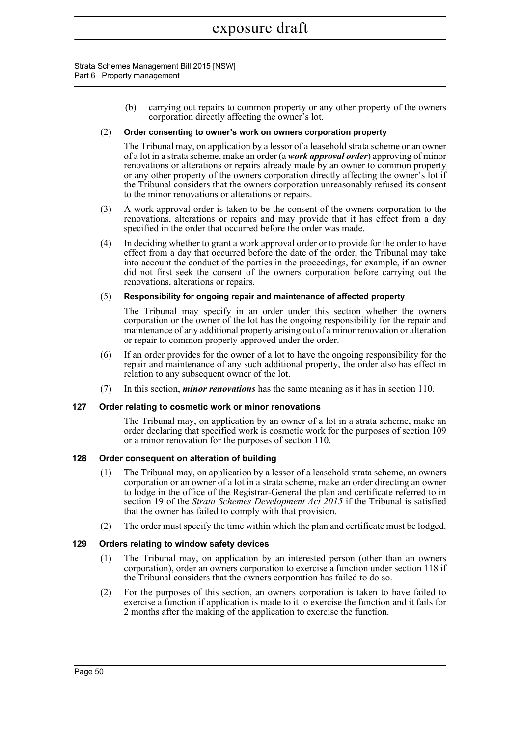(b) carrying out repairs to common property or any other property of the owners corporation directly affecting the owner's lot.

(2) **Order consenting to owner's work on owners corporation property**

The Tribunal may, on application by a lessor of a leasehold strata scheme or an owner of a lot in a strata scheme, make an order (a ***work approval order***) approving of minor renovations or alterations or repairs already made by an owner to common property or any other property of the owners corporation directly affecting the owner's lot if the Tribunal considers that the owners corporation unreasonably refused its consent to the minor renovations or alterations or repairs.

(3) A work approval order is taken to be the consent of the owners corporation to the renovations, alterations or repairs and may provide that it has effect from a day specified in the order that occurred before the order was made.

(4) In deciding whether to grant a work approval order or to provide for the order to have effect from a day that occurred before the date of the order, the Tribunal may take into account the conduct of the parties in the proceedings, for example, if an owner did not first seek the consent of the owners corporation before carrying out the renovations, alterations or repairs.

(5) **Responsibility for ongoing repair and maintenance of affected property**

The Tribunal may specify in an order under this section whether the owners corporation or the owner of the lot has the ongoing responsibility for the repair and maintenance of any additional property arising out of a minor renovation or alteration or repair to common property approved under the order.

(6) If an order provides for the owner of a lot to have the ongoing responsibility for the repair and maintenance of any such additional property, the order also has effect in relation to any subsequent owner of the lot.

(7) In this section, ***minor renovations*** has the same meaning as it has in section 110.

### 127 Order relating to cosmetic work or minor renovations

The Tribunal may, on application by an owner of a lot in a strata scheme, make an order declaring that specified work is cosmetic work for the purposes of section 109 or a minor renovation for the purposes of section 110.

### 128 Order consequent on alteration of building

(1) The Tribunal may, on application by a lessor of a leasehold strata scheme, an owners corporation or an owner of a lot in a strata scheme, make an order directing an owner to lodge in the office of the Registrar-General the plan and certificate referred to in section 19 of the *Strata Schemes Development Act 2015* if the Tribunal is satisfied that the owner has failed to comply with that provision.

(2) The order must specify the time within which the plan and certificate must be lodged.

### 129 Orders relating to window safety devices

(1) The Tribunal may, on application by an interested person (other than an owners corporation), order an owners corporation to exercise a function under section 118 if the Tribunal considers that the owners corporation has failed to do so.

(2) For the purposes of this section, an owners corporation is taken to have failed to exercise a function if application is made to it to exercise the function and it fails for 2 months after the making of the application to exercise the function.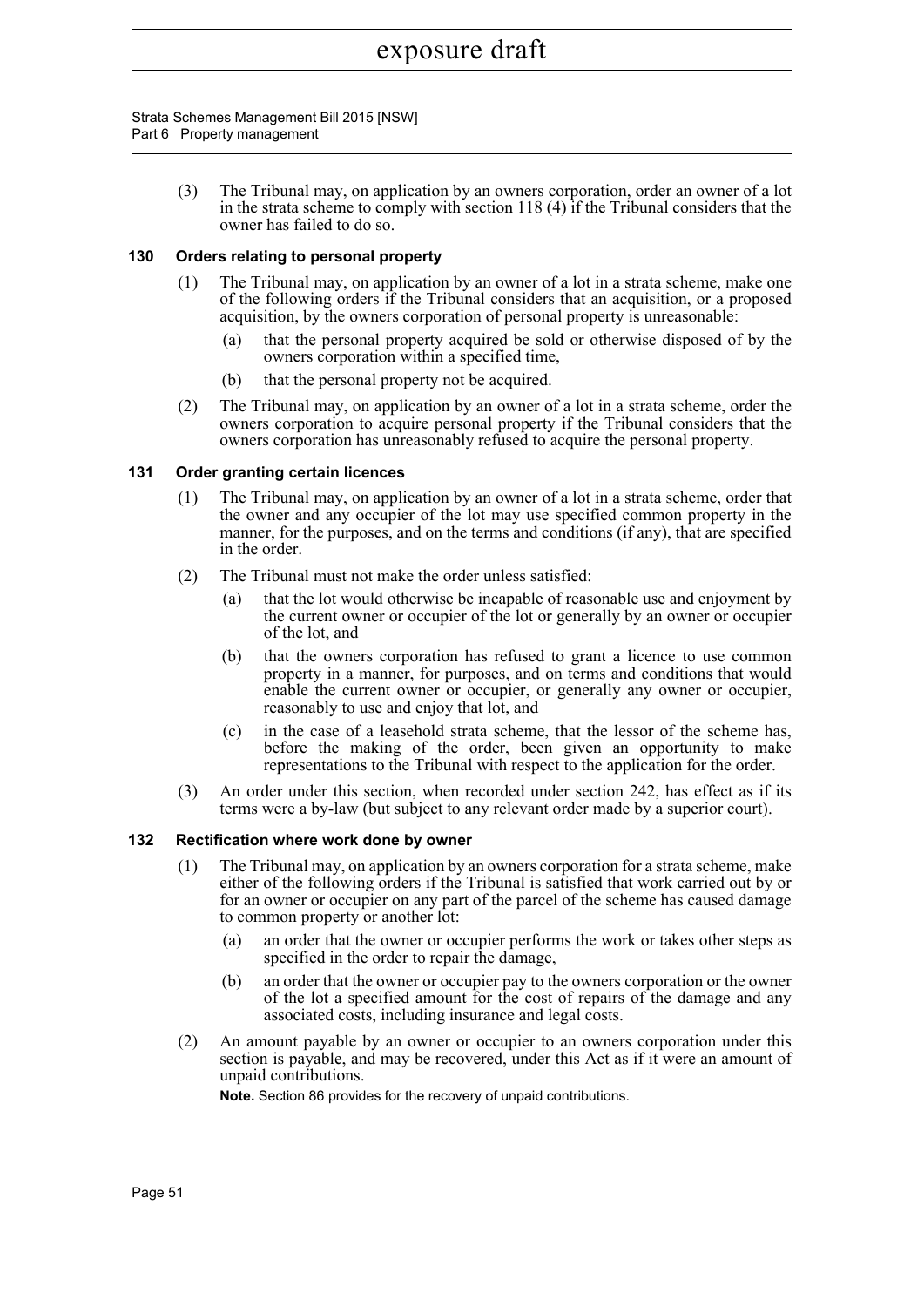(3) The Tribunal may, on application by an owners corporation, order an owner of a lot in the strata scheme to comply with section 118 (4) if the Tribunal considers that the owner has failed to do so.

### 130 Orders relating to personal property

(1) The Tribunal may, on application by an owner of a lot in a strata scheme, make one of the following orders if the Tribunal considers that an acquisition, or a proposed acquisition, by the owners corporation of personal property is unreasonable:

- (a) that the personal property acquired be sold or otherwise disposed of by the owners corporation within a specified time,
- (b) that the personal property not be acquired.

(2) The Tribunal may, on application by an owner of a lot in a strata scheme, order the owners corporation to acquire personal property if the Tribunal considers that the owners corporation has unreasonably refused to acquire the personal property.

### 131 Order granting certain licences

(1) The Tribunal may, on application by an owner of a lot in a strata scheme, order that the owner and any occupier of the lot may use specified common property in the manner, for the purposes, and on the terms and conditions (if any), that are specified in the order.

(2) The Tribunal must not make the order unless satisfied:

- (a) that the lot would otherwise be incapable of reasonable use and enjoyment by the current owner or occupier of the lot or generally by an owner or occupier of the lot, and
- (b) that the owners corporation has refused to grant a licence to use common property in a manner, for purposes, and on terms and conditions that would enable the current owner or occupier, or generally any owner or occupier, reasonably to use and enjoy that lot, and
- (c) in the case of a leasehold strata scheme, that the lessor of the scheme has, before the making of the order, been given an opportunity to make representations to the Tribunal with respect to the application for the order.

(3) An order under this section, when recorded under section 242, has effect as if its terms were a by-law (but subject to any relevant order made by a superior court).

### 132 Rectification where work done by owner

(1) The Tribunal may, on application by an owners corporation for a strata scheme, make either of the following orders if the Tribunal is satisfied that work carried out by or for an owner or occupier on any part of the parcel of the scheme has caused damage to common property or another lot:

- (a) an order that the owner or occupier performs the work or takes other steps as specified in the order to repair the damage,
- (b) an order that the owner or occupier pay to the owners corporation or the owner of the lot a specified amount for the cost of repairs of the damage and any associated costs, including insurance and legal costs.

(2) An amount payable by an owner or occupier to an owners corporation under this section is payable, and may be recovered, under this Act as if it were an amount of unpaid contributions.

**Note.** Section 86 provides for the recovery of unpaid contributions.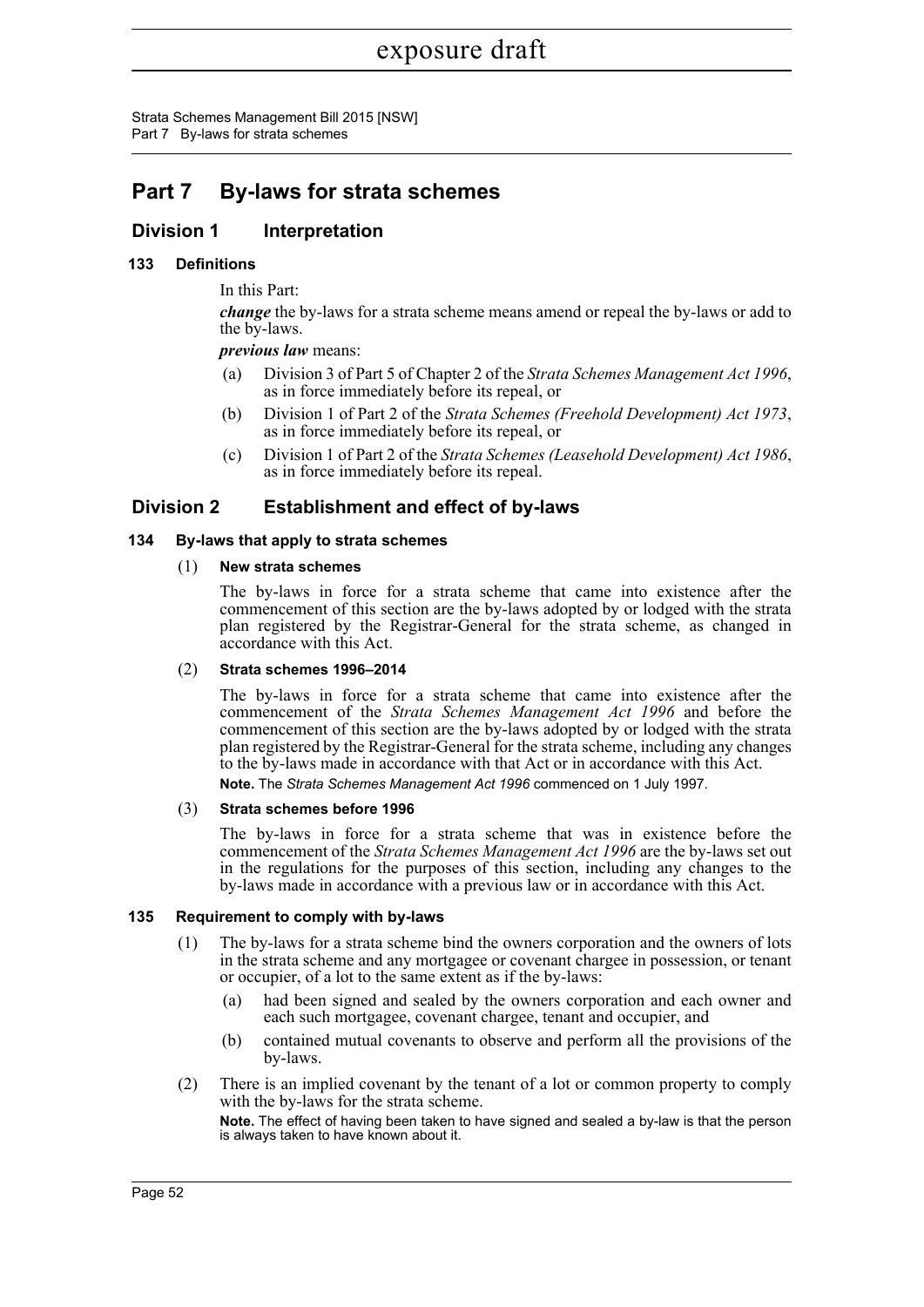# Part 7 By-laws for strata schemes

## Division 1 Interpretation

### 133 Definitions

In this Part:

***change*** the by-laws for a strata scheme means amend or repeal the by-laws or add to the by-laws.

***previous law*** means:

(a) Division 3 of Part 5 of Chapter 2 of the *Strata Schemes Management Act 1996*, as in force immediately before its repeal, or

(b) Division 1 of Part 2 of the *Strata Schemes (Freehold Development) Act 1973*, as in force immediately before its repeal, or

(c) Division 1 of Part 2 of the *Strata Schemes (Leasehold Development) Act 1986*, as in force immediately before its repeal.

## Division 2 Establishment and effect of by-laws

### 134 By-laws that apply to strata schemes

(1) **New strata schemes**

The by-laws in force for a strata scheme that came into existence after the commencement of this section are the by-laws adopted by or lodged with the strata plan registered by the Registrar-General for the strata scheme, as changed in accordance with this Act.

(2) **Strata schemes 1996–2014**

The by-laws in force for a strata scheme that came into existence after the commencement of the *Strata Schemes Management Act 1996* and before the commencement of this section are the by-laws adopted by or lodged with the strata plan registered by the Registrar-General for the strata scheme, including any changes to the by-laws made in accordance with that Act or in accordance with this Act.

**Note.** The *Strata Schemes Management Act 1996* commenced on 1 July 1997.

(3) **Strata schemes before 1996**

The by-laws in force for a strata scheme that was in existence before the commencement of the *Strata Schemes Management Act 1996* are the by-laws set out in the regulations for the purposes of this section, including any changes to the by-laws made in accordance with a previous law or in accordance with this Act.

### 135 Requirement to comply with by-laws

(1) The by-laws for a strata scheme bind the owners corporation and the owners of lots in the strata scheme and any mortgagee or covenant chargee in possession, or tenant or occupier, of a lot to the same extent as if the by-laws:

(a) had been signed and sealed by the owners corporation and each owner and each such mortgagee, covenant chargee, tenant and occupier, and

(b) contained mutual covenants to observe and perform all the provisions of the by-laws.

(2) There is an implied covenant by the tenant of a lot or common property to comply with the by-laws for the strata scheme.

**Note.** The effect of having been taken to have signed and sealed a by-law is that the person is always taken to have known about it.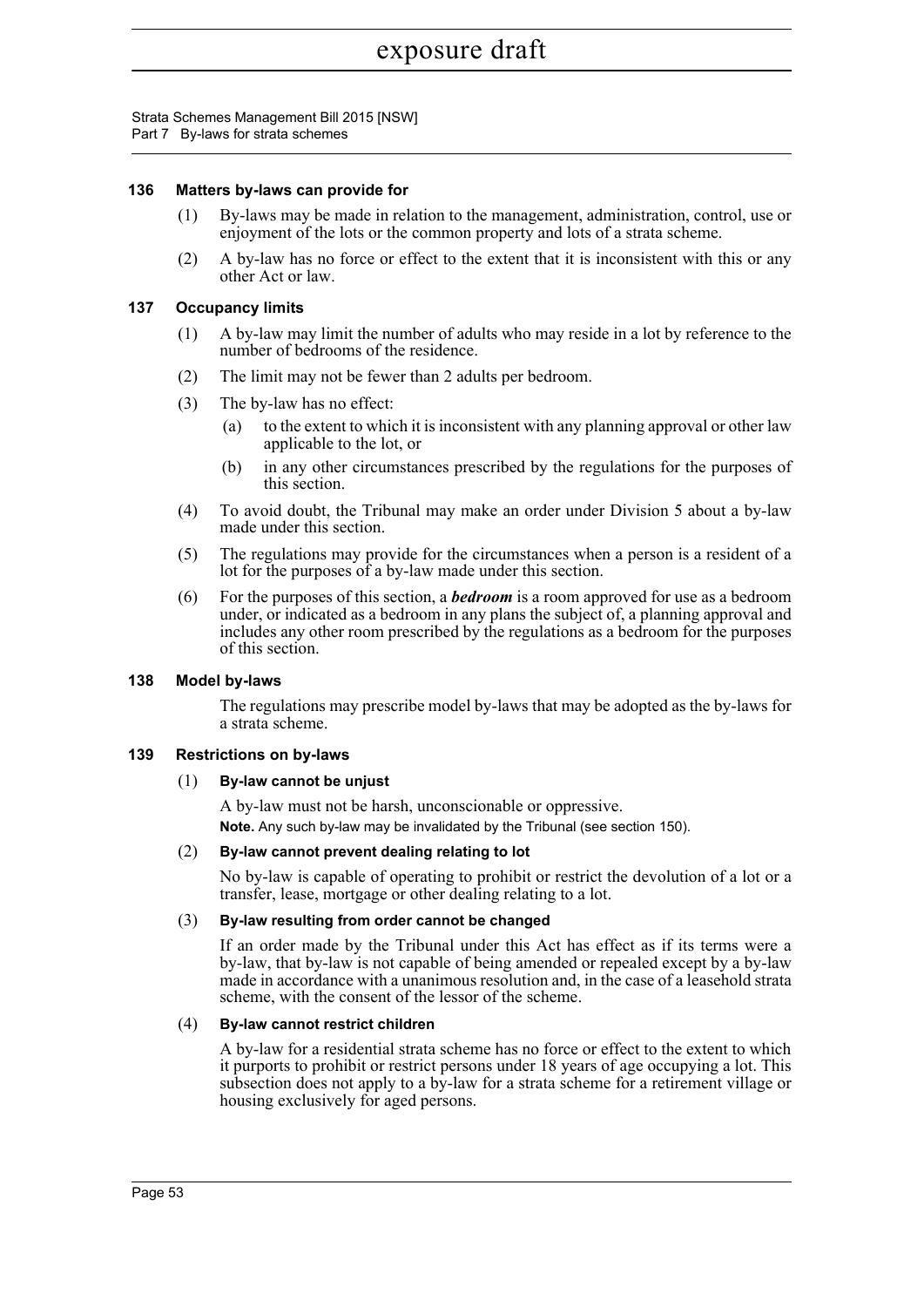### 136 Matters by-laws can provide for

(1) By-laws may be made in relation to the management, administration, control, use or enjoyment of the lots or the common property and lots of a strata scheme.

(2) A by-law has no force or effect to the extent that it is inconsistent with this or any other Act or law.

### 137 Occupancy limits

(1) A by-law may limit the number of adults who may reside in a lot by reference to the number of bedrooms of the residence.

(2) The limit may not be fewer than 2 adults per bedroom.

(3) The by-law has no effect:

- (a) to the extent to which it is inconsistent with any planning approval or other law applicable to the lot, or
- (b) in any other circumstances prescribed by the regulations for the purposes of this section.

(4) To avoid doubt, the Tribunal may make an order under Division 5 about a by-law made under this section.

(5) The regulations may provide for the circumstances when a person is a resident of a lot for the purposes of a by-law made under this section.

(6) For the purposes of this section, a ***bedroom*** is a room approved for use as a bedroom under, or indicated as a bedroom in any plans the subject of, a planning approval and includes any other room prescribed by the regulations as a bedroom for the purposes of this section.

### 138 Model by-laws

The regulations may prescribe model by-laws that may be adopted as the by-laws for a strata scheme.

### 139 Restrictions on by-laws

(1) **By-law cannot be unjust**

A by-law must not be harsh, unconscionable or oppressive.

**Note.** Any such by-law may be invalidated by the Tribunal (see section 150).

(2) **By-law cannot prevent dealing relating to lot**

No by-law is capable of operating to prohibit or restrict the devolution of a lot or a transfer, lease, mortgage or other dealing relating to a lot.

(3) **By-law resulting from order cannot be changed**

If an order made by the Tribunal under this Act has effect as if its terms were a by-law, that by-law is not capable of being amended or repealed except by a by-law made in accordance with a unanimous resolution and, in the case of a leasehold strata scheme, with the consent of the lessor of the scheme.

(4) **By-law cannot restrict children**

A by-law for a residential strata scheme has no force or effect to the extent to which it purports to prohibit or restrict persons under 18 years of age occupying a lot. This subsection does not apply to a by-law for a strata scheme for a retirement village or housing exclusively for aged persons.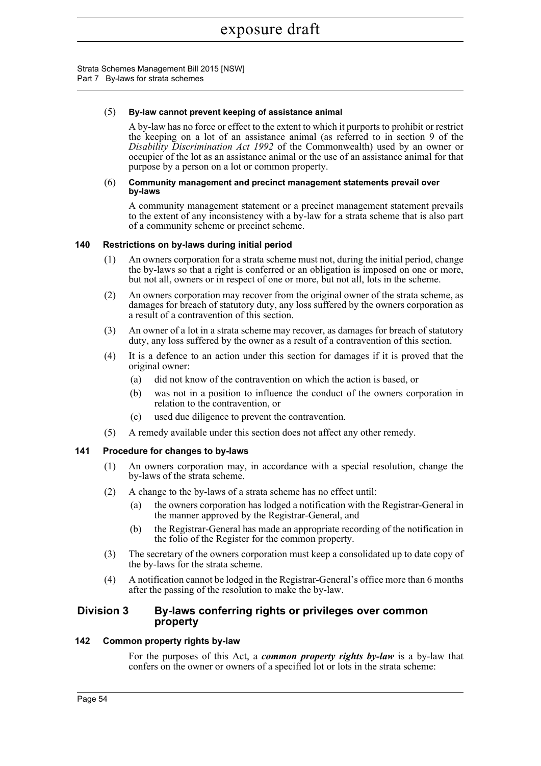(5) **By-law cannot prevent keeping of assistance animal**

A by-law has no force or effect to the extent to which it purports to prohibit or restrict the keeping on a lot of an assistance animal (as referred to in section 9 of the *Disability Discrimination Act 1992* of the Commonwealth) used by an owner or occupier of the lot as an assistance animal or the use of an assistance animal for that purpose by a person on a lot or common property.

(6) **Community management and precinct management statements prevail over by-laws**

A community management statement or a precinct management statement prevails to the extent of any inconsistency with a by-law for a strata scheme that is also part of a community scheme or precinct scheme.

### 140 Restrictions on by-laws during initial period

(1) An owners corporation for a strata scheme must not, during the initial period, change the by-laws so that a right is conferred or an obligation is imposed on one or more, but not all, owners or in respect of one or more, but not all, lots in the scheme.

(2) An owners corporation may recover from the original owner of the strata scheme, as damages for breach of statutory duty, any loss suffered by the owners corporation as a result of a contravention of this section.

(3) An owner of a lot in a strata scheme may recover, as damages for breach of statutory duty, any loss suffered by the owner as a result of a contravention of this section.

(4) It is a defence to an action under this section for damages if it is proved that the original owner:

(a) did not know of the contravention on which the action is based, or

(b) was not in a position to influence the conduct of the owners corporation in relation to the contravention, or

(c) used due diligence to prevent the contravention.

(5) A remedy available under this section does not affect any other remedy.

### 141 Procedure for changes to by-laws

(1) An owners corporation may, in accordance with a special resolution, change the by-laws of the strata scheme.

(2) A change to the by-laws of a strata scheme has no effect until:

(a) the owners corporation has lodged a notification with the Registrar-General in the manner approved by the Registrar-General, and

(b) the Registrar-General has made an appropriate recording of the notification in the folio of the Register for the common property.

(3) The secretary of the owners corporation must keep a consolidated up to date copy of the by-laws for the strata scheme.

(4) A notification cannot be lodged in the Registrar-General's office more than 6 months after the passing of the resolution to make the by-law.

## Division 3 By-laws conferring rights or privileges over common property

### 142 Common property rights by-law

For the purposes of this Act, a ***common property rights by-law*** is a by-law that confers on the owner or owners of a specified lot or lots in the strata scheme: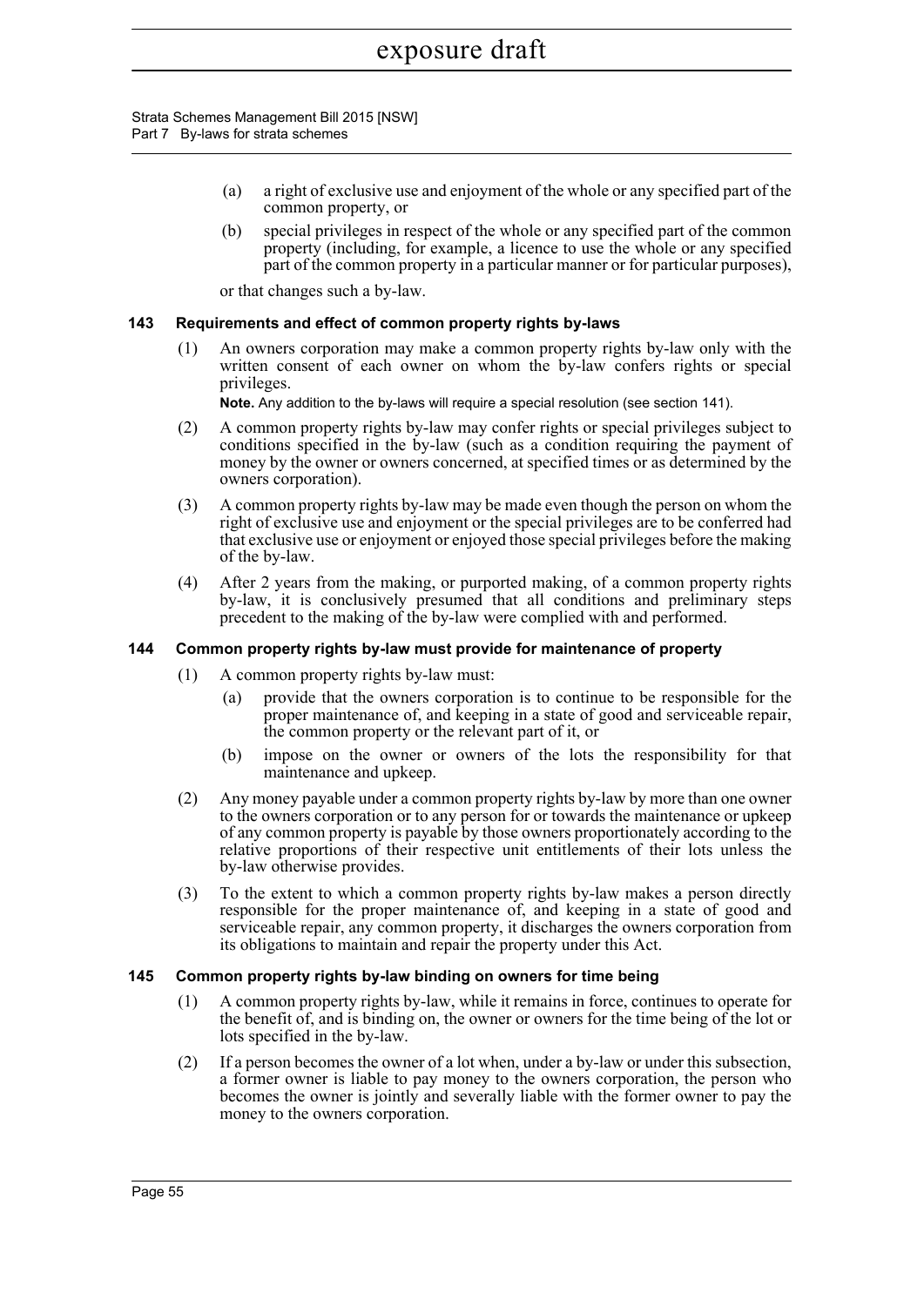(a) a right of exclusive use and enjoyment of the whole or any specified part of the common property, or

(b) special privileges in respect of the whole or any specified part of the common property (including, for example, a licence to use the whole or any specified part of the common property in a particular manner or for particular purposes),

or that changes such a by-law.

### 143 Requirements and effect of common property rights by-laws

(1) An owners corporation may make a common property rights by-law only with the written consent of each owner on whom the by-law confers rights or special privileges.

**Note.** Any addition to the by-laws will require a special resolution (see section 141).

(2) A common property rights by-law may confer rights or special privileges subject to conditions specified in the by-law (such as a condition requiring the payment of money by the owner or owners concerned, at specified times or as determined by the owners corporation).

(3) A common property rights by-law may be made even though the person on whom the right of exclusive use and enjoyment or the special privileges are to be conferred had that exclusive use or enjoyment or enjoyed those special privileges before the making of the by-law.

(4) After 2 years from the making, or purported making, of a common property rights by-law, it is conclusively presumed that all conditions and preliminary steps precedent to the making of the by-law were complied with and performed.

### 144 Common property rights by-law must provide for maintenance of property

(1) A common property rights by-law must:

(a) provide that the owners corporation is to continue to be responsible for the proper maintenance of, and keeping in a state of good and serviceable repair, the common property or the relevant part of it, or

(b) impose on the owner or owners of the lots the responsibility for that maintenance and upkeep.

(2) Any money payable under a common property rights by-law by more than one owner to the owners corporation or to any person for or towards the maintenance or upkeep of any common property is payable by those owners proportionately according to the relative proportions of their respective unit entitlements of their lots unless the by-law otherwise provides.

(3) To the extent to which a common property rights by-law makes a person directly responsible for the proper maintenance of, and keeping in a state of good and serviceable repair, any common property, it discharges the owners corporation from its obligations to maintain and repair the property under this Act.

### 145 Common property rights by-law binding on owners for time being

(1) A common property rights by-law, while it remains in force, continues to operate for the benefit of, and is binding on, the owner or owners for the time being of the lot or lots specified in the by-law.

(2) If a person becomes the owner of a lot when, under a by-law or under this subsection, a former owner is liable to pay money to the owners corporation, the person who becomes the owner is jointly and severally liable with the former owner to pay the money to the owners corporation.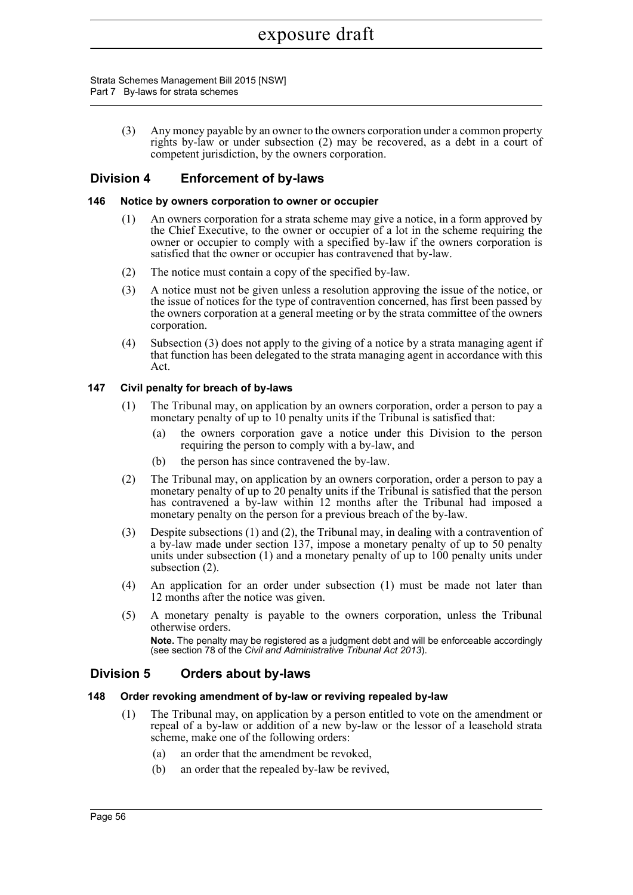(3) Any money payable by an owner to the owners corporation under a common property rights by-law or under subsection (2) may be recovered, as a debt in a court of competent jurisdiction, by the owners corporation.

## Division 4 Enforcement of by-laws

### 146 Notice by owners corporation to owner or occupier

(1) An owners corporation for a strata scheme may give a notice, in a form approved by the Chief Executive, to the owner or occupier of a lot in the scheme requiring the owner or occupier to comply with a specified by-law if the owners corporation is satisfied that the owner or occupier has contravened that by-law.

(2) The notice must contain a copy of the specified by-law.

(3) A notice must not be given unless a resolution approving the issue of the notice, or the issue of notices for the type of contravention concerned, has first been passed by the owners corporation at a general meeting or by the strata committee of the owners corporation.

(4) Subsection (3) does not apply to the giving of a notice by a strata managing agent if that function has been delegated to the strata managing agent in accordance with this Act.

### 147 Civil penalty for breach of by-laws

(1) The Tribunal may, on application by an owners corporation, order a person to pay a monetary penalty of up to 10 penalty units if the Tribunal is satisfied that:

(a) the owners corporation gave a notice under this Division to the person requiring the person to comply with a by-law, and

(b) the person has since contravened the by-law.

(2) The Tribunal may, on application by an owners corporation, order a person to pay a monetary penalty of up to 20 penalty units if the Tribunal is satisfied that the person has contravened a by-law within 12 months after the Tribunal had imposed a monetary penalty on the person for a previous breach of the by-law.

(3) Despite subsections (1) and (2), the Tribunal may, in dealing with a contravention of a by-law made under section 137, impose a monetary penalty of up to 50 penalty units under subsection (1) and a monetary penalty of up to 100 penalty units under subsection (2).

(4) An application for an order under subsection (1) must be made not later than 12 months after the notice was given.

(5) A monetary penalty is payable to the owners corporation, unless the Tribunal otherwise orders.

**Note.** The penalty may be registered as a judgment debt and will be enforceable accordingly (see section 78 of the *Civil and Administrative Tribunal Act 2013*).

## Division 5 Orders about by-laws

### 148 Order revoking amendment of by-law or reviving repealed by-law

(1) The Tribunal may, on application by a person entitled to vote on the amendment or repeal of a by-law or addition of a new by-law or the lessor of a leasehold strata scheme, make one of the following orders:

(a) an order that the amendment be revoked,

(b) an order that the repealed by-law be revived,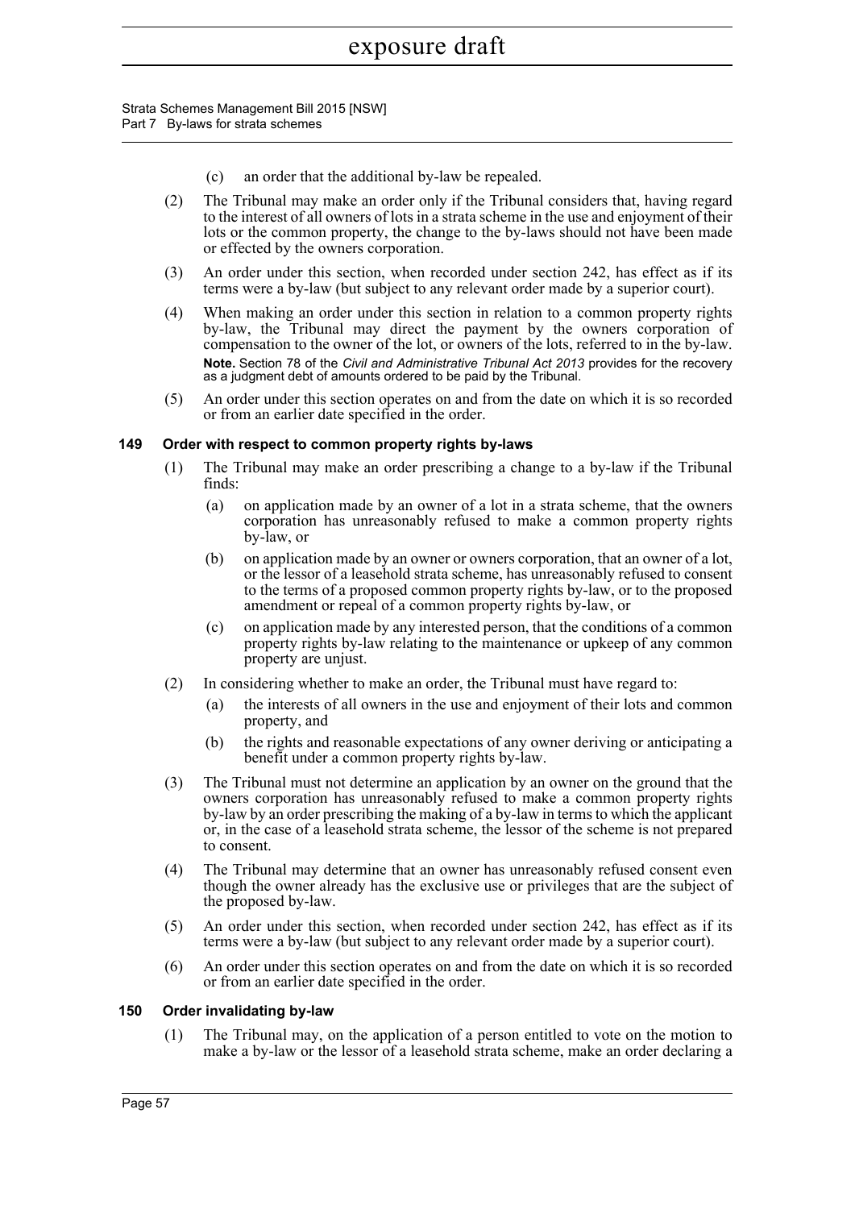(c) an order that the additional by-law be repealed.

(2) The Tribunal may make an order only if the Tribunal considers that, having regard to the interest of all owners of lots in a strata scheme in the use and enjoyment of their lots or the common property, the change to the by-laws should not have been made or effected by the owners corporation.

(3) An order under this section, when recorded under section 242, has effect as if its terms were a by-law (but subject to any relevant order made by a superior court).

(4) When making an order under this section in relation to a common property rights by-law, the Tribunal may direct the payment by the owners corporation of compensation to the owner of the lot, or owners of the lots, referred to in the by-law.

**Note.** Section 78 of the *Civil and Administrative Tribunal Act 2013* provides for the recovery as a judgment debt of amounts ordered to be paid by the Tribunal.

(5) An order under this section operates on and from the date on which it is so recorded or from an earlier date specified in the order.

### 149 Order with respect to common property rights by-laws

(1) The Tribunal may make an order prescribing a change to a by-law if the Tribunal finds:

(a) on application made by an owner of a lot in a strata scheme, that the owners corporation has unreasonably refused to make a common property rights by-law, or

(b) on application made by an owner or owners corporation, that an owner of a lot, or the lessor of a leasehold strata scheme, has unreasonably refused to consent to the terms of a proposed common property rights by-law, or to the proposed amendment or repeal of a common property rights by-law, or

(c) on application made by any interested person, that the conditions of a common property rights by-law relating to the maintenance or upkeep of any common property are unjust.

(2) In considering whether to make an order, the Tribunal must have regard to:

(a) the interests of all owners in the use and enjoyment of their lots and common property, and

(b) the rights and reasonable expectations of any owner deriving or anticipating a benefit under a common property rights by-law.

(3) The Tribunal must not determine an application by an owner on the ground that the owners corporation has unreasonably refused to make a common property rights by-law by an order prescribing the making of a by-law in terms to which the applicant or, in the case of a leasehold strata scheme, the lessor of the scheme is not prepared to consent.

(4) The Tribunal may determine that an owner has unreasonably refused consent even though the owner already has the exclusive use or privileges that are the subject of the proposed by-law.

(5) An order under this section, when recorded under section 242, has effect as if its terms were a by-law (but subject to any relevant order made by a superior court).

(6) An order under this section operates on and from the date on which it is so recorded or from an earlier date specified in the order.

### 150 Order invalidating by-law

(1) The Tribunal may, on the application of a person entitled to vote on the motion to make a by-law or the lessor of a leasehold strata scheme, make an order declaring a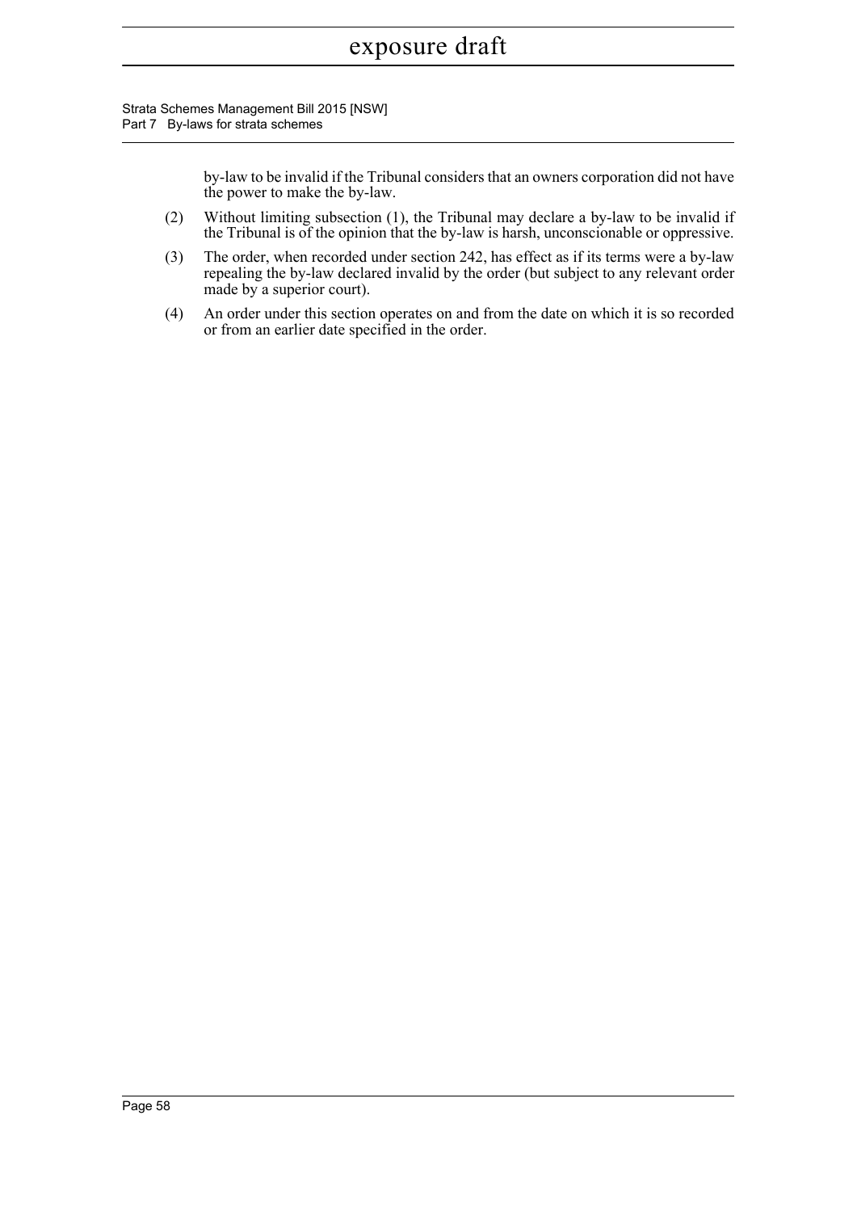by-law to be invalid if the Tribunal considers that an owners corporation did not have the power to make the by-law.

(2) Without limiting subsection (1), the Tribunal may declare a by-law to be invalid if the Tribunal is of the opinion that the by-law is harsh, unconscionable or oppressive.

(3) The order, when recorded under section 242, has effect as if its terms were a by-law repealing the by-law declared invalid by the order (but subject to any relevant order made by a superior court).

(4) An order under this section operates on and from the date on which it is so recorded or from an earlier date specified in the order.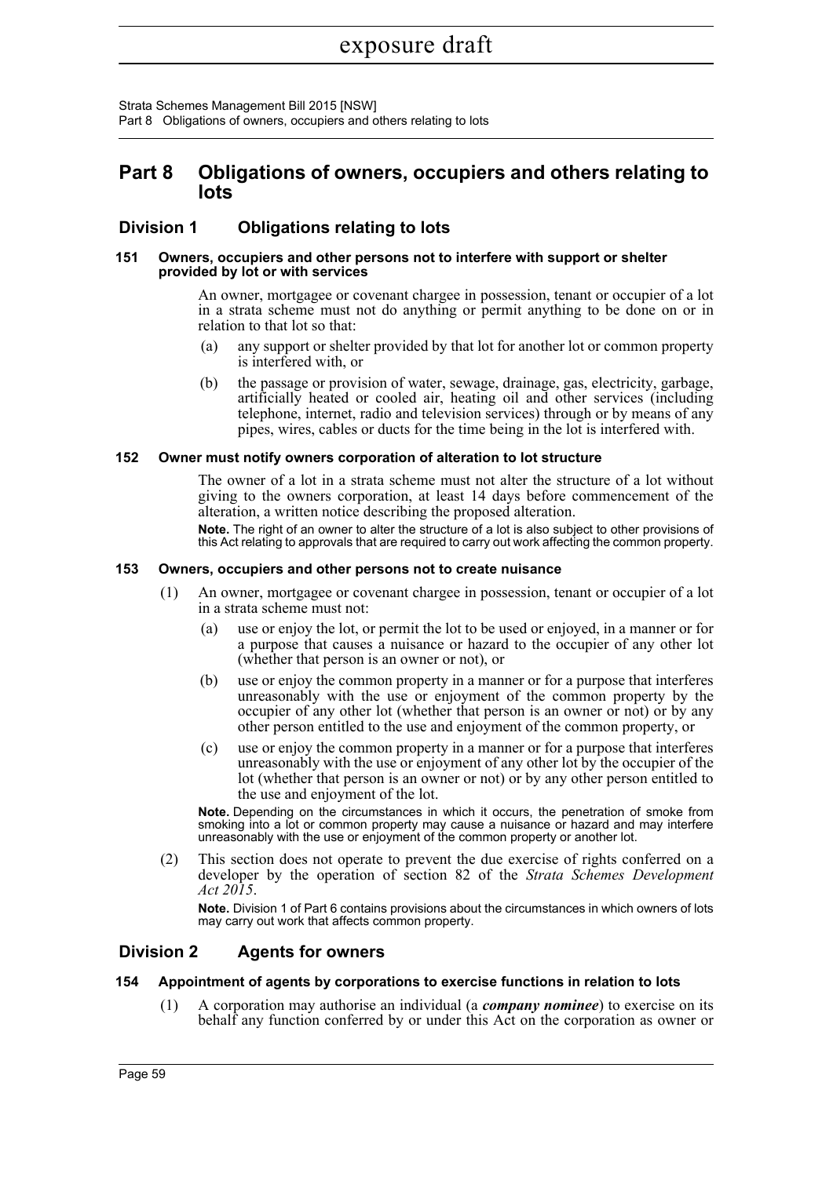# Part 8 Obligations of owners, occupiers and others relating to lots

## Division 1 Obligations relating to lots

### 151 Owners, occupiers and other persons not to interfere with support or shelter provided by lot or with services

An owner, mortgagee or covenant chargee in possession, tenant or occupier of a lot in a strata scheme must not do anything or permit anything to be done on or in relation to that lot so that:

(a) any support or shelter provided by that lot for another lot or common property is interfered with, or

(b) the passage or provision of water, sewage, drainage, gas, electricity, garbage, artificially heated or cooled air, heating oil and other services (including telephone, internet, radio and television services) through or by means of any pipes, wires, cables or ducts for the time being in the lot is interfered with.

### 152 Owner must notify owners corporation of alteration to lot structure

The owner of a lot in a strata scheme must not alter the structure of a lot without giving to the owners corporation, at least 14 days before commencement of the alteration, a written notice describing the proposed alteration.

**Note.** The right of an owner to alter the structure of a lot is also subject to other provisions of this Act relating to approvals that are required to carry out work affecting the common property.

### 153 Owners, occupiers and other persons not to create nuisance

(1) An owner, mortgagee or covenant chargee in possession, tenant or occupier of a lot in a strata scheme must not:

(a) use or enjoy the lot, or permit the lot to be used or enjoyed, in a manner or for a purpose that causes a nuisance or hazard to the occupier of any other lot (whether that person is an owner or not), or

(b) use or enjoy the common property in a manner or for a purpose that interferes unreasonably with the use or enjoyment of the common property by the occupier of any other lot (whether that person is an owner or not) or by any other person entitled to the use and enjoyment of the common property, or

(c) use or enjoy the common property in a manner or for a purpose that interferes unreasonably with the use or enjoyment of any other lot by the occupier of the lot (whether that person is an owner or not) or by any other person entitled to the use and enjoyment of the lot.

**Note.** Depending on the circumstances in which it occurs, the penetration of smoke from smoking into a lot or common property may cause a nuisance or hazard and may interfere unreasonably with the use or enjoyment of the common property or another lot.

(2) This section does not operate to prevent the due exercise of rights conferred on a developer by the operation of section 82 of the *Strata Schemes Development Act 2015*.

**Note.** Division 1 of Part 6 contains provisions about the circumstances in which owners of lots may carry out work that affects common property.

## Division 2 Agents for owners

### 154 Appointment of agents by corporations to exercise functions in relation to lots

(1) A corporation may authorise an individual (a ***company nominee***) to exercise on its behalf any function conferred by or under this Act on the corporation as owner or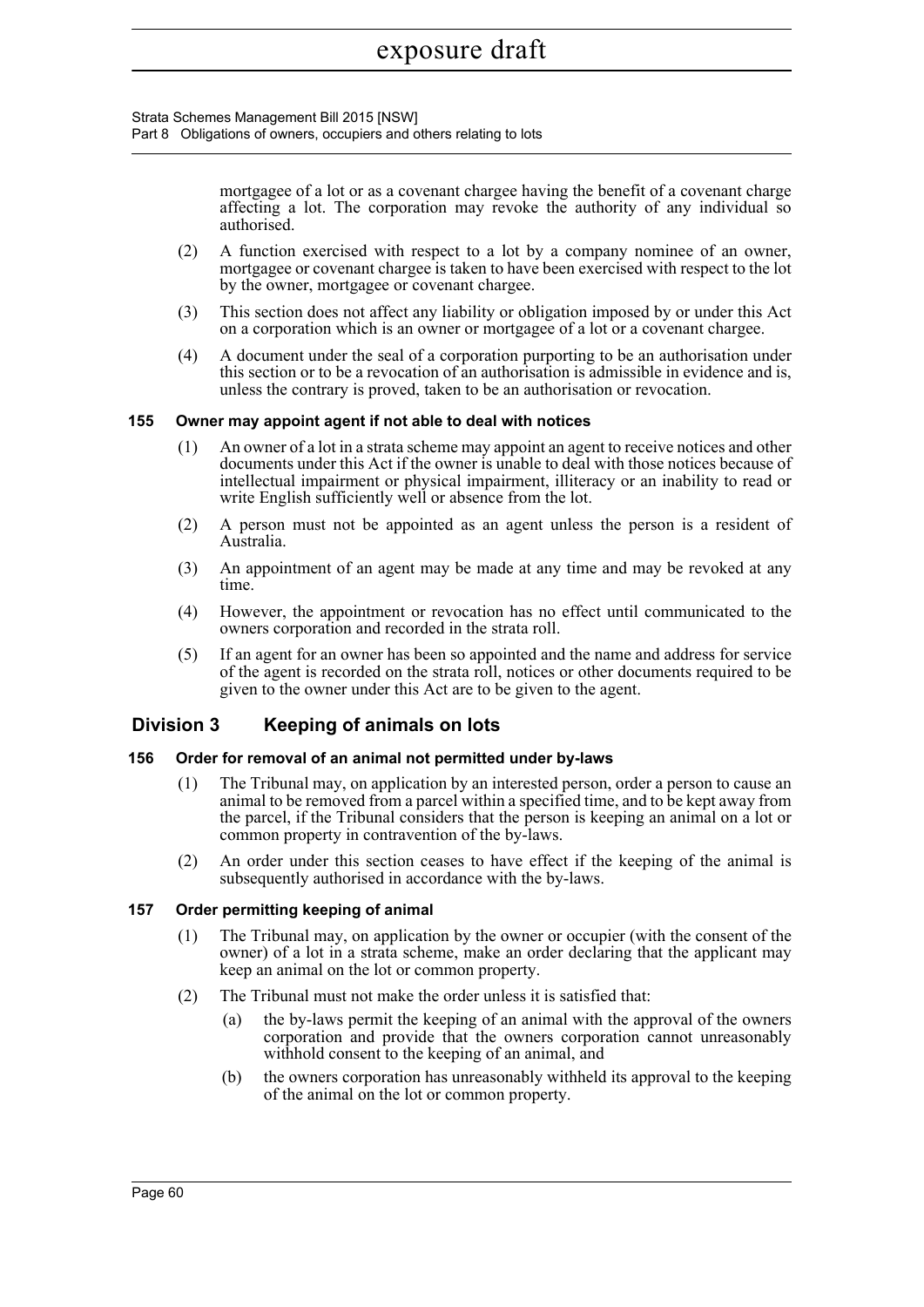mortgagee of a lot or as a covenant chargee having the benefit of a covenant charge affecting a lot. The corporation may revoke the authority of any individual so authorised.

(2) A function exercised with respect to a lot by a company nominee of an owner, mortgagee or covenant chargee is taken to have been exercised with respect to the lot by the owner, mortgagee or covenant chargee.

(3) This section does not affect any liability or obligation imposed by or under this Act on a corporation which is an owner or mortgagee of a lot or a covenant chargee.

(4) A document under the seal of a corporation purporting to be an authorisation under this section or to be a revocation of an authorisation is admissible in evidence and is, unless the contrary is proved, taken to be an authorisation or revocation.

#### 155 Owner may appoint agent if not able to deal with notices

(1) An owner of a lot in a strata scheme may appoint an agent to receive notices and other documents under this Act if the owner is unable to deal with those notices because of intellectual impairment or physical impairment, illiteracy or an inability to read or write English sufficiently well or absence from the lot.

(2) A person must not be appointed as an agent unless the person is a resident of Australia.

(3) An appointment of an agent may be made at any time and may be revoked at any time.

(4) However, the appointment or revocation has no effect until communicated to the owners corporation and recorded in the strata roll.

(5) If an agent for an owner has been so appointed and the name and address for service of the agent is recorded on the strata roll, notices or other documents required to be given to the owner under this Act are to be given to the agent.

### Division 3 Keeping of animals on lots

#### 156 Order for removal of an animal not permitted under by-laws

(1) The Tribunal may, on application by an interested person, order a person to cause an animal to be removed from a parcel within a specified time, and to be kept away from the parcel, if the Tribunal considers that the person is keeping an animal on a lot or common property in contravention of the by-laws.

(2) An order under this section ceases to have effect if the keeping of the animal is subsequently authorised in accordance with the by-laws.

#### 157 Order permitting keeping of animal

(1) The Tribunal may, on application by the owner or occupier (with the consent of the owner) of a lot in a strata scheme, make an order declaring that the applicant may keep an animal on the lot or common property.

(2) The Tribunal must not make the order unless it is satisfied that:

- (a) the by-laws permit the keeping of an animal with the approval of the owners corporation and provide that the owners corporation cannot unreasonably withhold consent to the keeping of an animal, and
- (b) the owners corporation has unreasonably withheld its approval to the keeping of the animal on the lot or common property.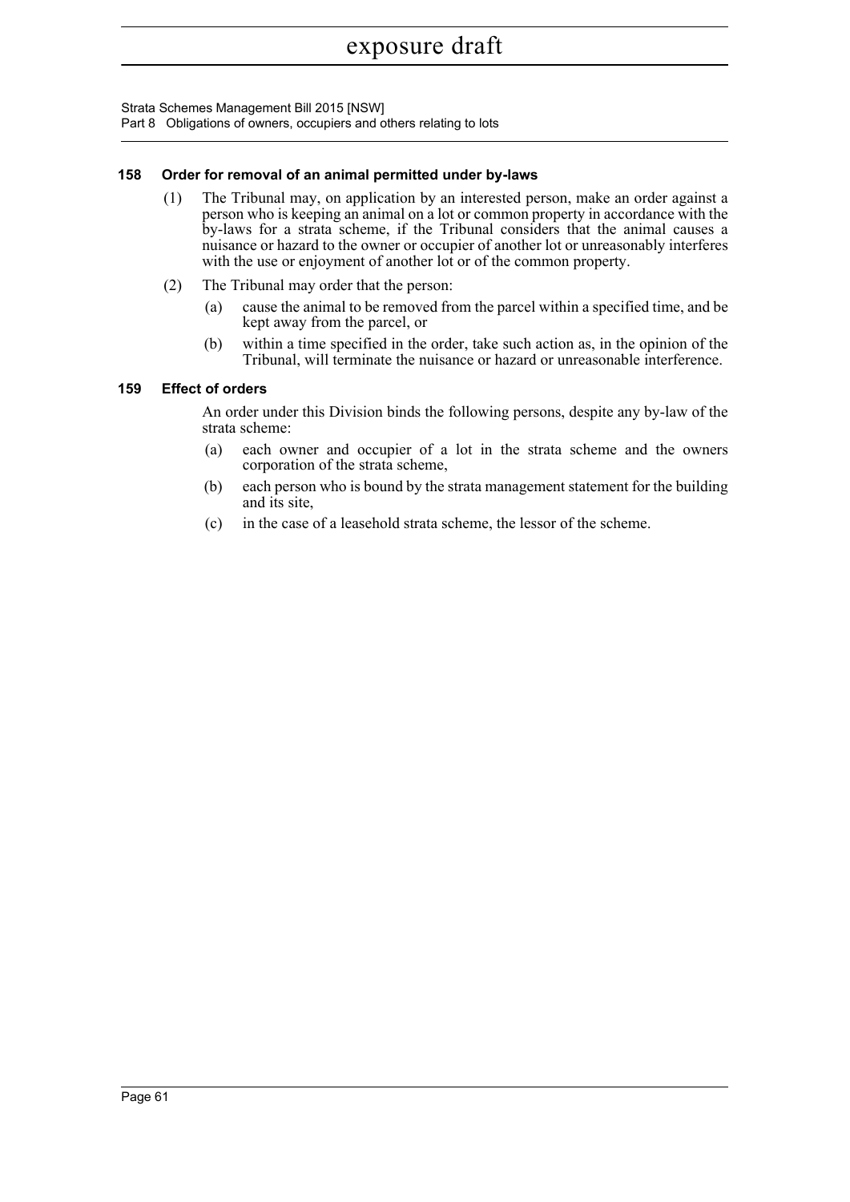### 158 Order for removal of an animal permitted under by-laws

(1) The Tribunal may, on application by an interested person, make an order against a person who is keeping an animal on a lot or common property in accordance with the by-laws for a strata scheme, if the Tribunal considers that the animal causes a nuisance or hazard to the owner or occupier of another lot or unreasonably interferes with the use or enjoyment of another lot or of the common property.

(2) The Tribunal may order that the person:

(a) cause the animal to be removed from the parcel within a specified time, and be kept away from the parcel, or

(b) within a time specified in the order, take such action as, in the opinion of the Tribunal, will terminate the nuisance or hazard or unreasonable interference.

### 159 Effect of orders

An order under this Division binds the following persons, despite any by-law of the strata scheme:

(a) each owner and occupier of a lot in the strata scheme and the owners corporation of the strata scheme,

(b) each person who is bound by the strata management statement for the building and its site,

(c) in the case of a leasehold strata scheme, the lessor of the scheme.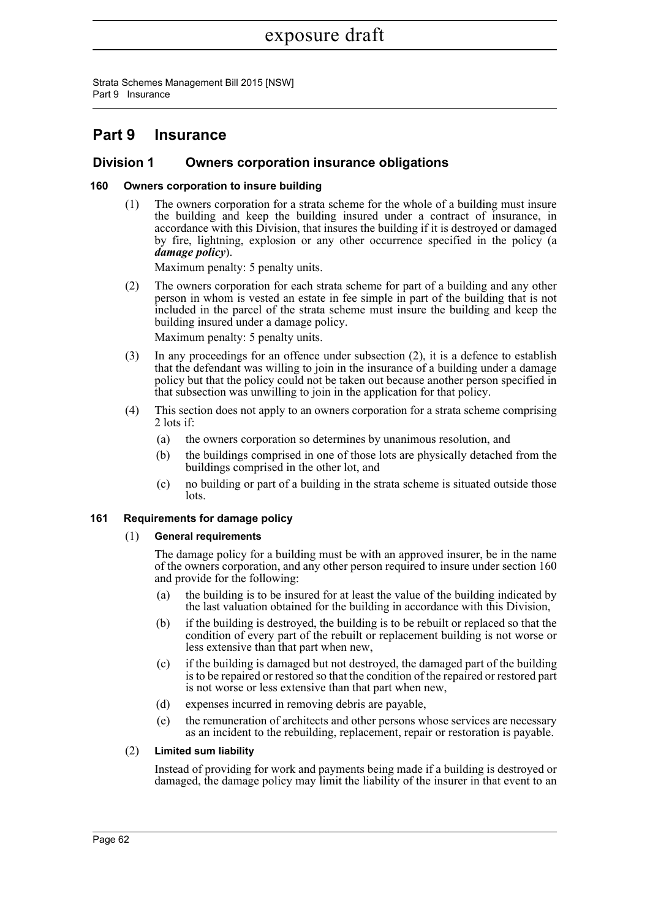# Part 9 Insurance

## Division 1 Owners corporation insurance obligations

### 160 Owners corporation to insure building

(1) The owners corporation for a strata scheme for the whole of a building must insure the building and keep the building insured under a contract of insurance, in accordance with this Division, that insures the building if it is destroyed or damaged by fire, lightning, explosion or any other occurrence specified in the policy (a ***damage policy***).

Maximum penalty: 5 penalty units.

(2) The owners corporation for each strata scheme for part of a building and any other person in whom is vested an estate in fee simple in part of the building that is not included in the parcel of the strata scheme must insure the building and keep the building insured under a damage policy.

Maximum penalty: 5 penalty units.

(3) In any proceedings for an offence under subsection (2), it is a defence to establish that the defendant was willing to join in the insurance of a building under a damage policy but that the policy could not be taken out because another person specified in that subsection was unwilling to join in the application for that policy.

(4) This section does not apply to an owners corporation for a strata scheme comprising 2 lots if:

- (a) the owners corporation so determines by unanimous resolution, and
- (b) the buildings comprised in one of those lots are physically detached from the buildings comprised in the other lot, and
- (c) no building or part of a building in the strata scheme is situated outside those lots.

### 161 Requirements for damage policy

(1) **General requirements**

The damage policy for a building must be with an approved insurer, be in the name of the owners corporation, and any other person required to insure under section 160 and provide for the following:

- (a) the building is to be insured for at least the value of the building indicated by the last valuation obtained for the building in accordance with this Division,
- (b) if the building is destroyed, the building is to be rebuilt or replaced so that the condition of every part of the rebuilt or replacement building is not worse or less extensive than that part when new,
- (c) if the building is damaged but not destroyed, the damaged part of the building is to be repaired or restored so that the condition of the repaired or restored part is not worse or less extensive than that part when new,
- (d) expenses incurred in removing debris are payable,
- (e) the remuneration of architects and other persons whose services are necessary as an incident to the rebuilding, replacement, repair or restoration is payable.

(2) **Limited sum liability**

Instead of providing for work and payments being made if a building is destroyed or damaged, the damage policy may limit the liability of the insurer in that event to an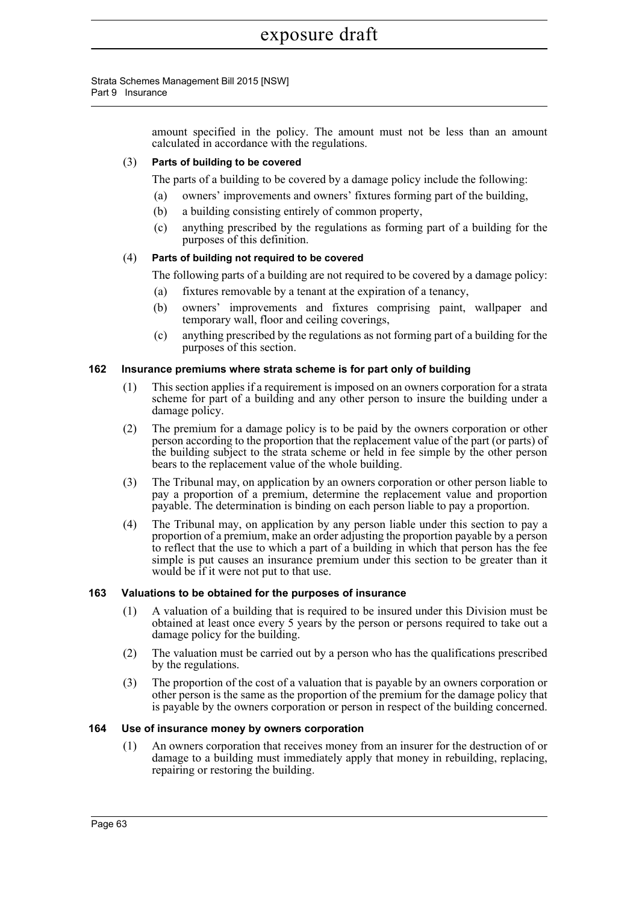amount specified in the policy. The amount must not be less than an amount calculated in accordance with the regulations.

(3) **Parts of building to be covered**

The parts of a building to be covered by a damage policy include the following:

(a) owners' improvements and owners' fixtures forming part of the building,

(b) a building consisting entirely of common property,

(c) anything prescribed by the regulations as forming part of a building for the purposes of this definition.

(4) **Parts of building not required to be covered**

The following parts of a building are not required to be covered by a damage policy:

(a) fixtures removable by a tenant at the expiration of a tenancy,

(b) owners' improvements and fixtures comprising paint, wallpaper and temporary wall, floor and ceiling coverings,

(c) anything prescribed by the regulations as not forming part of a building for the purposes of this section.

### 162 Insurance premiums where strata scheme is for part only of building

(1) This section applies if a requirement is imposed on an owners corporation for a strata scheme for part of a building and any other person to insure the building under a damage policy.

(2) The premium for a damage policy is to be paid by the owners corporation or other person according to the proportion that the replacement value of the part (or parts) of the building subject to the strata scheme or held in fee simple by the other person bears to the replacement value of the whole building.

(3) The Tribunal may, on application by an owners corporation or other person liable to pay a proportion of a premium, determine the replacement value and proportion payable. The determination is binding on each person liable to pay a proportion.

(4) The Tribunal may, on application by any person liable under this section to pay a proportion of a premium, make an order adjusting the proportion payable by a person to reflect that the use to which a part of a building in which that person has the fee simple is put causes an insurance premium under this section to be greater than it would be if it were not put to that use.

### 163 Valuations to be obtained for the purposes of insurance

(1) A valuation of a building that is required to be insured under this Division must be obtained at least once every 5 years by the person or persons required to take out a damage policy for the building.

(2) The valuation must be carried out by a person who has the qualifications prescribed by the regulations.

(3) The proportion of the cost of a valuation that is payable by an owners corporation or other person is the same as the proportion of the premium for the damage policy that is payable by the owners corporation or person in respect of the building concerned.

### 164 Use of insurance money by owners corporation

(1) An owners corporation that receives money from an insurer for the destruction of or damage to a building must immediately apply that money in rebuilding, replacing, repairing or restoring the building.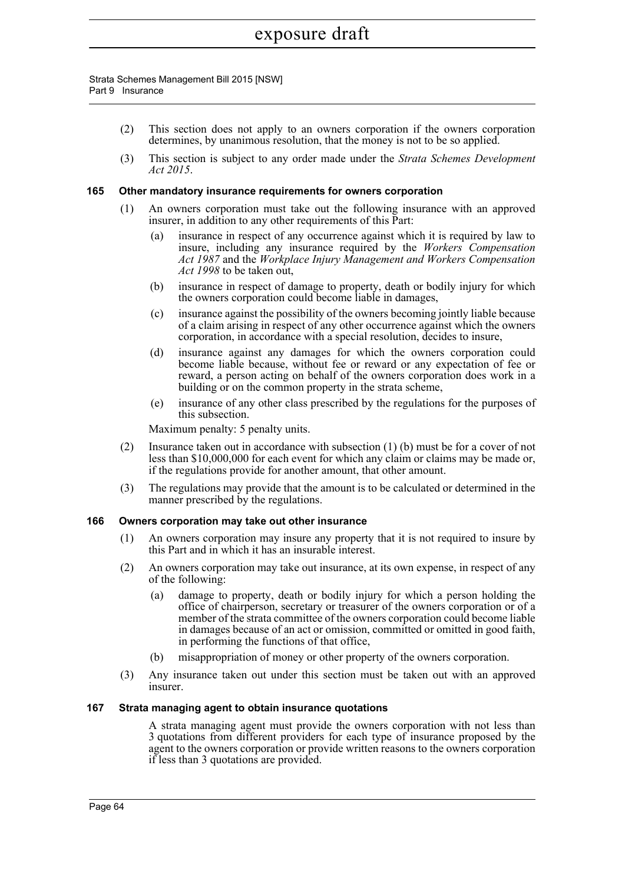(2) This section does not apply to an owners corporation if the owners corporation determines, by unanimous resolution, that the money is not to be so applied.

(3) This section is subject to any order made under the *Strata Schemes Development Act 2015*.

#### 165 Other mandatory insurance requirements for owners corporation

(1) An owners corporation must take out the following insurance with an approved insurer, in addition to any other requirements of this Part:

- (a) insurance in respect of any occurrence against which it is required by law to insure, including any insurance required by the *Workers Compensation Act 1987* and the *Workplace Injury Management and Workers Compensation Act 1998* to be taken out,
- (b) insurance in respect of damage to property, death or bodily injury for which the owners corporation could become liable in damages,
- (c) insurance against the possibility of the owners becoming jointly liable because of a claim arising in respect of any other occurrence against which the owners corporation, in accordance with a special resolution, decides to insure,
- (d) insurance against any damages for which the owners corporation could become liable because, without fee or reward or any expectation of fee or reward, a person acting on behalf of the owners corporation does work in a building or on the common property in the strata scheme,
- (e) insurance of any other class prescribed by the regulations for the purposes of this subsection.

Maximum penalty: 5 penalty units.

(2) Insurance taken out in accordance with subsection (1) (b) must be for a cover of not less than $10,000,000 for each event for which any claim or claims may be made or, if the regulations provide for another amount, that other amount.

(3) The regulations may provide that the amount is to be calculated or determined in the manner prescribed by the regulations.

#### 166 Owners corporation may take out other insurance

(1) An owners corporation may insure any property that it is not required to insure by this Part and in which it has an insurable interest.

(2) An owners corporation may take out insurance, at its own expense, in respect of any of the following:

- (a) damage to property, death or bodily injury for which a person holding the office of chairperson, secretary or treasurer of the owners corporation or of a member of the strata committee of the owners corporation could become liable in damages because of an act or omission, committed or omitted in good faith, in performing the functions of that office,
- (b) misappropriation of money or other property of the owners corporation.

(3) Any insurance taken out under this section must be taken out with an approved insurer.

#### 167 Strata managing agent to obtain insurance quotations

A strata managing agent must provide the owners corporation with not less than 3 quotations from different providers for each type of insurance proposed by the agent to the owners corporation or provide written reasons to the owners corporation if less than 3 quotations are provided.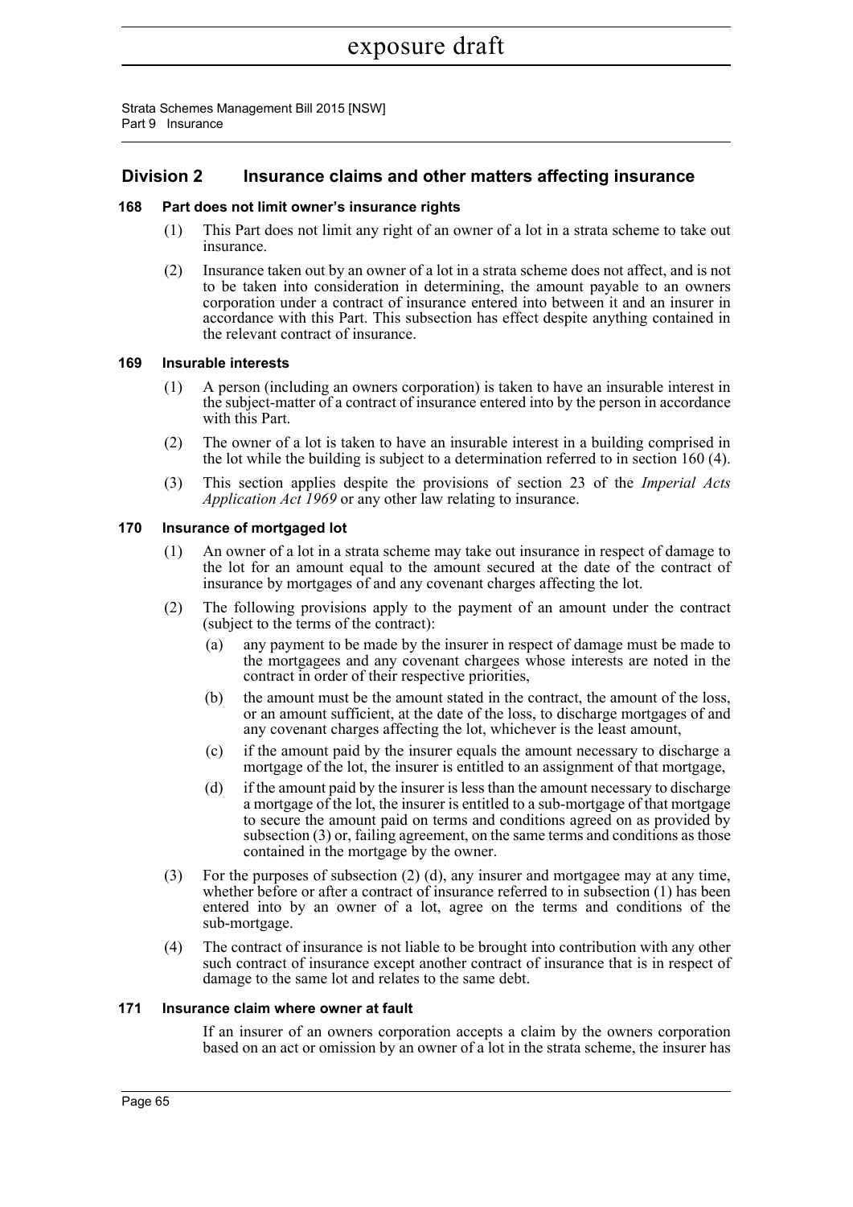## Division 2 Insurance claims and other matters affecting insurance

### 168 Part does not limit owner's insurance rights

(1) This Part does not limit any right of an owner of a lot in a strata scheme to take out insurance.

(2) Insurance taken out by an owner of a lot in a strata scheme does not affect, and is not to be taken into consideration in determining, the amount payable to an owners corporation under a contract of insurance entered into between it and an insurer in accordance with this Part. This subsection has effect despite anything contained in the relevant contract of insurance.

### 169 Insurable interests

(1) A person (including an owners corporation) is taken to have an insurable interest in the subject-matter of a contract of insurance entered into by the person in accordance with this Part.

(2) The owner of a lot is taken to have an insurable interest in a building comprised in the lot while the building is subject to a determination referred to in section 160 (4).

(3) This section applies despite the provisions of section 23 of the *Imperial Acts Application Act 1969* or any other law relating to insurance.

### 170 Insurance of mortgaged lot

(1) An owner of a lot in a strata scheme may take out insurance in respect of damage to the lot for an amount equal to the amount secured at the date of the contract of insurance by mortgages of and any covenant charges affecting the lot.

(2) The following provisions apply to the payment of an amount under the contract (subject to the terms of the contract):

(a) any payment to be made by the insurer in respect of damage must be made to the mortgagees and any covenant chargees whose interests are noted in the contract in order of their respective priorities,

(b) the amount must be the amount stated in the contract, the amount of the loss, or an amount sufficient, at the date of the loss, to discharge mortgages of and any covenant charges affecting the lot, whichever is the least amount,

(c) if the amount paid by the insurer equals the amount necessary to discharge a mortgage of the lot, the insurer is entitled to an assignment of that mortgage,

(d) if the amount paid by the insurer is less than the amount necessary to discharge a mortgage of the lot, the insurer is entitled to a sub-mortgage of that mortgage to secure the amount paid on terms and conditions agreed on as provided by subsection (3) or, failing agreement, on the same terms and conditions as those contained in the mortgage by the owner.

(3) For the purposes of subsection (2) (d), any insurer and mortgagee may at any time, whether before or after a contract of insurance referred to in subsection (1) has been entered into by an owner of a lot, agree on the terms and conditions of the sub-mortgage.

(4) The contract of insurance is not liable to be brought into contribution with any other such contract of insurance except another contract of insurance that is in respect of damage to the same lot and relates to the same debt.

### 171 Insurance claim where owner at fault

If an insurer of an owners corporation accepts a claim by the owners corporation based on an act or omission by an owner of a lot in the strata scheme, the insurer has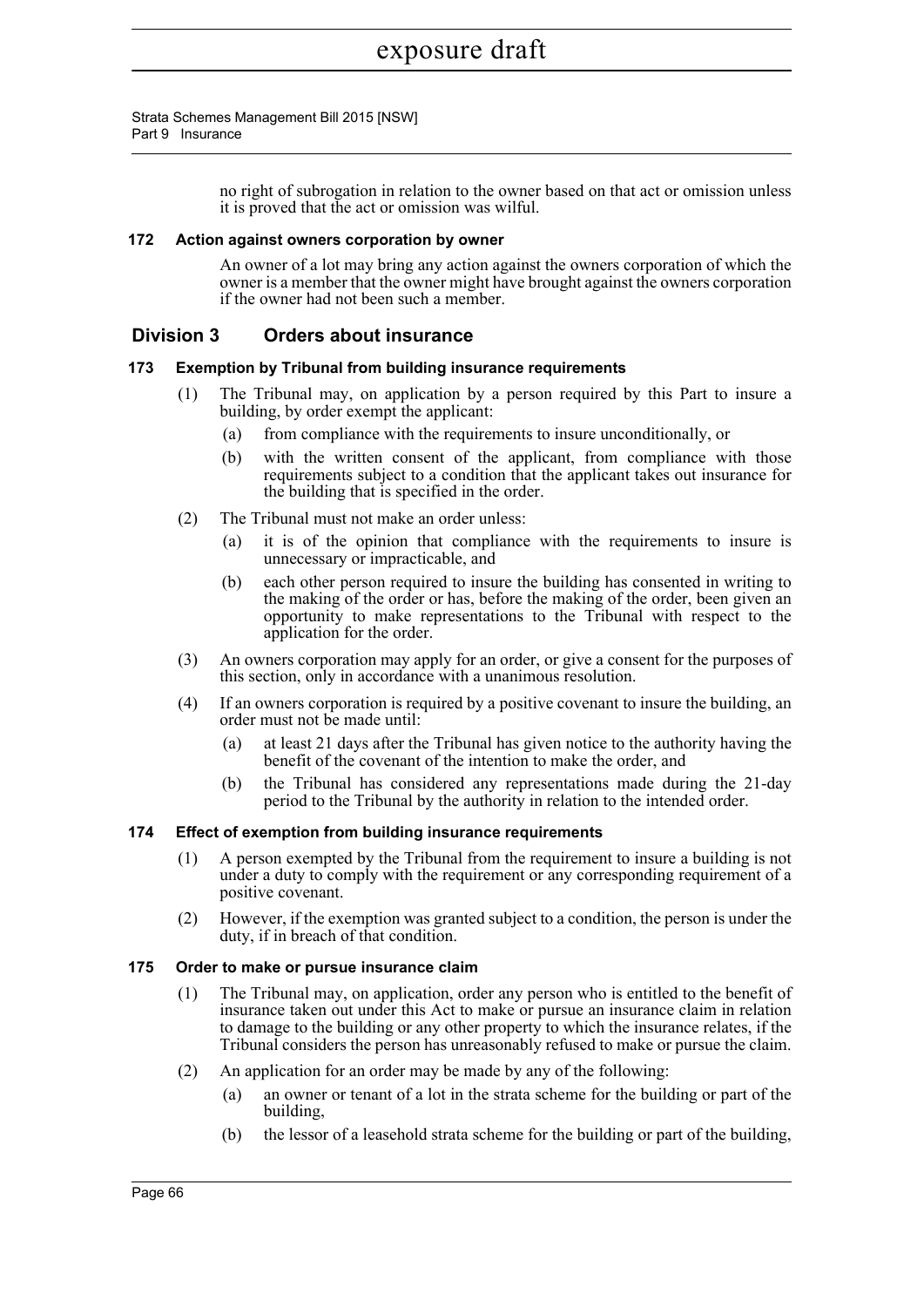no right of subrogation in relation to the owner based on that act or omission unless it is proved that the act or omission was wilful.

### 172 Action against owners corporation by owner

An owner of a lot may bring any action against the owners corporation of which the owner is a member that the owner might have brought against the owners corporation if the owner had not been such a member.

## Division 3 Orders about insurance

### 173 Exemption by Tribunal from building insurance requirements

(1) The Tribunal may, on application by a person required by this Part to insure a building, by order exempt the applicant:

  (a) from compliance with the requirements to insure unconditionally, or

  (b) with the written consent of the applicant, from compliance with those requirements subject to a condition that the applicant takes out insurance for the building that is specified in the order.

(2) The Tribunal must not make an order unless:

  (a) it is of the opinion that compliance with the requirements to insure is unnecessary or impracticable, and

  (b) each other person required to insure the building has consented in writing to the making of the order or has, before the making of the order, been given an opportunity to make representations to the Tribunal with respect to the application for the order.

(3) An owners corporation may apply for an order, or give a consent for the purposes of this section, only in accordance with a unanimous resolution.

(4) If an owners corporation is required by a positive covenant to insure the building, an order must not be made until:

  (a) at least 21 days after the Tribunal has given notice to the authority having the benefit of the covenant of the intention to make the order, and

  (b) the Tribunal has considered any representations made during the 21-day period to the Tribunal by the authority in relation to the intended order.

### 174 Effect of exemption from building insurance requirements

(1) A person exempted by the Tribunal from the requirement to insure a building is not under a duty to comply with the requirement or any corresponding requirement of a positive covenant.

(2) However, if the exemption was granted subject to a condition, the person is under the duty, if in breach of that condition.

### 175 Order to make or pursue insurance claim

(1) The Tribunal may, on application, order any person who is entitled to the benefit of insurance taken out under this Act to make or pursue an insurance claim in relation to damage to the building or any other property to which the insurance relates, if the Tribunal considers the person has unreasonably refused to make or pursue the claim.

(2) An application for an order may be made by any of the following:

  (a) an owner or tenant of a lot in the strata scheme for the building or part of the building,

  (b) the lessor of a leasehold strata scheme for the building or part of the building,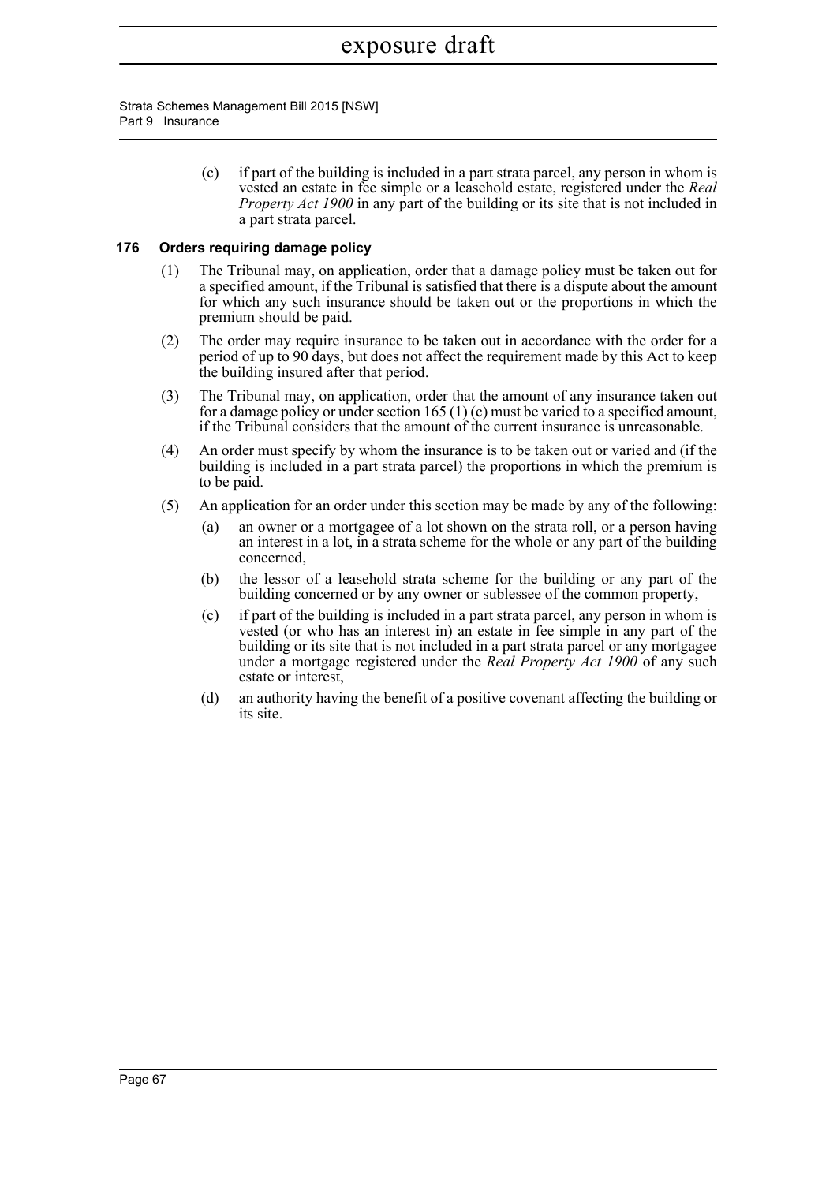(c) if part of the building is included in a part strata parcel, any person in whom is vested an estate in fee simple or a leasehold estate, registered under the *Real Property Act 1900* in any part of the building or its site that is not included in a part strata parcel.

### 176 Orders requiring damage policy

(1) The Tribunal may, on application, order that a damage policy must be taken out for a specified amount, if the Tribunal is satisfied that there is a dispute about the amount for which any such insurance should be taken out or the proportions in which the premium should be paid.

(2) The order may require insurance to be taken out in accordance with the order for a period of up to 90 days, but does not affect the requirement made by this Act to keep the building insured after that period.

(3) The Tribunal may, on application, order that the amount of any insurance taken out for a damage policy or under section 165 (1) (c) must be varied to a specified amount, if the Tribunal considers that the amount of the current insurance is unreasonable.

(4) An order must specify by whom the insurance is to be taken out or varied and (if the building is included in a part strata parcel) the proportions in which the premium is to be paid.

(5) An application for an order under this section may be made by any of the following:

(a) an owner or a mortgagee of a lot shown on the strata roll, or a person having an interest in a lot, in a strata scheme for the whole or any part of the building concerned,

(b) the lessor of a leasehold strata scheme for the building or any part of the building concerned or by any owner or sublessee of the common property,

(c) if part of the building is included in a part strata parcel, any person in whom is vested (or who has an interest in) an estate in fee simple in any part of the building or its site that is not included in a part strata parcel or any mortgagee under a mortgage registered under the *Real Property Act 1900* of any such estate or interest,

(d) an authority having the benefit of a positive covenant affecting the building or its site.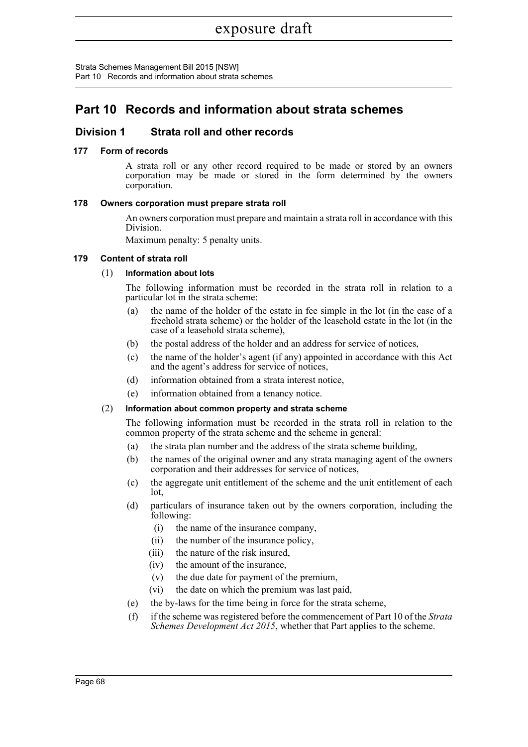# Part 10 Records and information about strata schemes

## Division 1 Strata roll and other records

### 177 Form of records

A strata roll or any other record required to be made or stored by an owners corporation may be made or stored in the form determined by the owners corporation.

### 178 Owners corporation must prepare strata roll

An owners corporation must prepare and maintain a strata roll in accordance with this Division.

Maximum penalty: 5 penalty units.

### 179 Content of strata roll

(1) **Information about lots**

The following information must be recorded in the strata roll in relation to a particular lot in the strata scheme:

- (a) the name of the holder of the estate in fee simple in the lot (in the case of a freehold strata scheme) or the holder of the leasehold estate in the lot (in the case of a leasehold strata scheme),
- (b) the postal address of the holder and an address for service of notices,
- (c) the name of the holder's agent (if any) appointed in accordance with this Act and the agent's address for service of notices,
- (d) information obtained from a strata interest notice,
- (e) information obtained from a tenancy notice.

(2) **Information about common property and strata scheme**

The following information must be recorded in the strata roll in relation to the common property of the strata scheme and the scheme in general:

- (a) the strata plan number and the address of the strata scheme building,
- (b) the names of the original owner and any strata managing agent of the owners corporation and their addresses for service of notices,
- (c) the aggregate unit entitlement of the scheme and the unit entitlement of each lot,
- (d) particulars of insurance taken out by the owners corporation, including the following:
  - (i) the name of the insurance company,
  - (ii) the number of the insurance policy,
  - (iii) the nature of the risk insured,
  - (iv) the amount of the insurance,
  - (v) the due date for payment of the premium,
  - (vi) the date on which the premium was last paid,
- (e) the by-laws for the time being in force for the strata scheme,
- (f) if the scheme was registered before the commencement of Part 10 of the *Strata Schemes Development Act 2015*, whether that Part applies to the scheme.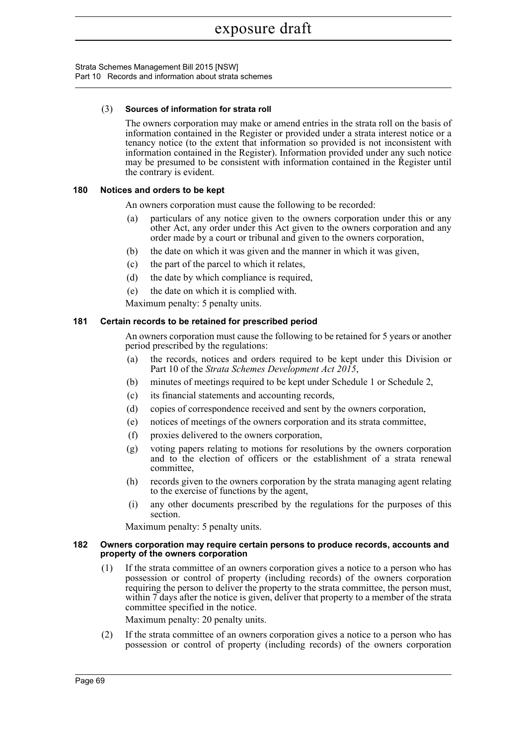(3) **Sources of information for strata roll**

The owners corporation may make or amend entries in the strata roll on the basis of information contained in the Register or provided under a strata interest notice or a tenancy notice (to the extent that information so provided is not inconsistent with information contained in the Register). Information provided under any such notice may be presumed to be consistent with information contained in the Register until the contrary is evident.

### 180 Notices and orders to be kept

An owners corporation must cause the following to be recorded:

(a) particulars of any notice given to the owners corporation under this or any other Act, any order under this Act given to the owners corporation and any order made by a court or tribunal and given to the owners corporation,

(b) the date on which it was given and the manner in which it was given,

(c) the part of the parcel to which it relates,

(d) the date by which compliance is required,

(e) the date on which it is complied with.

Maximum penalty: 5 penalty units.

### 181 Certain records to be retained for prescribed period

An owners corporation must cause the following to be retained for 5 years or another period prescribed by the regulations:

(a) the records, notices and orders required to be kept under this Division or Part 10 of the *Strata Schemes Development Act 2015*,

(b) minutes of meetings required to be kept under Schedule 1 or Schedule 2,

(c) its financial statements and accounting records,

(d) copies of correspondence received and sent by the owners corporation,

(e) notices of meetings of the owners corporation and its strata committee,

(f) proxies delivered to the owners corporation,

(g) voting papers relating to motions for resolutions by the owners corporation and to the election of officers or the establishment of a strata renewal committee,

(h) records given to the owners corporation by the strata managing agent relating to the exercise of functions by the agent,

(i) any other documents prescribed by the regulations for the purposes of this section.

Maximum penalty: 5 penalty units.

### 182 Owners corporation may require certain persons to produce records, accounts and property of the owners corporation

(1) If the strata committee of an owners corporation gives a notice to a person who has possession or control of property (including records) of the owners corporation requiring the person to deliver the property to the strata committee, the person must, within 7 days after the notice is given, deliver that property to a member of the strata committee specified in the notice.

Maximum penalty: 20 penalty units.

(2) If the strata committee of an owners corporation gives a notice to a person who has possession or control of property (including records) of the owners corporation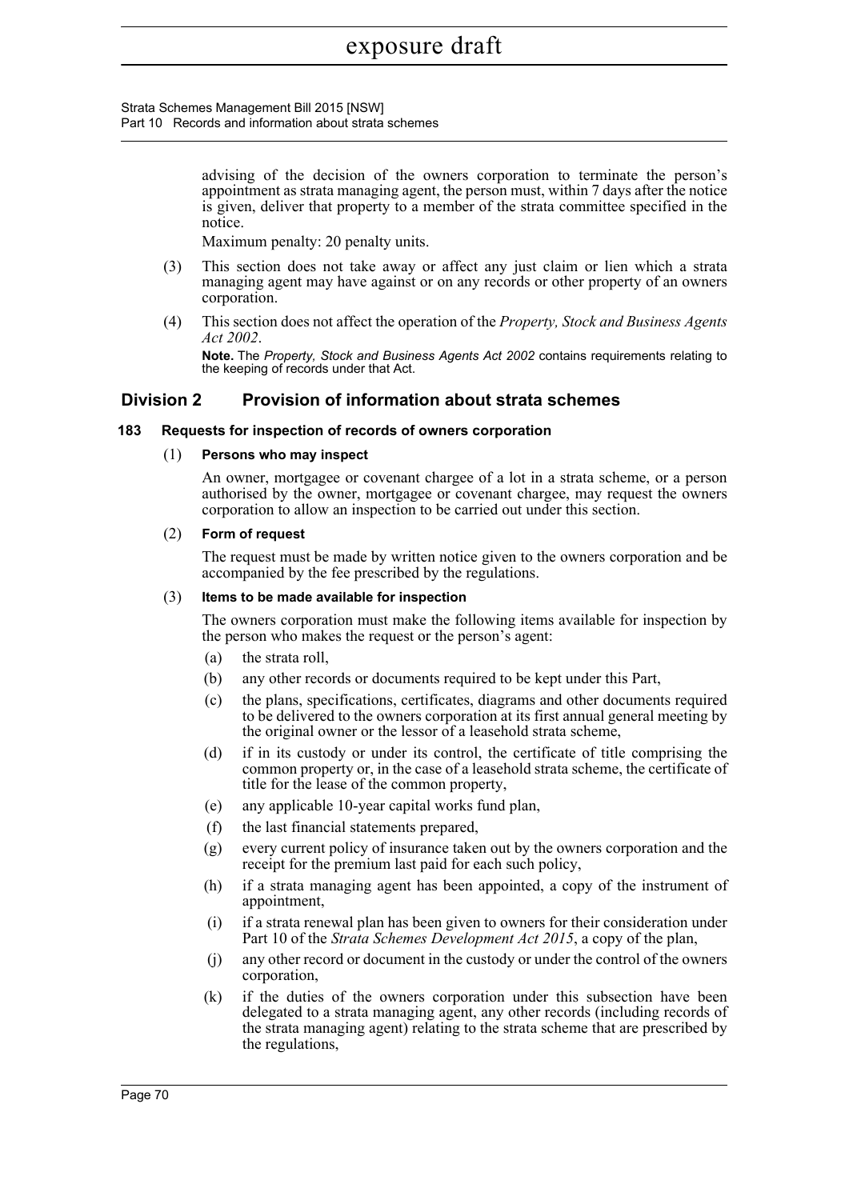advising of the decision of the owners corporation to terminate the person's appointment as strata managing agent, the person must, within 7 days after the notice is given, deliver that property to a member of the strata committee specified in the notice.

Maximum penalty: 20 penalty units.

(3) This section does not take away or affect any just claim or lien which a strata managing agent may have against or on any records or other property of an owners corporation.

(4) This section does not affect the operation of the *Property, Stock and Business Agents Act 2002*.

**Note.** The *Property, Stock and Business Agents Act 2002* contains requirements relating to the keeping of records under that Act.

## Division 2 Provision of information about strata schemes

### 183 Requests for inspection of records of owners corporation

(1) **Persons who may inspect**

An owner, mortgagee or covenant chargee of a lot in a strata scheme, or a person authorised by the owner, mortgagee or covenant chargee, may request the owners corporation to allow an inspection to be carried out under this section.

(2) **Form of request**

The request must be made by written notice given to the owners corporation and be accompanied by the fee prescribed by the regulations.

(3) **Items to be made available for inspection**

The owners corporation must make the following items available for inspection by the person who makes the request or the person's agent:

(a) the strata roll,

(b) any other records or documents required to be kept under this Part,

(c) the plans, specifications, certificates, diagrams and other documents required to be delivered to the owners corporation at its first annual general meeting by the original owner or the lessor of a leasehold strata scheme,

(d) if in its custody or under its control, the certificate of title comprising the common property or, in the case of a leasehold strata scheme, the certificate of title for the lease of the common property,

(e) any applicable 10-year capital works fund plan,

(f) the last financial statements prepared,

(g) every current policy of insurance taken out by the owners corporation and the receipt for the premium last paid for each such policy,

(h) if a strata managing agent has been appointed, a copy of the instrument of appointment,

(i) if a strata renewal plan has been given to owners for their consideration under Part 10 of the *Strata Schemes Development Act 2015*, a copy of the plan,

(j) any other record or document in the custody or under the control of the owners corporation,

(k) if the duties of the owners corporation under this subsection have been delegated to a strata managing agent, any other records (including records of the strata managing agent) relating to the strata scheme that are prescribed by the regulations,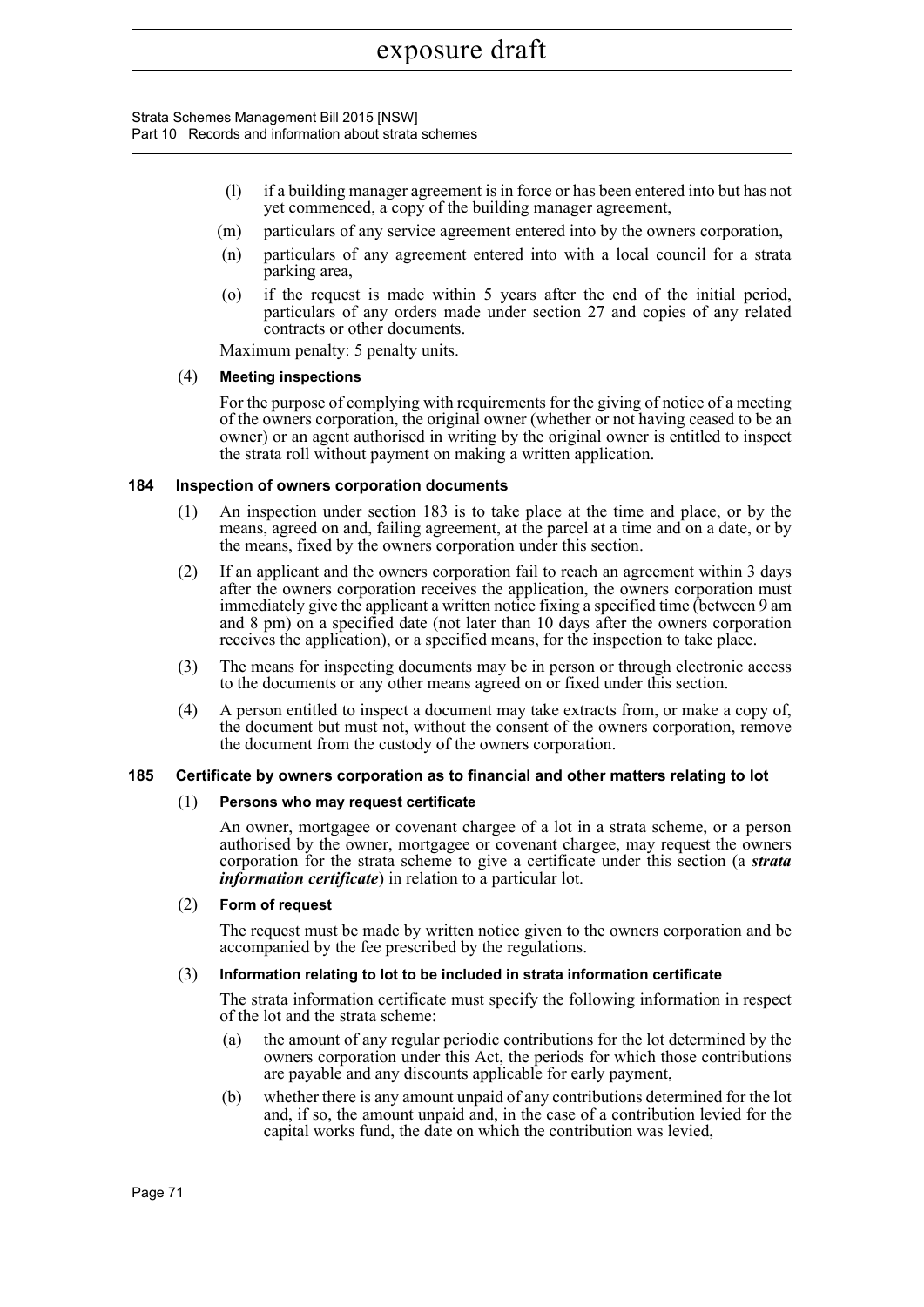(l) if a building manager agreement is in force or has been entered into but has not yet commenced, a copy of the building manager agreement,

(m) particulars of any service agreement entered into by the owners corporation,

(n) particulars of any agreement entered into with a local council for a strata parking area,

(o) if the request is made within 5 years after the end of the initial period, particulars of any orders made under section 27 and copies of any related contracts or other documents.

Maximum penalty: 5 penalty units.

(4) **Meeting inspections**

For the purpose of complying with requirements for the giving of notice of a meeting of the owners corporation, the original owner (whether or not having ceased to be an owner) or an agent authorised in writing by the original owner is entitled to inspect the strata roll without payment on making a written application.

### 184 Inspection of owners corporation documents

(1) An inspection under section 183 is to take place at the time and place, or by the means, agreed on and, failing agreement, at the parcel at a time and on a date, or by the means, fixed by the owners corporation under this section.

(2) If an applicant and the owners corporation fail to reach an agreement within 3 days after the owners corporation receives the application, the owners corporation must immediately give the applicant a written notice fixing a specified time (between 9 am and 8 pm) on a specified date (not later than 10 days after the owners corporation receives the application), or a specified means, for the inspection to take place.

(3) The means for inspecting documents may be in person or through electronic access to the documents or any other means agreed on or fixed under this section.

(4) A person entitled to inspect a document may take extracts from, or make a copy of, the document but must not, without the consent of the owners corporation, remove the document from the custody of the owners corporation.

### 185 Certificate by owners corporation as to financial and other matters relating to lot

(1) **Persons who may request certificate**

An owner, mortgagee or covenant chargee of a lot in a strata scheme, or a person authorised by the owner, mortgagee or covenant chargee, may request the owners corporation for the strata scheme to give a certificate under this section (a ***strata information certificate***) in relation to a particular lot.

(2) **Form of request**

The request must be made by written notice given to the owners corporation and be accompanied by the fee prescribed by the regulations.

(3) **Information relating to lot to be included in strata information certificate**

The strata information certificate must specify the following information in respect of the lot and the strata scheme:

(a) the amount of any regular periodic contributions for the lot determined by the owners corporation under this Act, the periods for which those contributions are payable and any discounts applicable for early payment,

(b) whether there is any amount unpaid of any contributions determined for the lot and, if so, the amount unpaid and, in the case of a contribution levied for the capital works fund, the date on which the contribution was levied,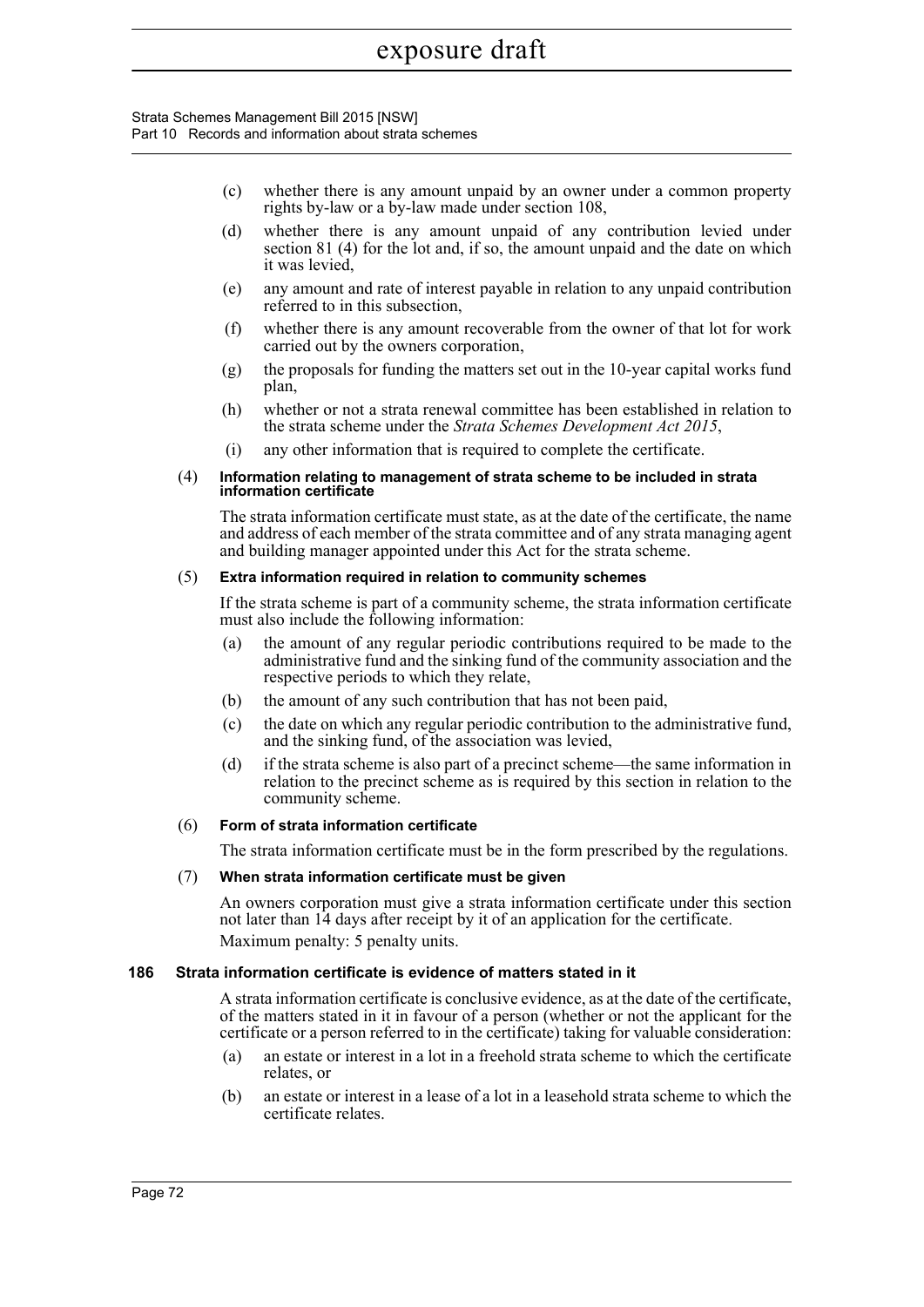(c) whether there is any amount unpaid by an owner under a common property rights by-law or a by-law made under section 108,

(d) whether there is any amount unpaid of any contribution levied under section 81 (4) for the lot and, if so, the amount unpaid and the date on which it was levied,

(e) any amount and rate of interest payable in relation to any unpaid contribution referred to in this subsection,

(f) whether there is any amount recoverable from the owner of that lot for work carried out by the owners corporation,

(g) the proposals for funding the matters set out in the 10-year capital works fund plan,

(h) whether or not a strata renewal committee has been established in relation to the strata scheme under the *Strata Schemes Development Act 2015*,

(i) any other information that is required to complete the certificate.

(4) **Information relating to management of strata scheme to be included in strata information certificate**

The strata information certificate must state, as at the date of the certificate, the name and address of each member of the strata committee and of any strata managing agent and building manager appointed under this Act for the strata scheme.

(5) **Extra information required in relation to community schemes**

If the strata scheme is part of a community scheme, the strata information certificate must also include the following information:

(a) the amount of any regular periodic contributions required to be made to the administrative fund and the sinking fund of the community association and the respective periods to which they relate,

(b) the amount of any such contribution that has not been paid,

(c) the date on which any regular periodic contribution to the administrative fund, and the sinking fund, of the association was levied,

(d) if the strata scheme is also part of a precinct scheme—the same information in relation to the precinct scheme as is required by this section in relation to the community scheme.

(6) **Form of strata information certificate**

The strata information certificate must be in the form prescribed by the regulations.

(7) **When strata information certificate must be given**

An owners corporation must give a strata information certificate under this section not later than 14 days after receipt by it of an application for the certificate.

Maximum penalty: 5 penalty units.

### 186 Strata information certificate is evidence of matters stated in it

A strata information certificate is conclusive evidence, as at the date of the certificate, of the matters stated in it in favour of a person (whether or not the applicant for the certificate or a person referred to in the certificate) taking for valuable consideration:

(a) an estate or interest in a lot in a freehold strata scheme to which the certificate relates, or

(b) an estate or interest in a lease of a lot in a leasehold strata scheme to which the certificate relates.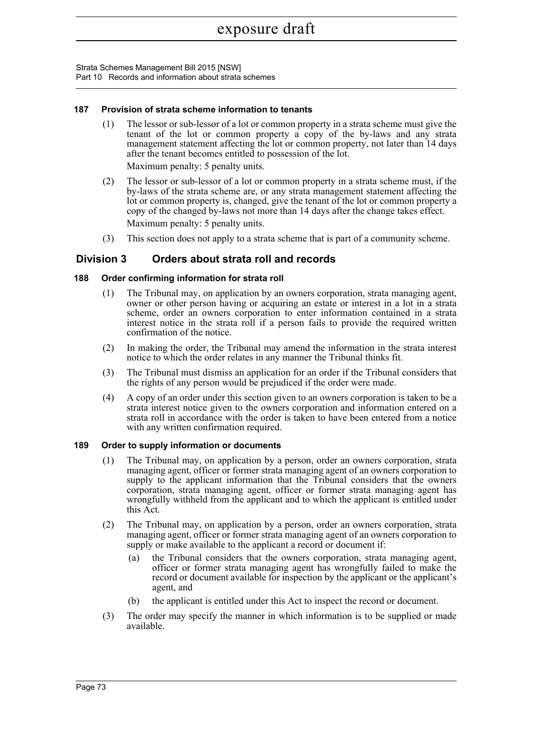#### 187 Provision of strata scheme information to tenants

(1) The lessor or sub-lessor of a lot or common property in a strata scheme must give the tenant of the lot or common property a copy of the by-laws and any strata management statement affecting the lot or common property, not later than 14 days after the tenant becomes entitled to possession of the lot.

Maximum penalty: 5 penalty units.

(2) The lessor or sub-lessor of a lot or common property in a strata scheme must, if the by-laws of the strata scheme are, or any strata management statement affecting the lot or common property is, changed, give the tenant of the lot or common property a copy of the changed by-laws not more than 14 days after the change takes effect.

Maximum penalty: 5 penalty units.

(3) This section does not apply to a strata scheme that is part of a community scheme.

## Division 3 Orders about strata roll and records

#### 188 Order confirming information for strata roll

(1) The Tribunal may, on application by an owners corporation, strata managing agent, owner or other person having or acquiring an estate or interest in a lot in a strata scheme, order an owners corporation to enter information contained in a strata interest notice in the strata roll if a person fails to provide the required written confirmation of the notice.

(2) In making the order, the Tribunal may amend the information in the strata interest notice to which the order relates in any manner the Tribunal thinks fit.

(3) The Tribunal must dismiss an application for an order if the Tribunal considers that the rights of any person would be prejudiced if the order were made.

(4) A copy of an order under this section given to an owners corporation is taken to be a strata interest notice given to the owners corporation and information entered on a strata roll in accordance with the order is taken to have been entered from a notice with any written confirmation required.

#### 189 Order to supply information or documents

(1) The Tribunal may, on application by a person, order an owners corporation, strata managing agent, officer or former strata managing agent of an owners corporation to supply to the applicant information that the Tribunal considers that the owners corporation, strata managing agent, officer or former strata managing agent has wrongfully withheld from the applicant and to which the applicant is entitled under this Act.

(2) The Tribunal may, on application by a person, order an owners corporation, strata managing agent, officer or former strata managing agent of an owners corporation to supply or make available to the applicant a record or document if:

(a) the Tribunal considers that the owners corporation, strata managing agent, officer or former strata managing agent has wrongfully failed to make the record or document available for inspection by the applicant or the applicant's agent, and

(b) the applicant is entitled under this Act to inspect the record or document.

(3) The order may specify the manner in which information is to be supplied or made available.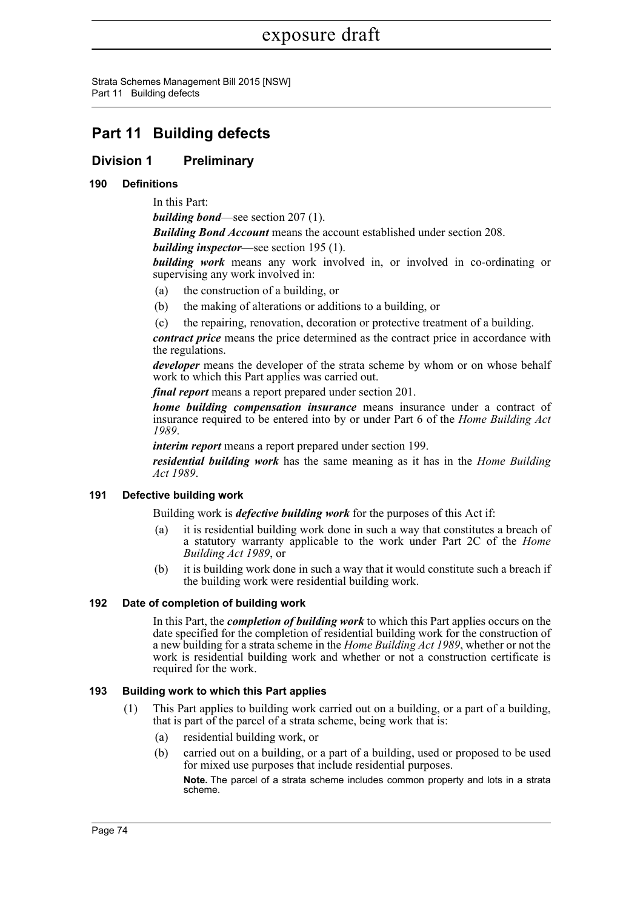# Part 11 Building defects

## Division 1 Preliminary

### 190 Definitions

In this Part:

***building bond***—see section 207 (1).

***Building Bond Account*** means the account established under section 208.

***building inspector***—see section 195 (1).

***building work*** means any work involved in, or involved in co-ordinating or supervising any work involved in:

- (a) the construction of a building, or
- (b) the making of alterations or additions to a building, or
- (c) the repairing, renovation, decoration or protective treatment of a building.

***contract price*** means the price determined as the contract price in accordance with the regulations.

***developer*** means the developer of the strata scheme by whom or on whose behalf work to which this Part applies was carried out.

***final report*** means a report prepared under section 201.

***home building compensation insurance*** means insurance under a contract of insurance required to be entered into by or under Part 6 of the *Home Building Act 1989*.

***interim report*** means a report prepared under section 199.

***residential building work*** has the same meaning as it has in the *Home Building Act 1989*.

### 191 Defective building work

Building work is ***defective building work*** for the purposes of this Act if:

- (a) it is residential building work done in such a way that constitutes a breach of a statutory warranty applicable to the work under Part 2C of the *Home Building Act 1989*, or
- (b) it is building work done in such a way that it would constitute such a breach if the building work were residential building work.

### 192 Date of completion of building work

In this Part, the ***completion of building work*** to which this Part applies occurs on the date specified for the completion of residential building work for the construction of a new building for a strata scheme in the *Home Building Act 1989*, whether or not the work is residential building work and whether or not a construction certificate is required for the work.

### 193 Building work to which this Part applies

(1) This Part applies to building work carried out on a building, or a part of a building, that is part of the parcel of a strata scheme, being work that is:

- (a) residential building work, or
- (b) carried out on a building, or a part of a building, used or proposed to be used for mixed use purposes that include residential purposes.

**Note.** The parcel of a strata scheme includes common property and lots in a strata scheme.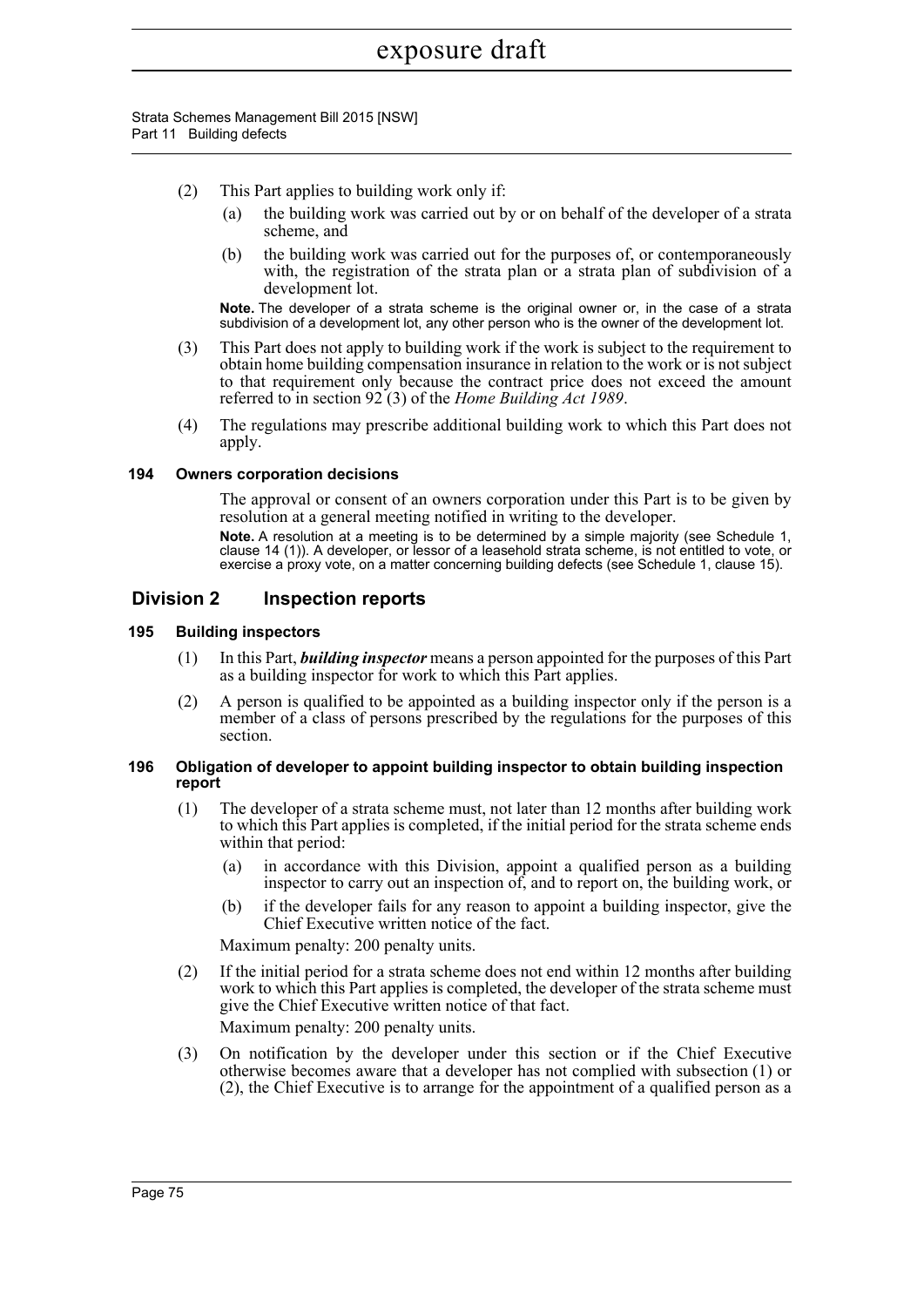(2) This Part applies to building work only if:

   (a) the building work was carried out by or on behalf of the developer of a strata scheme, and

   (b) the building work was carried out for the purposes of, or contemporaneously with, the registration of the strata plan or a strata plan of subdivision of a development lot.

**Note.** The developer of a strata scheme is the original owner or, in the case of a strata subdivision of a development lot, any other person who is the owner of the development lot.

(3) This Part does not apply to building work if the work is subject to the requirement to obtain home building compensation insurance in relation to the work or is not subject to that requirement only because the contract price does not exceed the amount referred to in section 92 (3) of the *Home Building Act 1989*.

(4) The regulations may prescribe additional building work to which this Part does not apply.

### 194 Owners corporation decisions

The approval or consent of an owners corporation under this Part is to be given by resolution at a general meeting notified in writing to the developer.

**Note.** A resolution at a meeting is to be determined by a simple majority (see Schedule 1, clause 14 (1)). A developer, or lessor of a leasehold strata scheme, is not entitled to vote, or exercise a proxy vote, on a matter concerning building defects (see Schedule 1, clause 15).

## Division 2 Inspection reports

### 195 Building inspectors

(1) In this Part, ***building inspector*** means a person appointed for the purposes of this Part as a building inspector for work to which this Part applies.

(2) A person is qualified to be appointed as a building inspector only if the person is a member of a class of persons prescribed by the regulations for the purposes of this section.

### 196 Obligation of developer to appoint building inspector to obtain building inspection report

(1) The developer of a strata scheme must, not later than 12 months after building work to which this Part applies is completed, if the initial period for the strata scheme ends within that period:

   (a) in accordance with this Division, appoint a qualified person as a building inspector to carry out an inspection of, and to report on, the building work, or

   (b) if the developer fails for any reason to appoint a building inspector, give the Chief Executive written notice of the fact.

Maximum penalty: 200 penalty units.

(2) If the initial period for a strata scheme does not end within 12 months after building work to which this Part applies is completed, the developer of the strata scheme must give the Chief Executive written notice of that fact.

Maximum penalty: 200 penalty units.

(3) On notification by the developer under this section or if the Chief Executive otherwise becomes aware that a developer has not complied with subsection (1) or (2), the Chief Executive is to arrange for the appointment of a qualified person as a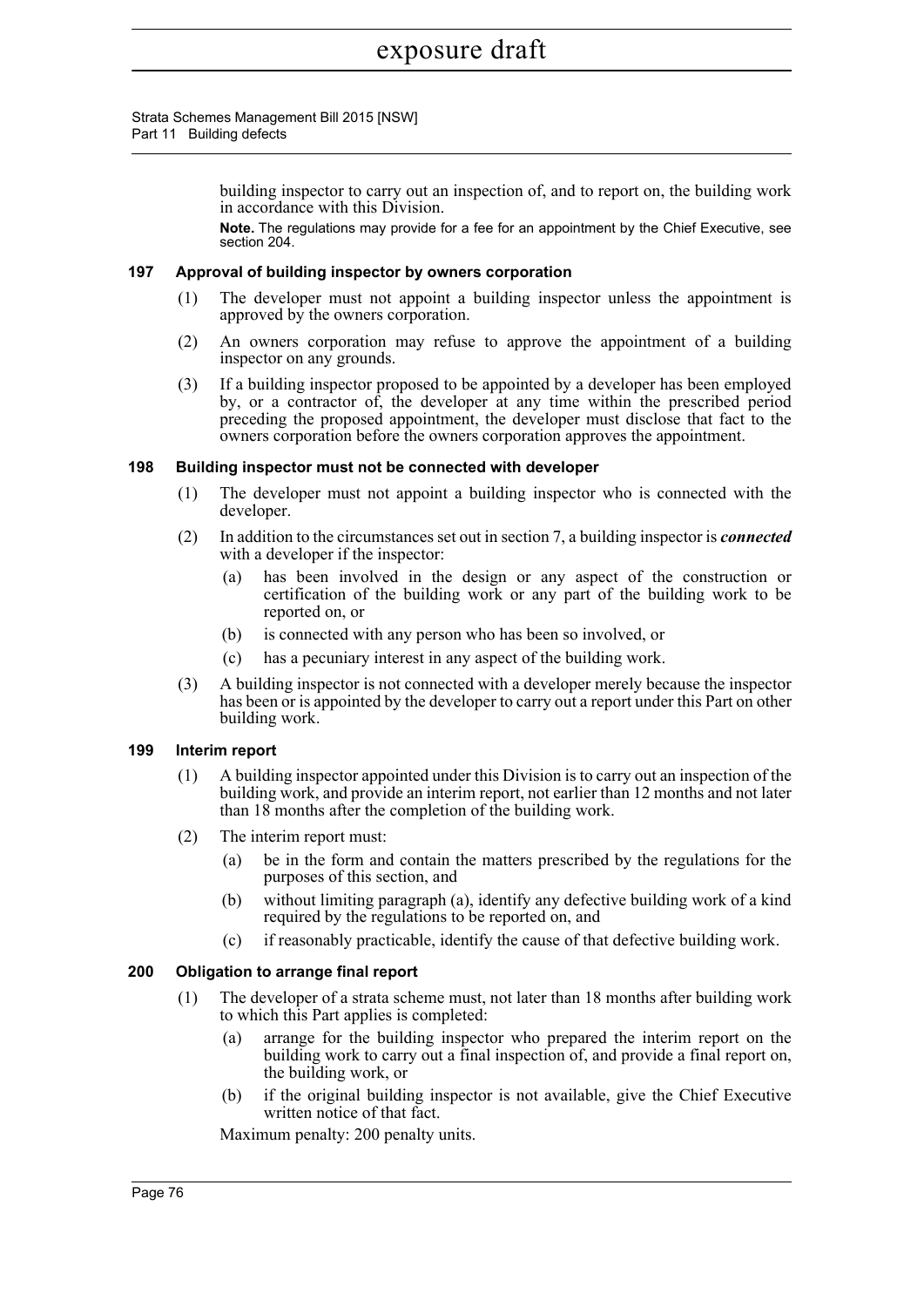building inspector to carry out an inspection of, and to report on, the building work in accordance with this Division.

**Note.** The regulations may provide for a fee for an appointment by the Chief Executive, see section 204.

### 197 Approval of building inspector by owners corporation

(1) The developer must not appoint a building inspector unless the appointment is approved by the owners corporation.

(2) An owners corporation may refuse to approve the appointment of a building inspector on any grounds.

(3) If a building inspector proposed to be appointed by a developer has been employed by, or a contractor of, the developer at any time within the prescribed period preceding the proposed appointment, the developer must disclose that fact to the owners corporation before the owners corporation approves the appointment.

### 198 Building inspector must not be connected with developer

(1) The developer must not appoint a building inspector who is connected with the developer.

(2) In addition to the circumstances set out in section 7, a building inspector is ***connected*** with a developer if the inspector:

- (a) has been involved in the design or any aspect of the construction or certification of the building work or any part of the building work to be reported on, or
- (b) is connected with any person who has been so involved, or
- (c) has a pecuniary interest in any aspect of the building work.

(3) A building inspector is not connected with a developer merely because the inspector has been or is appointed by the developer to carry out a report under this Part on other building work.

### 199 Interim report

(1) A building inspector appointed under this Division is to carry out an inspection of the building work, and provide an interim report, not earlier than 12 months and not later than 18 months after the completion of the building work.

(2) The interim report must:

- (a) be in the form and contain the matters prescribed by the regulations for the purposes of this section, and
- (b) without limiting paragraph (a), identify any defective building work of a kind required by the regulations to be reported on, and
- (c) if reasonably practicable, identify the cause of that defective building work.

### 200 Obligation to arrange final report

(1) The developer of a strata scheme must, not later than 18 months after building work to which this Part applies is completed:

- (a) arrange for the building inspector who prepared the interim report on the building work to carry out a final inspection of, and provide a final report on, the building work, or
- (b) if the original building inspector is not available, give the Chief Executive written notice of that fact.

Maximum penalty: 200 penalty units.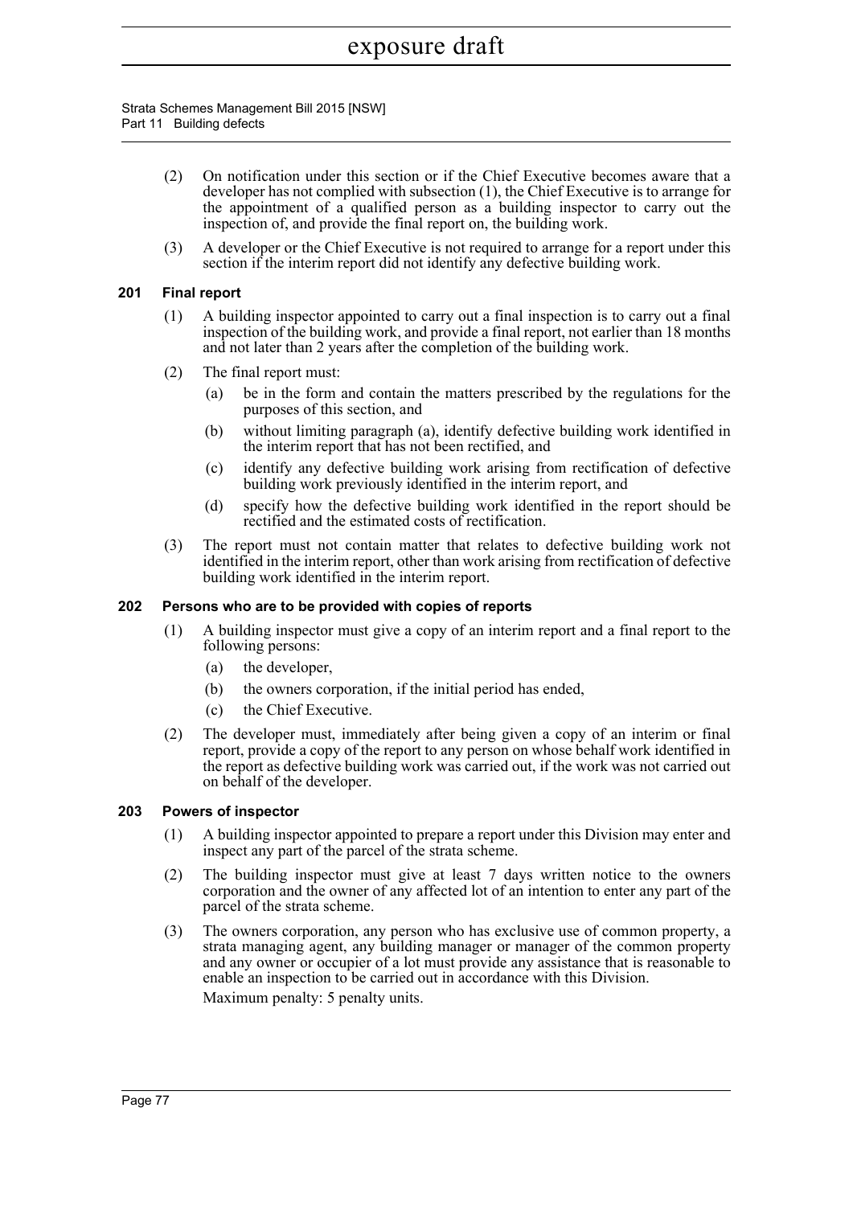(2) On notification under this section or if the Chief Executive becomes aware that a developer has not complied with subsection (1), the Chief Executive is to arrange for the appointment of a qualified person as a building inspector to carry out the inspection of, and provide the final report on, the building work.

(3) A developer or the Chief Executive is not required to arrange for a report under this section if the interim report did not identify any defective building work.

### 201 Final report

(1) A building inspector appointed to carry out a final inspection is to carry out a final inspection of the building work, and provide a final report, not earlier than 18 months and not later than 2 years after the completion of the building work.

(2) The final report must:

(a) be in the form and contain the matters prescribed by the regulations for the purposes of this section, and

(b) without limiting paragraph (a), identify defective building work identified in the interim report that has not been rectified, and

(c) identify any defective building work arising from rectification of defective building work previously identified in the interim report, and

(d) specify how the defective building work identified in the report should be rectified and the estimated costs of rectification.

(3) The report must not contain matter that relates to defective building work not identified in the interim report, other than work arising from rectification of defective building work identified in the interim report.

### 202 Persons who are to be provided with copies of reports

(1) A building inspector must give a copy of an interim report and a final report to the following persons:

(a) the developer,

(b) the owners corporation, if the initial period has ended,

(c) the Chief Executive.

(2) The developer must, immediately after being given a copy of an interim or final report, provide a copy of the report to any person on whose behalf work identified in the report as defective building work was carried out, if the work was not carried out on behalf of the developer.

### 203 Powers of inspector

(1) A building inspector appointed to prepare a report under this Division may enter and inspect any part of the parcel of the strata scheme.

(2) The building inspector must give at least 7 days written notice to the owners corporation and the owner of any affected lot of an intention to enter any part of the parcel of the strata scheme.

(3) The owners corporation, any person who has exclusive use of common property, a strata managing agent, any building manager or manager of the common property and any owner or occupier of a lot must provide any assistance that is reasonable to enable an inspection to be carried out in accordance with this Division.

Maximum penalty: 5 penalty units.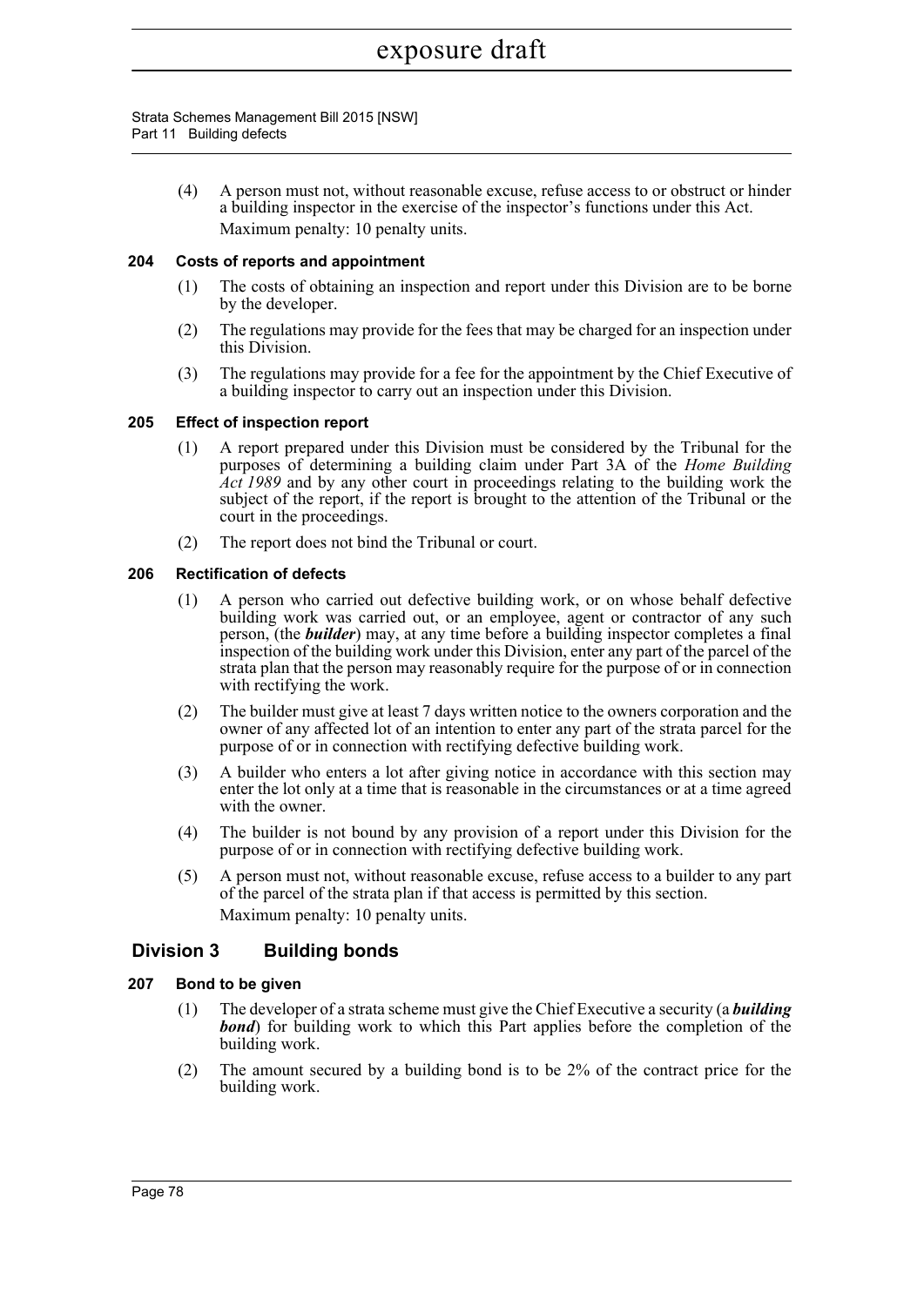(4) A person must not, without reasonable excuse, refuse access to or obstruct or hinder a building inspector in the exercise of the inspector's functions under this Act.

Maximum penalty: 10 penalty units.

### 204 Costs of reports and appointment

(1) The costs of obtaining an inspection and report under this Division are to be borne by the developer.

(2) The regulations may provide for the fees that may be charged for an inspection under this Division.

(3) The regulations may provide for a fee for the appointment by the Chief Executive of a building inspector to carry out an inspection under this Division.

### 205 Effect of inspection report

(1) A report prepared under this Division must be considered by the Tribunal for the purposes of determining a building claim under Part 3A of the *Home Building Act 1989* and by any other court in proceedings relating to the building work the subject of the report, if the report is brought to the attention of the Tribunal or the court in the proceedings.

(2) The report does not bind the Tribunal or court.

### 206 Rectification of defects

(1) A person who carried out defective building work, or on whose behalf defective building work was carried out, or an employee, agent or contractor of any such person, (the ***builder***) may, at any time before a building inspector completes a final inspection of the building work under this Division, enter any part of the parcel of the strata plan that the person may reasonably require for the purpose of or in connection with rectifying the work.

(2) The builder must give at least 7 days written notice to the owners corporation and the owner of any affected lot of an intention to enter any part of the strata parcel for the purpose of or in connection with rectifying defective building work.

(3) A builder who enters a lot after giving notice in accordance with this section may enter the lot only at a time that is reasonable in the circumstances or at a time agreed with the owner.

(4) The builder is not bound by any provision of a report under this Division for the purpose of or in connection with rectifying defective building work.

(5) A person must not, without reasonable excuse, refuse access to a builder to any part of the parcel of the strata plan if that access is permitted by this section.

Maximum penalty: 10 penalty units.

## Division 3 Building bonds

### 207 Bond to be given

(1) The developer of a strata scheme must give the Chief Executive a security (a ***building bond***) for building work to which this Part applies before the completion of the building work.

(2) The amount secured by a building bond is to be 2% of the contract price for the building work.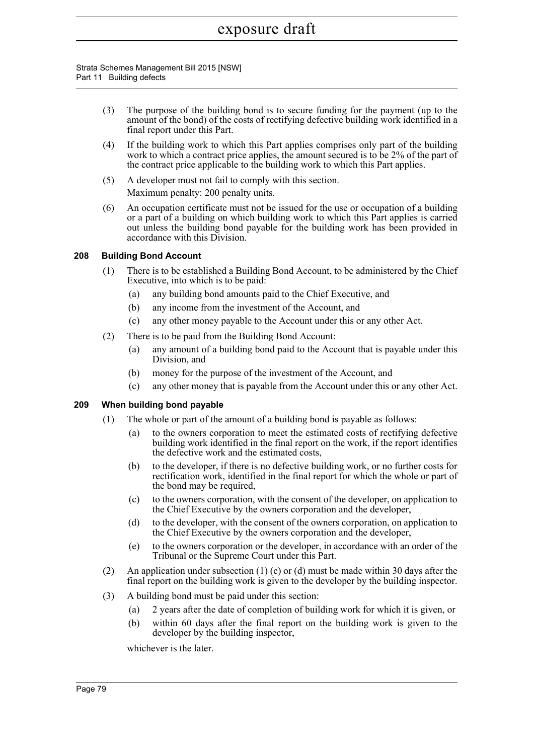(3) The purpose of the building bond is to secure funding for the payment (up to the amount of the bond) of the costs of rectifying defective building work identified in a final report under this Part.

(4) If the building work to which this Part applies comprises only part of the building work to which a contract price applies, the amount secured is to be 2% of the part of the contract price applicable to the building work to which this Part applies.

(5) A developer must not fail to comply with this section.

Maximum penalty: 200 penalty units.

(6) An occupation certificate must not be issued for the use or occupation of a building or a part of a building on which building work to which this Part applies is carried out unless the building bond payable for the building work has been provided in accordance with this Division.

### 208 Building Bond Account

(1) There is to be established a Building Bond Account, to be administered by the Chief Executive, into which is to be paid:

- (a) any building bond amounts paid to the Chief Executive, and
- (b) any income from the investment of the Account, and
- (c) any other money payable to the Account under this or any other Act.

(2) There is to be paid from the Building Bond Account:

- (a) any amount of a building bond paid to the Account that is payable under this Division, and
- (b) money for the purpose of the investment of the Account, and
- (c) any other money that is payable from the Account under this or any other Act.

### 209 When building bond payable

(1) The whole or part of the amount of a building bond is payable as follows:

- (a) to the owners corporation to meet the estimated costs of rectifying defective building work identified in the final report on the work, if the report identifies the defective work and the estimated costs,
- (b) to the developer, if there is no defective building work, or no further costs for rectification work, identified in the final report for which the whole or part of the bond may be required,
- (c) to the owners corporation, with the consent of the developer, on application to the Chief Executive by the owners corporation and the developer,
- (d) to the developer, with the consent of the owners corporation, on application to the Chief Executive by the owners corporation and the developer,
- (e) to the owners corporation or the developer, in accordance with an order of the Tribunal or the Supreme Court under this Part.

(2) An application under subsection (1) (c) or (d) must be made within 30 days after the final report on the building work is given to the developer by the building inspector.

(3) A building bond must be paid under this section:

- (a) 2 years after the date of completion of building work for which it is given, or
- (b) within 60 days after the final report on the building work is given to the developer by the building inspector,

whichever is the later.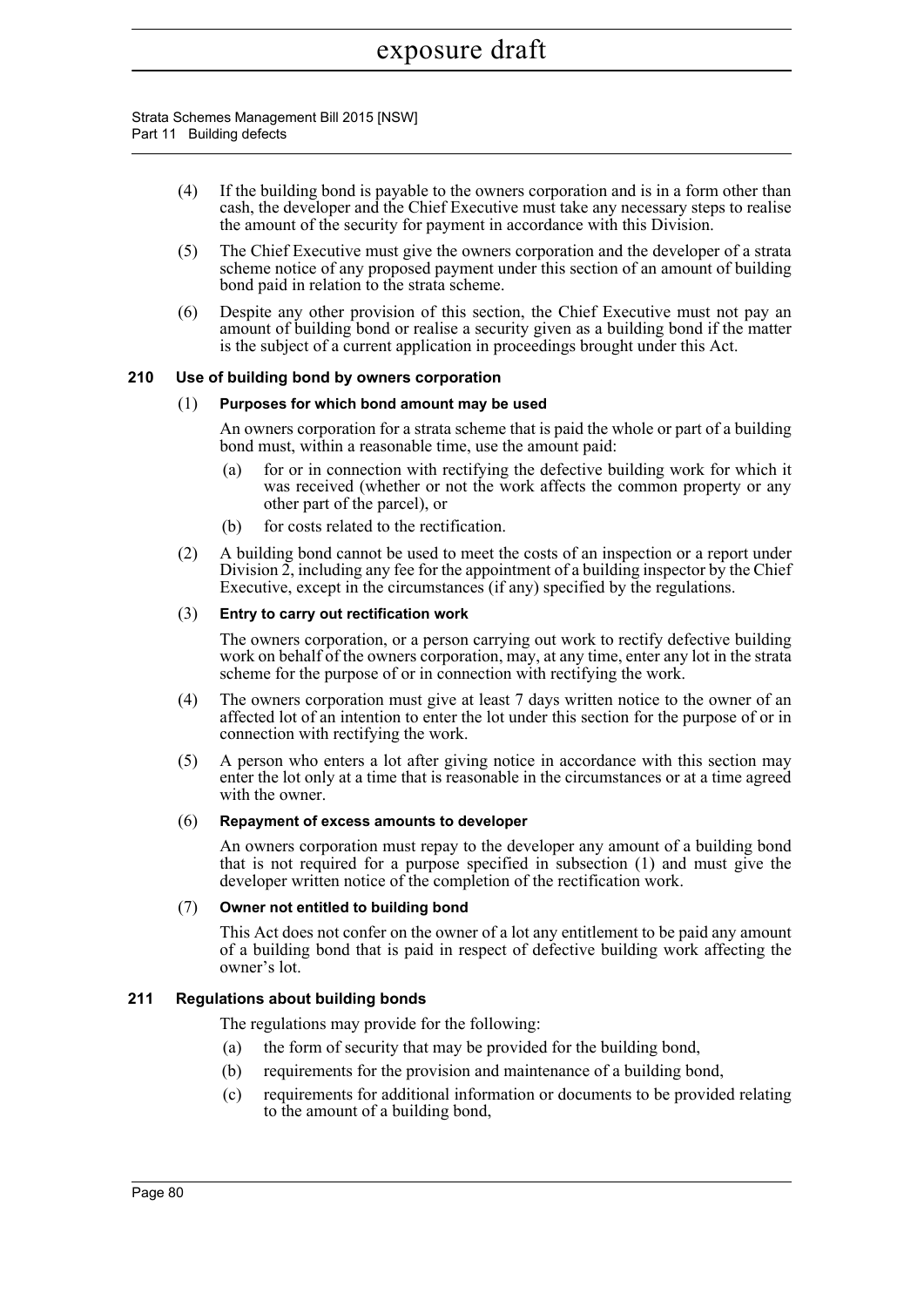(4) If the building bond is payable to the owners corporation and is in a form other than cash, the developer and the Chief Executive must take any necessary steps to realise the amount of the security for payment in accordance with this Division.

(5) The Chief Executive must give the owners corporation and the developer of a strata scheme notice of any proposed payment under this section of an amount of building bond paid in relation to the strata scheme.

(6) Despite any other provision of this section, the Chief Executive must not pay an amount of building bond or realise a security given as a building bond if the matter is the subject of a current application in proceedings brought under this Act.

### 210 Use of building bond by owners corporation

(1) **Purposes for which bond amount may be used**

An owners corporation for a strata scheme that is paid the whole or part of a building bond must, within a reasonable time, use the amount paid:

- (a) for or in connection with rectifying the defective building work for which it was received (whether or not the work affects the common property or any other part of the parcel), or
- (b) for costs related to the rectification.

(2) A building bond cannot be used to meet the costs of an inspection or a report under Division 2, including any fee for the appointment of a building inspector by the Chief Executive, except in the circumstances (if any) specified by the regulations.

(3) **Entry to carry out rectification work**

The owners corporation, or a person carrying out work to rectify defective building work on behalf of the owners corporation, may, at any time, enter any lot in the strata scheme for the purpose of or in connection with rectifying the work.

(4) The owners corporation must give at least 7 days written notice to the owner of an affected lot of an intention to enter the lot under this section for the purpose of or in connection with rectifying the work.

(5) A person who enters a lot after giving notice in accordance with this section may enter the lot only at a time that is reasonable in the circumstances or at a time agreed with the owner.

(6) **Repayment of excess amounts to developer**

An owners corporation must repay to the developer any amount of a building bond that is not required for a purpose specified in subsection (1) and must give the developer written notice of the completion of the rectification work.

(7) **Owner not entitled to building bond**

This Act does not confer on the owner of a lot any entitlement to be paid any amount of a building bond that is paid in respect of defective building work affecting the owner's lot.

### 211 Regulations about building bonds

The regulations may provide for the following:

- (a) the form of security that may be provided for the building bond,
- (b) requirements for the provision and maintenance of a building bond,
- (c) requirements for additional information or documents to be provided relating to the amount of a building bond,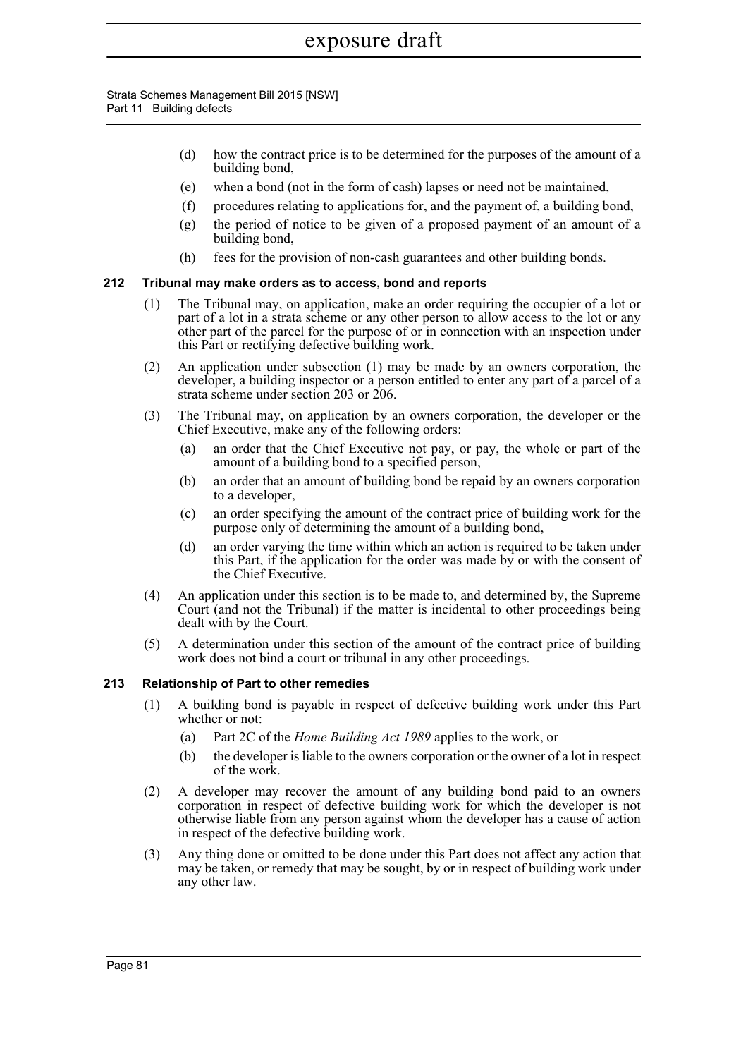- (d) how the contract price is to be determined for the purposes of the amount of a building bond,
- (e) when a bond (not in the form of cash) lapses or need not be maintained,
- (f) procedures relating to applications for, and the payment of, a building bond,
- (g) the period of notice to be given of a proposed payment of an amount of a building bond,
- (h) fees for the provision of non-cash guarantees and other building bonds.

### 212 Tribunal may make orders as to access, bond and reports

(1) The Tribunal may, on application, make an order requiring the occupier of a lot or part of a lot in a strata scheme or any other person to allow access to the lot or any other part of the parcel for the purpose of or in connection with an inspection under this Part or rectifying defective building work.

(2) An application under subsection (1) may be made by an owners corporation, the developer, a building inspector or a person entitled to enter any part of a parcel of a strata scheme under section 203 or 206.

(3) The Tribunal may, on application by an owners corporation, the developer or the Chief Executive, make any of the following orders:

- (a) an order that the Chief Executive not pay, or pay, the whole or part of the amount of a building bond to a specified person,
- (b) an order that an amount of building bond be repaid by an owners corporation to a developer,
- (c) an order specifying the amount of the contract price of building work for the purpose only of determining the amount of a building bond,
- (d) an order varying the time within which an action is required to be taken under this Part, if the application for the order was made by or with the consent of the Chief Executive.

(4) An application under this section is to be made to, and determined by, the Supreme Court (and not the Tribunal) if the matter is incidental to other proceedings being dealt with by the Court.

(5) A determination under this section of the amount of the contract price of building work does not bind a court or tribunal in any other proceedings.

### 213 Relationship of Part to other remedies

(1) A building bond is payable in respect of defective building work under this Part whether or not:

- (a) Part 2C of the *Home Building Act 1989* applies to the work, or
- (b) the developer is liable to the owners corporation or the owner of a lot in respect of the work.

(2) A developer may recover the amount of any building bond paid to an owners corporation in respect of defective building work for which the developer is not otherwise liable from any person against whom the developer has a cause of action in respect of the defective building work.

(3) Any thing done or omitted to be done under this Part does not affect any action that may be taken, or remedy that may be sought, by or in respect of building work under any other law.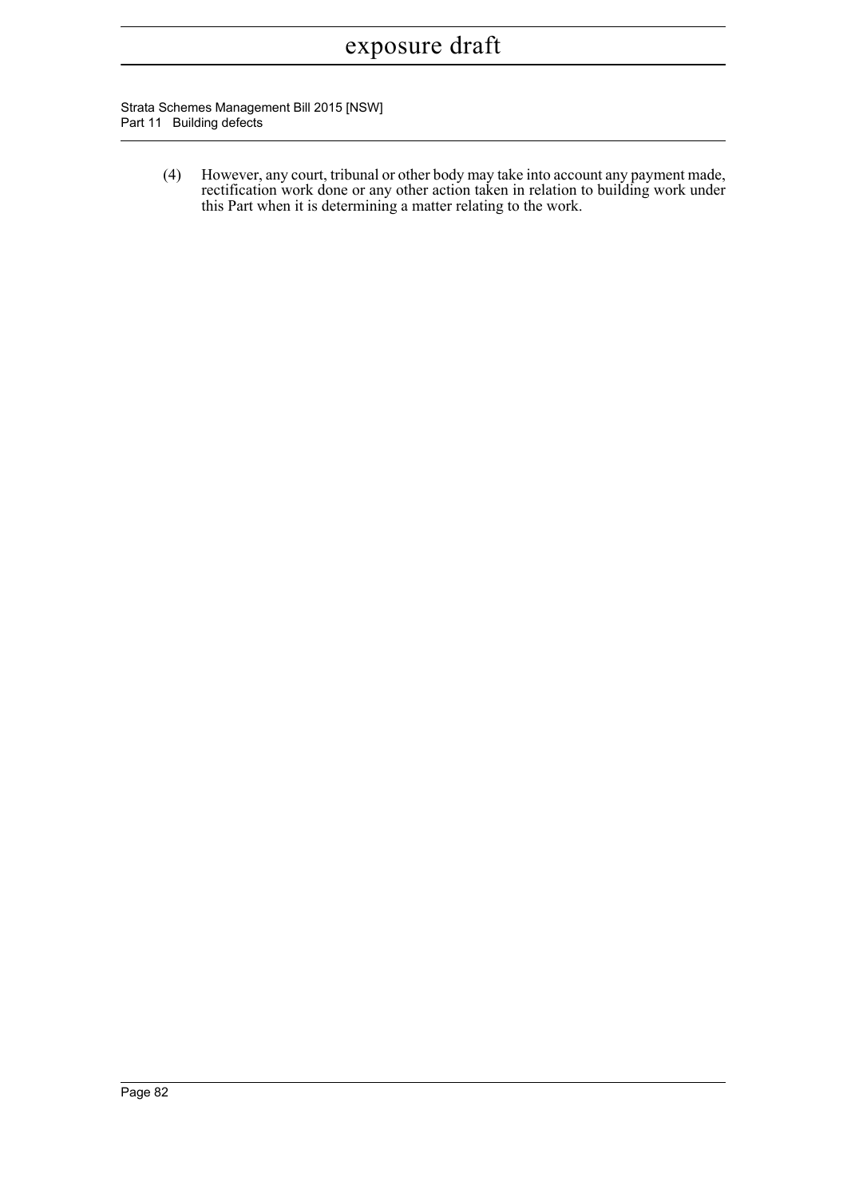(4) However, any court, tribunal or other body may take into account any payment made, rectification work done or any other action taken in relation to building work under this Part when it is determining a matter relating to the work.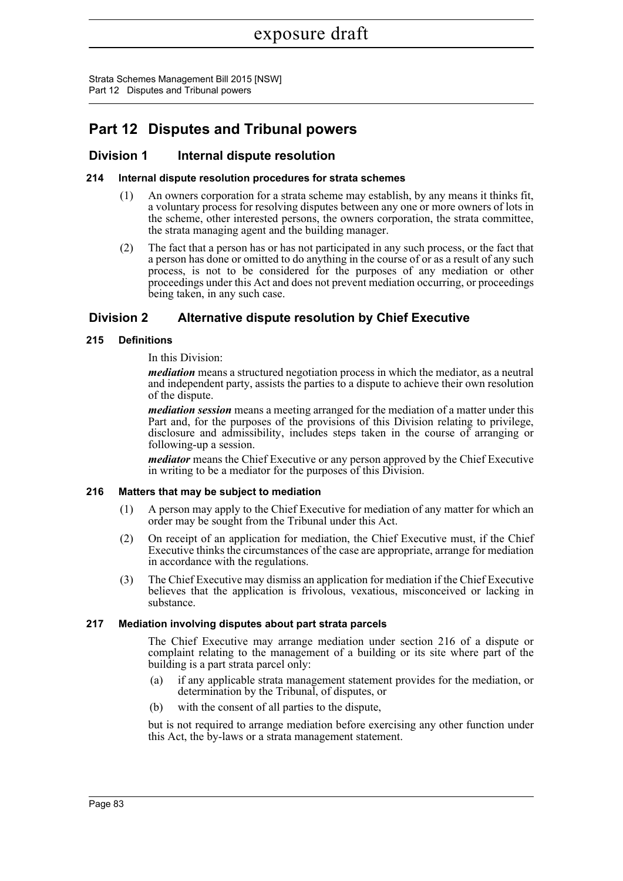# Part 12 Disputes and Tribunal powers

## Division 1 Internal dispute resolution

### 214 Internal dispute resolution procedures for strata schemes

(1) An owners corporation for a strata scheme may establish, by any means it thinks fit, a voluntary process for resolving disputes between any one or more owners of lots in the scheme, other interested persons, the owners corporation, the strata committee, the strata managing agent and the building manager.

(2) The fact that a person has or has not participated in any such process, or the fact that a person has done or omitted to do anything in the course of or as a result of any such process, is not to be considered for the purposes of any mediation or other proceedings under this Act and does not prevent mediation occurring, or proceedings being taken, in any such case.

## Division 2 Alternative dispute resolution by Chief Executive

### 215 Definitions

In this Division:

***mediation*** means a structured negotiation process in which the mediator, as a neutral and independent party, assists the parties to a dispute to achieve their own resolution of the dispute.

***mediation session*** means a meeting arranged for the mediation of a matter under this Part and, for the purposes of the provisions of this Division relating to privilege, disclosure and admissibility, includes steps taken in the course of arranging or following-up a session.

***mediator*** means the Chief Executive or any person approved by the Chief Executive in writing to be a mediator for the purposes of this Division.

### 216 Matters that may be subject to mediation

(1) A person may apply to the Chief Executive for mediation of any matter for which an order may be sought from the Tribunal under this Act.

(2) On receipt of an application for mediation, the Chief Executive must, if the Chief Executive thinks the circumstances of the case are appropriate, arrange for mediation in accordance with the regulations.

(3) The Chief Executive may dismiss an application for mediation if the Chief Executive believes that the application is frivolous, vexatious, misconceived or lacking in substance.

### 217 Mediation involving disputes about part strata parcels

The Chief Executive may arrange mediation under section 216 of a dispute or complaint relating to the management of a building or its site where part of the building is a part strata parcel only:

(a) if any applicable strata management statement provides for the mediation, or determination by the Tribunal, of disputes, or

(b) with the consent of all parties to the dispute,

but is not required to arrange mediation before exercising any other function under this Act, the by-laws or a strata management statement.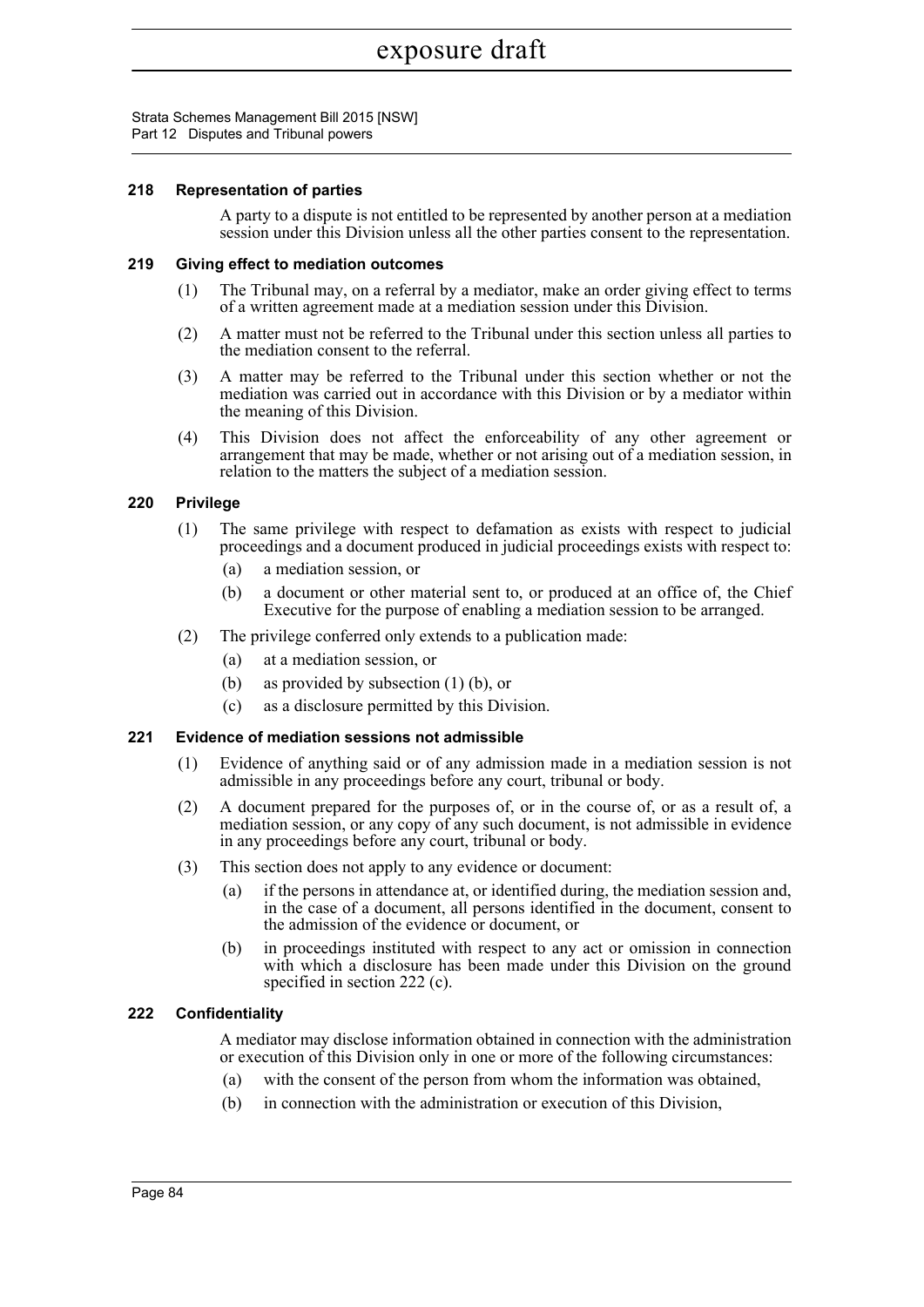### 218 Representation of parties

A party to a dispute is not entitled to be represented by another person at a mediation session under this Division unless all the other parties consent to the representation.

### 219 Giving effect to mediation outcomes

(1) The Tribunal may, on a referral by a mediator, make an order giving effect to terms of a written agreement made at a mediation session under this Division.

(2) A matter must not be referred to the Tribunal under this section unless all parties to the mediation consent to the referral.

(3) A matter may be referred to the Tribunal under this section whether or not the mediation was carried out in accordance with this Division or by a mediator within the meaning of this Division.

(4) This Division does not affect the enforceability of any other agreement or arrangement that may be made, whether or not arising out of a mediation session, in relation to the matters the subject of a mediation session.

### 220 Privilege

(1) The same privilege with respect to defamation as exists with respect to judicial proceedings and a document produced in judicial proceedings exists with respect to:

(a) a mediation session, or

(b) a document or other material sent to, or produced at an office of, the Chief Executive for the purpose of enabling a mediation session to be arranged.

(2) The privilege conferred only extends to a publication made:

(a) at a mediation session, or

(b) as provided by subsection (1) (b), or

(c) as a disclosure permitted by this Division.

### 221 Evidence of mediation sessions not admissible

(1) Evidence of anything said or of any admission made in a mediation session is not admissible in any proceedings before any court, tribunal or body.

(2) A document prepared for the purposes of, or in the course of, or as a result of, a mediation session, or any copy of any such document, is not admissible in evidence in any proceedings before any court, tribunal or body.

(3) This section does not apply to any evidence or document:

(a) if the persons in attendance at, or identified during, the mediation session and, in the case of a document, all persons identified in the document, consent to the admission of the evidence or document, or

(b) in proceedings instituted with respect to any act or omission in connection with which a disclosure has been made under this Division on the ground specified in section 222 (c).

### 222 Confidentiality

A mediator may disclose information obtained in connection with the administration or execution of this Division only in one or more of the following circumstances:

(a) with the consent of the person from whom the information was obtained,

(b) in connection with the administration or execution of this Division,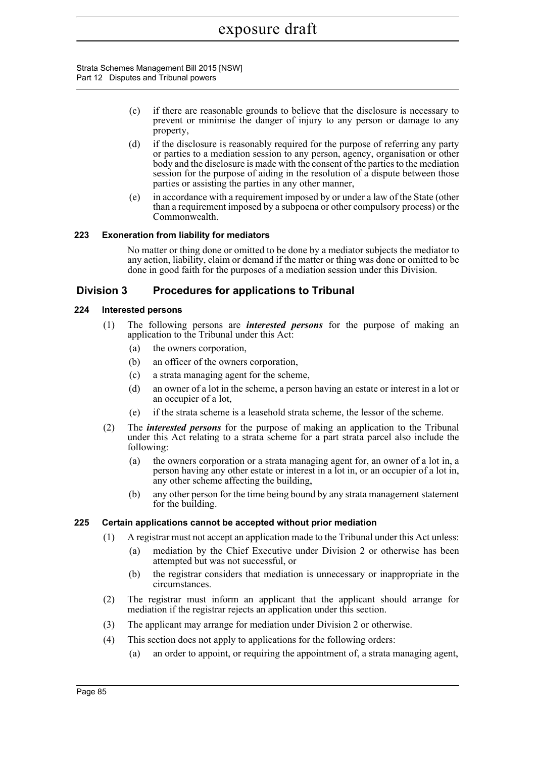(c) if there are reasonable grounds to believe that the disclosure is necessary to prevent or minimise the danger of injury to any person or damage to any property,

(d) if the disclosure is reasonably required for the purpose of referring any party or parties to a mediation session to any person, agency, organisation or other body and the disclosure is made with the consent of the parties to the mediation session for the purpose of aiding in the resolution of a dispute between those parties or assisting the parties in any other manner,

(e) in accordance with a requirement imposed by or under a law of the State (other than a requirement imposed by a subpoena or other compulsory process) or the Commonwealth.

#### 223 Exoneration from liability for mediators

No matter or thing done or omitted to be done by a mediator subjects the mediator to any action, liability, claim or demand if the matter or thing was done or omitted to be done in good faith for the purposes of a mediation session under this Division.

### Division 3 Procedures for applications to Tribunal

#### 224 Interested persons

(1) The following persons are ***interested persons*** for the purpose of making an application to the Tribunal under this Act:

(a) the owners corporation,

(b) an officer of the owners corporation,

(c) a strata managing agent for the scheme,

(d) an owner of a lot in the scheme, a person having an estate or interest in a lot or an occupier of a lot,

(e) if the strata scheme is a leasehold strata scheme, the lessor of the scheme.

(2) The ***interested persons*** for the purpose of making an application to the Tribunal under this Act relating to a strata scheme for a part strata parcel also include the following:

(a) the owners corporation or a strata managing agent for, an owner of a lot in, a person having any other estate or interest in a lot in, or an occupier of a lot in, any other scheme affecting the building,

(b) any other person for the time being bound by any strata management statement for the building.

#### 225 Certain applications cannot be accepted without prior mediation

(1) A registrar must not accept an application made to the Tribunal under this Act unless:

(a) mediation by the Chief Executive under Division 2 or otherwise has been attempted but was not successful, or

(b) the registrar considers that mediation is unnecessary or inappropriate in the circumstances.

(2) The registrar must inform an applicant that the applicant should arrange for mediation if the registrar rejects an application under this section.

(3) The applicant may arrange for mediation under Division 2 or otherwise.

(4) This section does not apply to applications for the following orders:

(a) an order to appoint, or requiring the appointment of, a strata managing agent,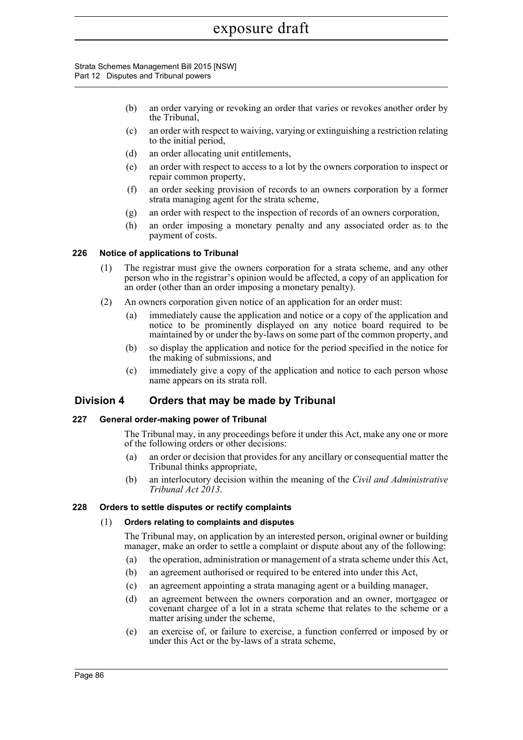(b) an order varying or revoking an order that varies or revokes another order by the Tribunal,

(c) an order with respect to waiving, varying or extinguishing a restriction relating to the initial period,

(d) an order allocating unit entitlements,

(e) an order with respect to access to a lot by the owners corporation to inspect or repair common property,

(f) an order seeking provision of records to an owners corporation by a former strata managing agent for the strata scheme,

(g) an order with respect to the inspection of records of an owners corporation,

(h) an order imposing a monetary penalty and any associated order as to the payment of costs.

#### 226 Notice of applications to Tribunal

(1) The registrar must give the owners corporation for a strata scheme, and any other person who in the registrar's opinion would be affected, a copy of an application for an order (other than an order imposing a monetary penalty).

(2) An owners corporation given notice of an application for an order must:

(a) immediately cause the application and notice or a copy of the application and notice to be prominently displayed on any notice board required to be maintained by or under the by-laws on some part of the common property, and

(b) so display the application and notice for the period specified in the notice for the making of submissions, and

(c) immediately give a copy of the application and notice to each person whose name appears on its strata roll.

### Division 4 Orders that may be made by Tribunal

#### 227 General order-making power of Tribunal

The Tribunal may, in any proceedings before it under this Act, make any one or more of the following orders or other decisions:

(a) an order or decision that provides for any ancillary or consequential matter the Tribunal thinks appropriate,

(b) an interlocutory decision within the meaning of the *Civil and Administrative Tribunal Act 2013*.

#### 228 Orders to settle disputes or rectify complaints

(1) **Orders relating to complaints and disputes**

The Tribunal may, on application by an interested person, original owner or building manager, make an order to settle a complaint or dispute about any of the following:

(a) the operation, administration or management of a strata scheme under this Act,

(b) an agreement authorised or required to be entered into under this Act,

(c) an agreement appointing a strata managing agent or a building manager,

(d) an agreement between the owners corporation and an owner, mortgagee or covenant chargee of a lot in a strata scheme that relates to the scheme or a matter arising under the scheme,

(e) an exercise of, or failure to exercise, a function conferred or imposed by or under this Act or the by-laws of a strata scheme,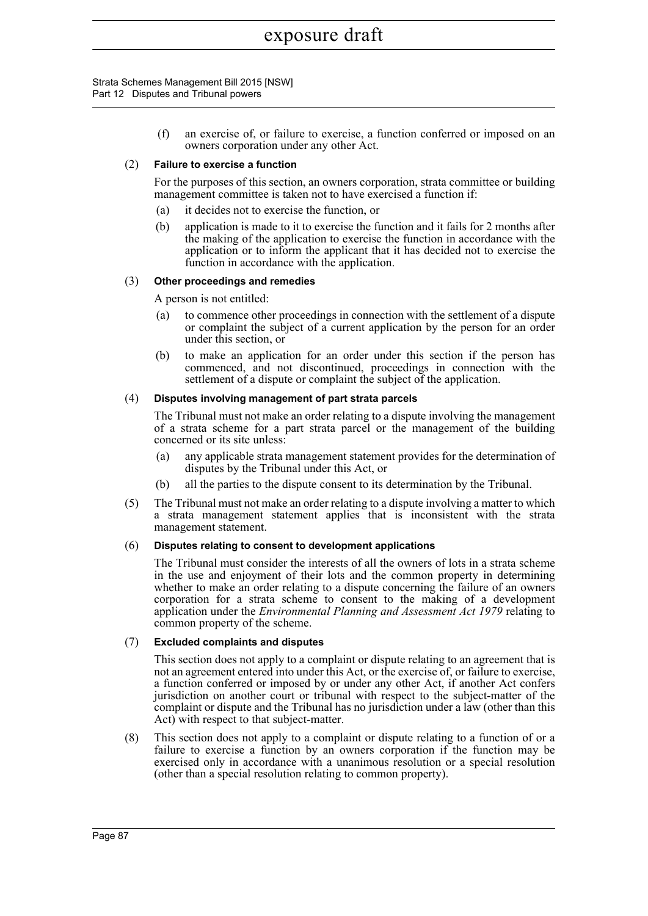(f) an exercise of, or failure to exercise, a function conferred or imposed on an owners corporation under any other Act.

(2) **Failure to exercise a function**

For the purposes of this section, an owners corporation, strata committee or building management committee is taken not to have exercised a function if:

(a) it decides not to exercise the function, or

(b) application is made to it to exercise the function and it fails for 2 months after the making of the application to exercise the function in accordance with the application or to inform the applicant that it has decided not to exercise the function in accordance with the application.

(3) **Other proceedings and remedies**

A person is not entitled:

(a) to commence other proceedings in connection with the settlement of a dispute or complaint the subject of a current application by the person for an order under this section, or

(b) to make an application for an order under this section if the person has commenced, and not discontinued, proceedings in connection with the settlement of a dispute or complaint the subject of the application.

(4) **Disputes involving management of part strata parcels**

The Tribunal must not make an order relating to a dispute involving the management of a strata scheme for a part strata parcel or the management of the building concerned or its site unless:

(a) any applicable strata management statement provides for the determination of disputes by the Tribunal under this Act, or

(b) all the parties to the dispute consent to its determination by the Tribunal.

(5) The Tribunal must not make an order relating to a dispute involving a matter to which a strata management statement applies that is inconsistent with the strata management statement.

(6) **Disputes relating to consent to development applications**

The Tribunal must consider the interests of all the owners of lots in a strata scheme in the use and enjoyment of their lots and the common property in determining whether to make an order relating to a dispute concerning the failure of an owners corporation for a strata scheme to consent to the making of a development application under the *Environmental Planning and Assessment Act 1979* relating to common property of the scheme.

(7) **Excluded complaints and disputes**

This section does not apply to a complaint or dispute relating to an agreement that is not an agreement entered into under this Act, or the exercise of, or failure to exercise, a function conferred or imposed by or under any other Act, if another Act confers jurisdiction on another court or tribunal with respect to the subject-matter of the complaint or dispute and the Tribunal has no jurisdiction under a law (other than this Act) with respect to that subject-matter.

(8) This section does not apply to a complaint or dispute relating to a function of or a failure to exercise a function by an owners corporation if the function may be exercised only in accordance with a unanimous resolution or a special resolution (other than a special resolution relating to common property).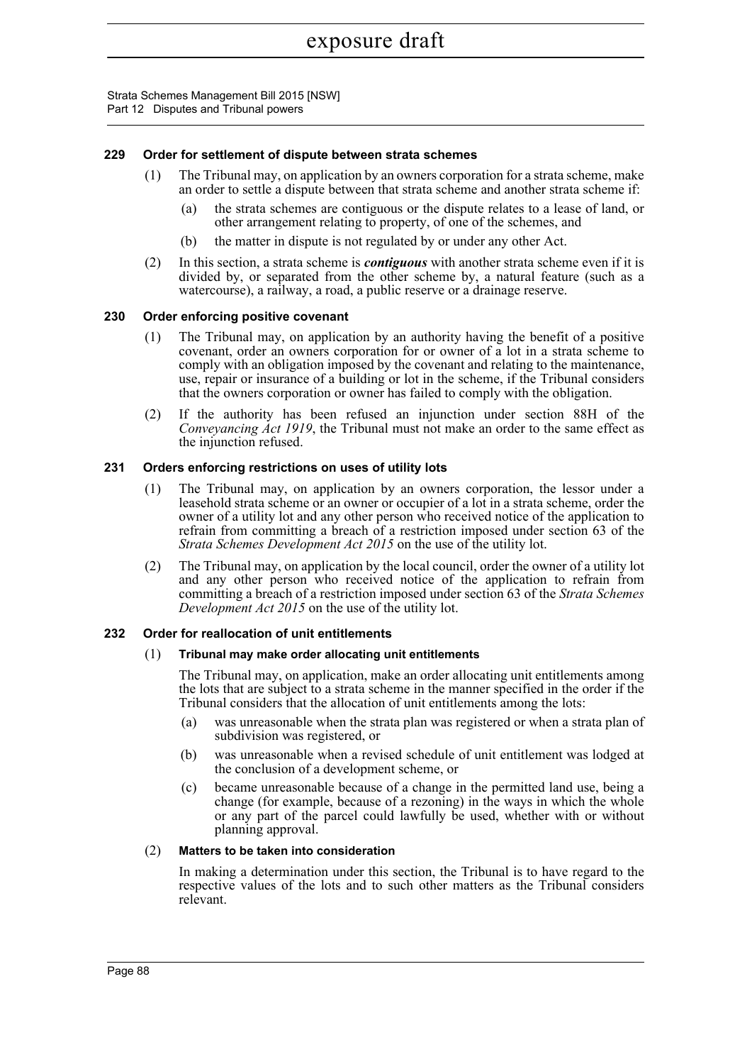#### 229 Order for settlement of dispute between strata schemes

(1) The Tribunal may, on application by an owners corporation for a strata scheme, make an order to settle a dispute between that strata scheme and another strata scheme if:

(a) the strata schemes are contiguous or the dispute relates to a lease of land, or other arrangement relating to property, of one of the schemes, and

(b) the matter in dispute is not regulated by or under any other Act.

(2) In this section, a strata scheme is ***contiguous*** with another strata scheme even if it is divided by, or separated from the other scheme by, a natural feature (such as a watercourse), a railway, a road, a public reserve or a drainage reserve.

#### 230 Order enforcing positive covenant

(1) The Tribunal may, on application by an authority having the benefit of a positive covenant, order an owners corporation for or owner of a lot in a strata scheme to comply with an obligation imposed by the covenant and relating to the maintenance, use, repair or insurance of a building or lot in the scheme, if the Tribunal considers that the owners corporation or owner has failed to comply with the obligation.

(2) If the authority has been refused an injunction under section 88H of the *Conveyancing Act 1919*, the Tribunal must not make an order to the same effect as the injunction refused.

#### 231 Orders enforcing restrictions on uses of utility lots

(1) The Tribunal may, on application by an owners corporation, the lessor under a leasehold strata scheme or an owner or occupier of a lot in a strata scheme, order the owner of a utility lot and any other person who received notice of the application to refrain from committing a breach of a restriction imposed under section 63 of the *Strata Schemes Development Act 2015* on the use of the utility lot.

(2) The Tribunal may, on application by the local council, order the owner of a utility lot and any other person who received notice of the application to refrain from committing a breach of a restriction imposed under section 63 of the *Strata Schemes Development Act 2015* on the use of the utility lot.

#### 232 Order for reallocation of unit entitlements

(1) **Tribunal may make order allocating unit entitlements**

The Tribunal may, on application, make an order allocating unit entitlements among the lots that are subject to a strata scheme in the manner specified in the order if the Tribunal considers that the allocation of unit entitlements among the lots:

(a) was unreasonable when the strata plan was registered or when a strata plan of subdivision was registered, or

(b) was unreasonable when a revised schedule of unit entitlement was lodged at the conclusion of a development scheme, or

(c) became unreasonable because of a change in the permitted land use, being a change (for example, because of a rezoning) in the ways in which the whole or any part of the parcel could lawfully be used, whether with or without planning approval.

(2) **Matters to be taken into consideration**

In making a determination under this section, the Tribunal is to have regard to the respective values of the lots and to such other matters as the Tribunal considers relevant.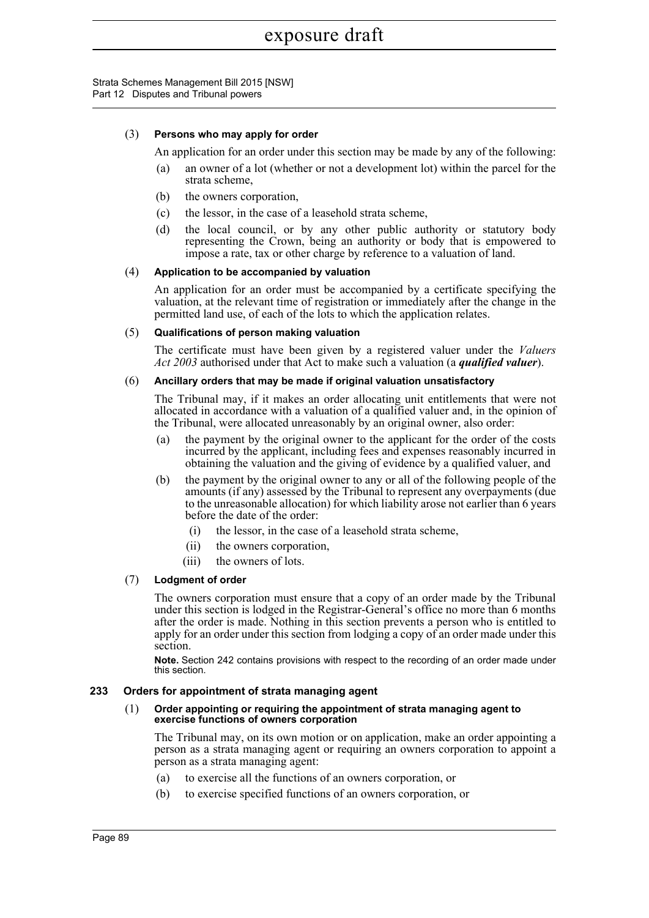(3) **Persons who may apply for order**

An application for an order under this section may be made by any of the following:

(a) an owner of a lot (whether or not a development lot) within the parcel for the strata scheme,

(b) the owners corporation,

(c) the lessor, in the case of a leasehold strata scheme,

(d) the local council, or by any other public authority or statutory body representing the Crown, being an authority or body that is empowered to impose a rate, tax or other charge by reference to a valuation of land.

(4) **Application to be accompanied by valuation**

An application for an order must be accompanied by a certificate specifying the valuation, at the relevant time of registration or immediately after the change in the permitted land use, of each of the lots to which the application relates.

(5) **Qualifications of person making valuation**

The certificate must have been given by a registered valuer under the *Valuers Act 2003* authorised under that Act to make such a valuation (a ***qualified valuer***).

(6) **Ancillary orders that may be made if original valuation unsatisfactory**

The Tribunal may, if it makes an order allocating unit entitlements that were not allocated in accordance with a valuation of a qualified valuer and, in the opinion of the Tribunal, were allocated unreasonably by an original owner, also order:

(a) the payment by the original owner to the applicant for the order of the costs incurred by the applicant, including fees and expenses reasonably incurred in obtaining the valuation and the giving of evidence by a qualified valuer, and

(b) the payment by the original owner to any or all of the following people of the amounts (if any) assessed by the Tribunal to represent any overpayments (due to the unreasonable allocation) for which liability arose not earlier than 6 years before the date of the order:

(i) the lessor, in the case of a leasehold strata scheme,

(ii) the owners corporation,

(iii) the owners of lots.

(7) **Lodgment of order**

The owners corporation must ensure that a copy of an order made by the Tribunal under this section is lodged in the Registrar-General's office no more than 6 months after the order is made. Nothing in this section prevents a person who is entitled to apply for an order under this section from lodging a copy of an order made under this section.

**Note.** Section 242 contains provisions with respect to the recording of an order made under this section.

### 233 Orders for appointment of strata managing agent

(1) **Order appointing or requiring the appointment of strata managing agent to exercise functions of owners corporation**

The Tribunal may, on its own motion or on application, make an order appointing a person as a strata managing agent or requiring an owners corporation to appoint a person as a strata managing agent:

(a) to exercise all the functions of an owners corporation, or

(b) to exercise specified functions of an owners corporation, or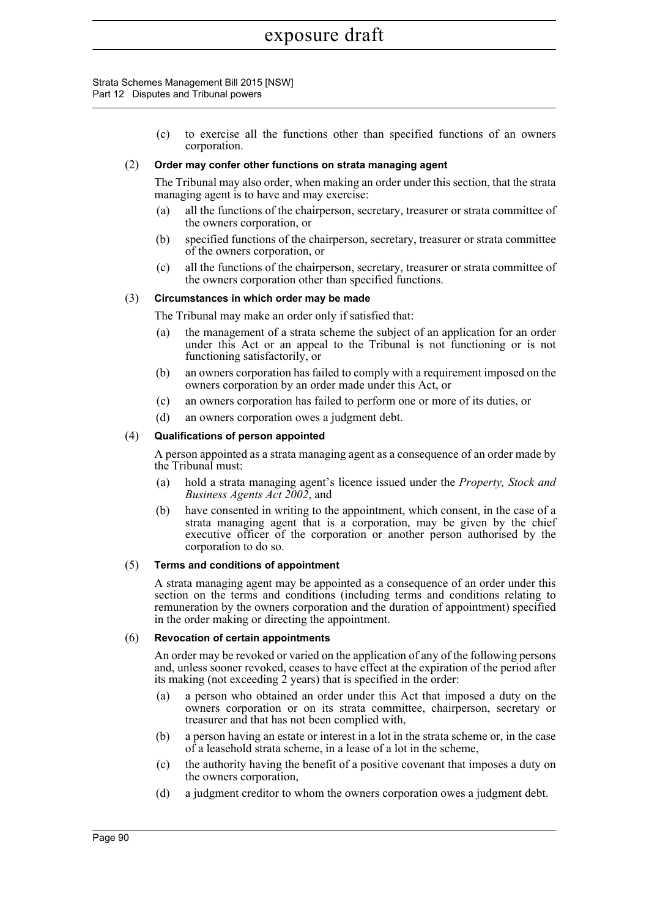(c) to exercise all the functions other than specified functions of an owners corporation.

(2) **Order may confer other functions on strata managing agent**

The Tribunal may also order, when making an order under this section, that the strata managing agent is to have and may exercise:

(a) all the functions of the chairperson, secretary, treasurer or strata committee of the owners corporation, or

(b) specified functions of the chairperson, secretary, treasurer or strata committee of the owners corporation, or

(c) all the functions of the chairperson, secretary, treasurer or strata committee of the owners corporation other than specified functions.

(3) **Circumstances in which order may be made**

The Tribunal may make an order only if satisfied that:

(a) the management of a strata scheme the subject of an application for an order under this Act or an appeal to the Tribunal is not functioning or is not functioning satisfactorily, or

(b) an owners corporation has failed to comply with a requirement imposed on the owners corporation by an order made under this Act, or

(c) an owners corporation has failed to perform one or more of its duties, or

(d) an owners corporation owes a judgment debt.

(4) **Qualifications of person appointed**

A person appointed as a strata managing agent as a consequence of an order made by the Tribunal must:

(a) hold a strata managing agent's licence issued under the *Property, Stock and Business Agents Act 2002*, and

(b) have consented in writing to the appointment, which consent, in the case of a strata managing agent that is a corporation, may be given by the chief executive officer of the corporation or another person authorised by the corporation to do so.

(5) **Terms and conditions of appointment**

A strata managing agent may be appointed as a consequence of an order under this section on the terms and conditions (including terms and conditions relating to remuneration by the owners corporation and the duration of appointment) specified in the order making or directing the appointment.

(6) **Revocation of certain appointments**

An order may be revoked or varied on the application of any of the following persons and, unless sooner revoked, ceases to have effect at the expiration of the period after its making (not exceeding 2 years) that is specified in the order:

(a) a person who obtained an order under this Act that imposed a duty on the owners corporation or on its strata committee, chairperson, secretary or treasurer and that has not been complied with,

(b) a person having an estate or interest in a lot in the strata scheme or, in the case of a leasehold strata scheme, in a lease of a lot in the scheme,

(c) the authority having the benefit of a positive covenant that imposes a duty on the owners corporation,

(d) a judgment creditor to whom the owners corporation owes a judgment debt.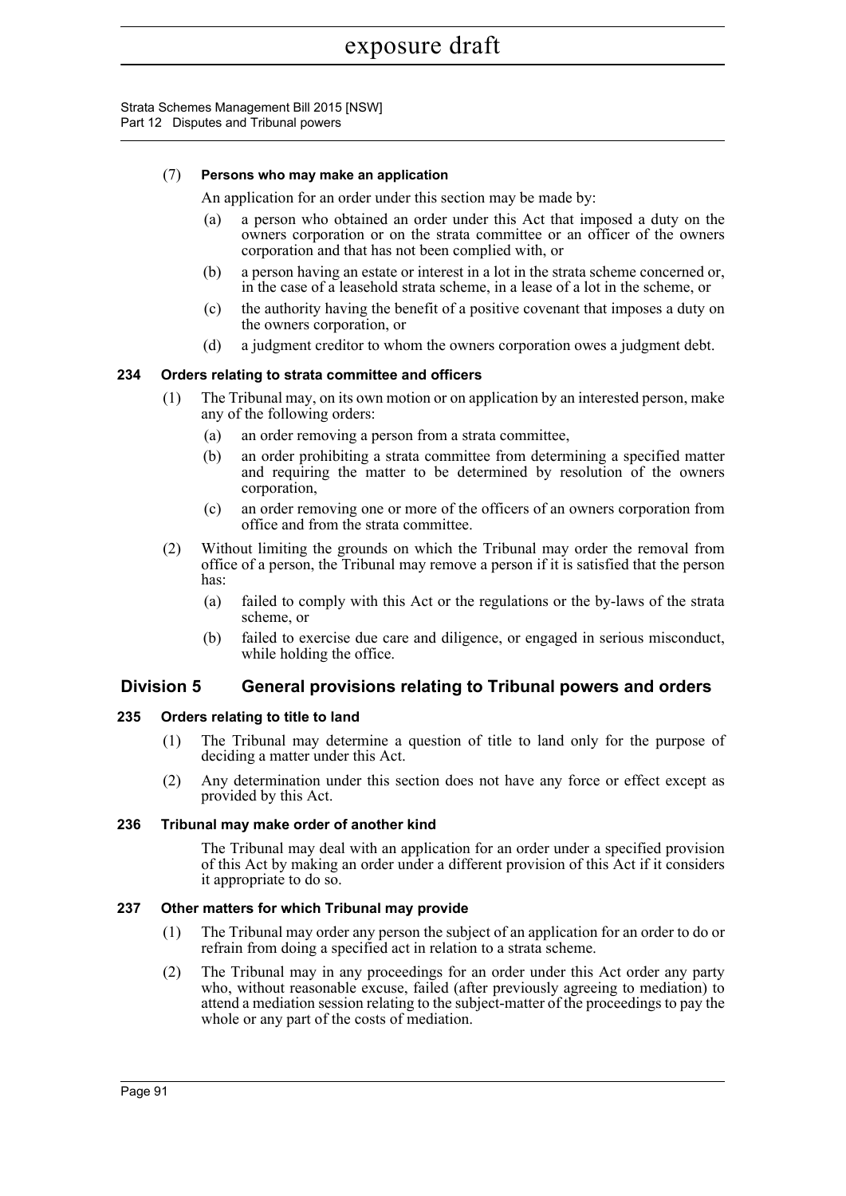(7) **Persons who may make an application**

An application for an order under this section may be made by:

(a) a person who obtained an order under this Act that imposed a duty on the owners corporation or on the strata committee or an officer of the owners corporation and that has not been complied with, or

(b) a person having an estate or interest in a lot in the strata scheme concerned or, in the case of a leasehold strata scheme, in a lease of a lot in the scheme, or

(c) the authority having the benefit of a positive covenant that imposes a duty on the owners corporation, or

(d) a judgment creditor to whom the owners corporation owes a judgment debt.

### 234 Orders relating to strata committee and officers

(1) The Tribunal may, on its own motion or on application by an interested person, make any of the following orders:

(a) an order removing a person from a strata committee,

(b) an order prohibiting a strata committee from determining a specified matter and requiring the matter to be determined by resolution of the owners corporation,

(c) an order removing one or more of the officers of an owners corporation from office and from the strata committee.

(2) Without limiting the grounds on which the Tribunal may order the removal from office of a person, the Tribunal may remove a person if it is satisfied that the person has:

(a) failed to comply with this Act or the regulations or the by-laws of the strata scheme, or

(b) failed to exercise due care and diligence, or engaged in serious misconduct, while holding the office.

## Division 5 General provisions relating to Tribunal powers and orders

### 235 Orders relating to title to land

(1) The Tribunal may determine a question of title to land only for the purpose of deciding a matter under this Act.

(2) Any determination under this section does not have any force or effect except as provided by this Act.

### 236 Tribunal may make order of another kind

The Tribunal may deal with an application for an order under a specified provision of this Act by making an order under a different provision of this Act if it considers it appropriate to do so.

### 237 Other matters for which Tribunal may provide

(1) The Tribunal may order any person the subject of an application for an order to do or refrain from doing a specified act in relation to a strata scheme.

(2) The Tribunal may in any proceedings for an order under this Act order any party who, without reasonable excuse, failed (after previously agreeing to mediation) to attend a mediation session relating to the subject-matter of the proceedings to pay the whole or any part of the costs of mediation.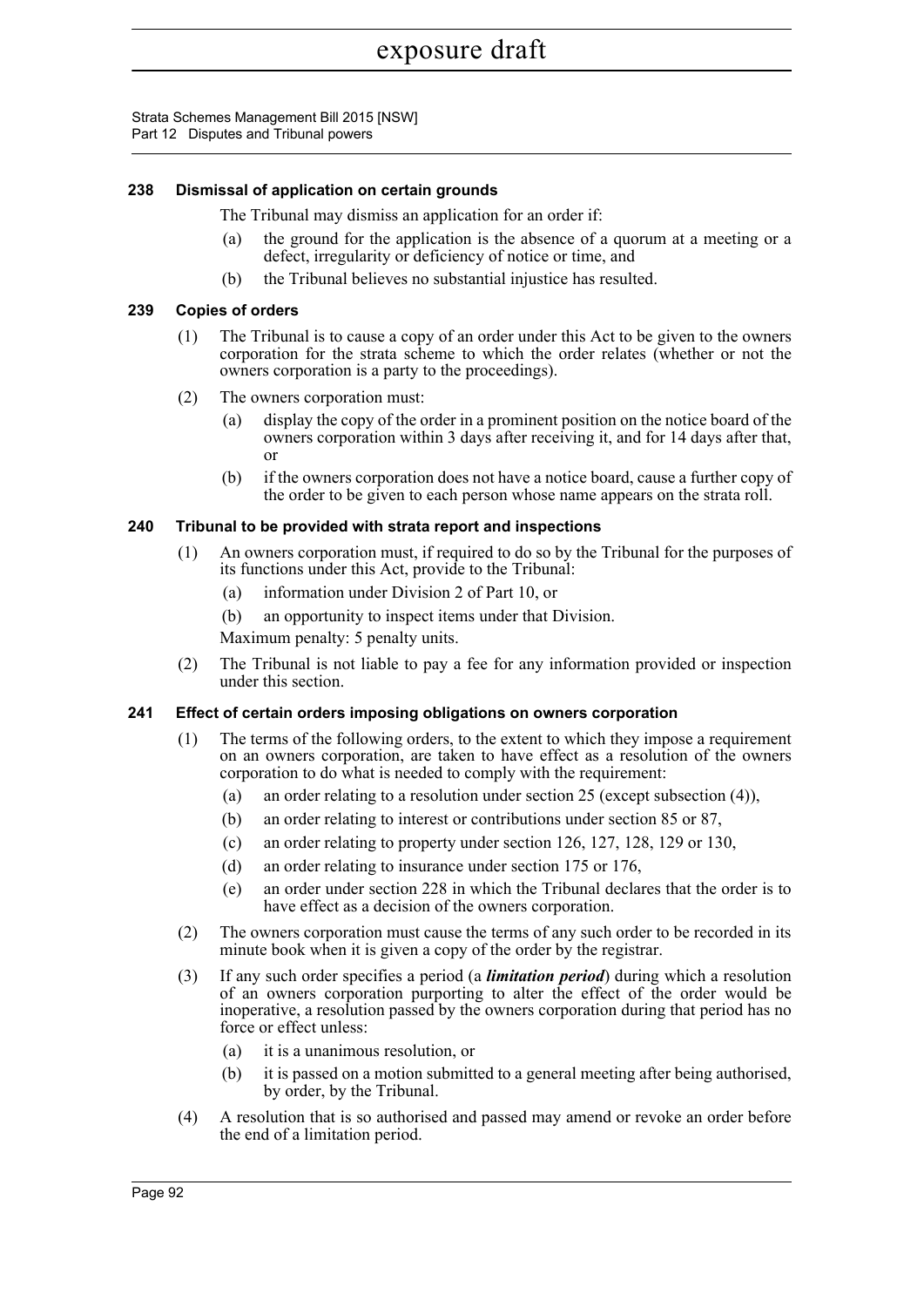#### 238 Dismissal of application on certain grounds

The Tribunal may dismiss an application for an order if:

(a) the ground for the application is the absence of a quorum at a meeting or a defect, irregularity or deficiency of notice or time, and

(b) the Tribunal believes no substantial injustice has resulted.

#### 239 Copies of orders

(1) The Tribunal is to cause a copy of an order under this Act to be given to the owners corporation for the strata scheme to which the order relates (whether or not the owners corporation is a party to the proceedings).

(2) The owners corporation must:

(a) display the copy of the order in a prominent position on the notice board of the owners corporation within 3 days after receiving it, and for 14 days after that, or

(b) if the owners corporation does not have a notice board, cause a further copy of the order to be given to each person whose name appears on the strata roll.

#### 240 Tribunal to be provided with strata report and inspections

(1) An owners corporation must, if required to do so by the Tribunal for the purposes of its functions under this Act, provide to the Tribunal:

(a) information under Division 2 of Part 10, or

(b) an opportunity to inspect items under that Division.

Maximum penalty: 5 penalty units.

(2) The Tribunal is not liable to pay a fee for any information provided or inspection under this section.

#### 241 Effect of certain orders imposing obligations on owners corporation

(1) The terms of the following orders, to the extent to which they impose a requirement on an owners corporation, are taken to have effect as a resolution of the owners corporation to do what is needed to comply with the requirement:

(a) an order relating to a resolution under section 25 (except subsection (4)),

(b) an order relating to interest or contributions under section 85 or 87,

(c) an order relating to property under section 126, 127, 128, 129 or 130,

(d) an order relating to insurance under section 175 or 176,

(e) an order under section 228 in which the Tribunal declares that the order is to have effect as a decision of the owners corporation.

(2) The owners corporation must cause the terms of any such order to be recorded in its minute book when it is given a copy of the order by the registrar.

(3) If any such order specifies a period (a ***limitation period***) during which a resolution of an owners corporation purporting to alter the effect of the order would be inoperative, a resolution passed by the owners corporation during that period has no force or effect unless:

(a) it is a unanimous resolution, or

(b) it is passed on a motion submitted to a general meeting after being authorised, by order, by the Tribunal.

(4) A resolution that is so authorised and passed may amend or revoke an order before the end of a limitation period.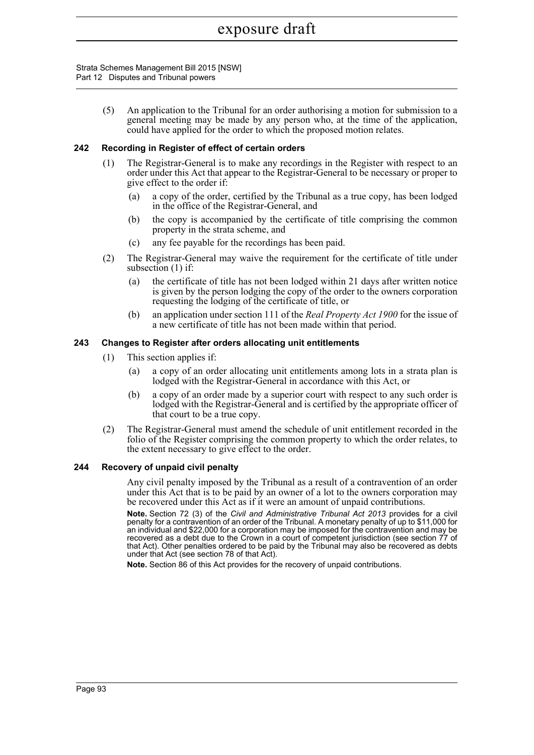(5) An application to the Tribunal for an order authorising a motion for submission to a general meeting may be made by any person who, at the time of the application, could have applied for the order to which the proposed motion relates.

### 242 Recording in Register of effect of certain orders

(1) The Registrar-General is to make any recordings in the Register with respect to an order under this Act that appear to the Registrar-General to be necessary or proper to give effect to the order if:

(a) a copy of the order, certified by the Tribunal as a true copy, has been lodged in the office of the Registrar-General, and

(b) the copy is accompanied by the certificate of title comprising the common property in the strata scheme, and

(c) any fee payable for the recordings has been paid.

(2) The Registrar-General may waive the requirement for the certificate of title under subsection (1) if:

(a) the certificate of title has not been lodged within 21 days after written notice is given by the person lodging the copy of the order to the owners corporation requesting the lodging of the certificate of title, or

(b) an application under section 111 of the *Real Property Act 1900* for the issue of a new certificate of title has not been made within that period.

### 243 Changes to Register after orders allocating unit entitlements

(1) This section applies if:

(a) a copy of an order allocating unit entitlements among lots in a strata plan is lodged with the Registrar-General in accordance with this Act, or

(b) a copy of an order made by a superior court with respect to any such order is lodged with the Registrar-General and is certified by the appropriate officer of that court to be a true copy.

(2) The Registrar-General must amend the schedule of unit entitlement recorded in the folio of the Register comprising the common property to which the order relates, to the extent necessary to give effect to the order.

### 244 Recovery of unpaid civil penalty

Any civil penalty imposed by the Tribunal as a result of a contravention of an order under this Act that is to be paid by an owner of a lot to the owners corporation may be recovered under this Act as if it were an amount of unpaid contributions.

**Note.** Section 72 (3) of the *Civil and Administrative Tribunal Act 2013* provides for a civil penalty for a contravention of an order of the Tribunal. A monetary penalty of up to $11,000 for an individual and $22,000 for a corporation may be imposed for the contravention and may be recovered as a debt due to the Crown in a court of competent jurisdiction (see section 77 of that Act). Other penalties ordered to be paid by the Tribunal may also be recovered as debts under that Act (see section 78 of that Act).

**Note.** Section 86 of this Act provides for the recovery of unpaid contributions.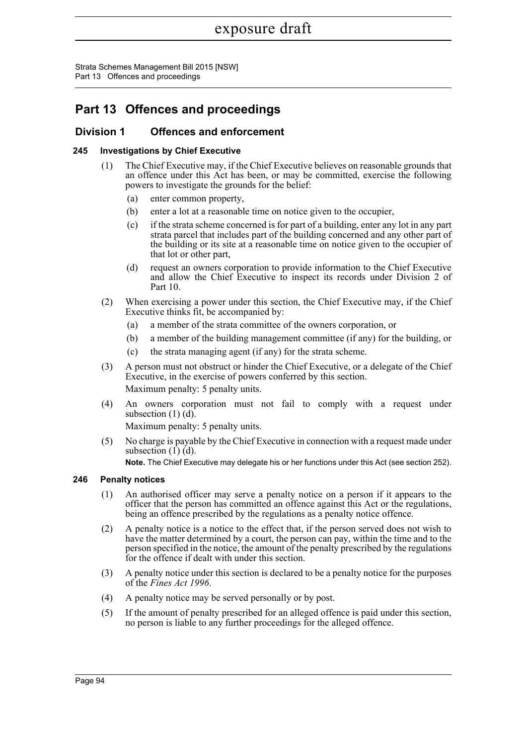# Part 13 Offences and proceedings

## Division 1 Offences and enforcement

### 245 Investigations by Chief Executive

(1) The Chief Executive may, if the Chief Executive believes on reasonable grounds that an offence under this Act has been, or may be committed, exercise the following powers to investigate the grounds for the belief:

- (a) enter common property,
- (b) enter a lot at a reasonable time on notice given to the occupier,
- (c) if the strata scheme concerned is for part of a building, enter any lot in any part strata parcel that includes part of the building concerned and any other part of the building or its site at a reasonable time on notice given to the occupier of that lot or other part,
- (d) request an owners corporation to provide information to the Chief Executive and allow the Chief Executive to inspect its records under Division 2 of Part 10.

(2) When exercising a power under this section, the Chief Executive may, if the Chief Executive thinks fit, be accompanied by:

- (a) a member of the strata committee of the owners corporation, or
- (b) a member of the building management committee (if any) for the building, or
- (c) the strata managing agent (if any) for the strata scheme.

(3) A person must not obstruct or hinder the Chief Executive, or a delegate of the Chief Executive, in the exercise of powers conferred by this section.

Maximum penalty: 5 penalty units.

(4) An owners corporation must not fail to comply with a request under subsection (1) (d).

Maximum penalty: 5 penalty units.

(5) No charge is payable by the Chief Executive in connection with a request made under subsection (1) (d).

**Note.** The Chief Executive may delegate his or her functions under this Act (see section 252).

### 246 Penalty notices

(1) An authorised officer may serve a penalty notice on a person if it appears to the officer that the person has committed an offence against this Act or the regulations, being an offence prescribed by the regulations as a penalty notice offence.

(2) A penalty notice is a notice to the effect that, if the person served does not wish to have the matter determined by a court, the person can pay, within the time and to the person specified in the notice, the amount of the penalty prescribed by the regulations for the offence if dealt with under this section.

(3) A penalty notice under this section is declared to be a penalty notice for the purposes of the *Fines Act 1996*.

(4) A penalty notice may be served personally or by post.

(5) If the amount of penalty prescribed for an alleged offence is paid under this section, no person is liable to any further proceedings for the alleged offence.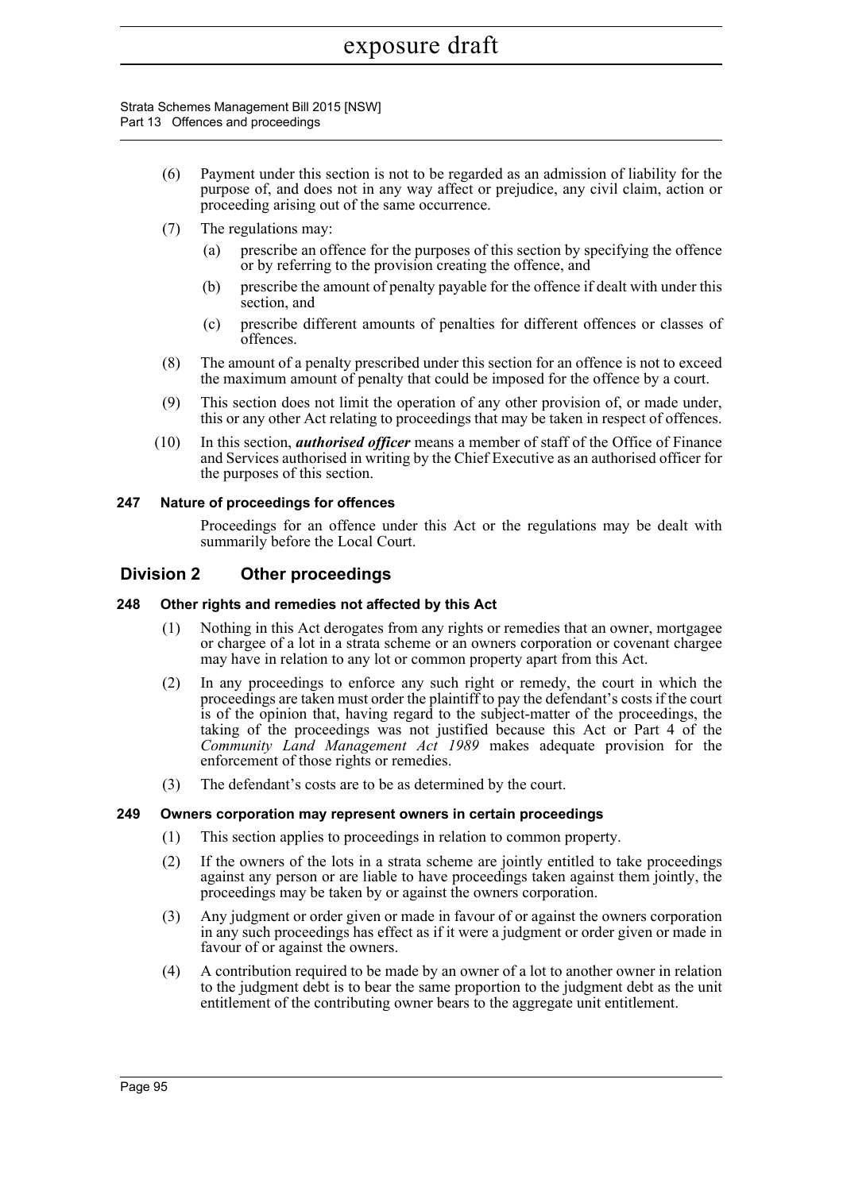(6) Payment under this section is not to be regarded as an admission of liability for the purpose of, and does not in any way affect or prejudice, any civil claim, action or proceeding arising out of the same occurrence.

(7) The regulations may:

 (a) prescribe an offence for the purposes of this section by specifying the offence or by referring to the provision creating the offence, and

 (b) prescribe the amount of penalty payable for the offence if dealt with under this section, and

 (c) prescribe different amounts of penalties for different offences or classes of offences.

(8) The amount of a penalty prescribed under this section for an offence is not to exceed the maximum amount of penalty that could be imposed for the offence by a court.

(9) This section does not limit the operation of any other provision of, or made under, this or any other Act relating to proceedings that may be taken in respect of offences.

(10) In this section, ***authorised officer*** means a member of staff of the Office of Finance and Services authorised in writing by the Chief Executive as an authorised officer for the purposes of this section.

#### 247 Nature of proceedings for offences

Proceedings for an offence under this Act or the regulations may be dealt with summarily before the Local Court.

### Division 2 Other proceedings

#### 248 Other rights and remedies not affected by this Act

(1) Nothing in this Act derogates from any rights or remedies that an owner, mortgagee or chargee of a lot in a strata scheme or an owners corporation or covenant chargee may have in relation to any lot or common property apart from this Act.

(2) In any proceedings to enforce any such right or remedy, the court in which the proceedings are taken must order the plaintiff to pay the defendant's costs if the court is of the opinion that, having regard to the subject-matter of the proceedings, the taking of the proceedings was not justified because this Act or Part 4 of the *Community Land Management Act 1989* makes adequate provision for the enforcement of those rights or remedies.

(3) The defendant's costs are to be as determined by the court.

#### 249 Owners corporation may represent owners in certain proceedings

(1) This section applies to proceedings in relation to common property.

(2) If the owners of the lots in a strata scheme are jointly entitled to take proceedings against any person or are liable to have proceedings taken against them jointly, the proceedings may be taken by or against the owners corporation.

(3) Any judgment or order given or made in favour of or against the owners corporation in any such proceedings has effect as if it were a judgment or order given or made in favour of or against the owners.

(4) A contribution required to be made by an owner of a lot to another owner in relation to the judgment debt is to bear the same proportion to the judgment debt as the unit entitlement of the contributing owner bears to the aggregate unit entitlement.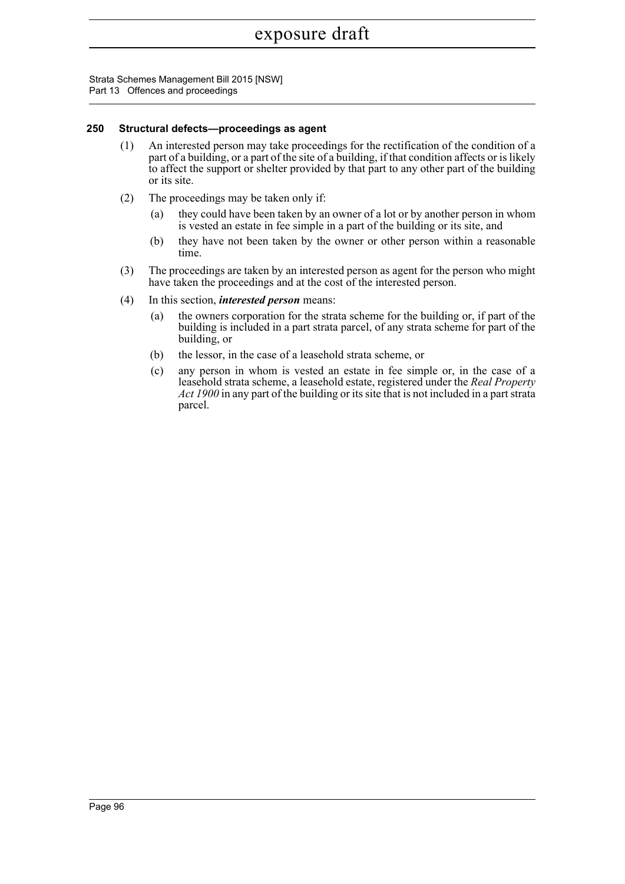### 250 Structural defects—proceedings as agent

(1) An interested person may take proceedings for the rectification of the condition of a part of a building, or a part of the site of a building, if that condition affects or is likely to affect the support or shelter provided by that part to any other part of the building or its site.

(2) The proceedings may be taken only if:

(a) they could have been taken by an owner of a lot or by another person in whom is vested an estate in fee simple in a part of the building or its site, and

(b) they have not been taken by the owner or other person within a reasonable time.

(3) The proceedings are taken by an interested person as agent for the person who might have taken the proceedings and at the cost of the interested person.

(4) In this section, ***interested person*** means:

(a) the owners corporation for the strata scheme for the building or, if part of the building is included in a part strata parcel, of any strata scheme for part of the building, or

(b) the lessor, in the case of a leasehold strata scheme, or

(c) any person in whom is vested an estate in fee simple or, in the case of a leasehold strata scheme, a leasehold estate, registered under the *Real Property Act 1900* in any part of the building or its site that is not included in a part strata parcel.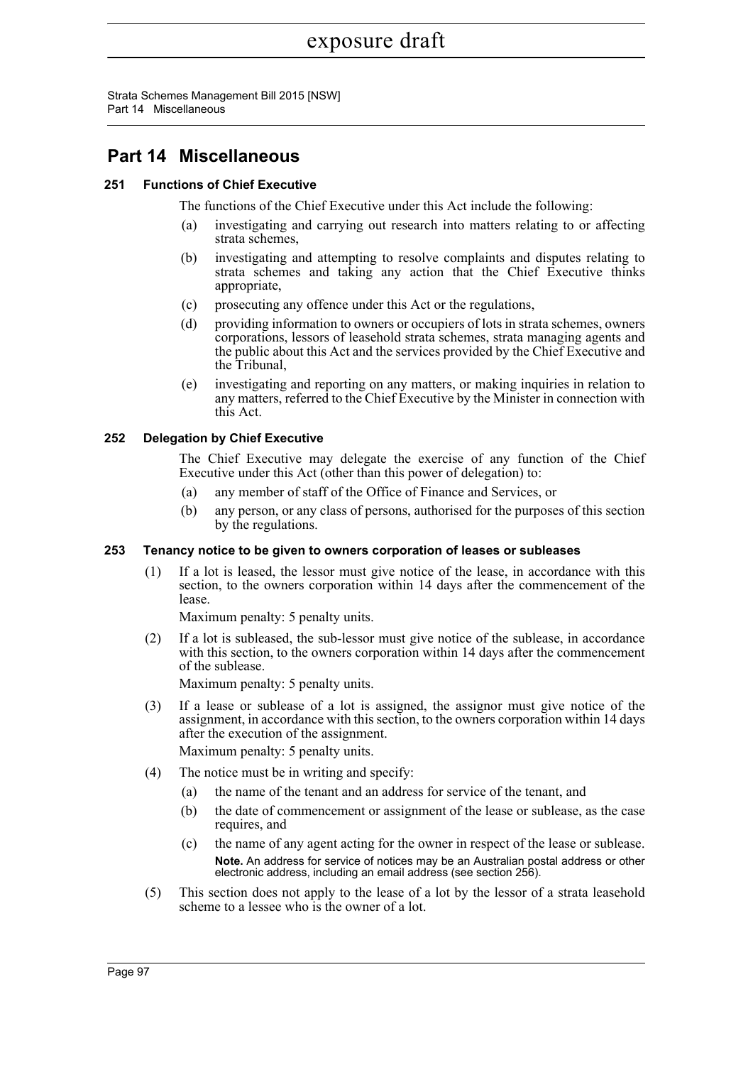# Part 14 Miscellaneous

### 251 Functions of Chief Executive

The functions of the Chief Executive under this Act include the following:

(a) investigating and carrying out research into matters relating to or affecting strata schemes,

(b) investigating and attempting to resolve complaints and disputes relating to strata schemes and taking any action that the Chief Executive thinks appropriate,

(c) prosecuting any offence under this Act or the regulations,

(d) providing information to owners or occupiers of lots in strata schemes, owners corporations, lessors of leasehold strata schemes, strata managing agents and the public about this Act and the services provided by the Chief Executive and the Tribunal,

(e) investigating and reporting on any matters, or making inquiries in relation to any matters, referred to the Chief Executive by the Minister in connection with this Act.

### 252 Delegation by Chief Executive

The Chief Executive may delegate the exercise of any function of the Chief Executive under this Act (other than this power of delegation) to:

(a) any member of staff of the Office of Finance and Services, or

(b) any person, or any class of persons, authorised for the purposes of this section by the regulations.

### 253 Tenancy notice to be given to owners corporation of leases or subleases

(1) If a lot is leased, the lessor must give notice of the lease, in accordance with this section, to the owners corporation within 14 days after the commencement of the lease.

Maximum penalty: 5 penalty units.

(2) If a lot is subleased, the sub-lessor must give notice of the sublease, in accordance with this section, to the owners corporation within 14 days after the commencement of the sublease.

Maximum penalty: 5 penalty units.

(3) If a lease or sublease of a lot is assigned, the assignor must give notice of the assignment, in accordance with this section, to the owners corporation within 14 days after the execution of the assignment.

Maximum penalty: 5 penalty units.

(4) The notice must be in writing and specify:

(a) the name of the tenant and an address for service of the tenant, and

(b) the date of commencement or assignment of the lease or sublease, as the case requires, and

(c) the name of any agent acting for the owner in respect of the lease or sublease.

**Note.** An address for service of notices may be an Australian postal address or other electronic address, including an email address (see section 256).

(5) This section does not apply to the lease of a lot by the lessor of a strata leasehold scheme to a lessee who is the owner of a lot.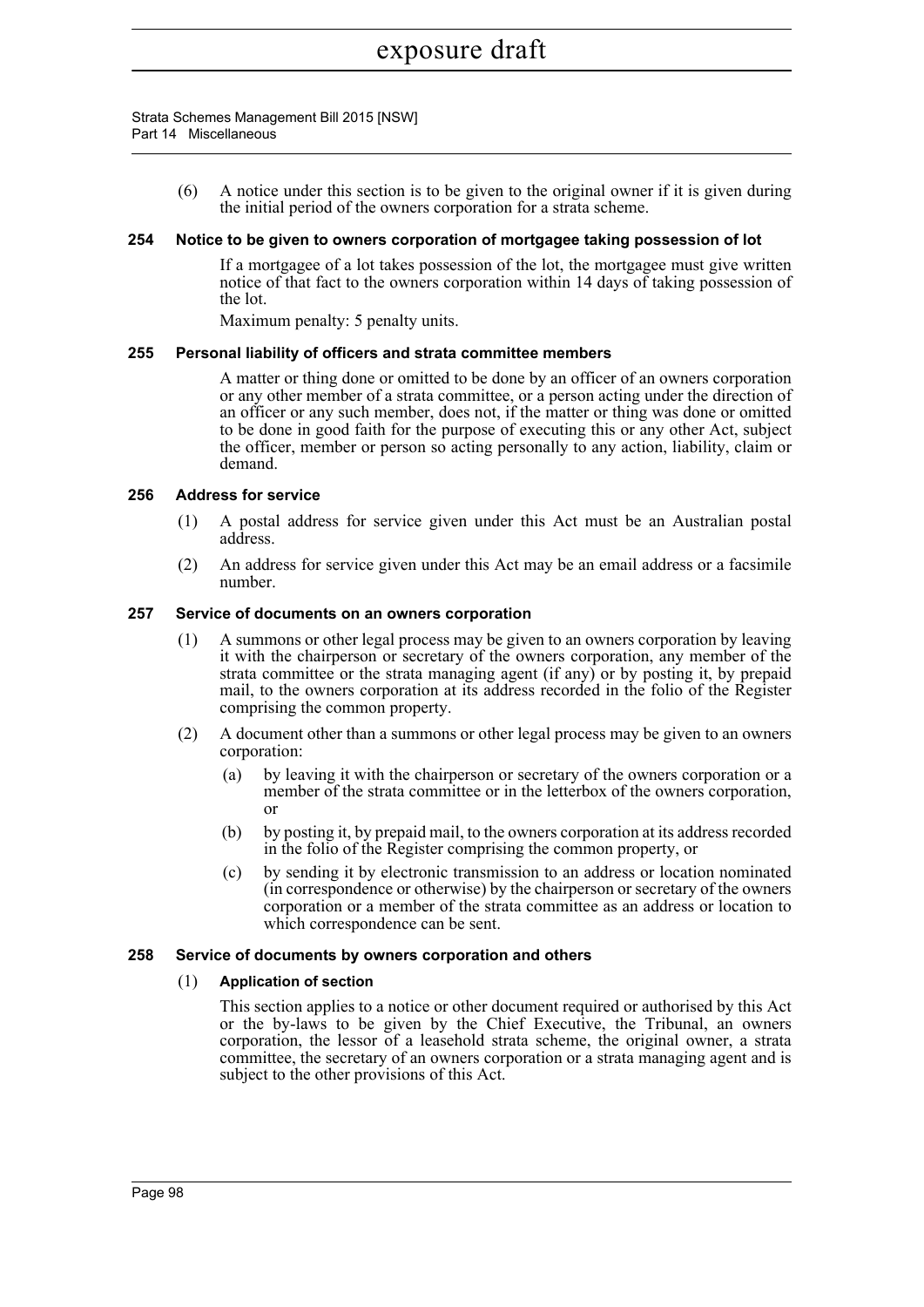(6) A notice under this section is to be given to the original owner if it is given during the initial period of the owners corporation for a strata scheme.

### 254 Notice to be given to owners corporation of mortgagee taking possession of lot

If a mortgagee of a lot takes possession of the lot, the mortgagee must give written notice of that fact to the owners corporation within 14 days of taking possession of the lot.

Maximum penalty: 5 penalty units.

### 255 Personal liability of officers and strata committee members

A matter or thing done or omitted to be done by an officer of an owners corporation or any other member of a strata committee, or a person acting under the direction of an officer or any such member, does not, if the matter or thing was done or omitted to be done in good faith for the purpose of executing this or any other Act, subject the officer, member or person so acting personally to any action, liability, claim or demand.

### 256 Address for service

(1) A postal address for service given under this Act must be an Australian postal address.

(2) An address for service given under this Act may be an email address or a facsimile number.

### 257 Service of documents on an owners corporation

(1) A summons or other legal process may be given to an owners corporation by leaving it with the chairperson or secretary of the owners corporation, any member of the strata committee or the strata managing agent (if any) or by posting it, by prepaid mail, to the owners corporation at its address recorded in the folio of the Register comprising the common property.

(2) A document other than a summons or other legal process may be given to an owners corporation:

- (a) by leaving it with the chairperson or secretary of the owners corporation or a member of the strata committee or in the letterbox of the owners corporation, or
- (b) by posting it, by prepaid mail, to the owners corporation at its address recorded in the folio of the Register comprising the common property, or
- (c) by sending it by electronic transmission to an address or location nominated (in correspondence or otherwise) by the chairperson or secretary of the owners corporation or a member of the strata committee as an address or location to which correspondence can be sent.

### 258 Service of documents by owners corporation and others

(1) **Application of section**

This section applies to a notice or other document required or authorised by this Act or the by-laws to be given by the Chief Executive, the Tribunal, an owners corporation, the lessor of a leasehold strata scheme, the original owner, a strata committee, the secretary of an owners corporation or a strata managing agent and is subject to the other provisions of this Act.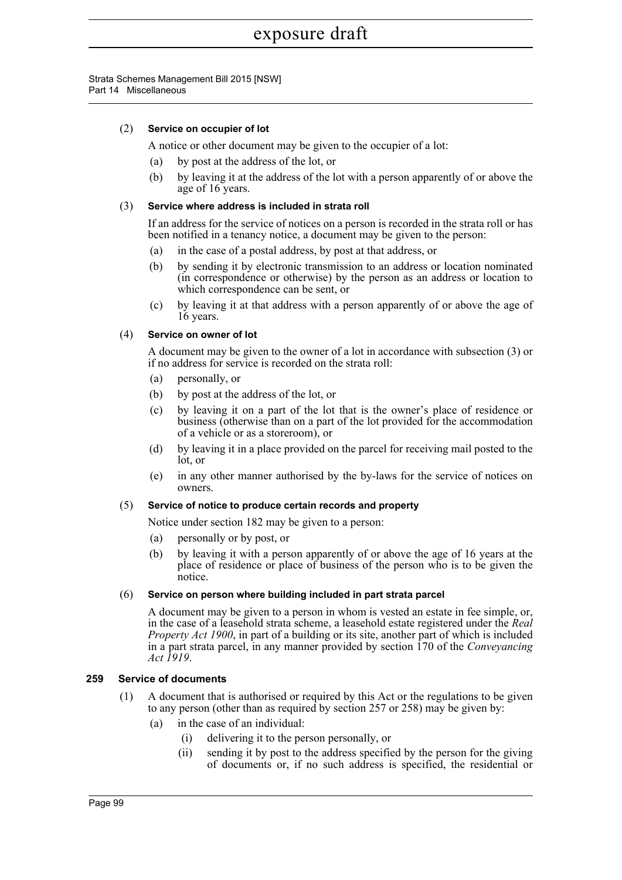(2) **Service on occupier of lot**

A notice or other document may be given to the occupier of a lot:

(a) by post at the address of the lot, or

(b) by leaving it at the address of the lot with a person apparently of or above the age of 16 years.

(3) **Service where address is included in strata roll**

If an address for the service of notices on a person is recorded in the strata roll or has been notified in a tenancy notice, a document may be given to the person:

(a) in the case of a postal address, by post at that address, or

(b) by sending it by electronic transmission to an address or location nominated (in correspondence or otherwise) by the person as an address or location to which correspondence can be sent, or

(c) by leaving it at that address with a person apparently of or above the age of 16 years.

(4) **Service on owner of lot**

A document may be given to the owner of a lot in accordance with subsection (3) or if no address for service is recorded on the strata roll:

(a) personally, or

(b) by post at the address of the lot, or

(c) by leaving it on a part of the lot that is the owner's place of residence or business (otherwise than on a part of the lot provided for the accommodation of a vehicle or as a storeroom), or

(d) by leaving it in a place provided on the parcel for receiving mail posted to the lot, or

(e) in any other manner authorised by the by-laws for the service of notices on owners.

(5) **Service of notice to produce certain records and property**

Notice under section 182 may be given to a person:

(a) personally or by post, or

(b) by leaving it with a person apparently of or above the age of 16 years at the place of residence or place of business of the person who is to be given the notice.

(6) **Service on person where building included in part strata parcel**

A document may be given to a person in whom is vested an estate in fee simple, or, in the case of a leasehold strata scheme, a leasehold estate registered under the *Real Property Act 1900*, in part of a building or its site, another part of which is included in a part strata parcel, in any manner provided by section 170 of the *Conveyancing Act 1919*.

### 259 Service of documents

(1) A document that is authorised or required by this Act or the regulations to be given to any person (other than as required by section 257 or 258) may be given by:

(a) in the case of an individual:

(i) delivering it to the person personally, or

(ii) sending it by post to the address specified by the person for the giving of documents or, if no such address is specified, the residential or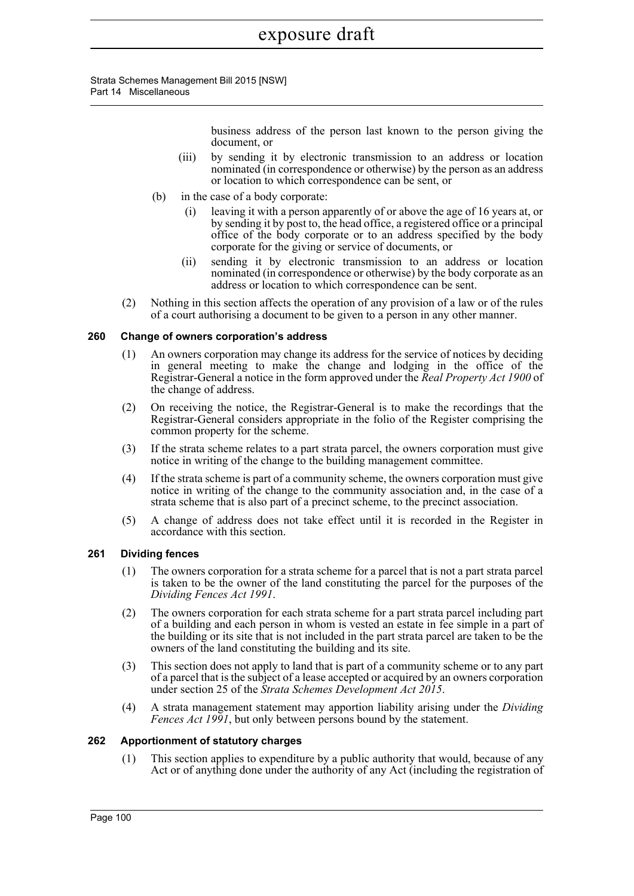business address of the person last known to the person giving the document, or

(iii) by sending it by electronic transmission to an address or location nominated (in correspondence or otherwise) by the person as an address or location to which correspondence can be sent, or

(b) in the case of a body corporate:

(i) leaving it with a person apparently of or above the age of 16 years at, or by sending it by post to, the head office, a registered office or a principal office of the body corporate or to an address specified by the body corporate for the giving or service of documents, or

(ii) sending it by electronic transmission to an address or location nominated (in correspondence or otherwise) by the body corporate as an address or location to which correspondence can be sent.

(2) Nothing in this section affects the operation of any provision of a law or of the rules of a court authorising a document to be given to a person in any other manner.

### 260 Change of owners corporation's address

(1) An owners corporation may change its address for the service of notices by deciding in general meeting to make the change and lodging in the office of the Registrar-General a notice in the form approved under the *Real Property Act 1900* of the change of address.

(2) On receiving the notice, the Registrar-General is to make the recordings that the Registrar-General considers appropriate in the folio of the Register comprising the common property for the scheme.

(3) If the strata scheme relates to a part strata parcel, the owners corporation must give notice in writing of the change to the building management committee.

(4) If the strata scheme is part of a community scheme, the owners corporation must give notice in writing of the change to the community association and, in the case of a strata scheme that is also part of a precinct scheme, to the precinct association.

(5) A change of address does not take effect until it is recorded in the Register in accordance with this section.

### 261 Dividing fences

(1) The owners corporation for a strata scheme for a parcel that is not a part strata parcel is taken to be the owner of the land constituting the parcel for the purposes of the *Dividing Fences Act 1991*.

(2) The owners corporation for each strata scheme for a part strata parcel including part of a building and each person in whom is vested an estate in fee simple in a part of the building or its site that is not included in the part strata parcel are taken to be the owners of the land constituting the building and its site.

(3) This section does not apply to land that is part of a community scheme or to any part of a parcel that is the subject of a lease accepted or acquired by an owners corporation under section 25 of the *Strata Schemes Development Act 2015*.

(4) A strata management statement may apportion liability arising under the *Dividing Fences Act 1991*, but only between persons bound by the statement.

### 262 Apportionment of statutory charges

(1) This section applies to expenditure by a public authority that would, because of any Act or of anything done under the authority of any Act (including the registration of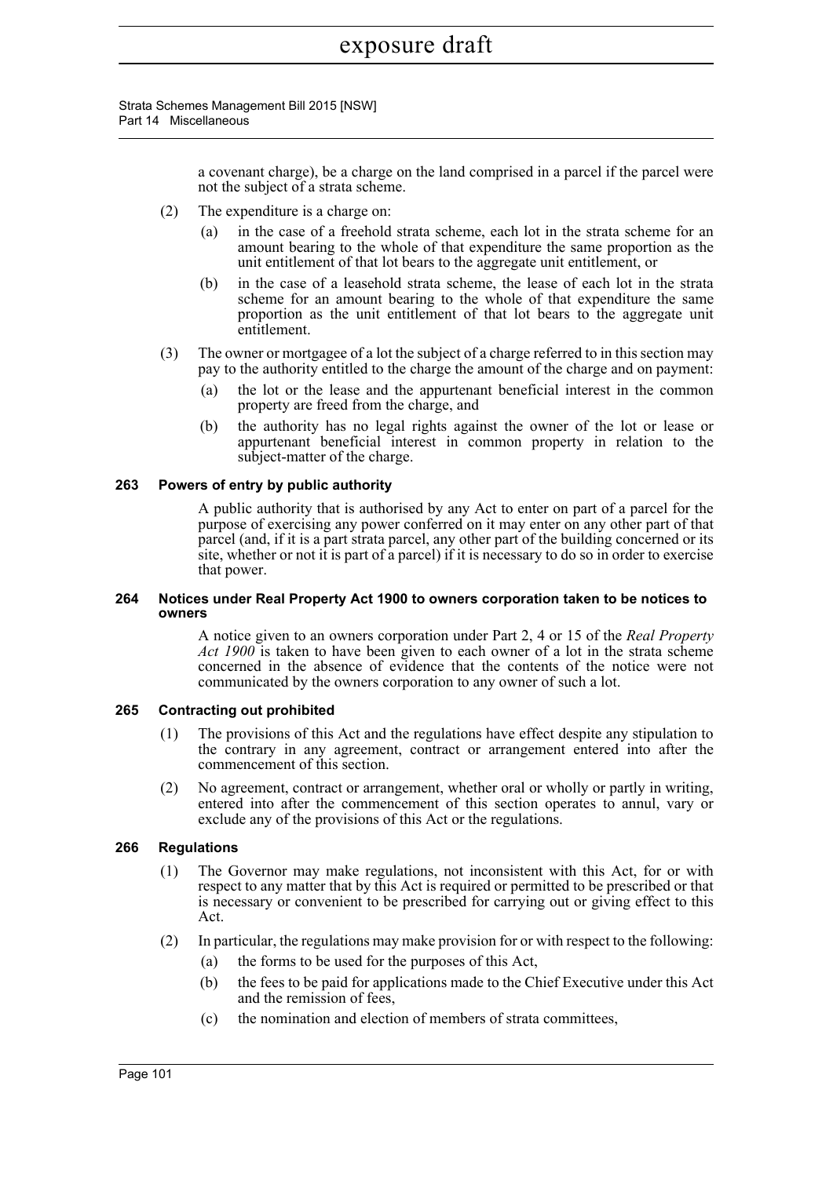a covenant charge), be a charge on the land comprised in a parcel if the parcel were not the subject of a strata scheme.

(2) The expenditure is a charge on:

(a) in the case of a freehold strata scheme, each lot in the strata scheme for an amount bearing to the whole of that expenditure the same proportion as the unit entitlement of that lot bears to the aggregate unit entitlement, or

(b) in the case of a leasehold strata scheme, the lease of each lot in the strata scheme for an amount bearing to the whole of that expenditure the same proportion as the unit entitlement of that lot bears to the aggregate unit entitlement.

(3) The owner or mortgagee of a lot the subject of a charge referred to in this section may pay to the authority entitled to the charge the amount of the charge and on payment:

(a) the lot or the lease and the appurtenant beneficial interest in the common property are freed from the charge, and

(b) the authority has no legal rights against the owner of the lot or lease or appurtenant beneficial interest in common property in relation to the subject-matter of the charge.

### 263 Powers of entry by public authority

A public authority that is authorised by any Act to enter on part of a parcel for the purpose of exercising any power conferred on it may enter on any other part of that parcel (and, if it is a part strata parcel, any other part of the building concerned or its site, whether or not it is part of a parcel) if it is necessary to do so in order to exercise that power.

### 264 Notices under Real Property Act 1900 to owners corporation taken to be notices to owners

A notice given to an owners corporation under Part 2, 4 or 15 of the *Real Property Act 1900* is taken to have been given to each owner of a lot in the strata scheme concerned in the absence of evidence that the contents of the notice were not communicated by the owners corporation to any owner of such a lot.

### 265 Contracting out prohibited

(1) The provisions of this Act and the regulations have effect despite any stipulation to the contrary in any agreement, contract or arrangement entered into after the commencement of this section.

(2) No agreement, contract or arrangement, whether oral or wholly or partly in writing, entered into after the commencement of this section operates to annul, vary or exclude any of the provisions of this Act or the regulations.

### 266 Regulations

(1) The Governor may make regulations, not inconsistent with this Act, for or with respect to any matter that by this Act is required or permitted to be prescribed or that is necessary or convenient to be prescribed for carrying out or giving effect to this Act.

(2) In particular, the regulations may make provision for or with respect to the following:

(a) the forms to be used for the purposes of this Act,

(b) the fees to be paid for applications made to the Chief Executive under this Act and the remission of fees,

(c) the nomination and election of members of strata committees,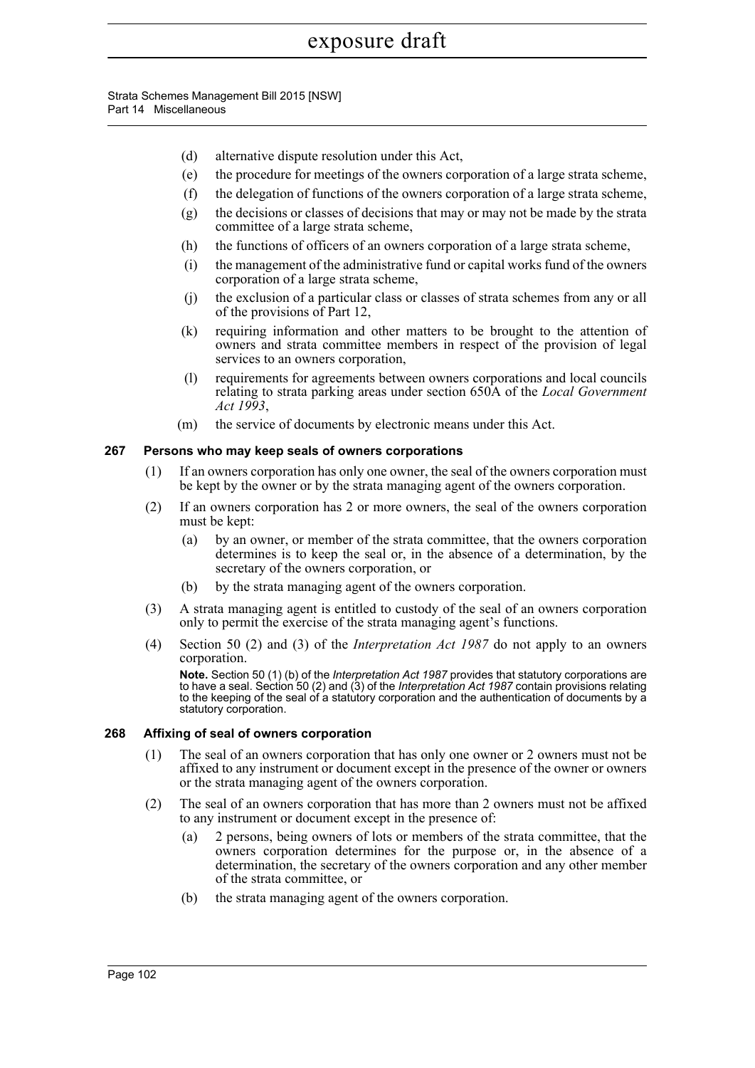(d) alternative dispute resolution under this Act,

(e) the procedure for meetings of the owners corporation of a large strata scheme,

(f) the delegation of functions of the owners corporation of a large strata scheme,

(g) the decisions or classes of decisions that may or may not be made by the strata committee of a large strata scheme,

(h) the functions of officers of an owners corporation of a large strata scheme,

(i) the management of the administrative fund or capital works fund of the owners corporation of a large strata scheme,

(j) the exclusion of a particular class or classes of strata schemes from any or all of the provisions of Part 12,

(k) requiring information and other matters to be brought to the attention of owners and strata committee members in respect of the provision of legal services to an owners corporation,

(l) requirements for agreements between owners corporations and local councils relating to strata parking areas under section 650A of the *Local Government Act 1993*,

(m) the service of documents by electronic means under this Act.

### 267 Persons who may keep seals of owners corporations

(1) If an owners corporation has only one owner, the seal of the owners corporation must be kept by the owner or by the strata managing agent of the owners corporation.

(2) If an owners corporation has 2 or more owners, the seal of the owners corporation must be kept:

(a) by an owner, or member of the strata committee, that the owners corporation determines is to keep the seal or, in the absence of a determination, by the secretary of the owners corporation, or

(b) by the strata managing agent of the owners corporation.

(3) A strata managing agent is entitled to custody of the seal of an owners corporation only to permit the exercise of the strata managing agent's functions.

(4) Section 50 (2) and (3) of the *Interpretation Act 1987* do not apply to an owners corporation.

**Note.** Section 50 (1) (b) of the *Interpretation Act 1987* provides that statutory corporations are to have a seal. Section 50 (2) and (3) of the *Interpretation Act 1987* contain provisions relating to the keeping of the seal of a statutory corporation and the authentication of documents by a statutory corporation.

### 268 Affixing of seal of owners corporation

(1) The seal of an owners corporation that has only one owner or 2 owners must not be affixed to any instrument or document except in the presence of the owner or owners or the strata managing agent of the owners corporation.

(2) The seal of an owners corporation that has more than 2 owners must not be affixed to any instrument or document except in the presence of:

(a) 2 persons, being owners of lots or members of the strata committee, that the owners corporation determines for the purpose or, in the absence of a determination, the secretary of the owners corporation and any other member of the strata committee, or

(b) the strata managing agent of the owners corporation.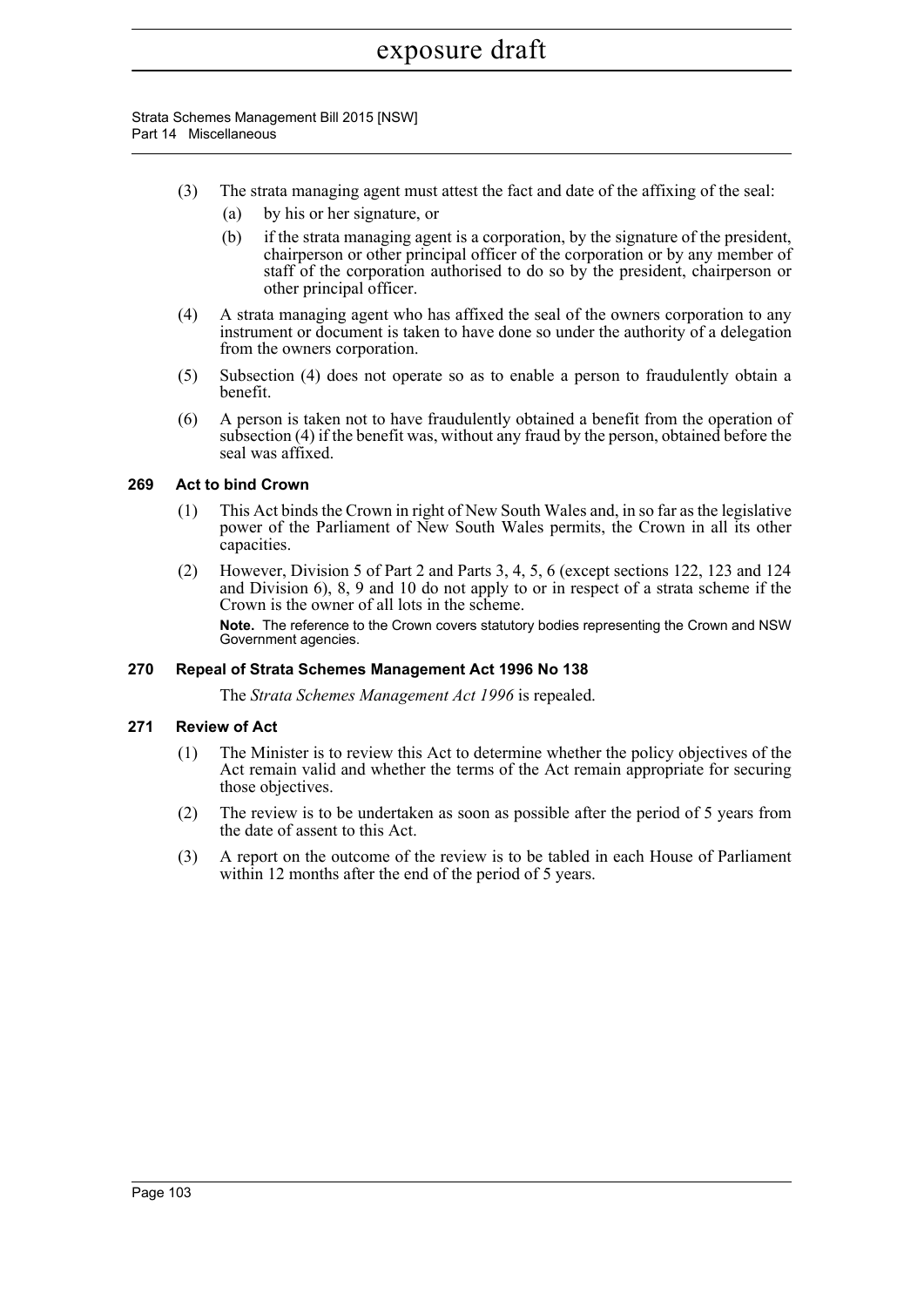(3) The strata managing agent must attest the fact and date of the affixing of the seal:

(a) by his or her signature, or

(b) if the strata managing agent is a corporation, by the signature of the president, chairperson or other principal officer of the corporation or by any member of staff of the corporation authorised to do so by the president, chairperson or other principal officer.

(4) A strata managing agent who has affixed the seal of the owners corporation to any instrument or document is taken to have done so under the authority of a delegation from the owners corporation.

(5) Subsection (4) does not operate so as to enable a person to fraudulently obtain a benefit.

(6) A person is taken not to have fraudulently obtained a benefit from the operation of subsection (4) if the benefit was, without any fraud by the person, obtained before the seal was affixed.

### 269 Act to bind Crown

(1) This Act binds the Crown in right of New South Wales and, in so far as the legislative power of the Parliament of New South Wales permits, the Crown in all its other capacities.

(2) However, Division 5 of Part 2 and Parts 3, 4, 5, 6 (except sections 122, 123 and 124 and Division 6), 8, 9 and 10 do not apply to or in respect of a strata scheme if the Crown is the owner of all lots in the scheme.

**Note.** The reference to the Crown covers statutory bodies representing the Crown and NSW Government agencies.

### 270 Repeal of Strata Schemes Management Act 1996 No 138

The *Strata Schemes Management Act 1996* is repealed.

### 271 Review of Act

(1) The Minister is to review this Act to determine whether the policy objectives of the Act remain valid and whether the terms of the Act remain appropriate for securing those objectives.

(2) The review is to be undertaken as soon as possible after the period of 5 years from the date of assent to this Act.

(3) A report on the outcome of the review is to be tabled in each House of Parliament within 12 months after the end of the period of 5 years.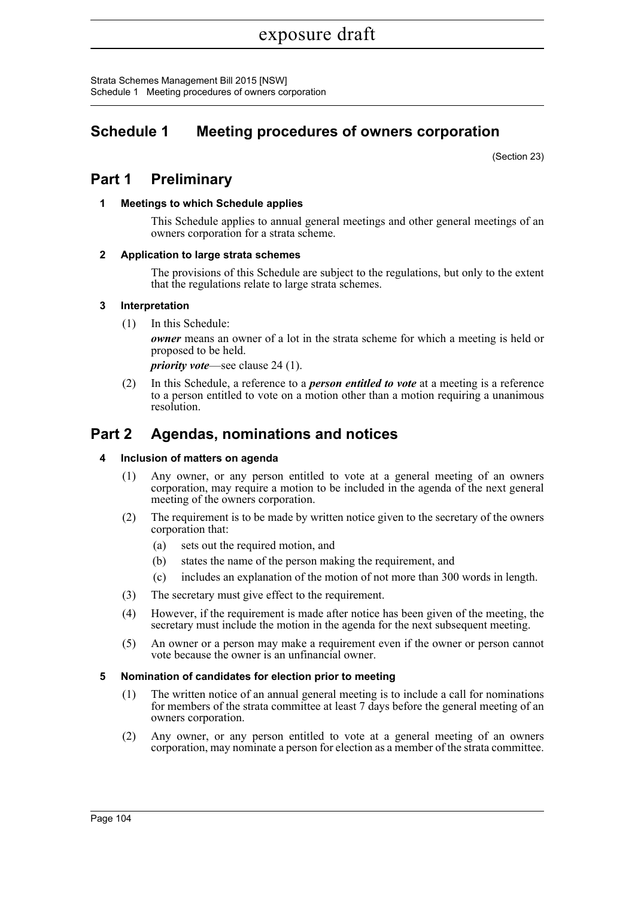# Schedule 1 Meeting procedures of owners corporation

(Section 23)

## Part 1 Preliminary

### 1 Meetings to which Schedule applies

This Schedule applies to annual general meetings and other general meetings of an owners corporation for a strata scheme.

### 2 Application to large strata schemes

The provisions of this Schedule are subject to the regulations, but only to the extent that the regulations relate to large strata schemes.

### 3 Interpretation

(1) In this Schedule:

***owner*** means an owner of a lot in the strata scheme for which a meeting is held or proposed to be held.

***priority vote***—see clause 24 (1).

(2) In this Schedule, a reference to a ***person entitled to vote*** at a meeting is a reference to a person entitled to vote on a motion other than a motion requiring a unanimous resolution.

## Part 2 Agendas, nominations and notices

### 4 Inclusion of matters on agenda

(1) Any owner, or any person entitled to vote at a general meeting of an owners corporation, may require a motion to be included in the agenda of the next general meeting of the owners corporation.

(2) The requirement is to be made by written notice given to the secretary of the owners corporation that:

- (a) sets out the required motion, and
- (b) states the name of the person making the requirement, and
- (c) includes an explanation of the motion of not more than 300 words in length.

(3) The secretary must give effect to the requirement.

(4) However, if the requirement is made after notice has been given of the meeting, the secretary must include the motion in the agenda for the next subsequent meeting.

(5) An owner or a person may make a requirement even if the owner or person cannot vote because the owner is an unfinancial owner.

### 5 Nomination of candidates for election prior to meeting

(1) The written notice of an annual general meeting is to include a call for nominations for members of the strata committee at least 7 days before the general meeting of an owners corporation.

(2) Any owner, or any person entitled to vote at a general meeting of an owners corporation, may nominate a person for election as a member of the strata committee.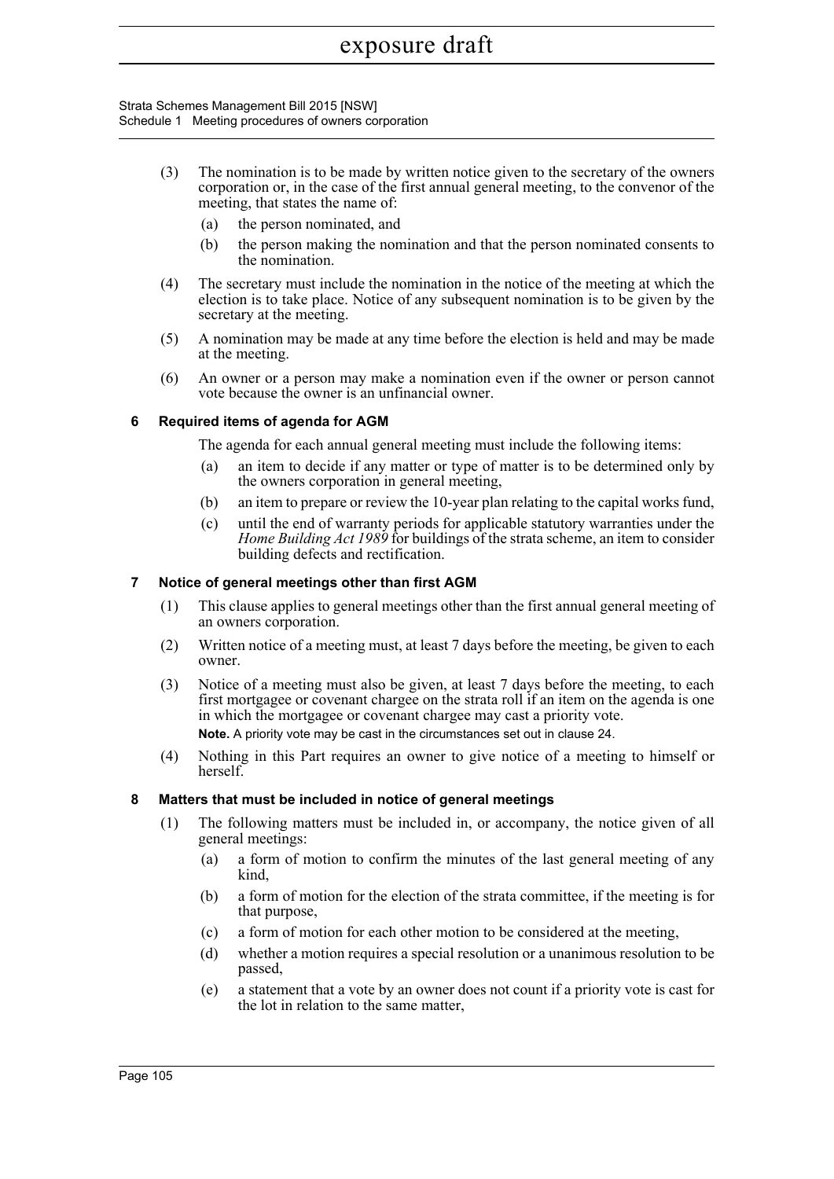(3) The nomination is to be made by written notice given to the secretary of the owners corporation or, in the case of the first annual general meeting, to the convenor of the meeting, that states the name of:

 (a) the person nominated, and

 (b) the person making the nomination and that the person nominated consents to the nomination.

(4) The secretary must include the nomination in the notice of the meeting at which the election is to take place. Notice of any subsequent nomination is to be given by the secretary at the meeting.

(5) A nomination may be made at any time before the election is held and may be made at the meeting.

(6) An owner or a person may make a nomination even if the owner or person cannot vote because the owner is an unfinancial owner.

### 6 Required items of agenda for AGM

The agenda for each annual general meeting must include the following items:

 (a) an item to decide if any matter or type of matter is to be determined only by the owners corporation in general meeting,

 (b) an item to prepare or review the 10-year plan relating to the capital works fund,

 (c) until the end of warranty periods for applicable statutory warranties under the *Home Building Act 1989* for buildings of the strata scheme, an item to consider building defects and rectification.

### 7 Notice of general meetings other than first AGM

(1) This clause applies to general meetings other than the first annual general meeting of an owners corporation.

(2) Written notice of a meeting must, at least 7 days before the meeting, be given to each owner.

(3) Notice of a meeting must also be given, at least 7 days before the meeting, to each first mortgagee or covenant chargee on the strata roll if an item on the agenda is one in which the mortgagee or covenant chargee may cast a priority vote.

**Note.** A priority vote may be cast in the circumstances set out in clause 24.

(4) Nothing in this Part requires an owner to give notice of a meeting to himself or herself.

### 8 Matters that must be included in notice of general meetings

(1) The following matters must be included in, or accompany, the notice given of all general meetings:

 (a) a form of motion to confirm the minutes of the last general meeting of any kind,

 (b) a form of motion for the election of the strata committee, if the meeting is for that purpose,

 (c) a form of motion for each other motion to be considered at the meeting,

 (d) whether a motion requires a special resolution or a unanimous resolution to be passed,

 (e) a statement that a vote by an owner does not count if a priority vote is cast for the lot in relation to the same matter,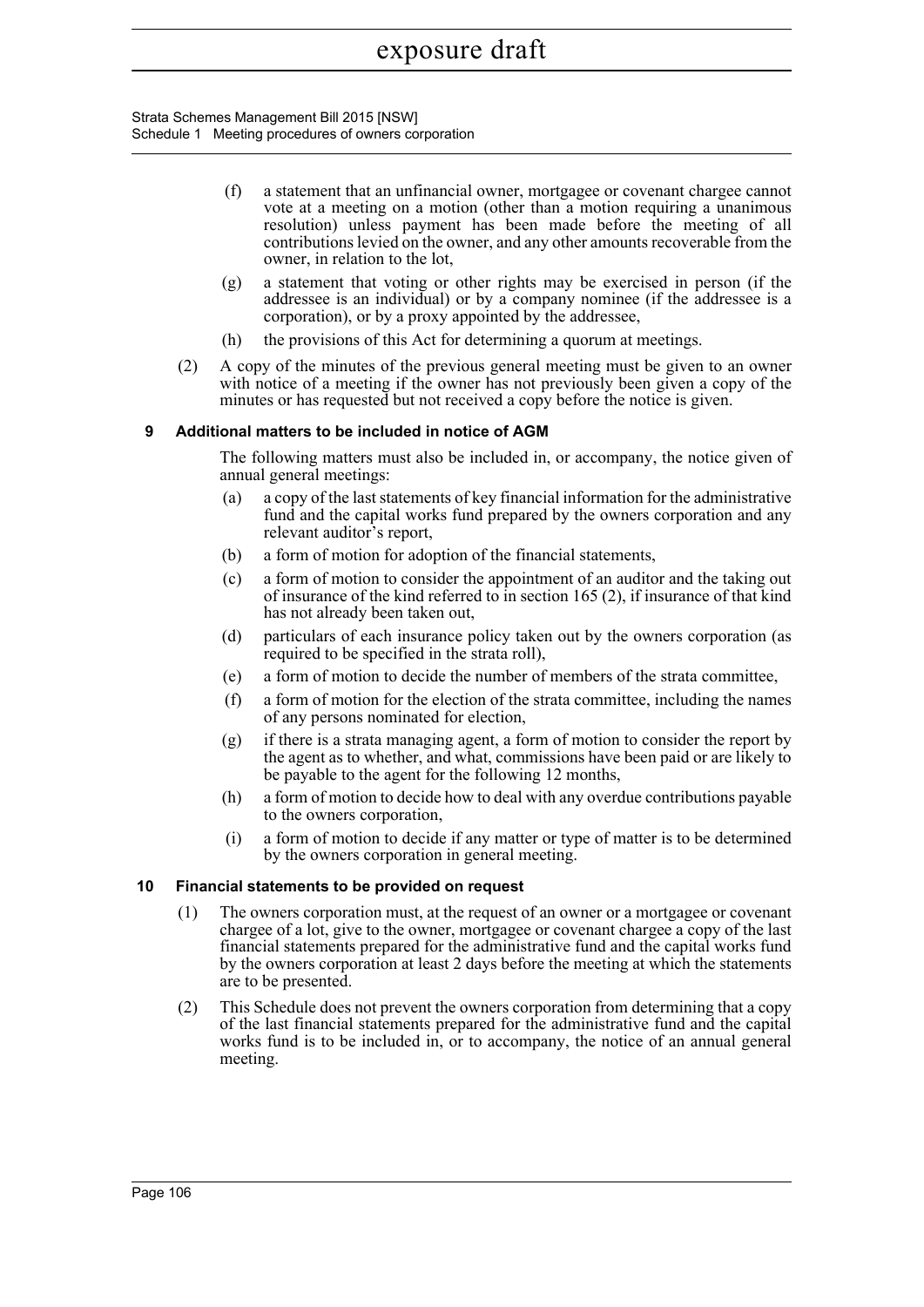(f) a statement that an unfinancial owner, mortgagee or covenant chargee cannot vote at a meeting on a motion (other than a motion requiring a unanimous resolution) unless payment has been made before the meeting of all contributions levied on the owner, and any other amounts recoverable from the owner, in relation to the lot,

(g) a statement that voting or other rights may be exercised in person (if the addressee is an individual) or by a company nominee (if the addressee is a corporation), or by a proxy appointed by the addressee,

(h) the provisions of this Act for determining a quorum at meetings.

(2) A copy of the minutes of the previous general meeting must be given to an owner with notice of a meeting if the owner has not previously been given a copy of the minutes or has requested but not received a copy before the notice is given.

### 9 Additional matters to be included in notice of AGM

The following matters must also be included in, or accompany, the notice given of annual general meetings:

(a) a copy of the last statements of key financial information for the administrative fund and the capital works fund prepared by the owners corporation and any relevant auditor's report,

(b) a form of motion for adoption of the financial statements,

(c) a form of motion to consider the appointment of an auditor and the taking out of insurance of the kind referred to in section 165 (2), if insurance of that kind has not already been taken out,

(d) particulars of each insurance policy taken out by the owners corporation (as required to be specified in the strata roll),

(e) a form of motion to decide the number of members of the strata committee,

(f) a form of motion for the election of the strata committee, including the names of any persons nominated for election,

(g) if there is a strata managing agent, a form of motion to consider the report by the agent as to whether, and what, commissions have been paid or are likely to be payable to the agent for the following 12 months,

(h) a form of motion to decide how to deal with any overdue contributions payable to the owners corporation,

(i) a form of motion to decide if any matter or type of matter is to be determined by the owners corporation in general meeting.

### 10 Financial statements to be provided on request

(1) The owners corporation must, at the request of an owner or a mortgagee or covenant chargee of a lot, give to the owner, mortgagee or covenant chargee a copy of the last financial statements prepared for the administrative fund and the capital works fund by the owners corporation at least 2 days before the meeting at which the statements are to be presented.

(2) This Schedule does not prevent the owners corporation from determining that a copy of the last financial statements prepared for the administrative fund and the capital works fund is to be included in, or to accompany, the notice of an annual general meeting.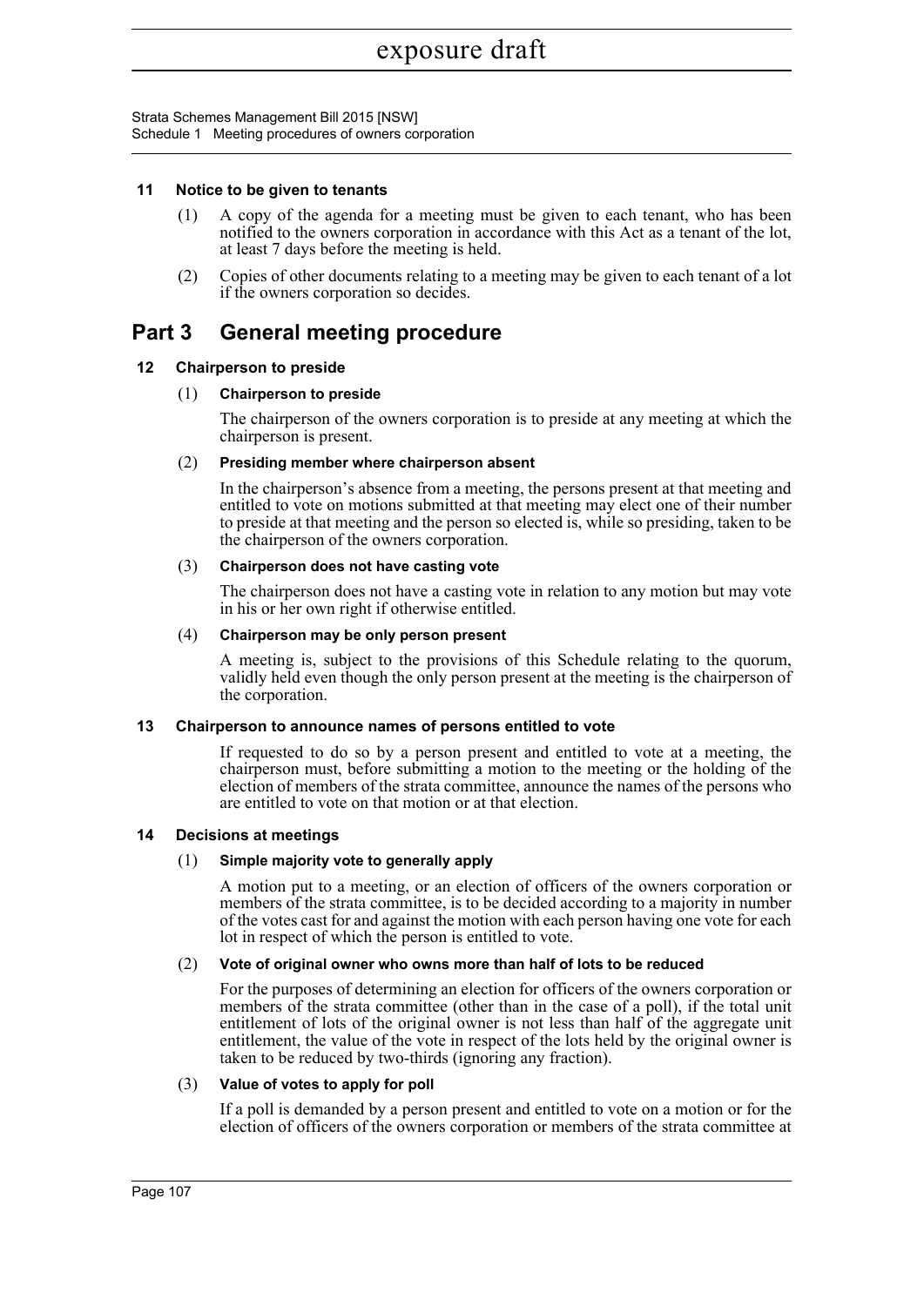### 11 Notice to be given to tenants

(1) A copy of the agenda for a meeting must be given to each tenant, who has been notified to the owners corporation in accordance with this Act as a tenant of the lot, at least 7 days before the meeting is held.

(2) Copies of other documents relating to a meeting may be given to each tenant of a lot if the owners corporation so decides.

## Part 3 General meeting procedure

### 12 Chairperson to preside

(1) **Chairperson to preside**

The chairperson of the owners corporation is to preside at any meeting at which the chairperson is present.

(2) **Presiding member where chairperson absent**

In the chairperson's absence from a meeting, the persons present at that meeting and entitled to vote on motions submitted at that meeting may elect one of their number to preside at that meeting and the person so elected is, while so presiding, taken to be the chairperson of the owners corporation.

(3) **Chairperson does not have casting vote**

The chairperson does not have a casting vote in relation to any motion but may vote in his or her own right if otherwise entitled.

(4) **Chairperson may be only person present**

A meeting is, subject to the provisions of this Schedule relating to the quorum, validly held even though the only person present at the meeting is the chairperson of the corporation.

### 13 Chairperson to announce names of persons entitled to vote

If requested to do so by a person present and entitled to vote at a meeting, the chairperson must, before submitting a motion to the meeting or the holding of the election of members of the strata committee, announce the names of the persons who are entitled to vote on that motion or at that election.

### 14 Decisions at meetings

(1) **Simple majority vote to generally apply**

A motion put to a meeting, or an election of officers of the owners corporation or members of the strata committee, is to be decided according to a majority in number of the votes cast for and against the motion with each person having one vote for each lot in respect of which the person is entitled to vote.

(2) **Vote of original owner who owns more than half of lots to be reduced**

For the purposes of determining an election for officers of the owners corporation or members of the strata committee (other than in the case of a poll), if the total unit entitlement of lots of the original owner is not less than half of the aggregate unit entitlement, the value of the vote in respect of the lots held by the original owner is taken to be reduced by two-thirds (ignoring any fraction).

(3) **Value of votes to apply for poll**

If a poll is demanded by a person present and entitled to vote on a motion or for the election of officers of the owners corporation or members of the strata committee at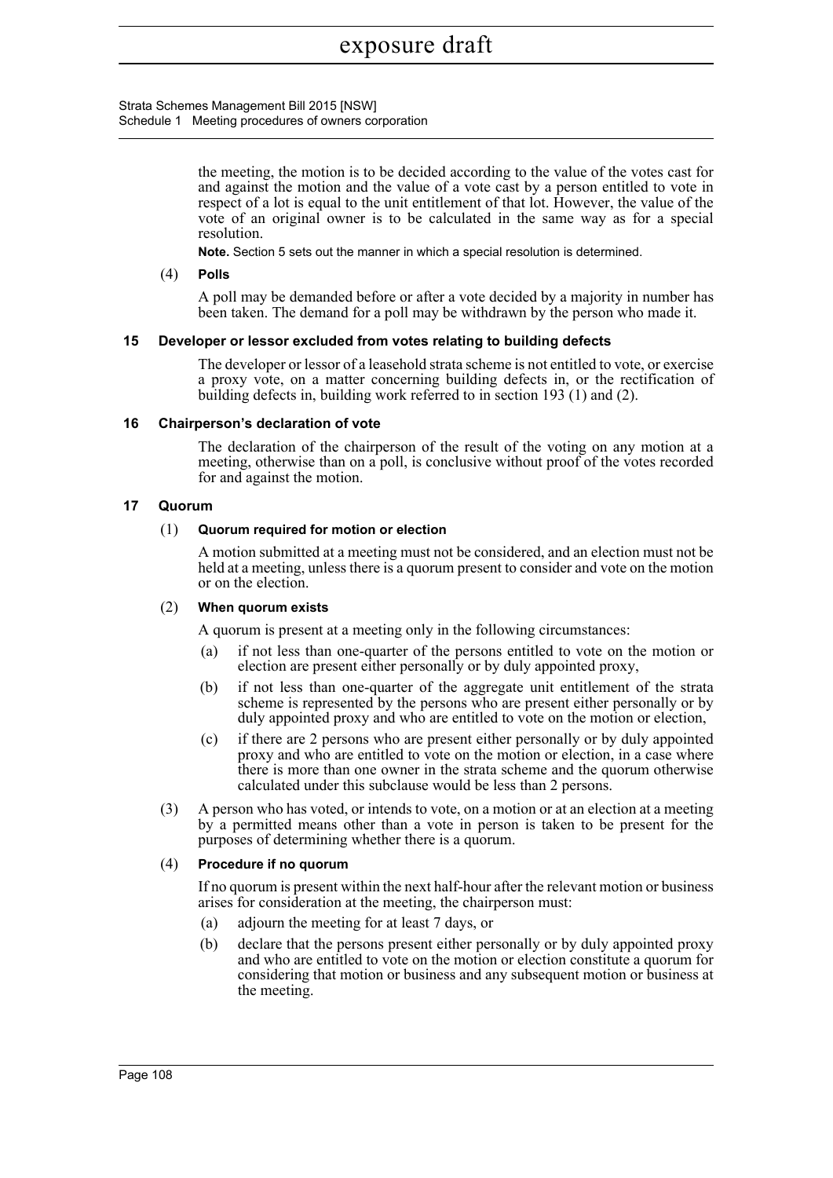the meeting, the motion is to be decided according to the value of the votes cast for and against the motion and the value of a vote cast by a person entitled to vote in respect of a lot is equal to the unit entitlement of that lot. However, the value of the vote of an original owner is to be calculated in the same way as for a special resolution.

**Note.** Section 5 sets out the manner in which a special resolution is determined.

(4) **Polls**

A poll may be demanded before or after a vote decided by a majority in number has been taken. The demand for a poll may be withdrawn by the person who made it.

### 15 Developer or lessor excluded from votes relating to building defects

The developer or lessor of a leasehold strata scheme is not entitled to vote, or exercise a proxy vote, on a matter concerning building defects in, or the rectification of building defects in, building work referred to in section 193 (1) and (2).

### 16 Chairperson's declaration of vote

The declaration of the chairperson of the result of the voting on any motion at a meeting, otherwise than on a poll, is conclusive without proof of the votes recorded for and against the motion.

### 17 Quorum

(1) **Quorum required for motion or election**

A motion submitted at a meeting must not be considered, and an election must not be held at a meeting, unless there is a quorum present to consider and vote on the motion or on the election.

(2) **When quorum exists**

A quorum is present at a meeting only in the following circumstances:

(a) if not less than one-quarter of the persons entitled to vote on the motion or election are present either personally or by duly appointed proxy,

(b) if not less than one-quarter of the aggregate unit entitlement of the strata scheme is represented by the persons who are present either personally or by duly appointed proxy and who are entitled to vote on the motion or election,

(c) if there are 2 persons who are present either personally or by duly appointed proxy and who are entitled to vote on the motion or election, in a case where there is more than one owner in the strata scheme and the quorum otherwise calculated under this subclause would be less than 2 persons.

(3) A person who has voted, or intends to vote, on a motion or at an election at a meeting by a permitted means other than a vote in person is taken to be present for the purposes of determining whether there is a quorum.

(4) **Procedure if no quorum**

If no quorum is present within the next half-hour after the relevant motion or business arises for consideration at the meeting, the chairperson must:

(a) adjourn the meeting for at least 7 days, or

(b) declare that the persons present either personally or by duly appointed proxy and who are entitled to vote on the motion or election constitute a quorum for considering that motion or business and any subsequent motion or business at the meeting.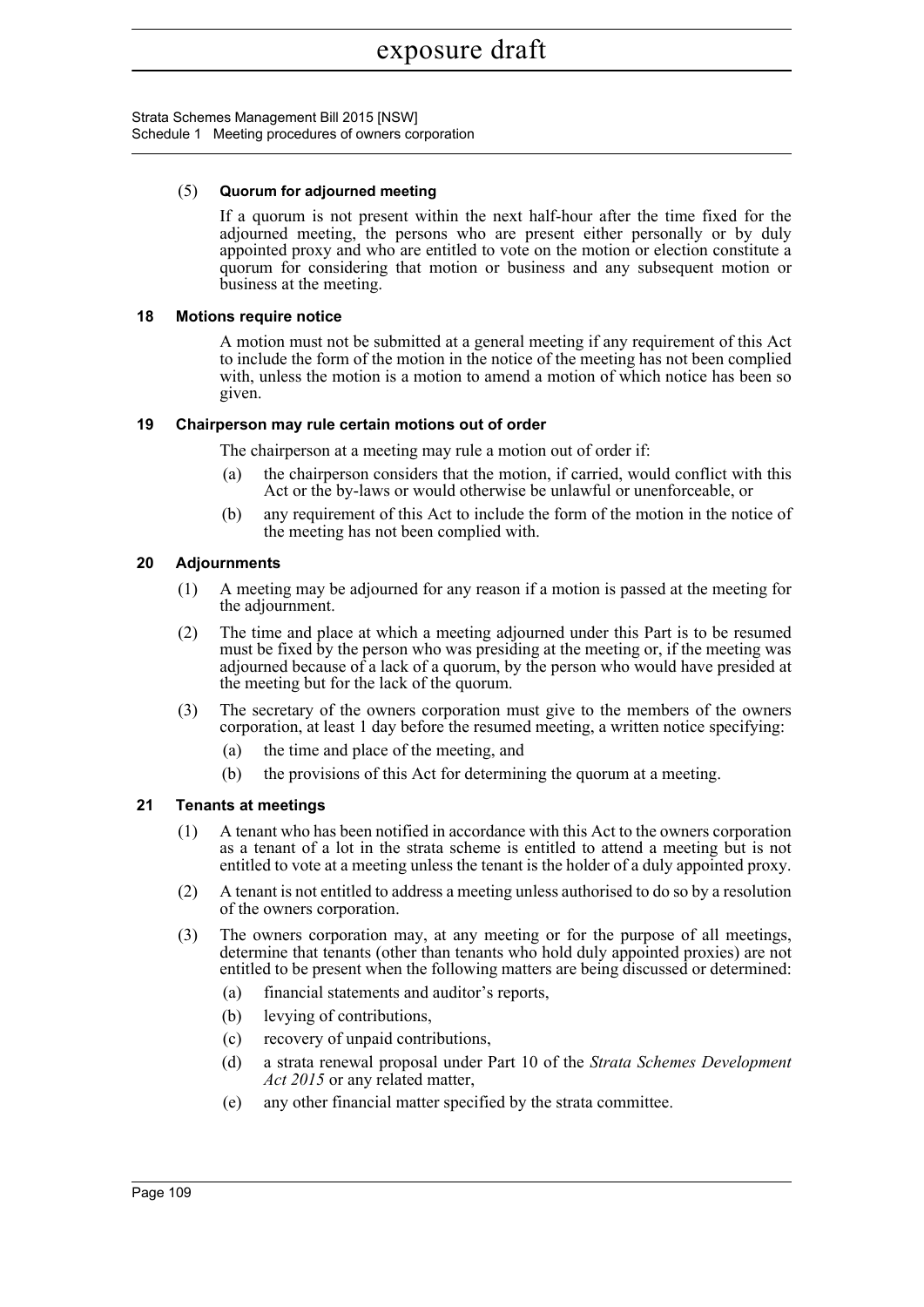(5) **Quorum for adjourned meeting**

If a quorum is not present within the next half-hour after the time fixed for the adjourned meeting, the persons who are present either personally or by duly appointed proxy and who are entitled to vote on the motion or election constitute a quorum for considering that motion or business and any subsequent motion or business at the meeting.

### 18 Motions require notice

A motion must not be submitted at a general meeting if any requirement of this Act to include the form of the motion in the notice of the meeting has not been complied with, unless the motion is a motion to amend a motion of which notice has been so given.

### 19 Chairperson may rule certain motions out of order

The chairperson at a meeting may rule a motion out of order if:

(a) the chairperson considers that the motion, if carried, would conflict with this Act or the by-laws or would otherwise be unlawful or unenforceable, or

(b) any requirement of this Act to include the form of the motion in the notice of the meeting has not been complied with.

### 20 Adjournments

(1) A meeting may be adjourned for any reason if a motion is passed at the meeting for the adjournment.

(2) The time and place at which a meeting adjourned under this Part is to be resumed must be fixed by the person who was presiding at the meeting or, if the meeting was adjourned because of a lack of a quorum, by the person who would have presided at the meeting but for the lack of the quorum.

(3) The secretary of the owners corporation must give to the members of the owners corporation, at least 1 day before the resumed meeting, a written notice specifying:

(a) the time and place of the meeting, and

(b) the provisions of this Act for determining the quorum at a meeting.

### 21 Tenants at meetings

(1) A tenant who has been notified in accordance with this Act to the owners corporation as a tenant of a lot in the strata scheme is entitled to attend a meeting but is not entitled to vote at a meeting unless the tenant is the holder of a duly appointed proxy.

(2) A tenant is not entitled to address a meeting unless authorised to do so by a resolution of the owners corporation.

(3) The owners corporation may, at any meeting or for the purpose of all meetings, determine that tenants (other than tenants who hold duly appointed proxies) are not entitled to be present when the following matters are being discussed or determined:

(a) financial statements and auditor's reports,

(b) levying of contributions,

(c) recovery of unpaid contributions,

(d) a strata renewal proposal under Part 10 of the *Strata Schemes Development Act 2015* or any related matter,

(e) any other financial matter specified by the strata committee.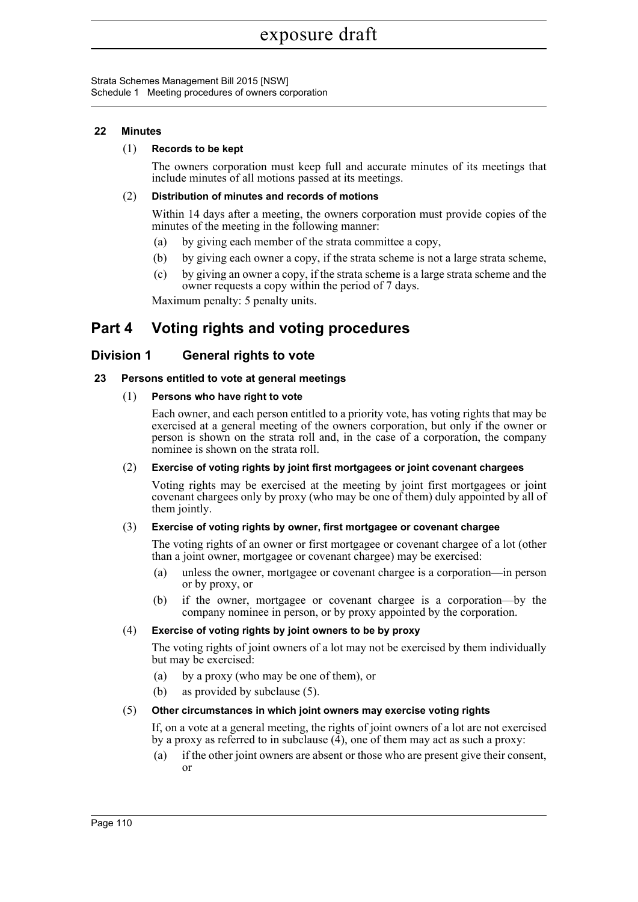### 22 Minutes

(1) **Records to be kept**

The owners corporation must keep full and accurate minutes of its meetings that include minutes of all motions passed at its meetings.

(2) **Distribution of minutes and records of motions**

Within 14 days after a meeting, the owners corporation must provide copies of the minutes of the meeting in the following manner:

(a) by giving each member of the strata committee a copy,

(b) by giving each owner a copy, if the strata scheme is not a large strata scheme,

(c) by giving an owner a copy, if the strata scheme is a large strata scheme and the owner requests a copy within the period of 7 days.

Maximum penalty: 5 penalty units.

# Part 4 Voting rights and voting procedures

## Division 1 General rights to vote

### 23 Persons entitled to vote at general meetings

(1) **Persons who have right to vote**

Each owner, and each person entitled to a priority vote, has voting rights that may be exercised at a general meeting of the owners corporation, but only if the owner or person is shown on the strata roll and, in the case of a corporation, the company nominee is shown on the strata roll.

(2) **Exercise of voting rights by joint first mortgagees or joint covenant chargees**

Voting rights may be exercised at the meeting by joint first mortgagees or joint covenant chargees only by proxy (who may be one of them) duly appointed by all of them jointly.

(3) **Exercise of voting rights by owner, first mortgagee or covenant chargee**

The voting rights of an owner or first mortgagee or covenant chargee of a lot (other than a joint owner, mortgagee or covenant chargee) may be exercised:

(a) unless the owner, mortgagee or covenant chargee is a corporation—in person or by proxy, or

(b) if the owner, mortgagee or covenant chargee is a corporation—by the company nominee in person, or by proxy appointed by the corporation.

(4) **Exercise of voting rights by joint owners to be by proxy**

The voting rights of joint owners of a lot may not be exercised by them individually but may be exercised:

(a) by a proxy (who may be one of them), or

(b) as provided by subclause (5).

(5) **Other circumstances in which joint owners may exercise voting rights**

If, on a vote at a general meeting, the rights of joint owners of a lot are not exercised by a proxy as referred to in subclause (4), one of them may act as such a proxy:

(a) if the other joint owners are absent or those who are present give their consent, or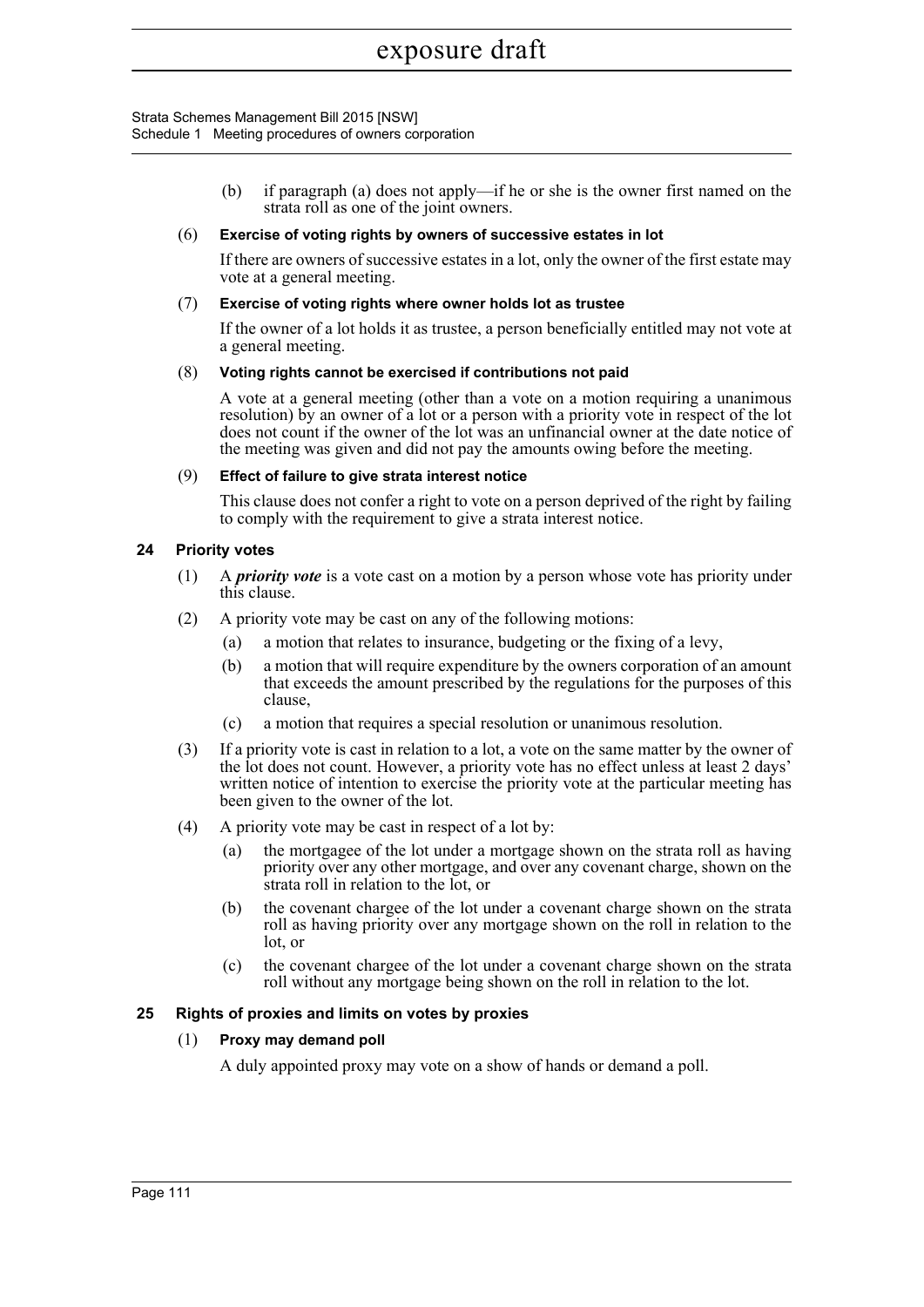(b) if paragraph (a) does not apply—if he or she is the owner first named on the strata roll as one of the joint owners.

(6) **Exercise of voting rights by owners of successive estates in lot**

If there are owners of successive estates in a lot, only the owner of the first estate may vote at a general meeting.

(7) **Exercise of voting rights where owner holds lot as trustee**

If the owner of a lot holds it as trustee, a person beneficially entitled may not vote at a general meeting.

(8) **Voting rights cannot be exercised if contributions not paid**

A vote at a general meeting (other than a vote on a motion requiring a unanimous resolution) by an owner of a lot or a person with a priority vote in respect of the lot does not count if the owner of the lot was an unfinancial owner at the date notice of the meeting was given and did not pay the amounts owing before the meeting.

(9) **Effect of failure to give strata interest notice**

This clause does not confer a right to vote on a person deprived of the right by failing to comply with the requirement to give a strata interest notice.

### 24 Priority votes

(1) A ***priority vote*** is a vote cast on a motion by a person whose vote has priority under this clause.

(2) A priority vote may be cast on any of the following motions:

(a) a motion that relates to insurance, budgeting or the fixing of a levy,

(b) a motion that will require expenditure by the owners corporation of an amount that exceeds the amount prescribed by the regulations for the purposes of this clause,

(c) a motion that requires a special resolution or unanimous resolution.

(3) If a priority vote is cast in relation to a lot, a vote on the same matter by the owner of the lot does not count. However, a priority vote has no effect unless at least 2 days' written notice of intention to exercise the priority vote at the particular meeting has been given to the owner of the lot.

(4) A priority vote may be cast in respect of a lot by:

(a) the mortgagee of the lot under a mortgage shown on the strata roll as having priority over any other mortgage, and over any covenant charge, shown on the strata roll in relation to the lot, or

(b) the covenant chargee of the lot under a covenant charge shown on the strata roll as having priority over any mortgage shown on the roll in relation to the lot, or

(c) the covenant chargee of the lot under a covenant charge shown on the strata roll without any mortgage being shown on the roll in relation to the lot.

### 25 Rights of proxies and limits on votes by proxies

(1) **Proxy may demand poll**

A duly appointed proxy may vote on a show of hands or demand a poll.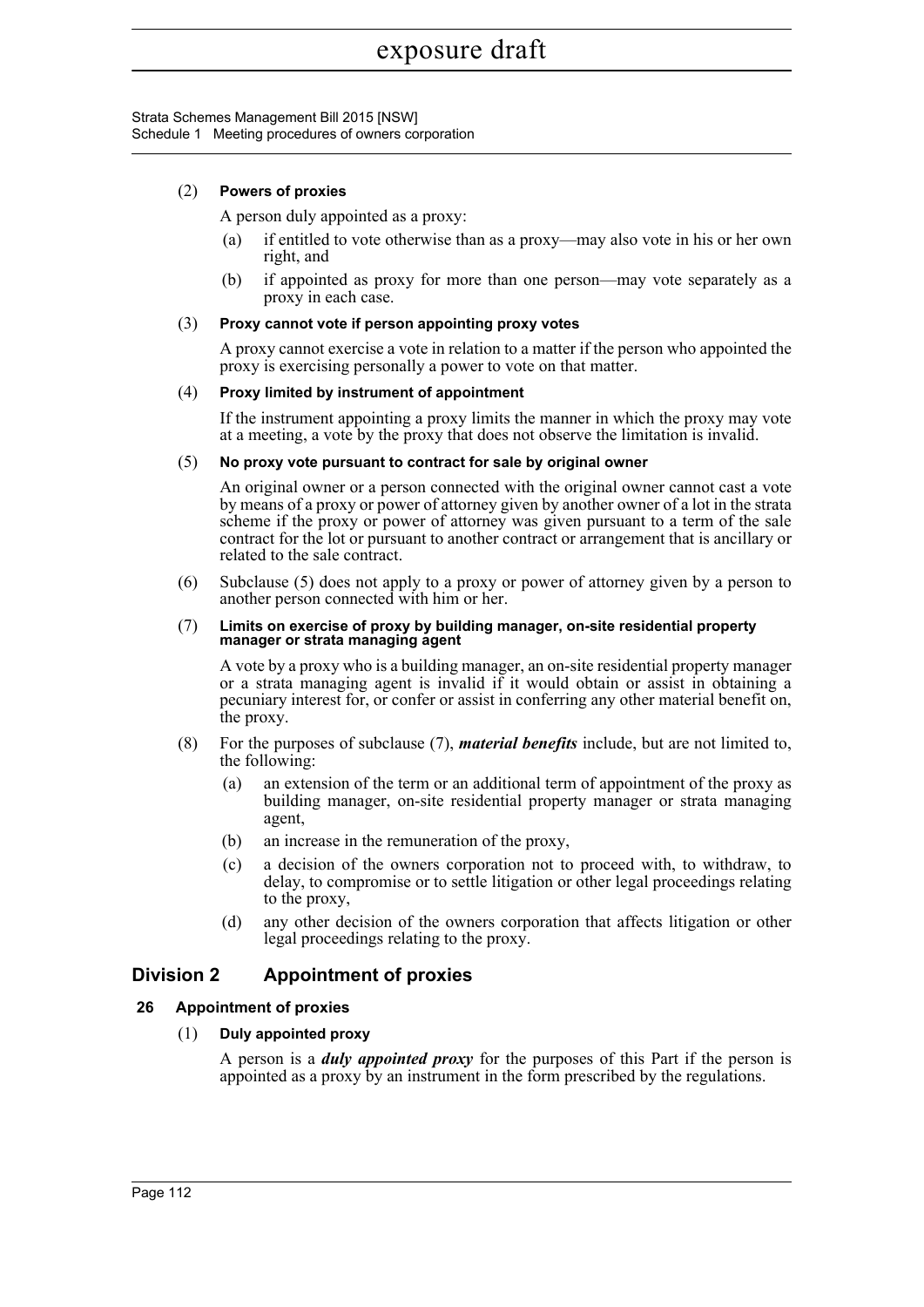(2) **Powers of proxies**

A person duly appointed as a proxy:

(a) if entitled to vote otherwise than as a proxy—may also vote in his or her own right, and

(b) if appointed as proxy for more than one person—may vote separately as a proxy in each case.

(3) **Proxy cannot vote if person appointing proxy votes**

A proxy cannot exercise a vote in relation to a matter if the person who appointed the proxy is exercising personally a power to vote on that matter.

(4) **Proxy limited by instrument of appointment**

If the instrument appointing a proxy limits the manner in which the proxy may vote at a meeting, a vote by the proxy that does not observe the limitation is invalid.

(5) **No proxy vote pursuant to contract for sale by original owner**

An original owner or a person connected with the original owner cannot cast a vote by means of a proxy or power of attorney given by another owner of a lot in the strata scheme if the proxy or power of attorney was given pursuant to a term of the sale contract for the lot or pursuant to another contract or arrangement that is ancillary or related to the sale contract.

(6) Subclause (5) does not apply to a proxy or power of attorney given by a person to another person connected with him or her.

(7) **Limits on exercise of proxy by building manager, on-site residential property manager or strata managing agent**

A vote by a proxy who is a building manager, an on-site residential property manager or a strata managing agent is invalid if it would obtain or assist in obtaining a pecuniary interest for, or confer or assist in conferring any other material benefit on, the proxy.

(8) For the purposes of subclause (7), ***material benefits*** include, but are not limited to, the following:

(a) an extension of the term or an additional term of appointment of the proxy as building manager, on-site residential property manager or strata managing agent,

(b) an increase in the remuneration of the proxy,

(c) a decision of the owners corporation not to proceed with, to withdraw, to delay, to compromise or to settle litigation or other legal proceedings relating to the proxy,

(d) any other decision of the owners corporation that affects litigation or other legal proceedings relating to the proxy.

## Division 2 Appointment of proxies

### 26 Appointment of proxies

(1) **Duly appointed proxy**

A person is a ***duly appointed proxy*** for the purposes of this Part if the person is appointed as a proxy by an instrument in the form prescribed by the regulations.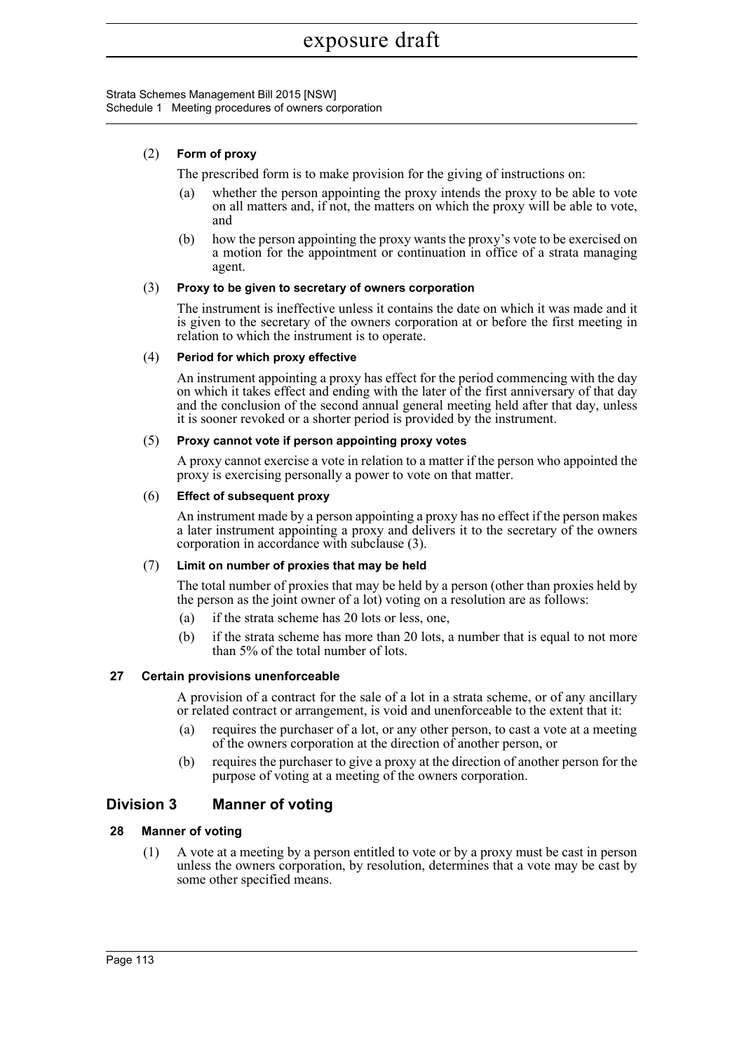(2) **Form of proxy**

The prescribed form is to make provision for the giving of instructions on:

(a) whether the person appointing the proxy intends the proxy to be able to vote on all matters and, if not, the matters on which the proxy will be able to vote, and

(b) how the person appointing the proxy wants the proxy's vote to be exercised on a motion for the appointment or continuation in office of a strata managing agent.

(3) **Proxy to be given to secretary of owners corporation**

The instrument is ineffective unless it contains the date on which it was made and it is given to the secretary of the owners corporation at or before the first meeting in relation to which the instrument is to operate.

(4) **Period for which proxy effective**

An instrument appointing a proxy has effect for the period commencing with the day on which it takes effect and ending with the later of the first anniversary of that day and the conclusion of the second annual general meeting held after that day, unless it is sooner revoked or a shorter period is provided by the instrument.

(5) **Proxy cannot vote if person appointing proxy votes**

A proxy cannot exercise a vote in relation to a matter if the person who appointed the proxy is exercising personally a power to vote on that matter.

(6) **Effect of subsequent proxy**

An instrument made by a person appointing a proxy has no effect if the person makes a later instrument appointing a proxy and delivers it to the secretary of the owners corporation in accordance with subclause (3).

(7) **Limit on number of proxies that may be held**

The total number of proxies that may be held by a person (other than proxies held by the person as the joint owner of a lot) voting on a resolution are as follows:

(a) if the strata scheme has 20 lots or less, one,

(b) if the strata scheme has more than 20 lots, a number that is equal to not more than 5% of the total number of lots.

### 27 Certain provisions unenforceable

A provision of a contract for the sale of a lot in a strata scheme, or of any ancillary or related contract or arrangement, is void and unenforceable to the extent that it:

(a) requires the purchaser of a lot, or any other person, to cast a vote at a meeting of the owners corporation at the direction of another person, or

(b) requires the purchaser to give a proxy at the direction of another person for the purpose of voting at a meeting of the owners corporation.

## Division 3 Manner of voting

### 28 Manner of voting

(1) A vote at a meeting by a person entitled to vote or by a proxy must be cast in person unless the owners corporation, by resolution, determines that a vote may be cast by some other specified means.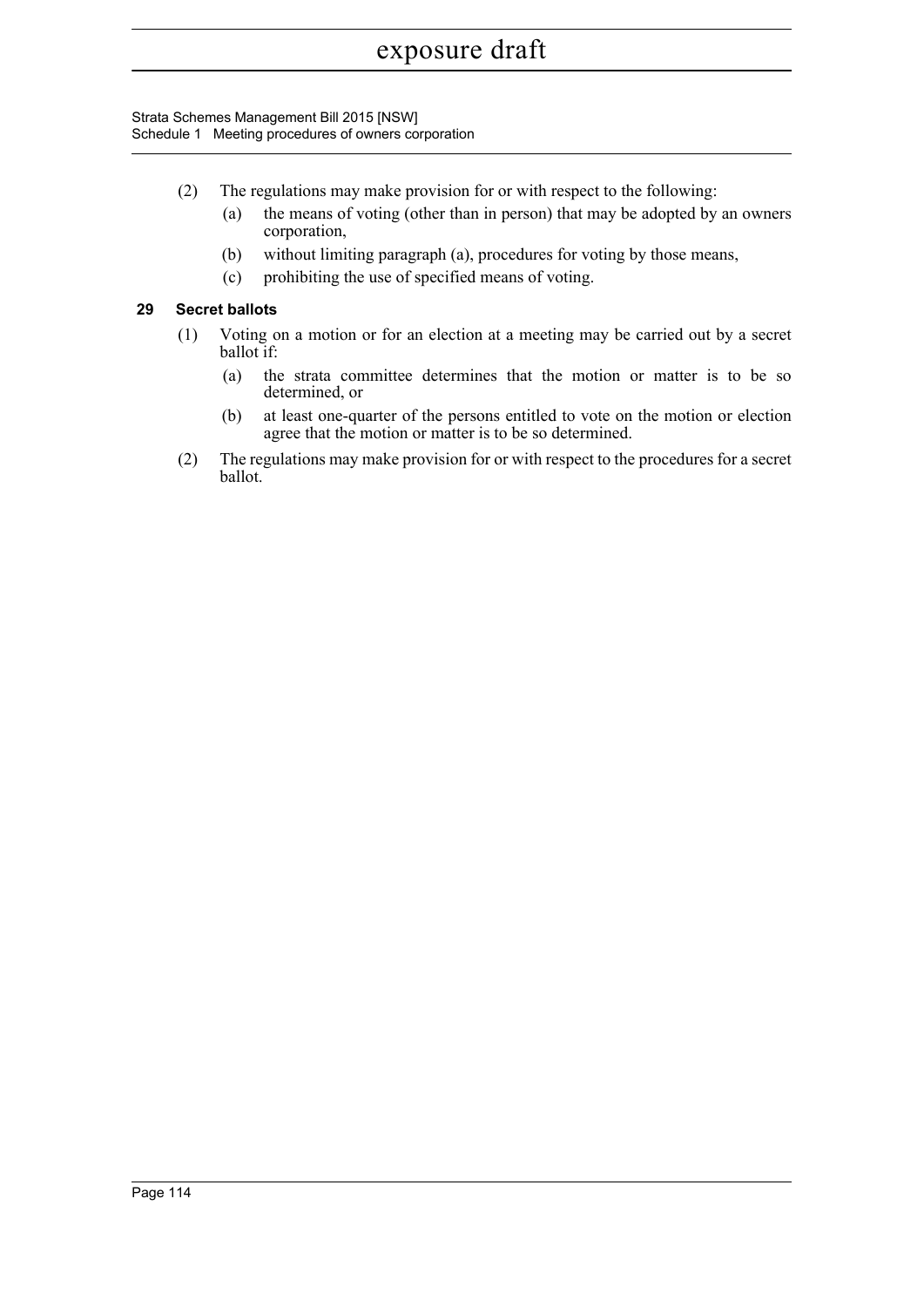(2) The regulations may make provision for or with respect to the following:

(a) the means of voting (other than in person) that may be adopted by an owners corporation,

(b) without limiting paragraph (a), procedures for voting by those means,

(c) prohibiting the use of specified means of voting.

### 29 Secret ballots

(1) Voting on a motion or for an election at a meeting may be carried out by a secret ballot if:

(a) the strata committee determines that the motion or matter is to be so determined, or

(b) at least one-quarter of the persons entitled to vote on the motion or election agree that the motion or matter is to be so determined.

(2) The regulations may make provision for or with respect to the procedures for a secret ballot.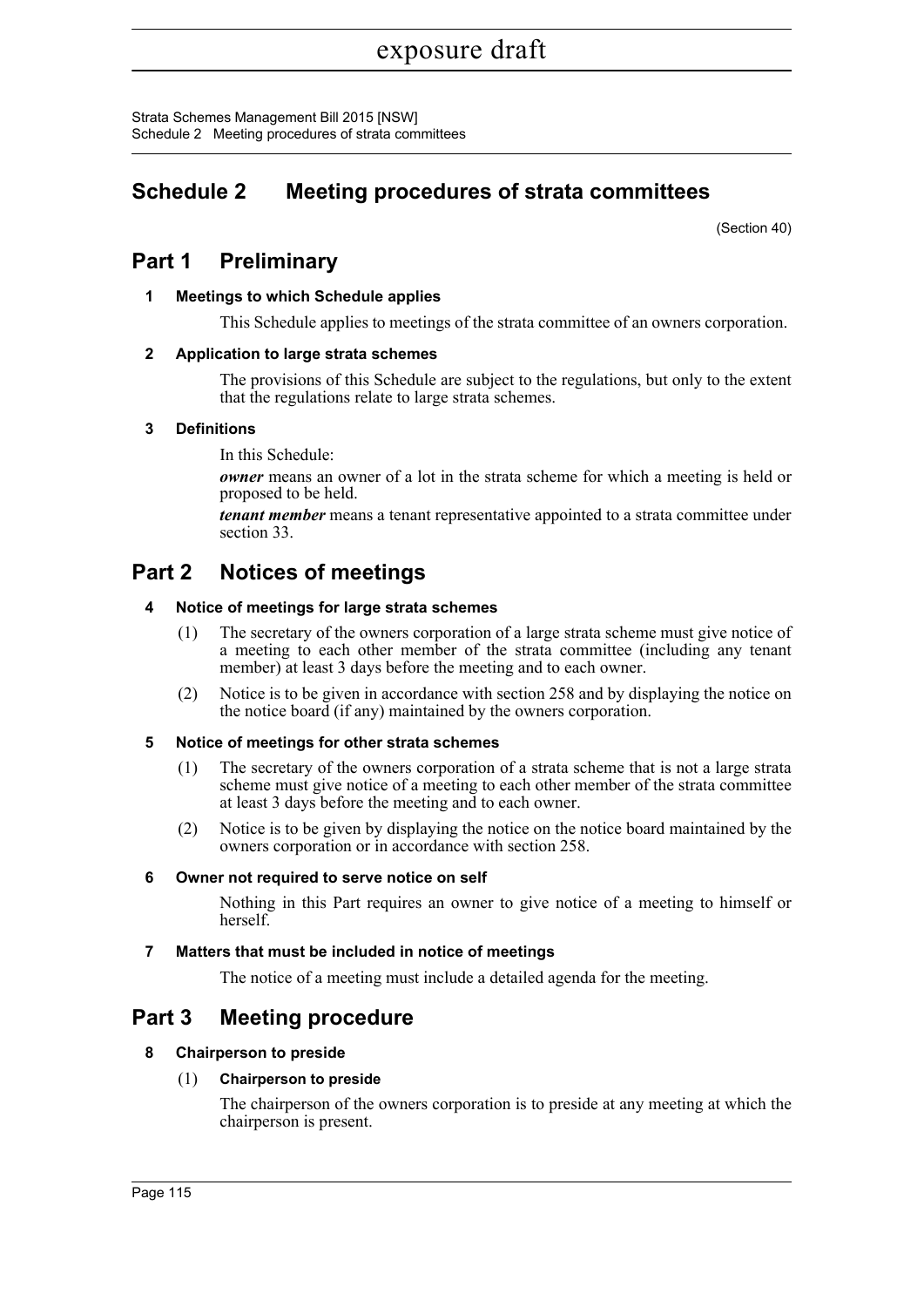# Schedule 2 Meeting procedures of strata committees

(Section 40)

## Part 1 Preliminary

### 1 Meetings to which Schedule applies

This Schedule applies to meetings of the strata committee of an owners corporation.

### 2 Application to large strata schemes

The provisions of this Schedule are subject to the regulations, but only to the extent that the regulations relate to large strata schemes.

### 3 Definitions

In this Schedule:

***owner*** means an owner of a lot in the strata scheme for which a meeting is held or proposed to be held.

***tenant member*** means a tenant representative appointed to a strata committee under section 33.

## Part 2 Notices of meetings

### 4 Notice of meetings for large strata schemes

(1) The secretary of the owners corporation of a large strata scheme must give notice of a meeting to each other member of the strata committee (including any tenant member) at least 3 days before the meeting and to each owner.

(2) Notice is to be given in accordance with section 258 and by displaying the notice on the notice board (if any) maintained by the owners corporation.

### 5 Notice of meetings for other strata schemes

(1) The secretary of the owners corporation of a strata scheme that is not a large strata scheme must give notice of a meeting to each other member of the strata committee at least 3 days before the meeting and to each owner.

(2) Notice is to be given by displaying the notice on the notice board maintained by the owners corporation or in accordance with section 258.

### 6 Owner not required to serve notice on self

Nothing in this Part requires an owner to give notice of a meeting to himself or herself.

### 7 Matters that must be included in notice of meetings

The notice of a meeting must include a detailed agenda for the meeting.

## Part 3 Meeting procedure

### 8 Chairperson to preside

(1) **Chairperson to preside**

The chairperson of the owners corporation is to preside at any meeting at which the chairperson is present.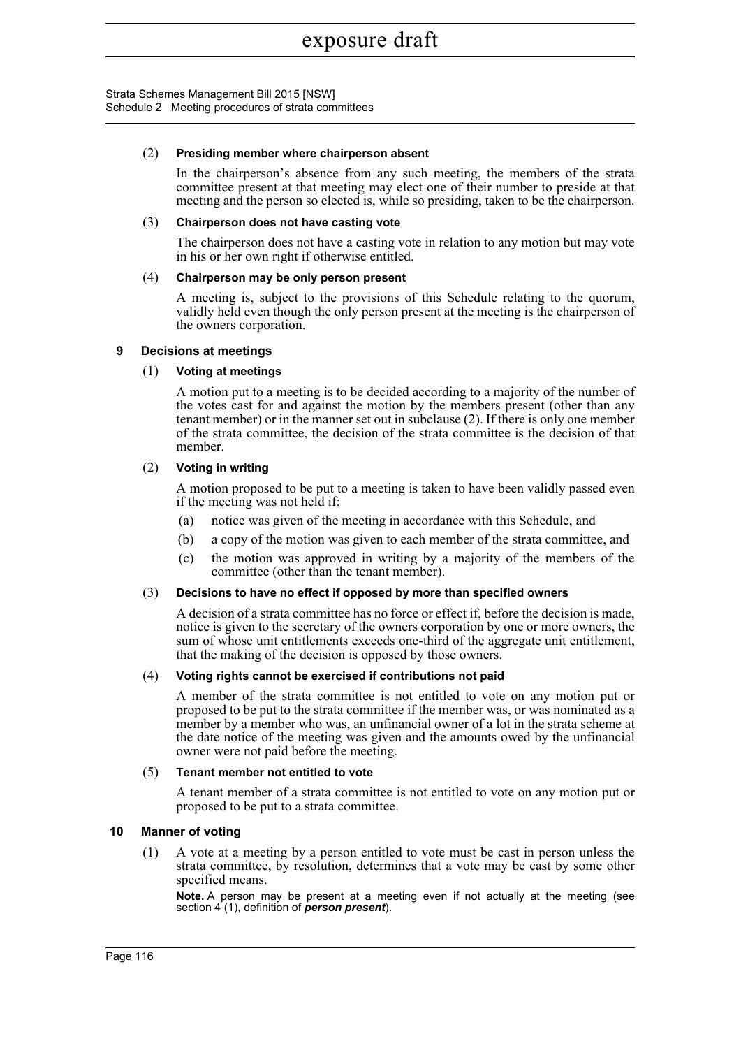(2) **Presiding member where chairperson absent**

In the chairperson's absence from any such meeting, the members of the strata committee present at that meeting may elect one of their number to preside at that meeting and the person so elected is, while so presiding, taken to be the chairperson.

(3) **Chairperson does not have casting vote**

The chairperson does not have a casting vote in relation to any motion but may vote in his or her own right if otherwise entitled.

(4) **Chairperson may be only person present**

A meeting is, subject to the provisions of this Schedule relating to the quorum, validly held even though the only person present at the meeting is the chairperson of the owners corporation.

## 9 Decisions at meetings

(1) **Voting at meetings**

A motion put to a meeting is to be decided according to a majority of the number of the votes cast for and against the motion by the members present (other than any tenant member) or in the manner set out in subclause (2). If there is only one member of the strata committee, the decision of the strata committee is the decision of that member.

(2) **Voting in writing**

A motion proposed to be put to a meeting is taken to have been validly passed even if the meeting was not held if:

(a) notice was given of the meeting in accordance with this Schedule, and

(b) a copy of the motion was given to each member of the strata committee, and

(c) the motion was approved in writing by a majority of the members of the committee (other than the tenant member).

(3) **Decisions to have no effect if opposed by more than specified owners**

A decision of a strata committee has no force or effect if, before the decision is made, notice is given to the secretary of the owners corporation by one or more owners, the sum of whose unit entitlements exceeds one-third of the aggregate unit entitlement, that the making of the decision is opposed by those owners.

(4) **Voting rights cannot be exercised if contributions not paid**

A member of the strata committee is not entitled to vote on any motion put or proposed to be put to the strata committee if the member was, or was nominated as a member by a member who was, an unfinancial owner of a lot in the strata scheme at the date notice of the meeting was given and the amounts owed by the unfinancial owner were not paid before the meeting.

(5) **Tenant member not entitled to vote**

A tenant member of a strata committee is not entitled to vote on any motion put or proposed to be put to a strata committee.

## 10 Manner of voting

(1) A vote at a meeting by a person entitled to vote must be cast in person unless the strata committee, by resolution, determines that a vote may be cast by some other specified means.

**Note.** A person may be present at a meeting even if not actually at the meeting (see section 4 (1), definition of ***person present***).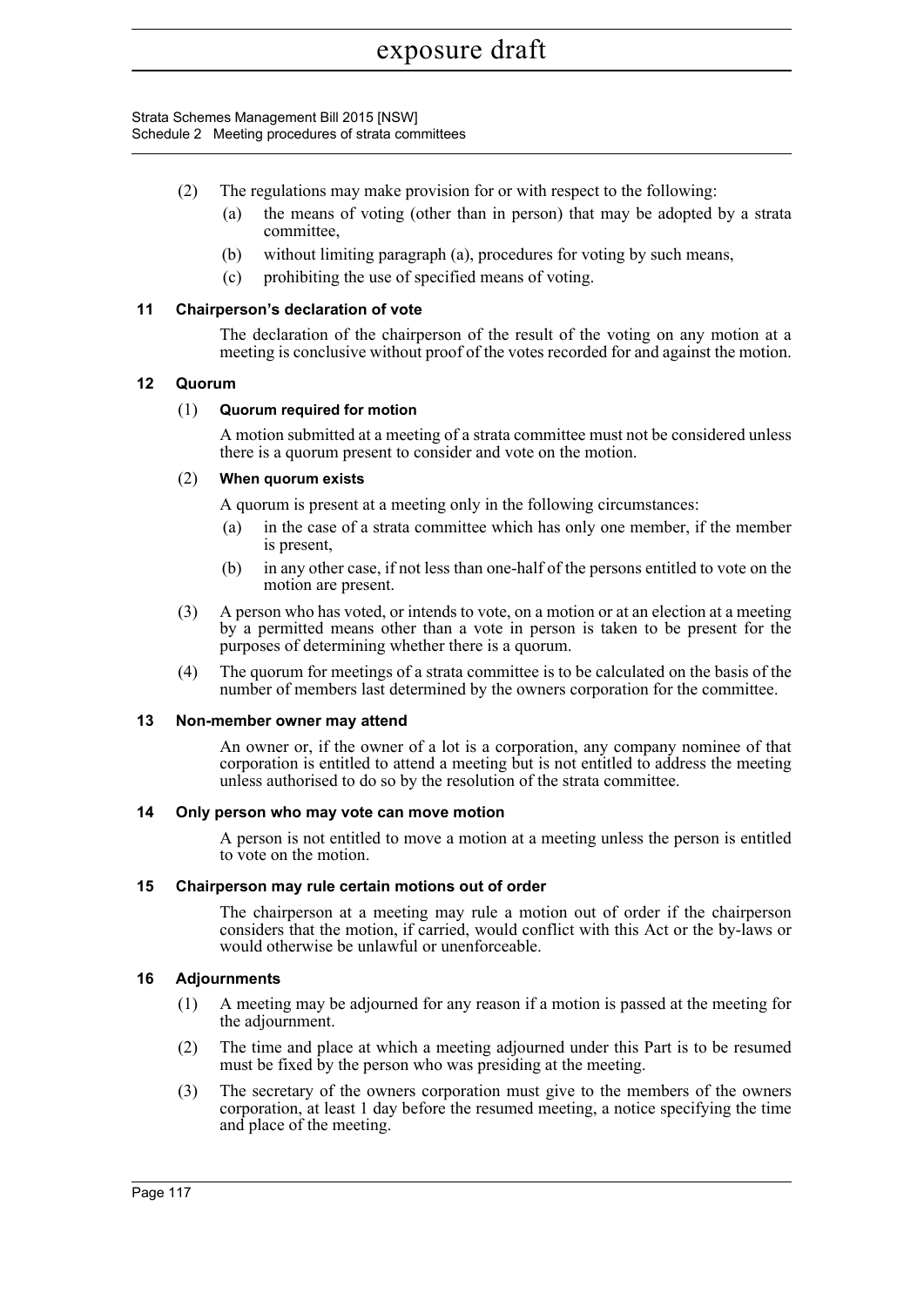(2) The regulations may make provision for or with respect to the following:

  (a) the means of voting (other than in person) that may be adopted by a strata committee,

  (b) without limiting paragraph (a), procedures for voting by such means,

  (c) prohibiting the use of specified means of voting.

### 11 Chairperson's declaration of vote

The declaration of the chairperson of the result of the voting on any motion at a meeting is conclusive without proof of the votes recorded for and against the motion.

### 12 Quorum

(1) **Quorum required for motion**

A motion submitted at a meeting of a strata committee must not be considered unless there is a quorum present to consider and vote on the motion.

(2) **When quorum exists**

A quorum is present at a meeting only in the following circumstances:

  (a) in the case of a strata committee which has only one member, if the member is present,

  (b) in any other case, if not less than one-half of the persons entitled to vote on the motion are present.

(3) A person who has voted, or intends to vote, on a motion or at an election at a meeting by a permitted means other than a vote in person is taken to be present for the purposes of determining whether there is a quorum.

(4) The quorum for meetings of a strata committee is to be calculated on the basis of the number of members last determined by the owners corporation for the committee.

### 13 Non-member owner may attend

An owner or, if the owner of a lot is a corporation, any company nominee of that corporation is entitled to attend a meeting but is not entitled to address the meeting unless authorised to do so by the resolution of the strata committee.

### 14 Only person who may vote can move motion

A person is not entitled to move a motion at a meeting unless the person is entitled to vote on the motion.

### 15 Chairperson may rule certain motions out of order

The chairperson at a meeting may rule a motion out of order if the chairperson considers that the motion, if carried, would conflict with this Act or the by-laws or would otherwise be unlawful or unenforceable.

### 16 Adjournments

(1) A meeting may be adjourned for any reason if a motion is passed at the meeting for the adjournment.

(2) The time and place at which a meeting adjourned under this Part is to be resumed must be fixed by the person who was presiding at the meeting.

(3) The secretary of the owners corporation must give to the members of the owners corporation, at least 1 day before the resumed meeting, a notice specifying the time and place of the meeting.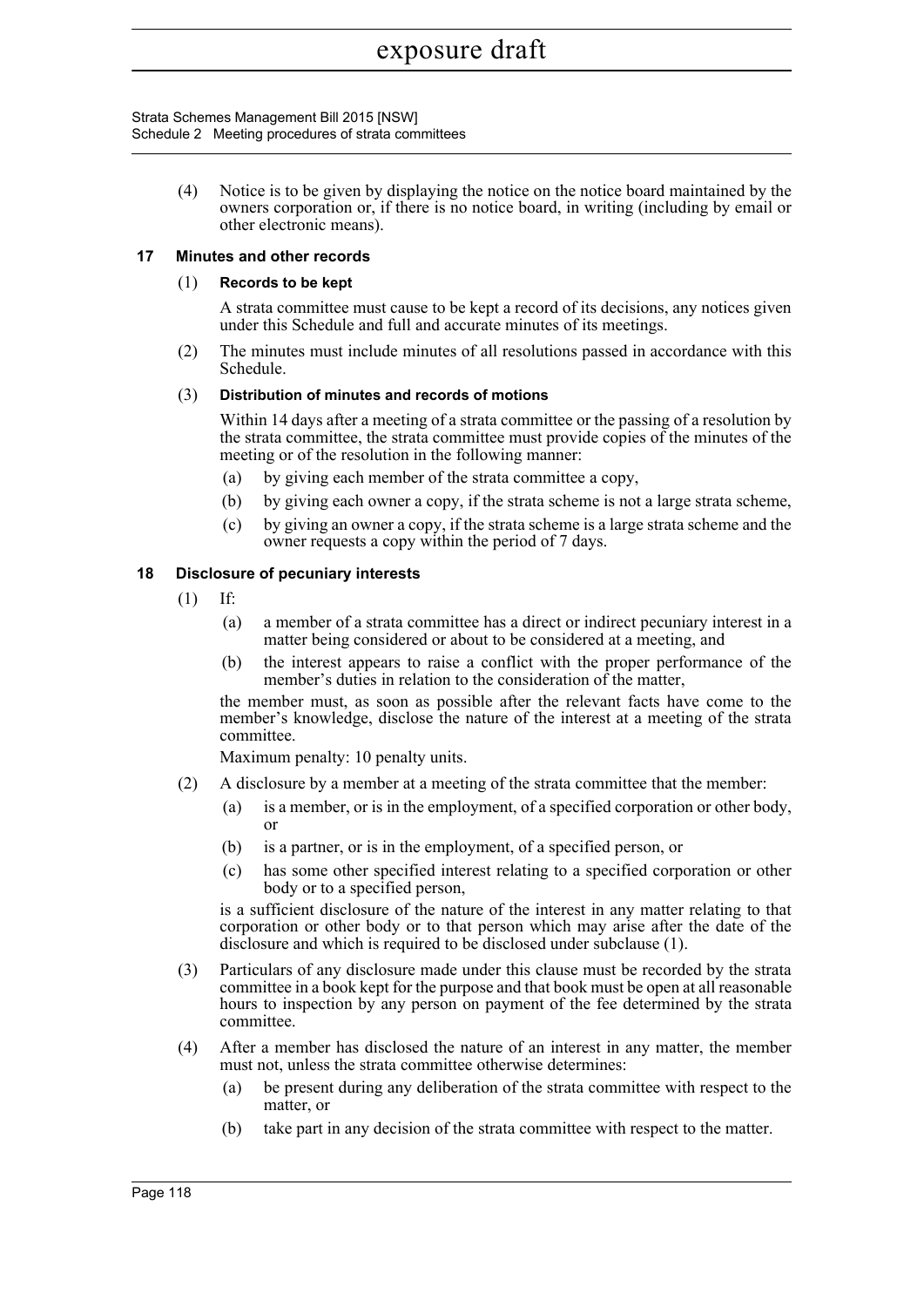(4) Notice is to be given by displaying the notice on the notice board maintained by the owners corporation or, if there is no notice board, in writing (including by email or other electronic means).

### 17 Minutes and other records

(1) **Records to be kept**

A strata committee must cause to be kept a record of its decisions, any notices given under this Schedule and full and accurate minutes of its meetings.

(2) The minutes must include minutes of all resolutions passed in accordance with this Schedule.

(3) **Distribution of minutes and records of motions**

Within 14 days after a meeting of a strata committee or the passing of a resolution by the strata committee, the strata committee must provide copies of the minutes of the meeting or of the resolution in the following manner:

- (a) by giving each member of the strata committee a copy,
- (b) by giving each owner a copy, if the strata scheme is not a large strata scheme,
- (c) by giving an owner a copy, if the strata scheme is a large strata scheme and the owner requests a copy within the period of 7 days.

### 18 Disclosure of pecuniary interests

(1) If:

- (a) a member of a strata committee has a direct or indirect pecuniary interest in a matter being considered or about to be considered at a meeting, and
- (b) the interest appears to raise a conflict with the proper performance of the member's duties in relation to the consideration of the matter,

the member must, as soon as possible after the relevant facts have come to the member's knowledge, disclose the nature of the interest at a meeting of the strata committee.

Maximum penalty: 10 penalty units.

(2) A disclosure by a member at a meeting of the strata committee that the member:

- (a) is a member, or is in the employment, of a specified corporation or other body, or
- (b) is a partner, or is in the employment, of a specified person, or
- (c) has some other specified interest relating to a specified corporation or other body or to a specified person,

is a sufficient disclosure of the nature of the interest in any matter relating to that corporation or other body or to that person which may arise after the date of the disclosure and which is required to be disclosed under subclause (1).

(3) Particulars of any disclosure made under this clause must be recorded by the strata committee in a book kept for the purpose and that book must be open at all reasonable hours to inspection by any person on payment of the fee determined by the strata committee.

(4) After a member has disclosed the nature of an interest in any matter, the member must not, unless the strata committee otherwise determines:

- (a) be present during any deliberation of the strata committee with respect to the matter, or
- (b) take part in any decision of the strata committee with respect to the matter.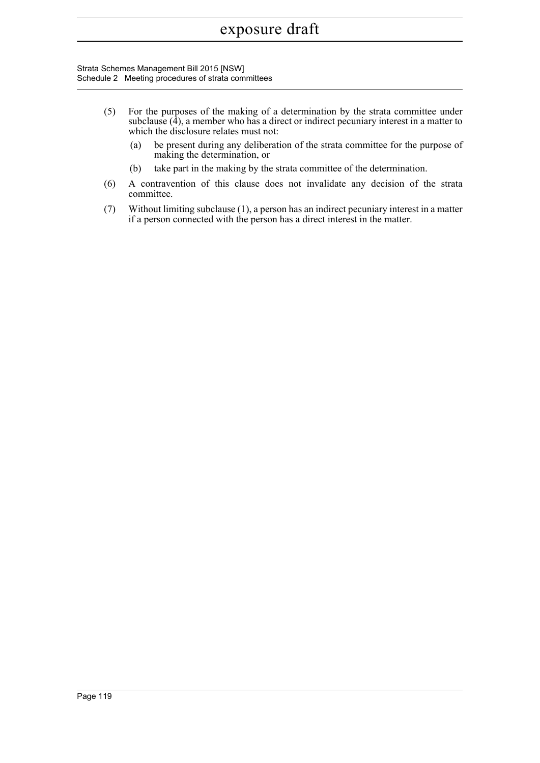(5) For the purposes of the making of a determination by the strata committee under subclause (4), a member who has a direct or indirect pecuniary interest in a matter to which the disclosure relates must not:

   (a) be present during any deliberation of the strata committee for the purpose of making the determination, or

   (b) take part in the making by the strata committee of the determination.

(6) A contravention of this clause does not invalidate any decision of the strata committee.

(7) Without limiting subclause (1), a person has an indirect pecuniary interest in a matter if a person connected with the person has a direct interest in the matter.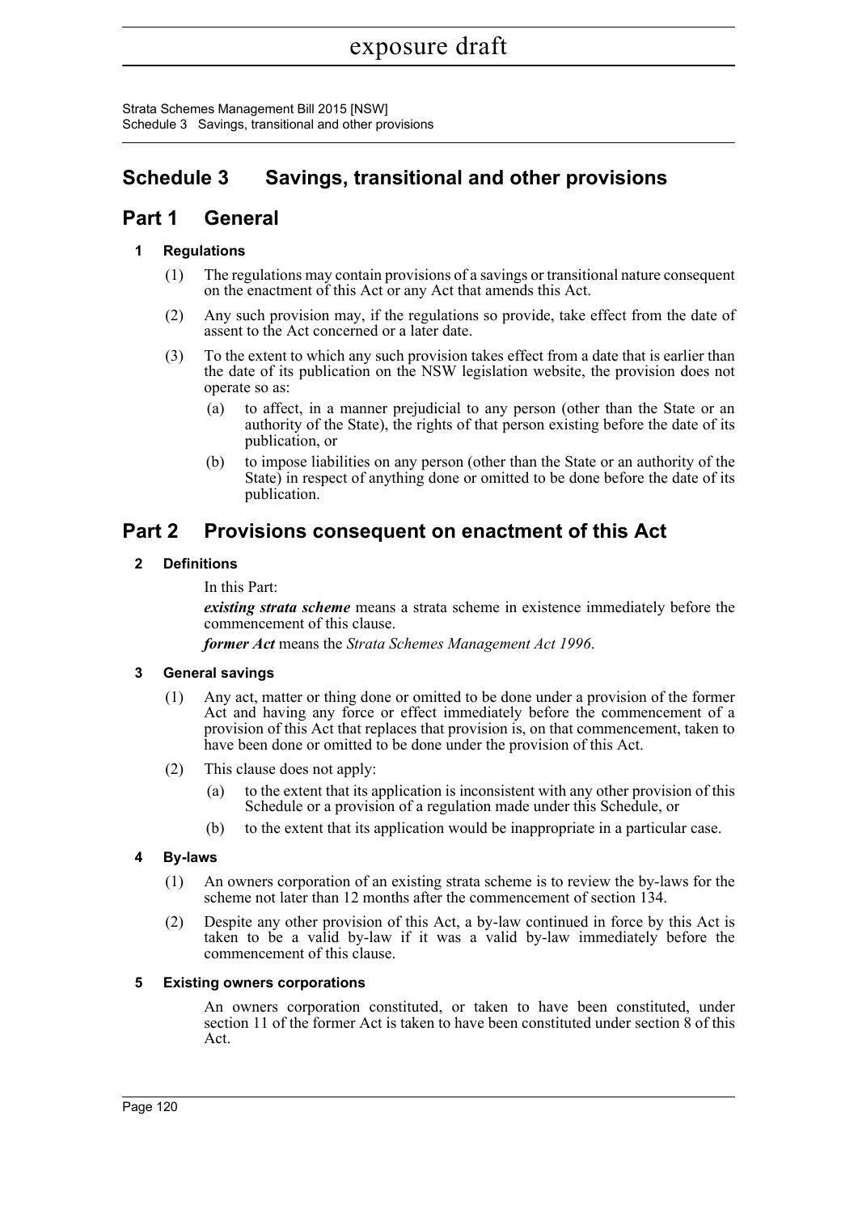# Schedule 3 Savings, transitional and other provisions

## Part 1 General

### 1 Regulations

(1) The regulations may contain provisions of a savings or transitional nature consequent on the enactment of this Act or any Act that amends this Act.

(2) Any such provision may, if the regulations so provide, take effect from the date of assent to the Act concerned or a later date.

(3) To the extent to which any such provision takes effect from a date that is earlier than the date of its publication on the NSW legislation website, the provision does not operate so as:

- (a) to affect, in a manner prejudicial to any person (other than the State or an authority of the State), the rights of that person existing before the date of its publication, or
- (b) to impose liabilities on any person (other than the State or an authority of the State) in respect of anything done or omitted to be done before the date of its publication.

## Part 2 Provisions consequent on enactment of this Act

### 2 Definitions

In this Part:

***existing strata scheme*** means a strata scheme in existence immediately before the commencement of this clause.

***former Act*** means the *Strata Schemes Management Act 1996*.

### 3 General savings

(1) Any act, matter or thing done or omitted to be done under a provision of the former Act and having any force or effect immediately before the commencement of a provision of this Act that replaces that provision is, on that commencement, taken to have been done or omitted to be done under the provision of this Act.

(2) This clause does not apply:

- (a) to the extent that its application is inconsistent with any other provision of this Schedule or a provision of a regulation made under this Schedule, or
- (b) to the extent that its application would be inappropriate in a particular case.

### 4 By-laws

(1) An owners corporation of an existing strata scheme is to review the by-laws for the scheme not later than 12 months after the commencement of section 134.

(2) Despite any other provision of this Act, a by-law continued in force by this Act is taken to be a valid by-law if it was a valid by-law immediately before the commencement of this clause.

### 5 Existing owners corporations

An owners corporation constituted, or taken to have been constituted, under section 11 of the former Act is taken to have been constituted under section 8 of this Act.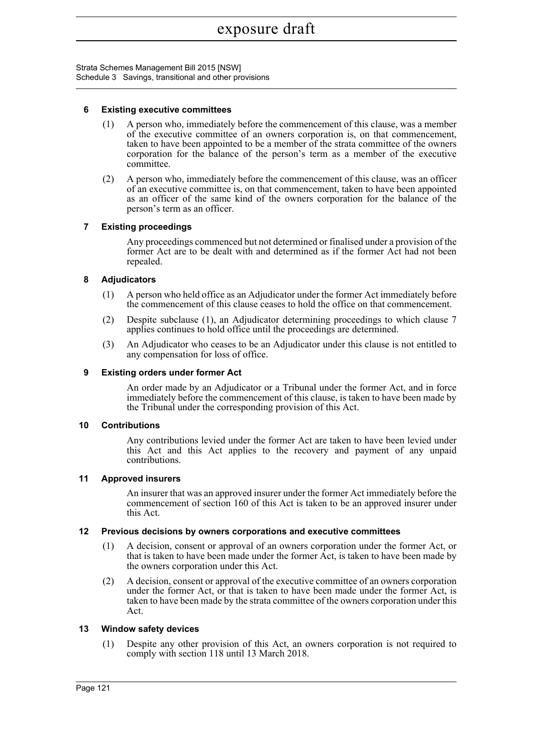### 6 Existing executive committees

(1) A person who, immediately before the commencement of this clause, was a member of the executive committee of an owners corporation is, on that commencement, taken to have been appointed to be a member of the strata committee of the owners corporation for the balance of the person's term as a member of the executive committee.

(2) A person who, immediately before the commencement of this clause, was an officer of an executive committee is, on that commencement, taken to have been appointed as an officer of the same kind of the owners corporation for the balance of the person's term as an officer.

### 7 Existing proceedings

Any proceedings commenced but not determined or finalised under a provision of the former Act are to be dealt with and determined as if the former Act had not been repealed.

### 8 Adjudicators

(1) A person who held office as an Adjudicator under the former Act immediately before the commencement of this clause ceases to hold the office on that commencement.

(2) Despite subclause (1), an Adjudicator determining proceedings to which clause 7 applies continues to hold office until the proceedings are determined.

(3) An Adjudicator who ceases to be an Adjudicator under this clause is not entitled to any compensation for loss of office.

### 9 Existing orders under former Act

An order made by an Adjudicator or a Tribunal under the former Act, and in force immediately before the commencement of this clause, is taken to have been made by the Tribunal under the corresponding provision of this Act.

### 10 Contributions

Any contributions levied under the former Act are taken to have been levied under this Act and this Act applies to the recovery and payment of any unpaid contributions.

### 11 Approved insurers

An insurer that was an approved insurer under the former Act immediately before the commencement of section 160 of this Act is taken to be an approved insurer under this Act.

### 12 Previous decisions by owners corporations and executive committees

(1) A decision, consent or approval of an owners corporation under the former Act, or that is taken to have been made under the former Act, is taken to have been made by the owners corporation under this Act.

(2) A decision, consent or approval of the executive committee of an owners corporation under the former Act, or that is taken to have been made under the former Act, is taken to have been made by the strata committee of the owners corporation under this Act.

### 13 Window safety devices

(1) Despite any other provision of this Act, an owners corporation is not required to comply with section 118 until 13 March 2018.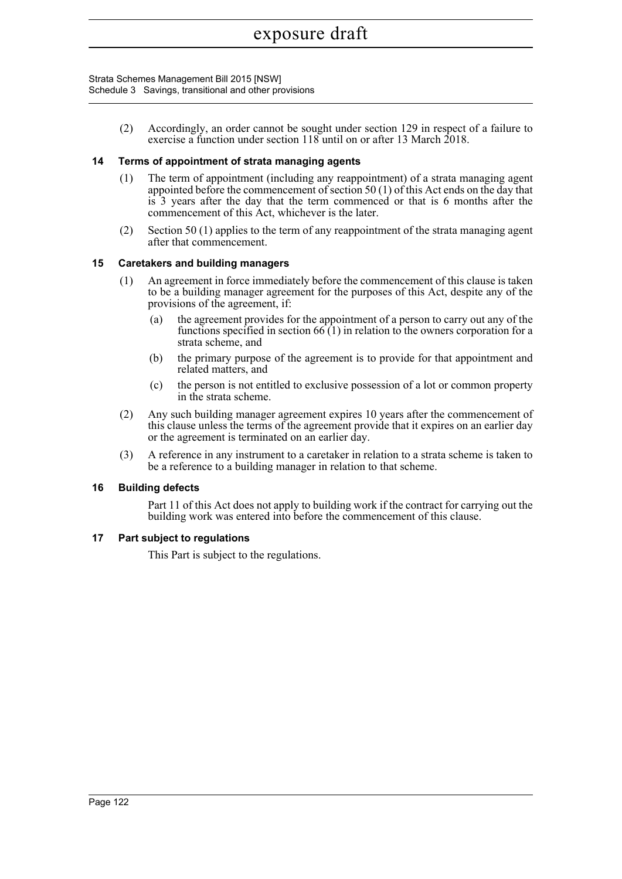(2) Accordingly, an order cannot be sought under section 129 in respect of a failure to exercise a function under section 118 until on or after 13 March 2018.

### 14 Terms of appointment of strata managing agents

(1) The term of appointment (including any reappointment) of a strata managing agent appointed before the commencement of section 50 (1) of this Act ends on the day that is 3 years after the day that the term commenced or that is 6 months after the commencement of this Act, whichever is the later.

(2) Section 50 (1) applies to the term of any reappointment of the strata managing agent after that commencement.

### 15 Caretakers and building managers

(1) An agreement in force immediately before the commencement of this clause is taken to be a building manager agreement for the purposes of this Act, despite any of the provisions of the agreement, if:

- (a) the agreement provides for the appointment of a person to carry out any of the functions specified in section 66 (1) in relation to the owners corporation for a strata scheme, and
- (b) the primary purpose of the agreement is to provide for that appointment and related matters, and
- (c) the person is not entitled to exclusive possession of a lot or common property in the strata scheme.

(2) Any such building manager agreement expires 10 years after the commencement of this clause unless the terms of the agreement provide that it expires on an earlier day or the agreement is terminated on an earlier day.

(3) A reference in any instrument to a caretaker in relation to a strata scheme is taken to be a reference to a building manager in relation to that scheme.

### 16 Building defects

Part 11 of this Act does not apply to building work if the contract for carrying out the building work was entered into before the commencement of this clause.

### 17 Part subject to regulations

This Part is subject to the regulations.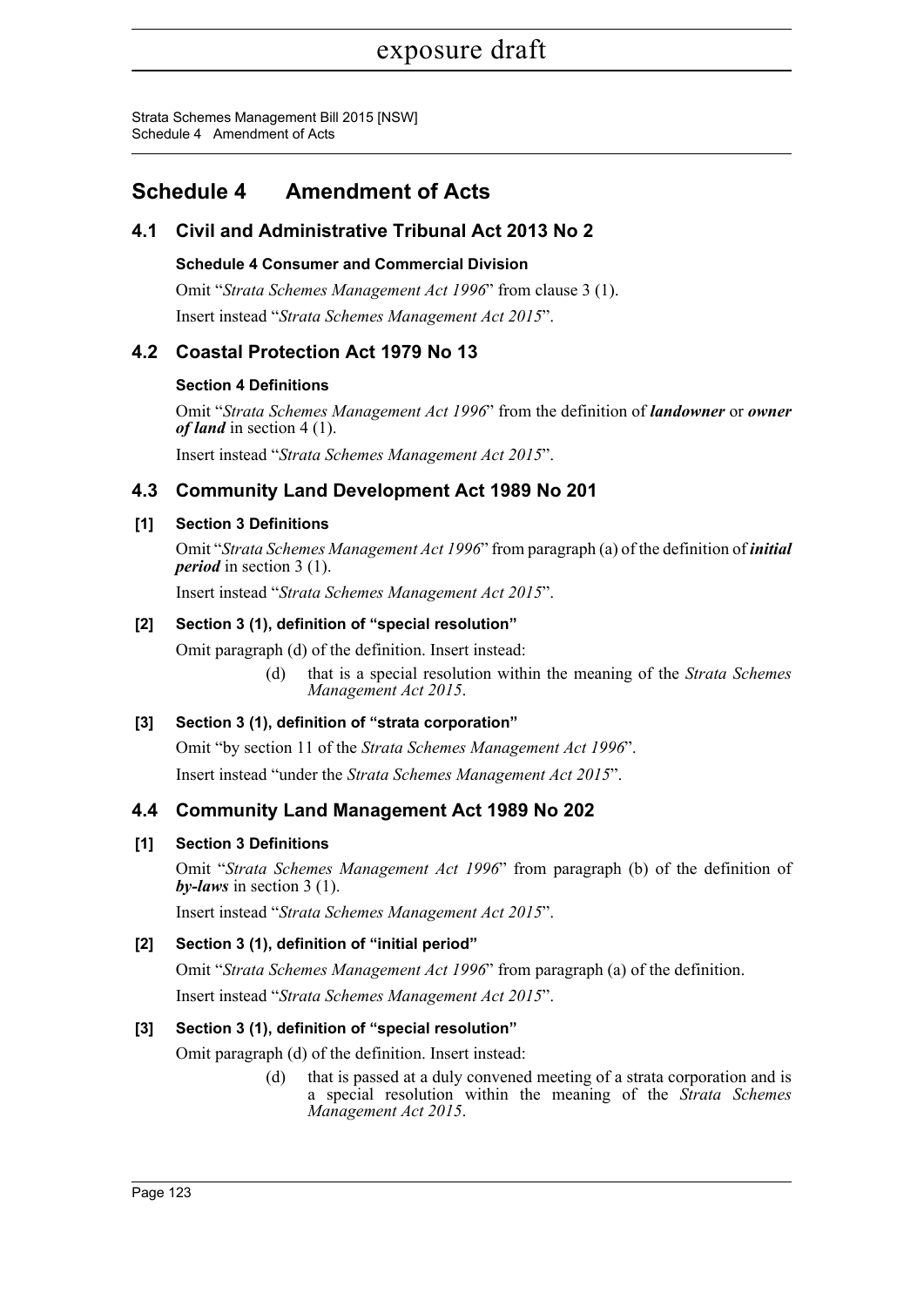# Schedule 4 Amendment of Acts

## 4.1 Civil and Administrative Tribunal Act 2013 No 2

### Schedule 4 Consumer and Commercial Division

Omit "*Strata Schemes Management Act 1996*" from clause 3 (1).

Insert instead "*Strata Schemes Management Act 2015*".

## 4.2 Coastal Protection Act 1979 No 13

### Section 4 Definitions

Omit "*Strata Schemes Management Act 1996*" from the definition of ***landowner*** or ***owner of land*** in section 4 (1).

Insert instead "*Strata Schemes Management Act 2015*".

## 4.3 Community Land Development Act 1989 No 201

### [1] Section 3 Definitions

Omit "*Strata Schemes Management Act 1996*" from paragraph (a) of the definition of ***initial period*** in section 3 (1).

Insert instead "*Strata Schemes Management Act 2015*".

### [2] Section 3 (1), definition of "special resolution"

Omit paragraph (d) of the definition. Insert instead:

> (d) that is a special resolution within the meaning of the *Strata Schemes Management Act 2015*.

### [3] Section 3 (1), definition of "strata corporation"

Omit "by section 11 of the *Strata Schemes Management Act 1996*".

Insert instead "under the *Strata Schemes Management Act 2015*".

## 4.4 Community Land Management Act 1989 No 202

### [1] Section 3 Definitions

Omit "*Strata Schemes Management Act 1996*" from paragraph (b) of the definition of ***by-laws*** in section 3 (1).

Insert instead "*Strata Schemes Management Act 2015*".

### [2] Section 3 (1), definition of "initial period"

Omit "*Strata Schemes Management Act 1996*" from paragraph (a) of the definition.

Insert instead "*Strata Schemes Management Act 2015*".

### [3] Section 3 (1), definition of "special resolution"

Omit paragraph (d) of the definition. Insert instead:

> (d) that is passed at a duly convened meeting of a strata corporation and is a special resolution within the meaning of the *Strata Schemes Management Act 2015*.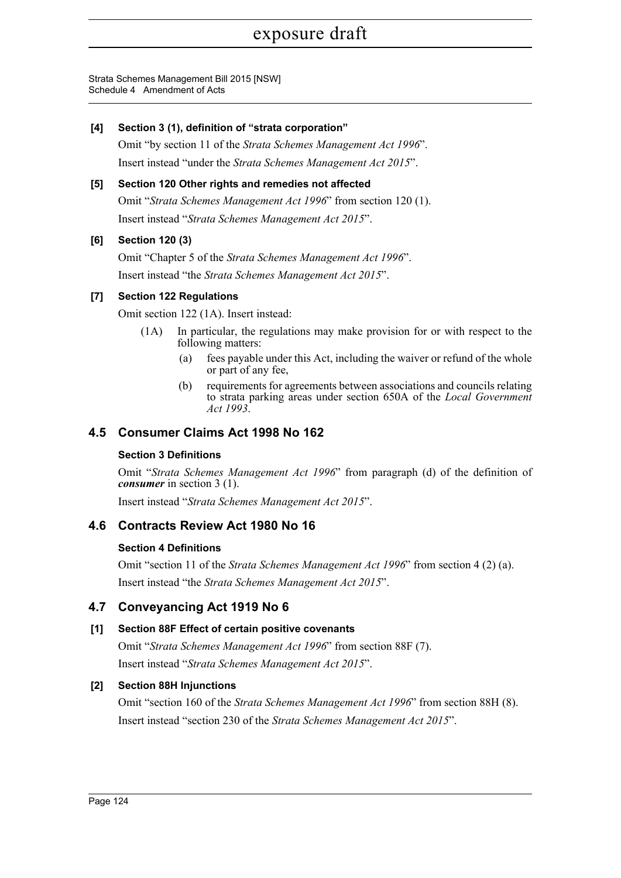**[4] Section 3 (1), definition of "strata corporation"**

Omit "by section 11 of the *Strata Schemes Management Act 1996*".

Insert instead "under the *Strata Schemes Management Act 2015*".

**[5] Section 120 Other rights and remedies not affected**

Omit "*Strata Schemes Management Act 1996*" from section 120 (1).

Insert instead "*Strata Schemes Management Act 2015*".

**[6] Section 120 (3)**

Omit "Chapter 5 of the *Strata Schemes Management Act 1996*".

Insert instead "the *Strata Schemes Management Act 2015*".

**[7] Section 122 Regulations**

Omit section 122 (1A). Insert instead:

(1A) In particular, the regulations may make provision for or with respect to the following matters:

(a) fees payable under this Act, including the waiver or refund of the whole or part of any fee,

(b) requirements for agreements between associations and councils relating to strata parking areas under section 650A of the *Local Government Act 1993*.

## 4.5 Consumer Claims Act 1998 No 162

**Section 3 Definitions**

Omit "*Strata Schemes Management Act 1996*" from paragraph (d) of the definition of ***consumer*** in section 3 (1).

Insert instead "*Strata Schemes Management Act 2015*".

## 4.6 Contracts Review Act 1980 No 16

**Section 4 Definitions**

Omit "section 11 of the *Strata Schemes Management Act 1996*" from section 4 (2) (a).

Insert instead "the *Strata Schemes Management Act 2015*".

## 4.7 Conveyancing Act 1919 No 6

**[1] Section 88F Effect of certain positive covenants**

Omit "*Strata Schemes Management Act 1996*" from section 88F (7).

Insert instead "*Strata Schemes Management Act 2015*".

**[2] Section 88H Injunctions**

Omit "section 160 of the *Strata Schemes Management Act 1996*" from section 88H (8).

Insert instead "section 230 of the *Strata Schemes Management Act 2015*".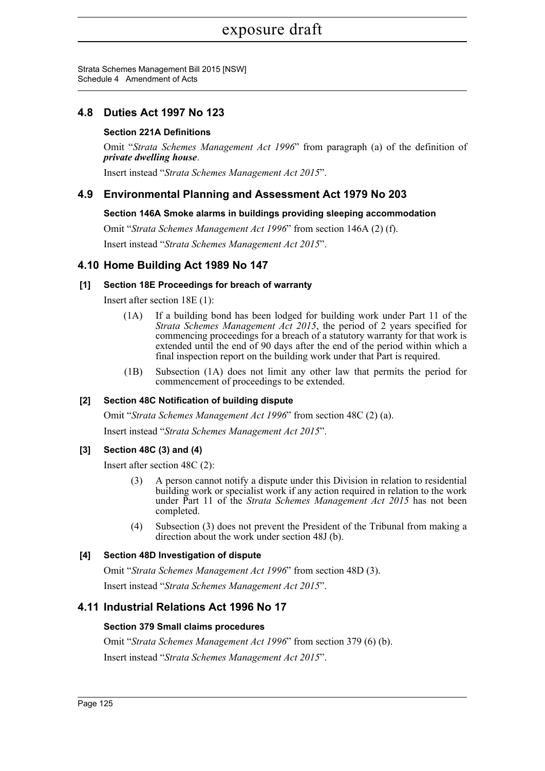## 4.8 Duties Act 1997 No 123

### Section 221A Definitions

Omit "*Strata Schemes Management Act 1996*" from paragraph (a) of the definition of ***private dwelling house***.

Insert instead "*Strata Schemes Management Act 2015*".

## 4.9 Environmental Planning and Assessment Act 1979 No 203

### Section 146A Smoke alarms in buildings providing sleeping accommodation

Omit "*Strata Schemes Management Act 1996*" from section 146A (2) (f).

Insert instead "*Strata Schemes Management Act 2015*".

## 4.10 Home Building Act 1989 No 147

### [1] Section 18E Proceedings for breach of warranty

Insert after section 18E (1):

(1A) If a building bond has been lodged for building work under Part 11 of the *Strata Schemes Management Act 2015*, the period of 2 years specified for commencing proceedings for a breach of a statutory warranty for that work is extended until the end of 90 days after the end of the period within which a final inspection report on the building work under that Part is required.

(1B) Subsection (1A) does not limit any other law that permits the period for commencement of proceedings to be extended.

### [2] Section 48C Notification of building dispute

Omit "*Strata Schemes Management Act 1996*" from section 48C (2) (a).

Insert instead "*Strata Schemes Management Act 2015*".

### [3] Section 48C (3) and (4)

Insert after section 48C (2):

(3) A person cannot notify a dispute under this Division in relation to residential building work or specialist work if any action required in relation to the work under Part 11 of the *Strata Schemes Management Act 2015* has not been completed.

(4) Subsection (3) does not prevent the President of the Tribunal from making a direction about the work under section 48J (b).

### [4] Section 48D Investigation of dispute

Omit "*Strata Schemes Management Act 1996*" from section 48D (3).

Insert instead "*Strata Schemes Management Act 2015*".

## 4.11 Industrial Relations Act 1996 No 17

### Section 379 Small claims procedures

Omit "*Strata Schemes Management Act 1996*" from section 379 (6) (b).

Insert instead "*Strata Schemes Management Act 2015*".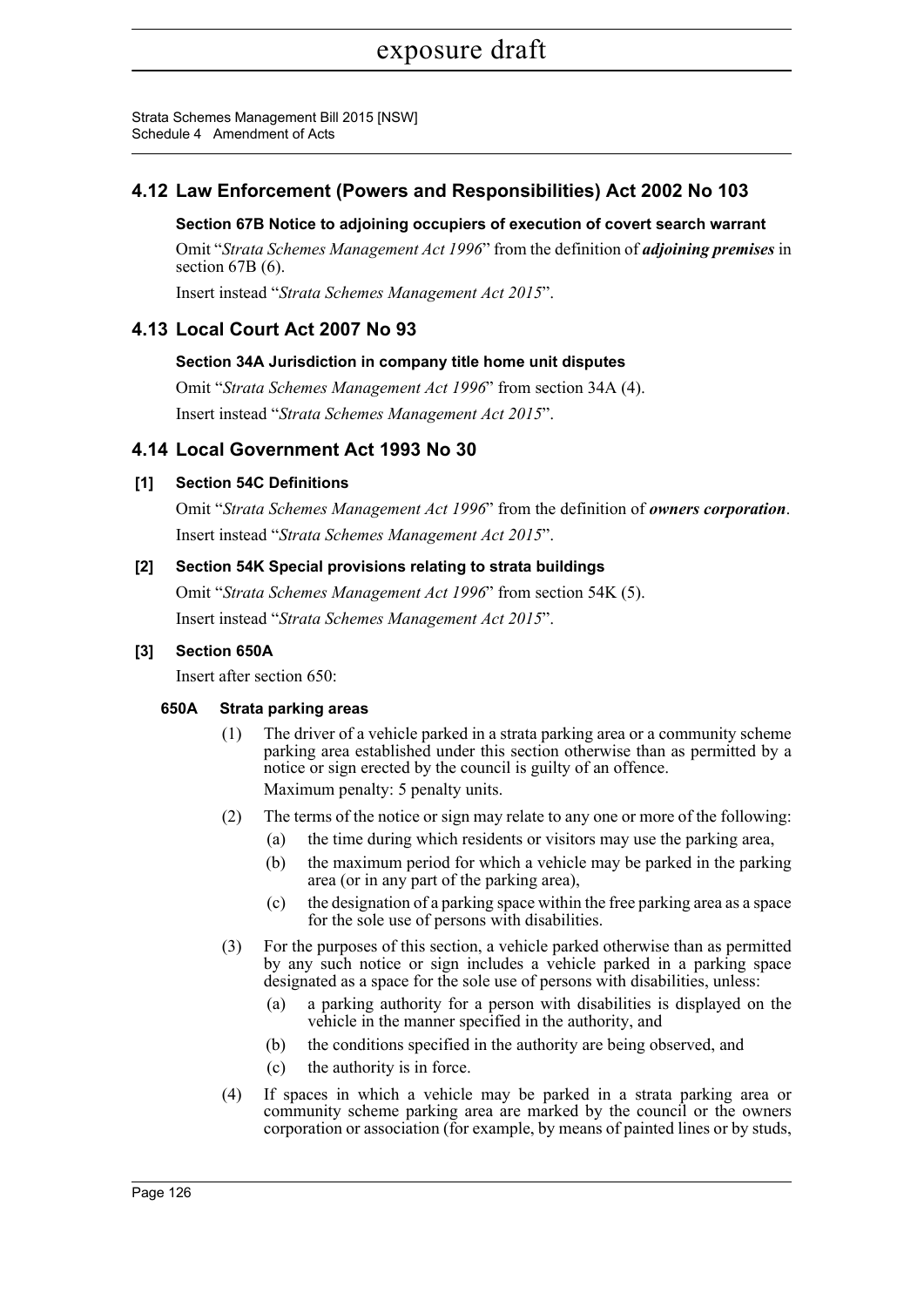## 4.12 Law Enforcement (Powers and Responsibilities) Act 2002 No 103

### Section 67B Notice to adjoining occupiers of execution of covert search warrant

Omit "*Strata Schemes Management Act 1996*" from the definition of ***adjoining premises*** in section 67B (6).

Insert instead "*Strata Schemes Management Act 2015*".

## 4.13 Local Court Act 2007 No 93

### Section 34A Jurisdiction in company title home unit disputes

Omit "*Strata Schemes Management Act 1996*" from section 34A (4).

Insert instead "*Strata Schemes Management Act 2015*".

## 4.14 Local Government Act 1993 No 30

### [1] Section 54C Definitions

Omit "*Strata Schemes Management Act 1996*" from the definition of ***owners corporation***.

Insert instead "*Strata Schemes Management Act 2015*".

### [2] Section 54K Special provisions relating to strata buildings

Omit "*Strata Schemes Management Act 1996*" from section 54K (5).

Insert instead "*Strata Schemes Management Act 2015*".

### [3] Section 650A

Insert after section 650:

#### 650A Strata parking areas

(1) The driver of a vehicle parked in a strata parking area or a community scheme parking area established under this section otherwise than as permitted by a notice or sign erected by the council is guilty of an offence.

Maximum penalty: 5 penalty units.

(2) The terms of the notice or sign may relate to any one or more of the following:

(a) the time during which residents or visitors may use the parking area,

(b) the maximum period for which a vehicle may be parked in the parking area (or in any part of the parking area),

(c) the designation of a parking space within the free parking area as a space for the sole use of persons with disabilities.

(3) For the purposes of this section, a vehicle parked otherwise than as permitted by any such notice or sign includes a vehicle parked in a parking space designated as a space for the sole use of persons with disabilities, unless:

(a) a parking authority for a person with disabilities is displayed on the vehicle in the manner specified in the authority, and

(b) the conditions specified in the authority are being observed, and

(c) the authority is in force.

(4) If spaces in which a vehicle may be parked in a strata parking area or community scheme parking area are marked by the council or the owners corporation or association (for example, by means of painted lines or by studs,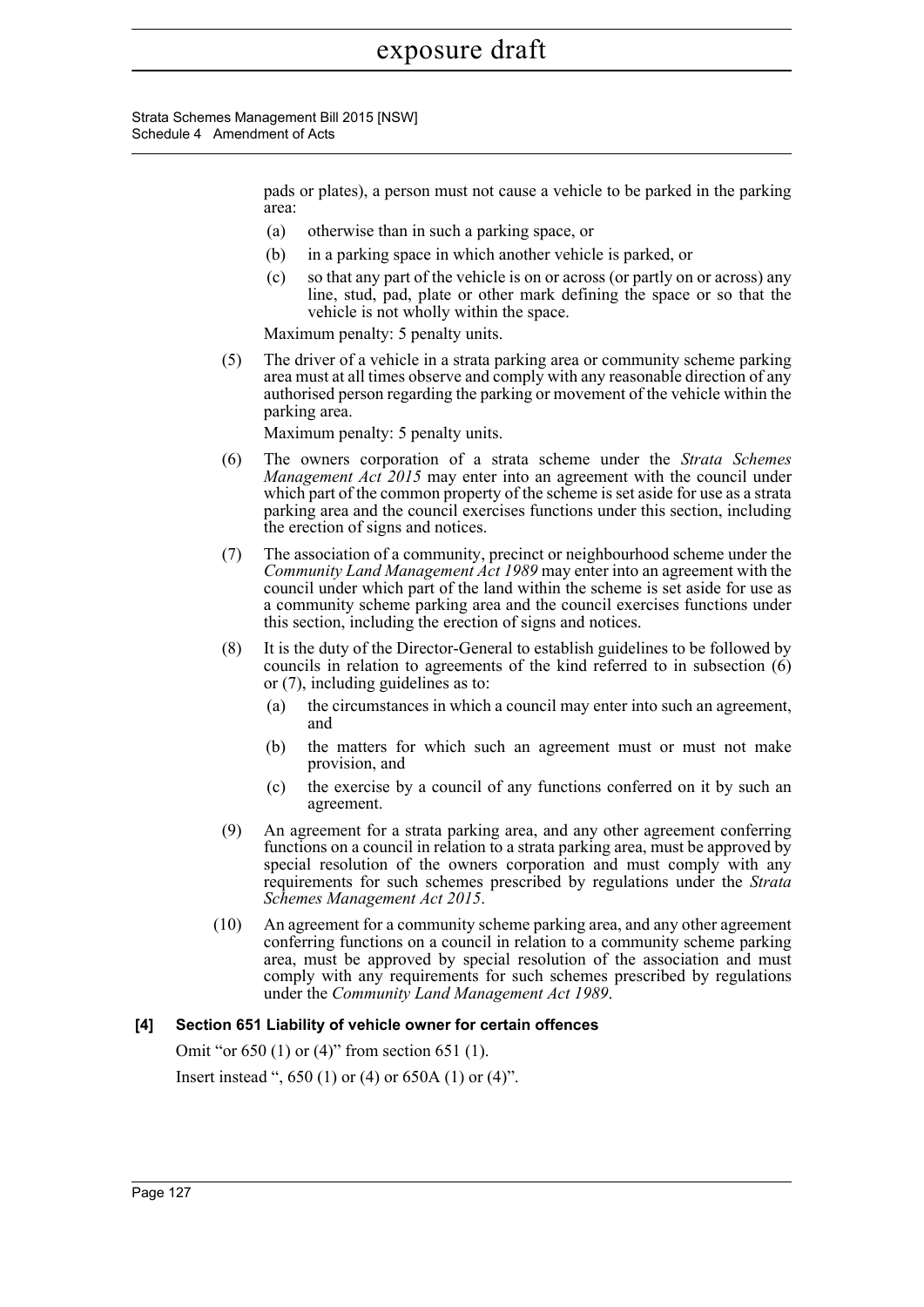pads or plates), a person must not cause a vehicle to be parked in the parking area:

- (a) otherwise than in such a parking space, or
- (b) in a parking space in which another vehicle is parked, or
- (c) so that any part of the vehicle is on or across (or partly on or across) any line, stud, pad, plate or other mark defining the space or so that the vehicle is not wholly within the space.

Maximum penalty: 5 penalty units.

(5) The driver of a vehicle in a strata parking area or community scheme parking area must at all times observe and comply with any reasonable direction of any authorised person regarding the parking or movement of the vehicle within the parking area.

Maximum penalty: 5 penalty units.

(6) The owners corporation of a strata scheme under the *Strata Schemes Management Act 2015* may enter into an agreement with the council under which part of the common property of the scheme is set aside for use as a strata parking area and the council exercises functions under this section, including the erection of signs and notices.

(7) The association of a community, precinct or neighbourhood scheme under the *Community Land Management Act 1989* may enter into an agreement with the council under which part of the land within the scheme is set aside for use as a community scheme parking area and the council exercises functions under this section, including the erection of signs and notices.

(8) It is the duty of the Director-General to establish guidelines to be followed by councils in relation to agreements of the kind referred to in subsection (6) or (7), including guidelines as to:

- (a) the circumstances in which a council may enter into such an agreement, and
- (b) the matters for which such an agreement must or must not make provision, and
- (c) the exercise by a council of any functions conferred on it by such an agreement.

(9) An agreement for a strata parking area, and any other agreement conferring functions on a council in relation to a strata parking area, must be approved by special resolution of the owners corporation and must comply with any requirements for such schemes prescribed by regulations under the *Strata Schemes Management Act 2015*.

(10) An agreement for a community scheme parking area, and any other agreement conferring functions on a council in relation to a community scheme parking area, must be approved by special resolution of the association and must comply with any requirements for such schemes prescribed by regulations under the *Community Land Management Act 1989*.

### [4] Section 651 Liability of vehicle owner for certain offences

Omit "or 650 (1) or (4)" from section 651 (1).

Insert instead ", 650 (1) or (4) or 650A (1) or (4)".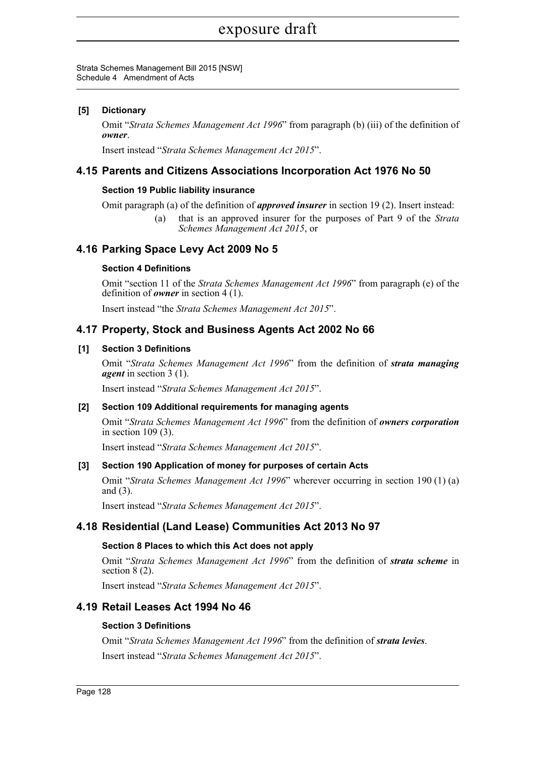### [5] Dictionary

Omit "*Strata Schemes Management Act 1996*" from paragraph (b) (iii) of the definition of ***owner***.

Insert instead "*Strata Schemes Management Act 2015*".

## 4.15 Parents and Citizens Associations Incorporation Act 1976 No 50

### Section 19 Public liability insurance

Omit paragraph (a) of the definition of ***approved insurer*** in section 19 (2). Insert instead:

> (a) that is an approved insurer for the purposes of Part 9 of the *Strata Schemes Management Act 2015*, or

## 4.16 Parking Space Levy Act 2009 No 5

### Section 4 Definitions

Omit "section 11 of the *Strata Schemes Management Act 1996*" from paragraph (e) of the definition of ***owner*** in section 4 (1).

Insert instead "the *Strata Schemes Management Act 2015*".

## 4.17 Property, Stock and Business Agents Act 2002 No 66

### [1] Section 3 Definitions

Omit "*Strata Schemes Management Act 1996*" from the definition of ***strata managing agent*** in section 3 (1).

Insert instead "*Strata Schemes Management Act 2015*".

### [2] Section 109 Additional requirements for managing agents

Omit "*Strata Schemes Management Act 1996*" from the definition of ***owners corporation*** in section 109 (3).

Insert instead "*Strata Schemes Management Act 2015*".

### [3] Section 190 Application of money for purposes of certain Acts

Omit "*Strata Schemes Management Act 1996*" wherever occurring in section 190 (1) (a) and (3).

Insert instead "*Strata Schemes Management Act 2015*".

## 4.18 Residential (Land Lease) Communities Act 2013 No 97

### Section 8 Places to which this Act does not apply

Omit "*Strata Schemes Management Act 1996*" from the definition of ***strata scheme*** in section 8 (2).

Insert instead "*Strata Schemes Management Act 2015*".

## 4.19 Retail Leases Act 1994 No 46

### Section 3 Definitions

Omit "*Strata Schemes Management Act 1996*" from the definition of ***strata levies***.

Insert instead "*Strata Schemes Management Act 2015*".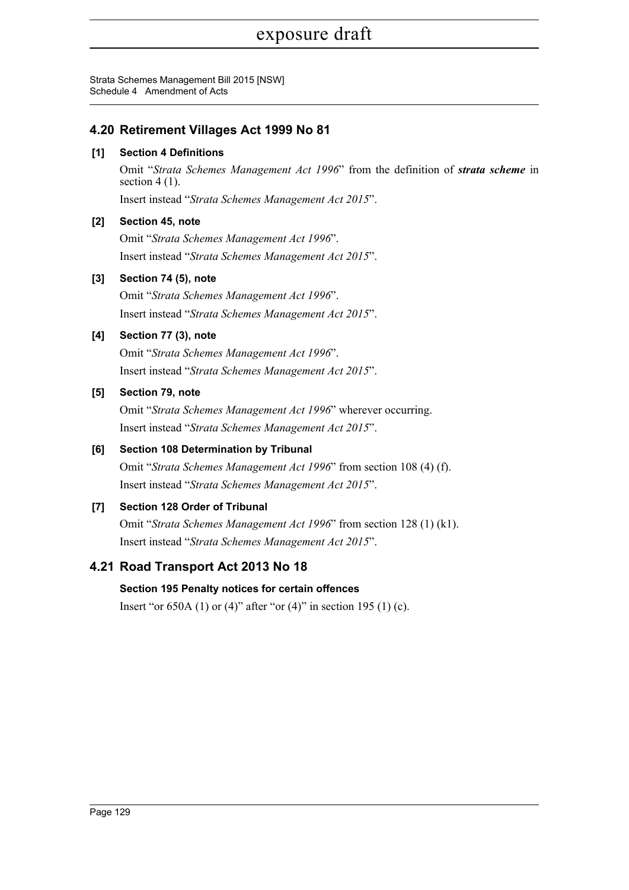## 4.20 Retirement Villages Act 1999 No 81

**[1] Section 4 Definitions**

Omit "*Strata Schemes Management Act 1996*" from the definition of ***strata scheme*** in section 4 (1).

Insert instead "*Strata Schemes Management Act 2015*".

**[2] Section 45, note**

Omit "*Strata Schemes Management Act 1996*".

Insert instead "*Strata Schemes Management Act 2015*".

**[3] Section 74 (5), note**

Omit "*Strata Schemes Management Act 1996*".

Insert instead "*Strata Schemes Management Act 2015*".

**[4] Section 77 (3), note**

Omit "*Strata Schemes Management Act 1996*".

Insert instead "*Strata Schemes Management Act 2015*".

**[5] Section 79, note**

Omit "*Strata Schemes Management Act 1996*" wherever occurring.

Insert instead "*Strata Schemes Management Act 2015*".

**[6] Section 108 Determination by Tribunal**

Omit "*Strata Schemes Management Act 1996*" from section 108 (4) (f).

Insert instead "*Strata Schemes Management Act 2015*".

**[7] Section 128 Order of Tribunal**

Omit "*Strata Schemes Management Act 1996*" from section 128 (1) (k1).

Insert instead "*Strata Schemes Management Act 2015*".

## 4.21 Road Transport Act 2013 No 18

**Section 195 Penalty notices for certain offences**

Insert "or 650A (1) or (4)" after "or (4)" in section 195 (1) (c).